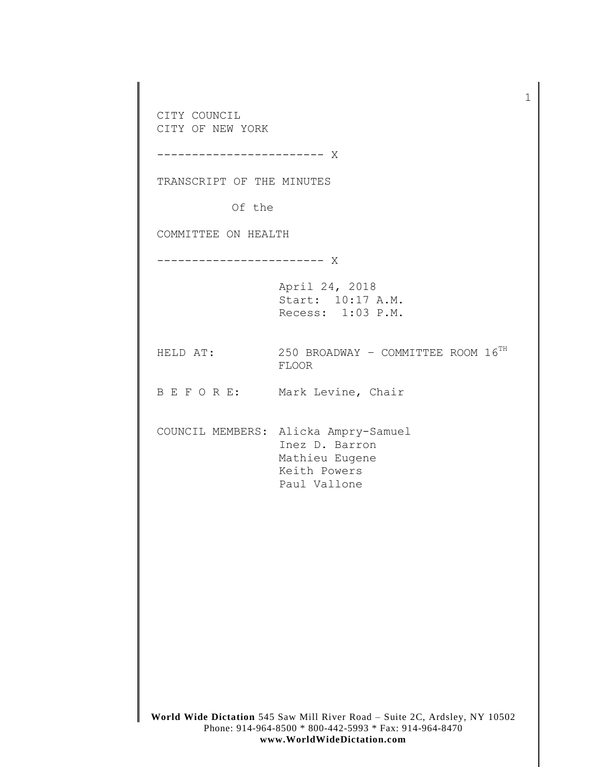CITY COUNCIL
CITY OF NEW YORK

------------------------ X

TRANSCRIPT OF THE MINUTES

Of the

COMMITTEE ON HEALTH

------------------------ X

April 24, 2018
Start: 10:17 A.M.
Recess: 1:03 P.M.

HELD AT: 250 BROADWAY - COMMITTEE ROOM 16TH FLOOR

B E F O R E: Mark Levine, Chair

COUNCIL MEMBERS: Alicka Ampry-Samuel
Inez D. Barron
Mathieu Eugene
Keith Powers
Paul Vallone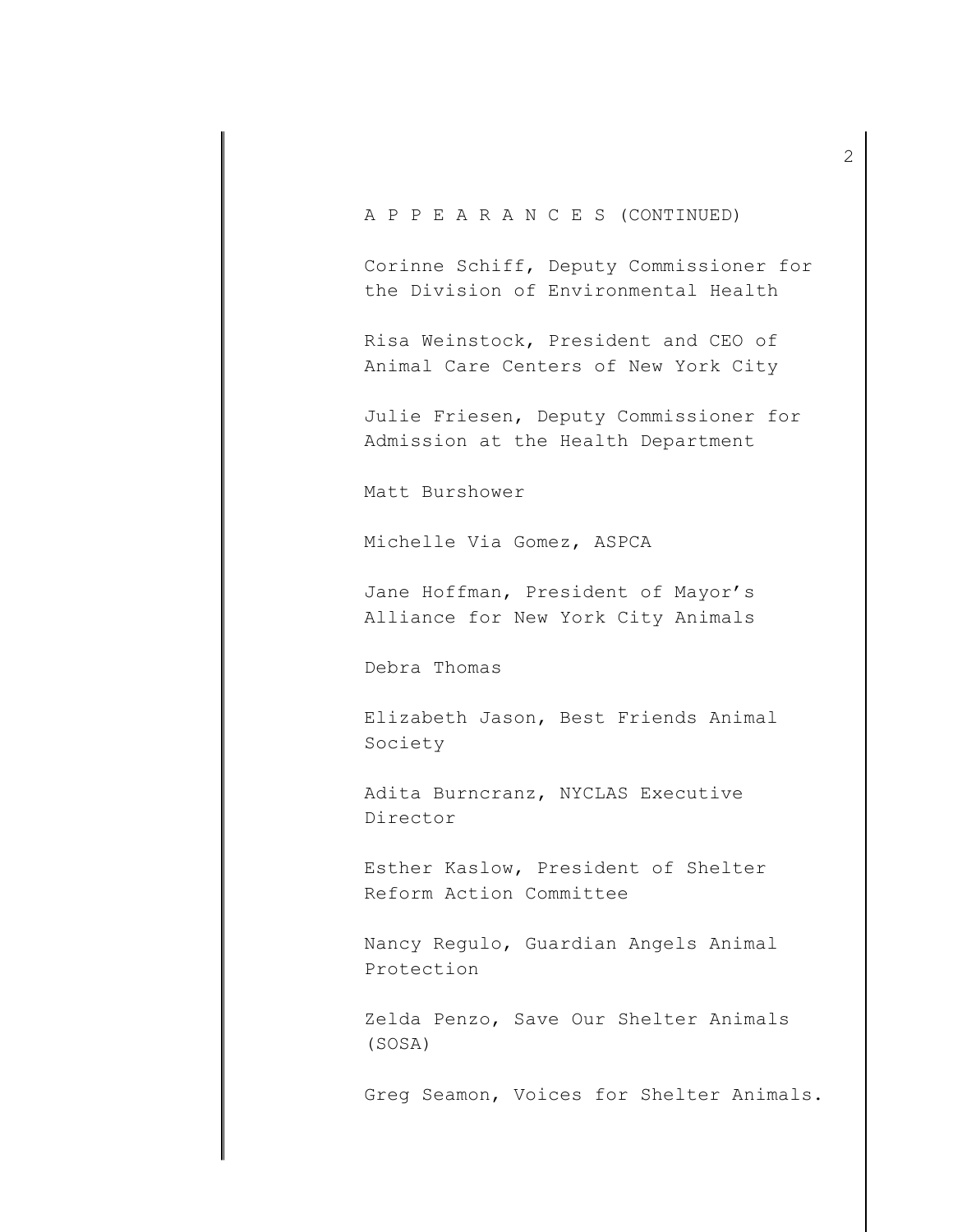A P P E A R A N C E S (CONTINUED)

Corinne Schiff, Deputy Commissioner for the Division of Environmental Health

Risa Weinstock, President and CEO of Animal Care Centers of New York City

Julie Friesen, Deputy Commissioner for Admission at the Health Department

Matt Burshower

Michelle Via Gomez, ASPCA

Jane Hoffman, President of Mayor's Alliance for New York City Animals

Debra Thomas

Elizabeth Jason, Best Friends Animal Society

Adita Burncranz, NYCLAS Executive Director

Esther Kaslow, President of Shelter Reform Action Committee

Nancy Regulo, Guardian Angels Animal Protection

Zelda Penzo, Save Our Shelter Animals (SOSA)

Greg Seamon, Voices for Shelter Animals.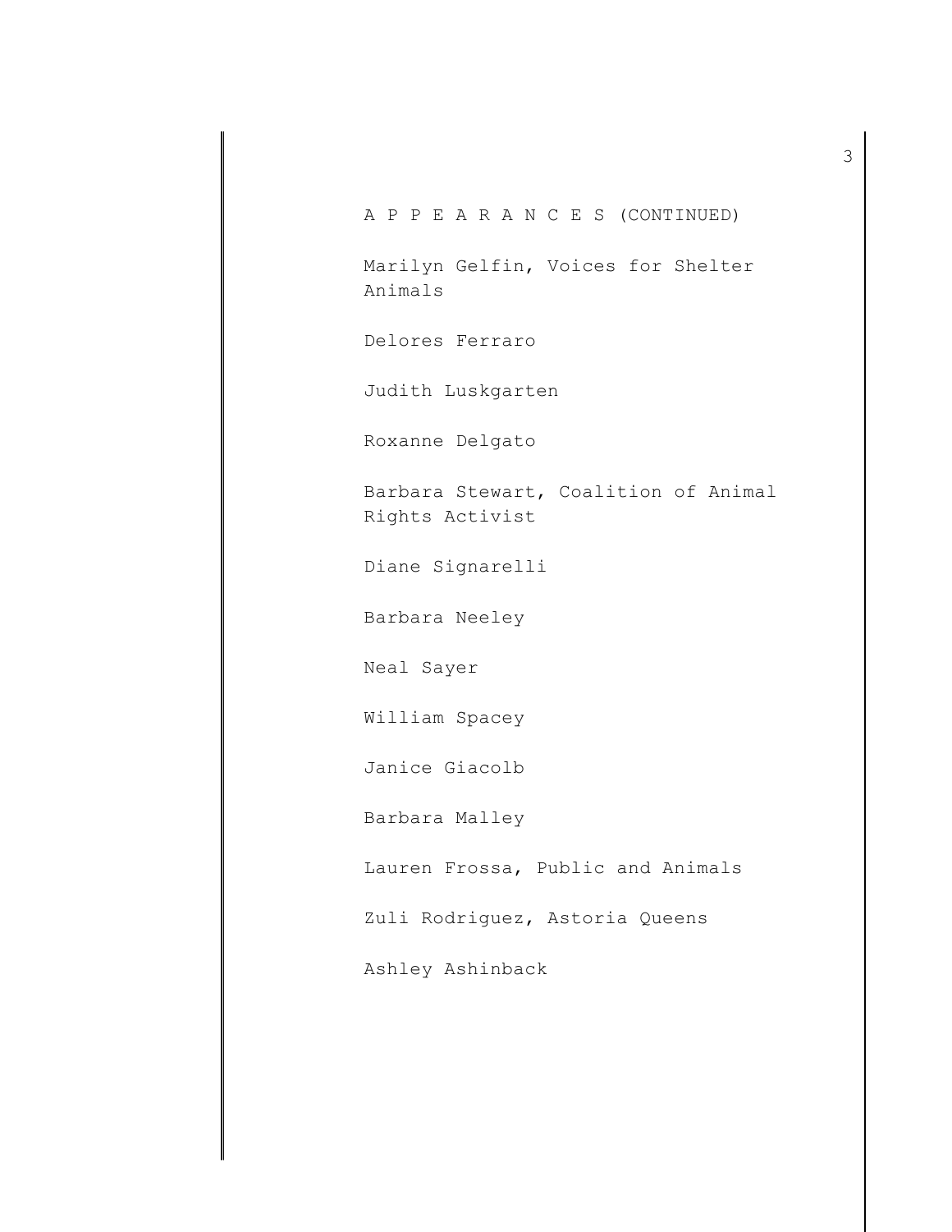A P P E A R A N C E S (CONTINUED)

Marilyn Gelfin, Voices for Shelter Animals

Delores Ferraro

Judith Luskgarten

Roxanne Delgato

Barbara Stewart, Coalition of Animal Rights Activist

Diane Signarelli

Barbara Neeley

Neal Sayer

William Spacey

Janice Giacolb

Barbara Malley

Lauren Frossa, Public and Animals

Zuli Rodriguez, Astoria Queens

Ashley Ashinback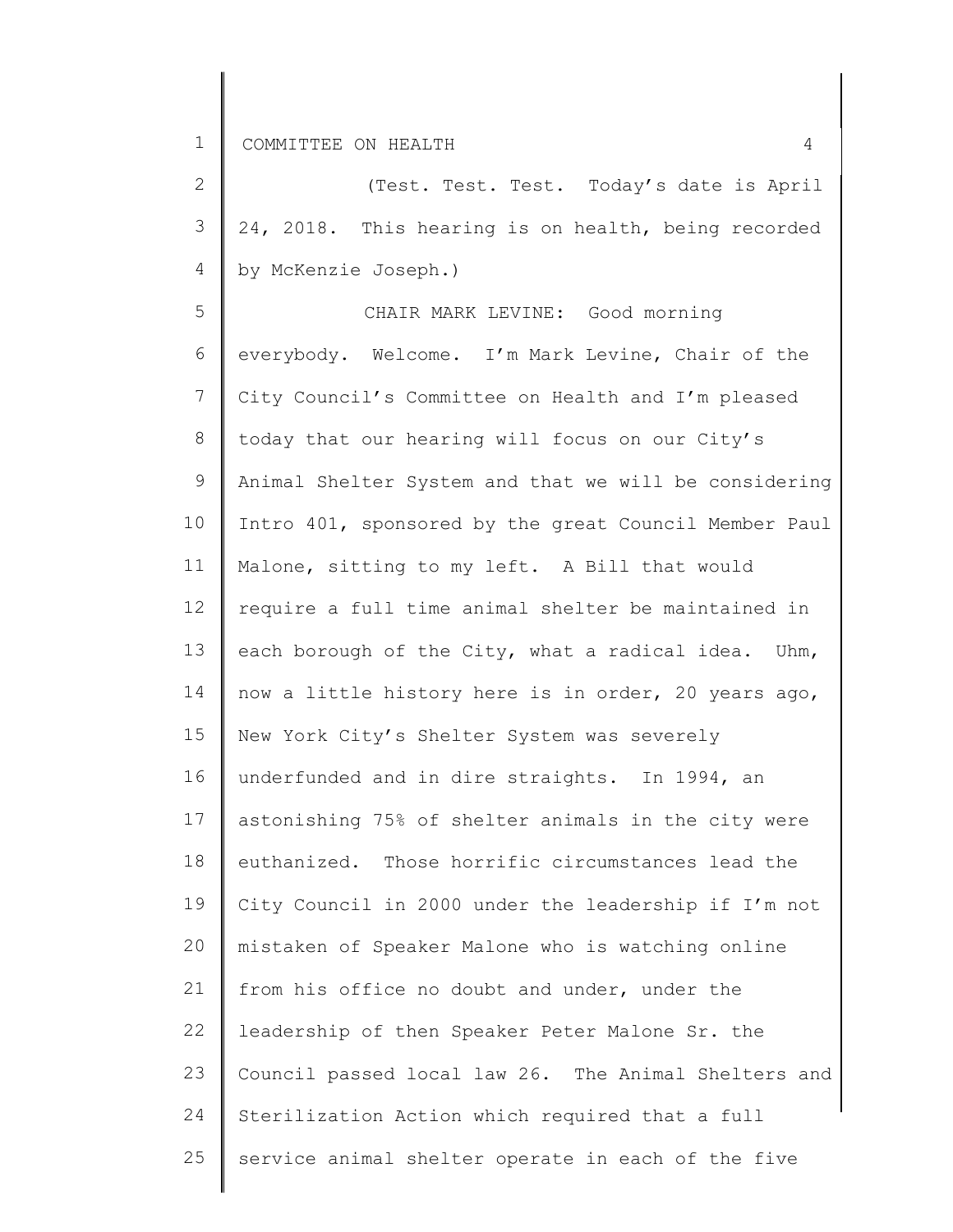(Test. Test. Test. Today's date is April 24, 2018. This hearing is on health, being recorded by McKenzie Joseph.)

CHAIR MARK LEVINE: Good morning everybody. Welcome. I'm Mark Levine, Chair of the City Council's Committee on Health and I'm pleased today that our hearing will focus on our City's Animal Shelter System and that we will be considering Intro 401, sponsored by the great Council Member Paul Malone, sitting to my left. A Bill that would require a full time animal shelter be maintained in each borough of the City, what a radical idea. Uhm, now a little history here is in order, 20 years ago, New York City's Shelter System was severely underfunded and in dire straights. In 1994, an astonishing 75% of shelter animals in the city were euthanized. Those horrific circumstances lead the City Council in 2000 under the leadership if I'm not mistaken of Speaker Malone who is watching online from his office no doubt and under, under the leadership of then Speaker Peter Malone Sr. the Council passed local law 26. The Animal Shelters and Sterilization Action which required that a full service animal shelter operate in each of the five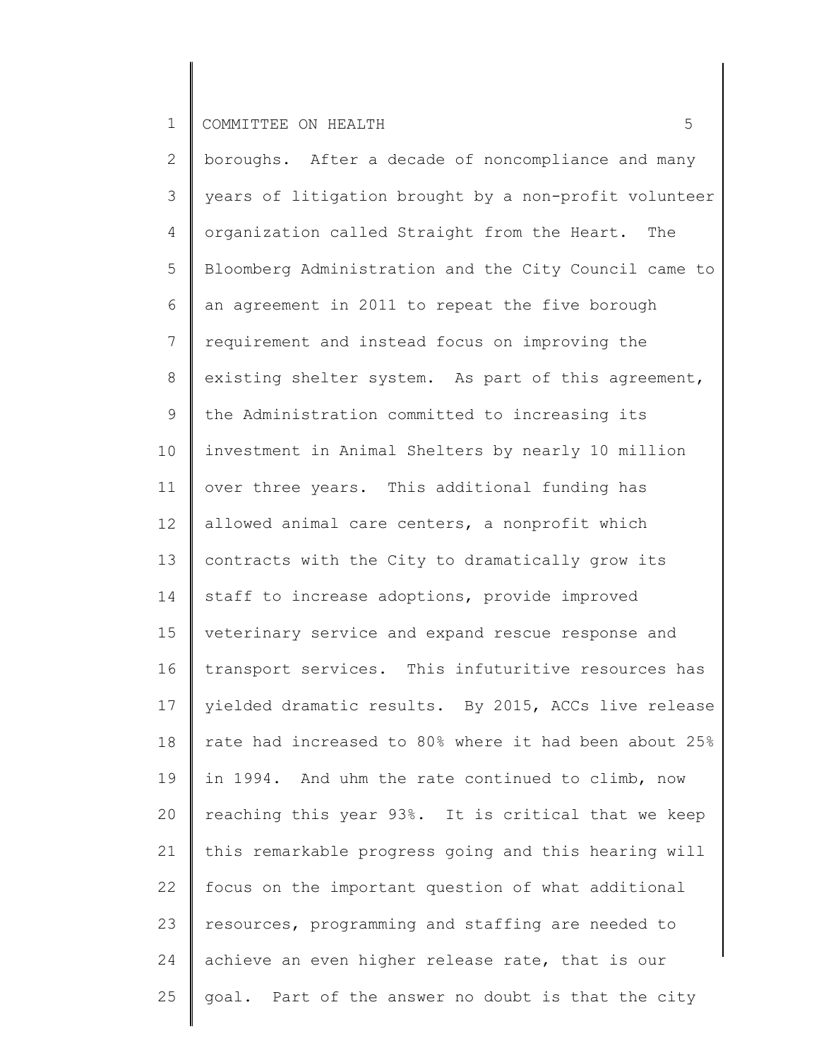boroughs. After a decade of noncompliance and many years of litigation brought by a non-profit volunteer organization called Straight from the Heart. The Bloomberg Administration and the City Council came to an agreement in 2011 to repeat the five borough requirement and instead focus on improving the existing shelter system. As part of this agreement, the Administration committed to increasing its investment in Animal Shelters by nearly 10 million over three years. This additional funding has allowed animal care centers, a nonprofit which contracts with the City to dramatically grow its staff to increase adoptions, provide improved veterinary service and expand rescue response and transport services. This infuturitive resources has yielded dramatic results. By 2015, ACCs live release rate had increased to 80% where it had been about 25% in 1994. And uhm the rate continued to climb, now reaching this year 93%. It is critical that we keep this remarkable progress going and this hearing will focus on the important question of what additional resources, programming and staffing are needed to achieve an even higher release rate, that is our goal. Part of the answer no doubt is that the city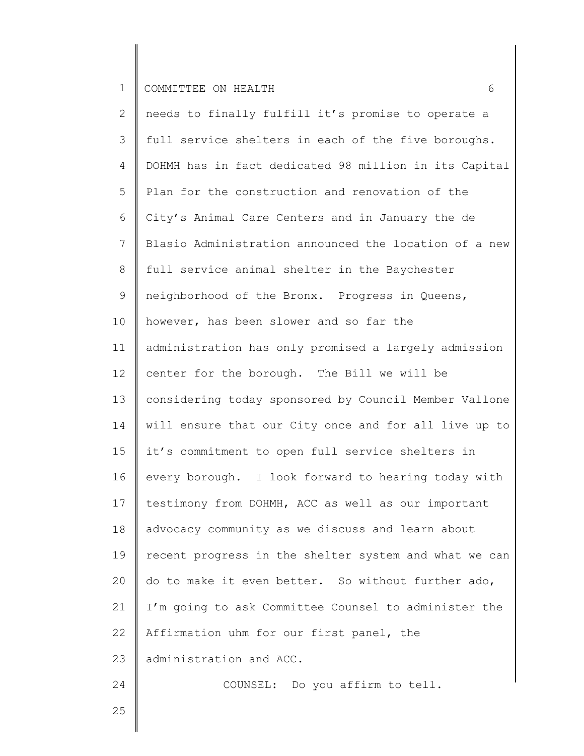needs to finally fulfill it's promise to operate a full service shelters in each of the five boroughs. DOHMH has in fact dedicated 98 million in its Capital Plan for the construction and renovation of the City's Animal Care Centers and in January the de Blasio Administration announced the location of a new full service animal shelter in the Baychester neighborhood of the Bronx. Progress in Queens, however, has been slower and so far the administration has only promised a largely admission center for the borough. The Bill we will be considering today sponsored by Council Member Vallone will ensure that our City once and for all live up to it's commitment to open full service shelters in every borough. I look forward to hearing today with testimony from DOHMH, ACC as well as our important advocacy community as we discuss and learn about recent progress in the shelter system and what we can do to make it even better. So without further ado, I'm going to ask Committee Counsel to administer the Affirmation uhm for our first panel, the administration and ACC.

COUNSEL: Do you affirm to tell.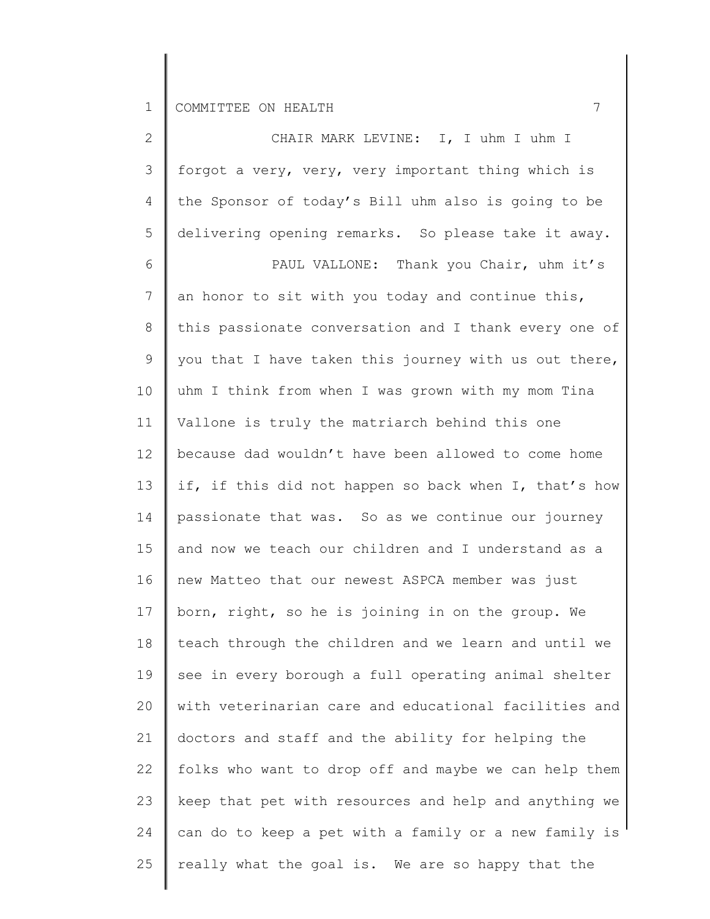CHAIR MARK LEVINE: I, I uhm I uhm I forgot a very, very, very important thing which is the Sponsor of today's Bill uhm also is going to be delivering opening remarks. So please take it away.

PAUL VALLONE: Thank you Chair, uhm it's an honor to sit with you today and continue this, this passionate conversation and I thank every one of you that I have taken this journey with us out there, uhm I think from when I was grown with my mom Tina Vallone is truly the matriarch behind this one because dad wouldn't have been allowed to come home if, if this did not happen so back when I, that's how passionate that was. So as we continue our journey and now we teach our children and I understand as a new Matteo that our newest ASPCA member was just born, right, so he is joining in on the group. We teach through the children and we learn and until we see in every borough a full operating animal shelter with veterinarian care and educational facilities and doctors and staff and the ability for helping the folks who want to drop off and maybe we can help them keep that pet with resources and help and anything we can do to keep a pet with a family or a new family is really what the goal is. We are so happy that the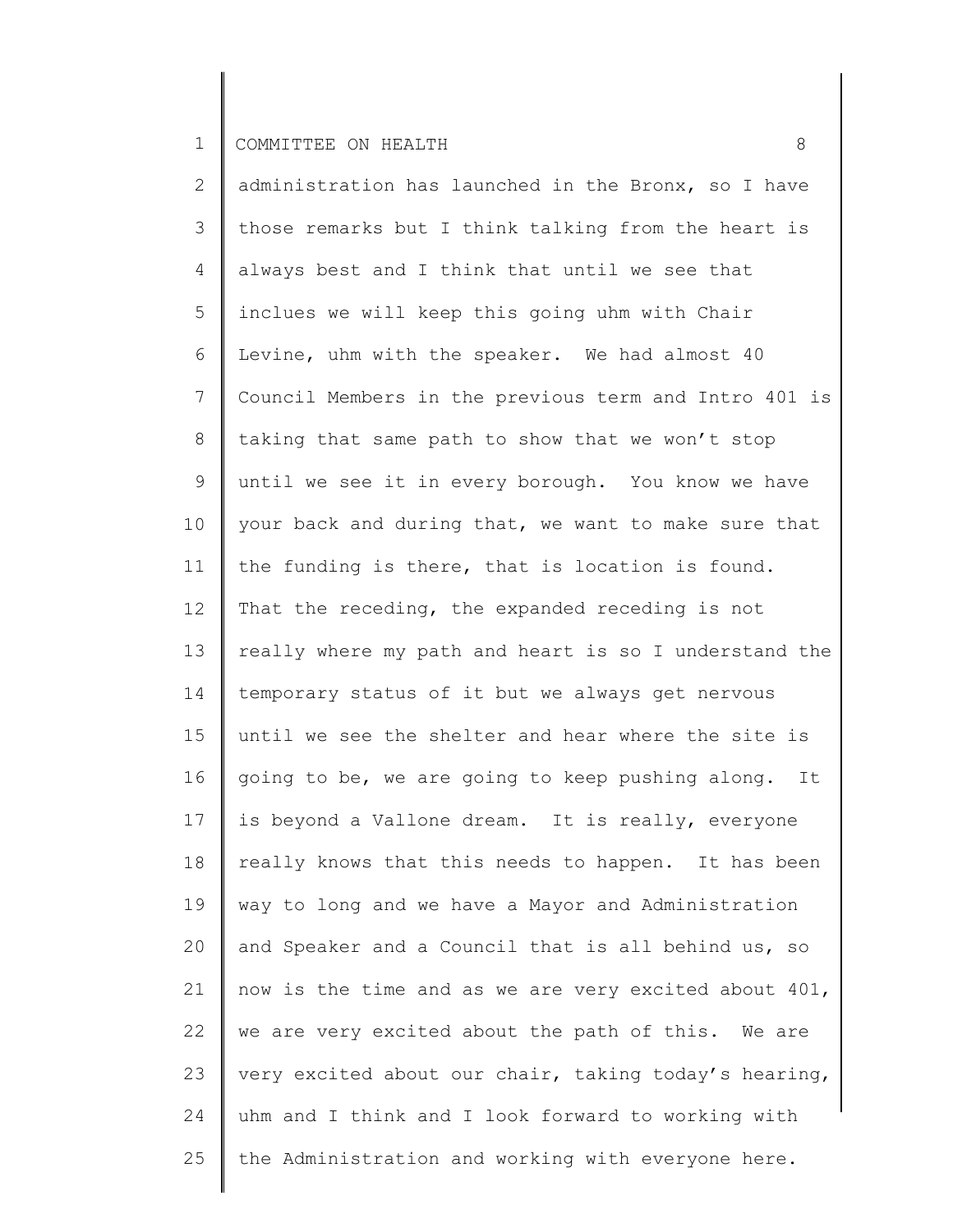administration has launched in the Bronx, so I have those remarks but I think talking from the heart is always best and I think that until we see that inclues we will keep this going uhm with Chair Levine, uhm with the speaker. We had almost 40 Council Members in the previous term and Intro 401 is taking that same path to show that we won't stop until we see it in every borough. You know we have your back and during that, we want to make sure that the funding is there, that is location is found. That the receding, the expanded receding is not really where my path and heart is so I understand the temporary status of it but we always get nervous until we see the shelter and hear where the site is going to be, we are going to keep pushing along. It is beyond a Vallone dream. It is really, everyone really knows that this needs to happen. It has been way to long and we have a Mayor and Administration and Speaker and a Council that is all behind us, so now is the time and as we are very excited about 401, we are very excited about the path of this. We are very excited about our chair, taking today's hearing, uhm and I think and I look forward to working with the Administration and working with everyone here.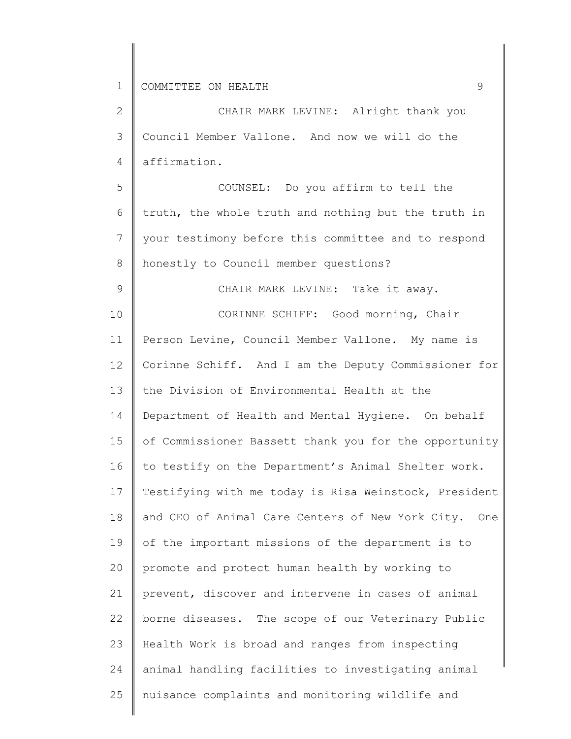CHAIR MARK LEVINE: Alright thank you Council Member Vallone. And now we will do the affirmation.

COUNSEL: Do you affirm to tell the truth, the whole truth and nothing but the truth in your testimony before this committee and to respond honestly to Council member questions?

CHAIR MARK LEVINE: Take it away.

CORINNE SCHIFF: Good morning, Chair Person Levine, Council Member Vallone. My name is Corinne Schiff. And I am the Deputy Commissioner for the Division of Environmental Health at the Department of Health and Mental Hygiene. On behalf of Commissioner Bassett thank you for the opportunity to testify on the Department's Animal Shelter work. Testifying with me today is Risa Weinstock, President and CEO of Animal Care Centers of New York City. One of the important missions of the department is to promote and protect human health by working to prevent, discover and intervene in cases of animal borne diseases. The scope of our Veterinary Public Health Work is broad and ranges from inspecting animal handling facilities to investigating animal nuisance complaints and monitoring wildlife and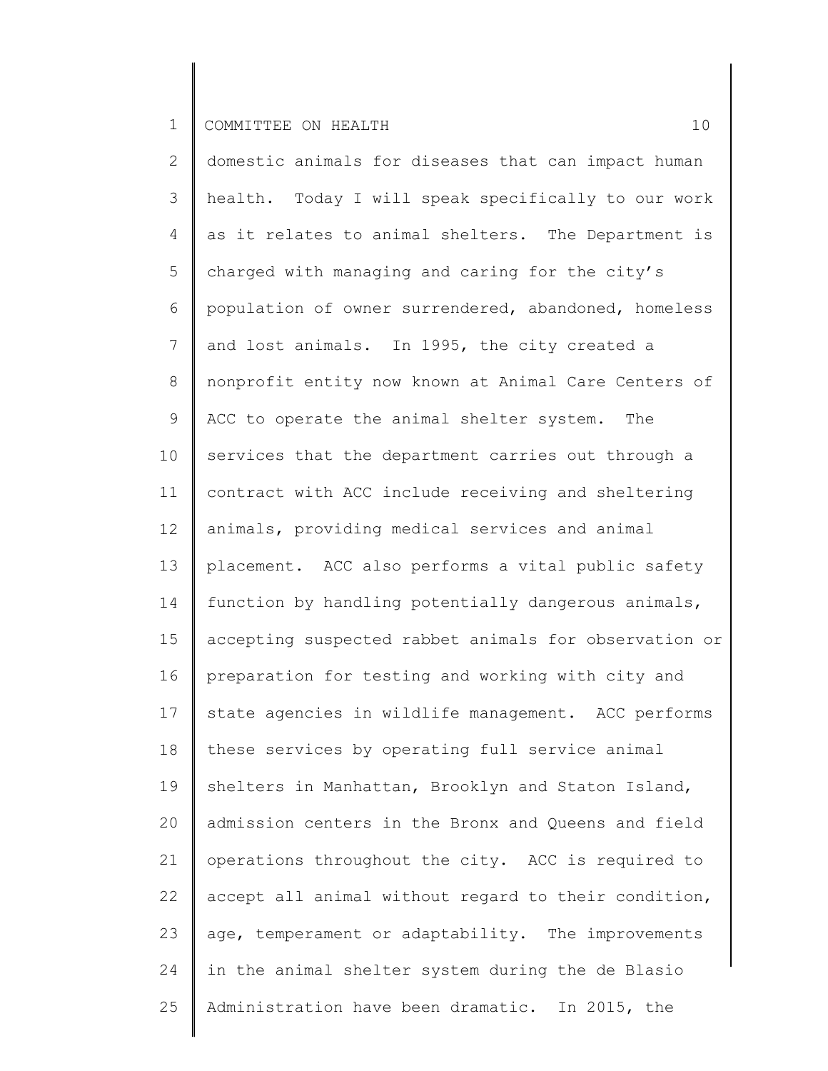domestic animals for diseases that can impact human health. Today I will speak specifically to our work as it relates to animal shelters. The Department is charged with managing and caring for the city's population of owner surrendered, abandoned, homeless and lost animals. In 1995, the city created a nonprofit entity now known at Animal Care Centers of ACC to operate the animal shelter system. The services that the department carries out through a contract with ACC include receiving and sheltering animals, providing medical services and animal placement. ACC also performs a vital public safety function by handling potentially dangerous animals, accepting suspected rabbet animals for observation or preparation for testing and working with city and state agencies in wildlife management. ACC performs these services by operating full service animal shelters in Manhattan, Brooklyn and Staton Island, admission centers in the Bronx and Queens and field operations throughout the city. ACC is required to accept all animal without regard to their condition, age, temperament or adaptability. The improvements in the animal shelter system during the de Blasio Administration have been dramatic. In 2015, the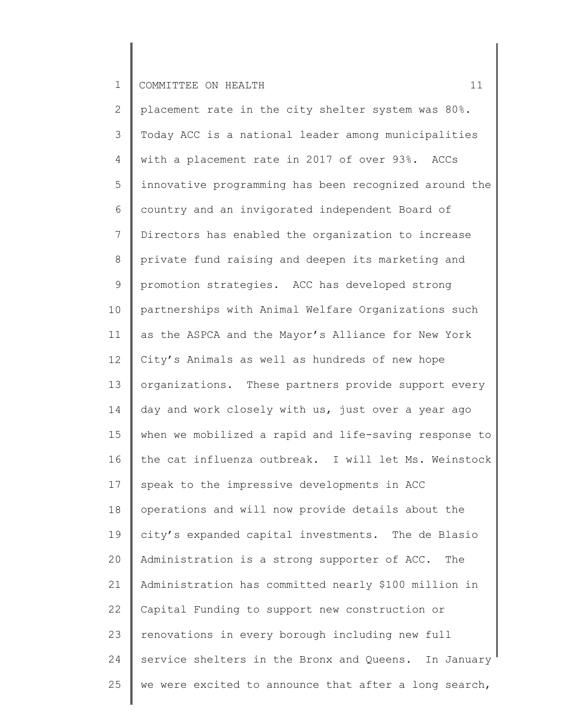placement rate in the city shelter system was 80%. Today ACC is a national leader among municipalities with a placement rate in 2017 of over 93%. ACCs innovative programming has been recognized around the country and an invigorated independent Board of Directors has enabled the organization to increase private fund raising and deepen its marketing and promotion strategies. ACC has developed strong partnerships with Animal Welfare Organizations such as the ASPCA and the Mayor's Alliance for New York City's Animals as well as hundreds of new hope organizations. These partners provide support every day and work closely with us, just over a year ago when we mobilized a rapid and life-saving response to the cat influenza outbreak. I will let Ms. Weinstock speak to the impressive developments in ACC operations and will now provide details about the city's expanded capital investments. The de Blasio Administration is a strong supporter of ACC. The Administration has committed nearly $100 million in Capital Funding to support new construction or renovations in every borough including new full service shelters in the Bronx and Queens. In January we were excited to announce that after a long search,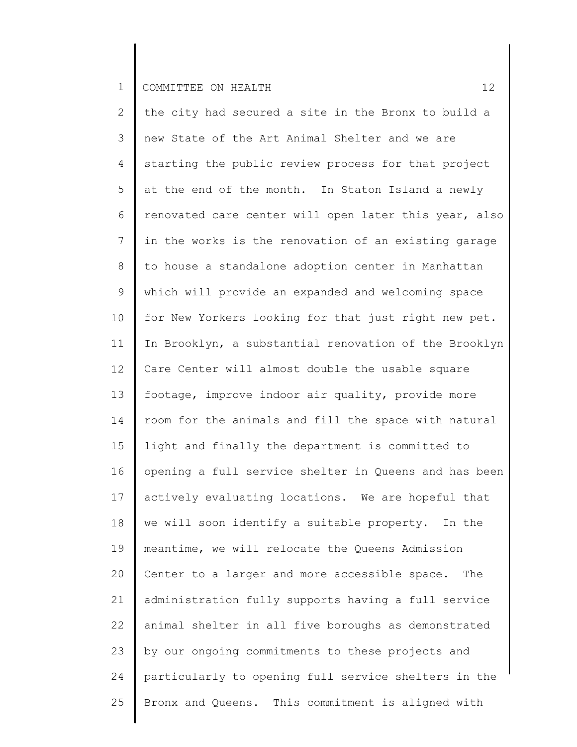the city had secured a site in the Bronx to build a new State of the Art Animal Shelter and we are starting the public review process for that project at the end of the month. In Staton Island a newly renovated care center will open later this year, also in the works is the renovation of an existing garage to house a standalone adoption center in Manhattan which will provide an expanded and welcoming space for New Yorkers looking for that just right new pet. In Brooklyn, a substantial renovation of the Brooklyn Care Center will almost double the usable square footage, improve indoor air quality, provide more room for the animals and fill the space with natural light and finally the department is committed to opening a full service shelter in Queens and has been actively evaluating locations. We are hopeful that we will soon identify a suitable property. In the meantime, we will relocate the Queens Admission Center to a larger and more accessible space. The administration fully supports having a full service animal shelter in all five boroughs as demonstrated by our ongoing commitments to these projects and particularly to opening full service shelters in the Bronx and Queens. This commitment is aligned with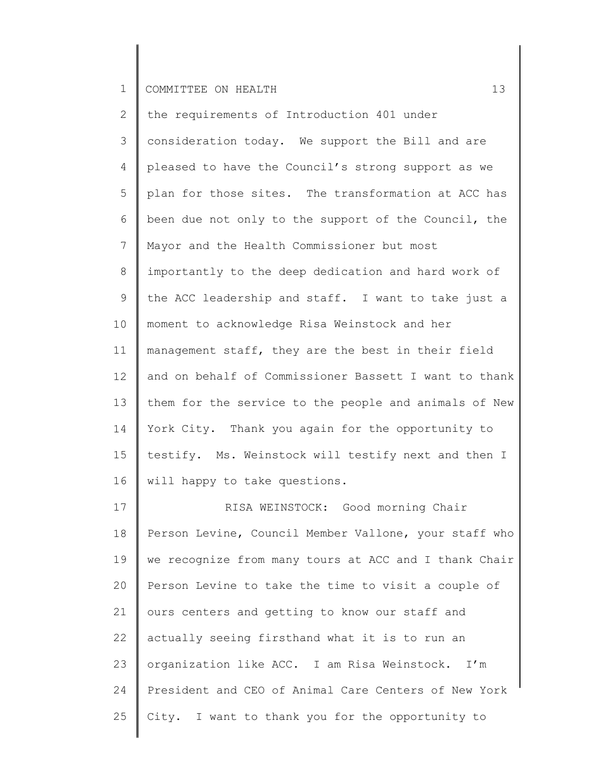the requirements of Introduction 401 under consideration today. We support the Bill and are pleased to have the Council's strong support as we plan for those sites. The transformation at ACC has been due not only to the support of the Council, the Mayor and the Health Commissioner but most importantly to the deep dedication and hard work of the ACC leadership and staff. I want to take just a moment to acknowledge Risa Weinstock and her management staff, they are the best in their field and on behalf of Commissioner Bassett I want to thank them for the service to the people and animals of New York City. Thank you again for the opportunity to testify. Ms. Weinstock will testify next and then I will happy to take questions.

RISA WEINSTOCK: Good morning Chair Person Levine, Council Member Vallone, your staff who we recognize from many tours at ACC and I thank Chair Person Levine to take the time to visit a couple of ours centers and getting to know our staff and actually seeing firsthand what it is to run an organization like ACC. I am Risa Weinstock. I'm President and CEO of Animal Care Centers of New York City. I want to thank you for the opportunity to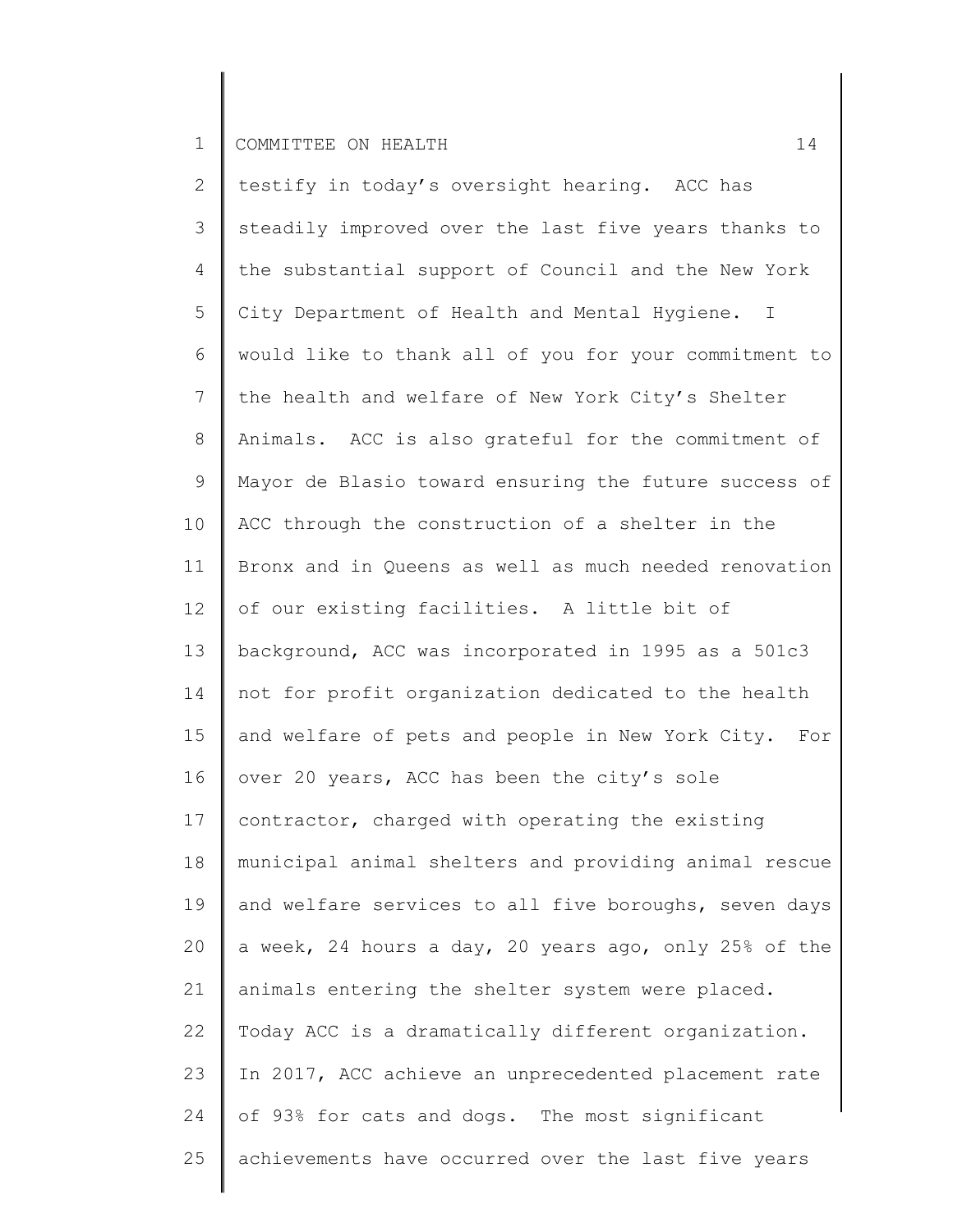testify in today's oversight hearing. ACC has steadily improved over the last five years thanks to the substantial support of Council and the New York City Department of Health and Mental Hygiene. I would like to thank all of you for your commitment to the health and welfare of New York City's Shelter Animals. ACC is also grateful for the commitment of Mayor de Blasio toward ensuring the future success of ACC through the construction of a shelter in the Bronx and in Queens as well as much needed renovation of our existing facilities. A little bit of background, ACC was incorporated in 1995 as a 501c3 not for profit organization dedicated to the health and welfare of pets and people in New York City. For over 20 years, ACC has been the city's sole contractor, charged with operating the existing municipal animal shelters and providing animal rescue and welfare services to all five boroughs, seven days a week, 24 hours a day, 20 years ago, only 25% of the animals entering the shelter system were placed. Today ACC is a dramatically different organization. In 2017, ACC achieve an unprecedented placement rate of 93% for cats and dogs. The most significant achievements have occurred over the last five years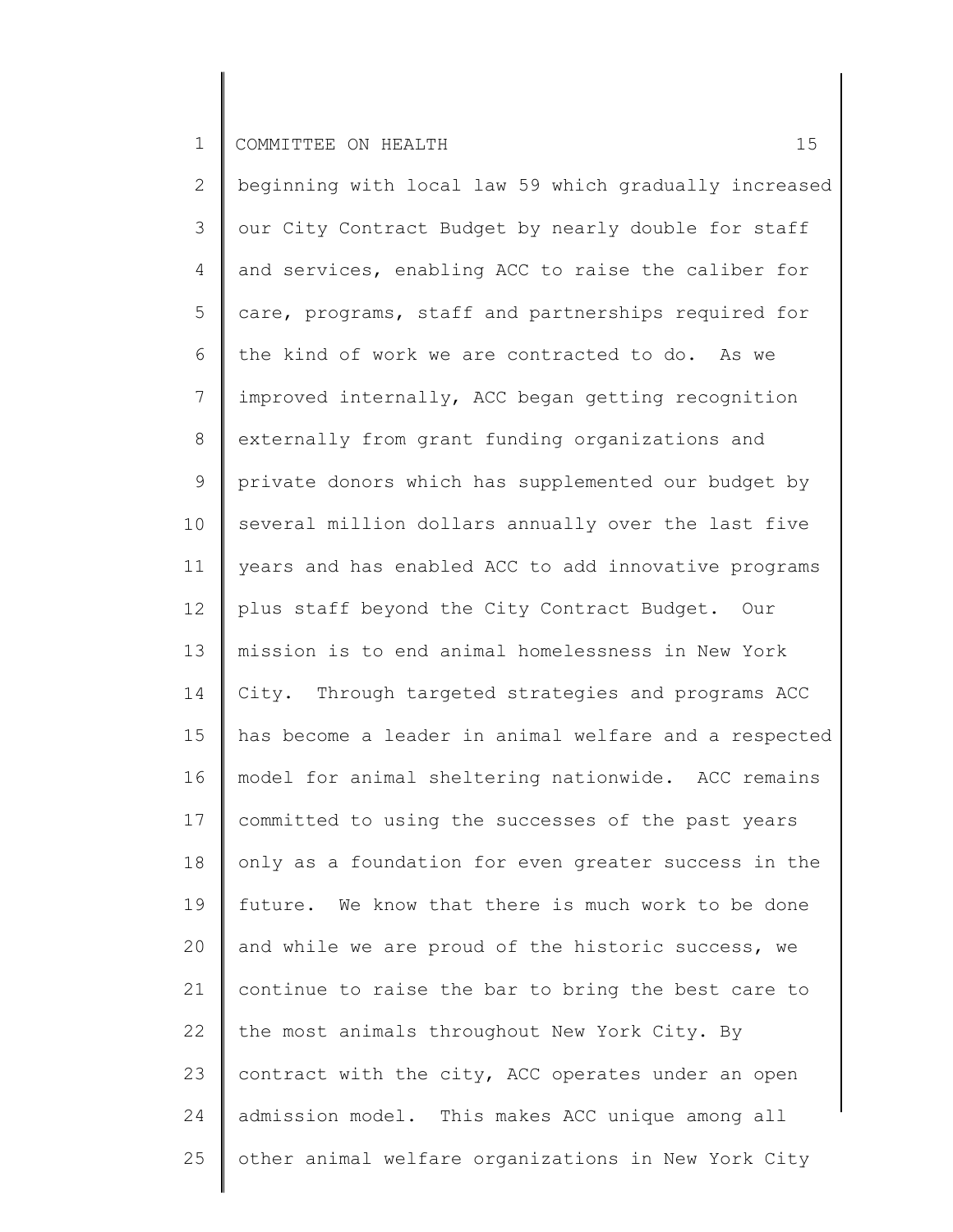beginning with local law 59 which gradually increased our City Contract Budget by nearly double for staff and services, enabling ACC to raise the caliber for care, programs, staff and partnerships required for the kind of work we are contracted to do. As we improved internally, ACC began getting recognition externally from grant funding organizations and private donors which has supplemented our budget by several million dollars annually over the last five years and has enabled ACC to add innovative programs plus staff beyond the City Contract Budget. Our mission is to end animal homelessness in New York City. Through targeted strategies and programs ACC has become a leader in animal welfare and a respected model for animal sheltering nationwide. ACC remains committed to using the successes of the past years only as a foundation for even greater success in the future. We know that there is much work to be done and while we are proud of the historic success, we continue to raise the bar to bring the best care to the most animals throughout New York City. By contract with the city, ACC operates under an open admission model. This makes ACC unique among all other animal welfare organizations in New York City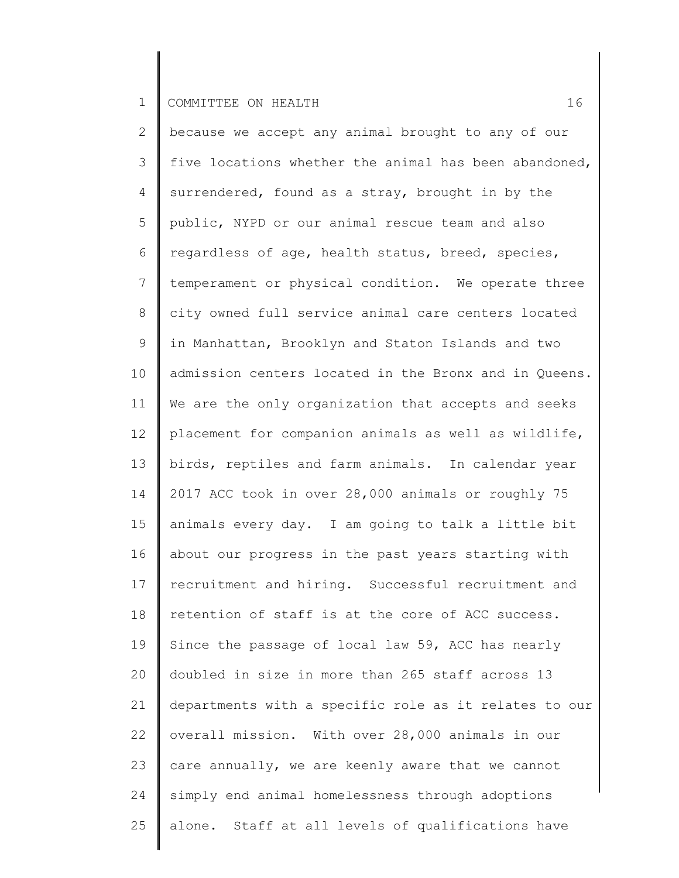because we accept any animal brought to any of our five locations whether the animal has been abandoned, surrendered, found as a stray, brought in by the public, NYPD or our animal rescue team and also regardless of age, health status, breed, species, temperament or physical condition. We operate three city owned full service animal care centers located in Manhattan, Brooklyn and Staton Islands and two admission centers located in the Bronx and in Queens. We are the only organization that accepts and seeks placement for companion animals as well as wildlife, birds, reptiles and farm animals. In calendar year 2017 ACC took in over 28,000 animals or roughly 75 animals every day. I am going to talk a little bit about our progress in the past years starting with recruitment and hiring. Successful recruitment and retention of staff is at the core of ACC success. Since the passage of local law 59, ACC has nearly doubled in size in more than 265 staff across 13 departments with a specific role as it relates to our overall mission. With over 28,000 animals in our care annually, we are keenly aware that we cannot simply end animal homelessness through adoptions alone. Staff at all levels of qualifications have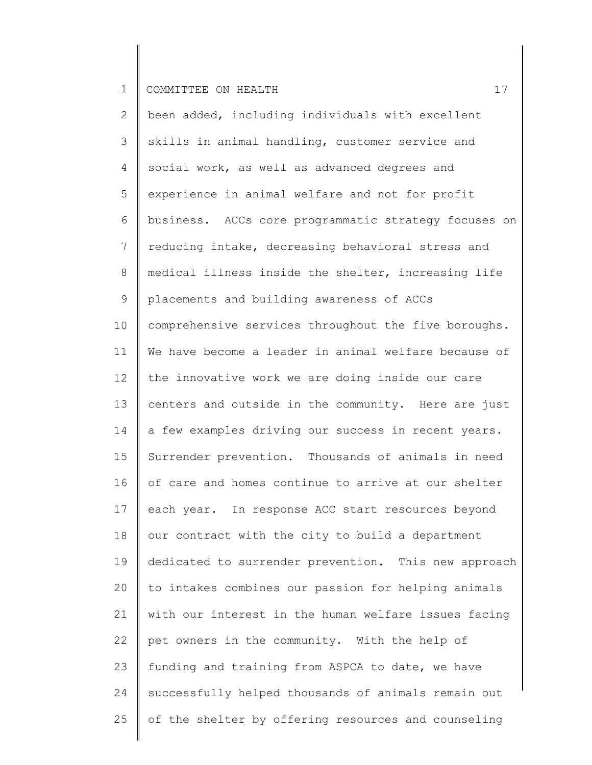been added, including individuals with excellent skills in animal handling, customer service and social work, as well as advanced degrees and experience in animal welfare and not for profit business. ACCs core programmatic strategy focuses on reducing intake, decreasing behavioral stress and medical illness inside the shelter, increasing life placements and building awareness of ACCs comprehensive services throughout the five boroughs. We have become a leader in animal welfare because of the innovative work we are doing inside our care centers and outside in the community. Here are just a few examples driving our success in recent years. Surrender prevention. Thousands of animals in need of care and homes continue to arrive at our shelter each year. In response ACC start resources beyond our contract with the city to build a department dedicated to surrender prevention. This new approach to intakes combines our passion for helping animals with our interest in the human welfare issues facing pet owners in the community. With the help of funding and training from ASPCA to date, we have successfully helped thousands of animals remain out of the shelter by offering resources and counseling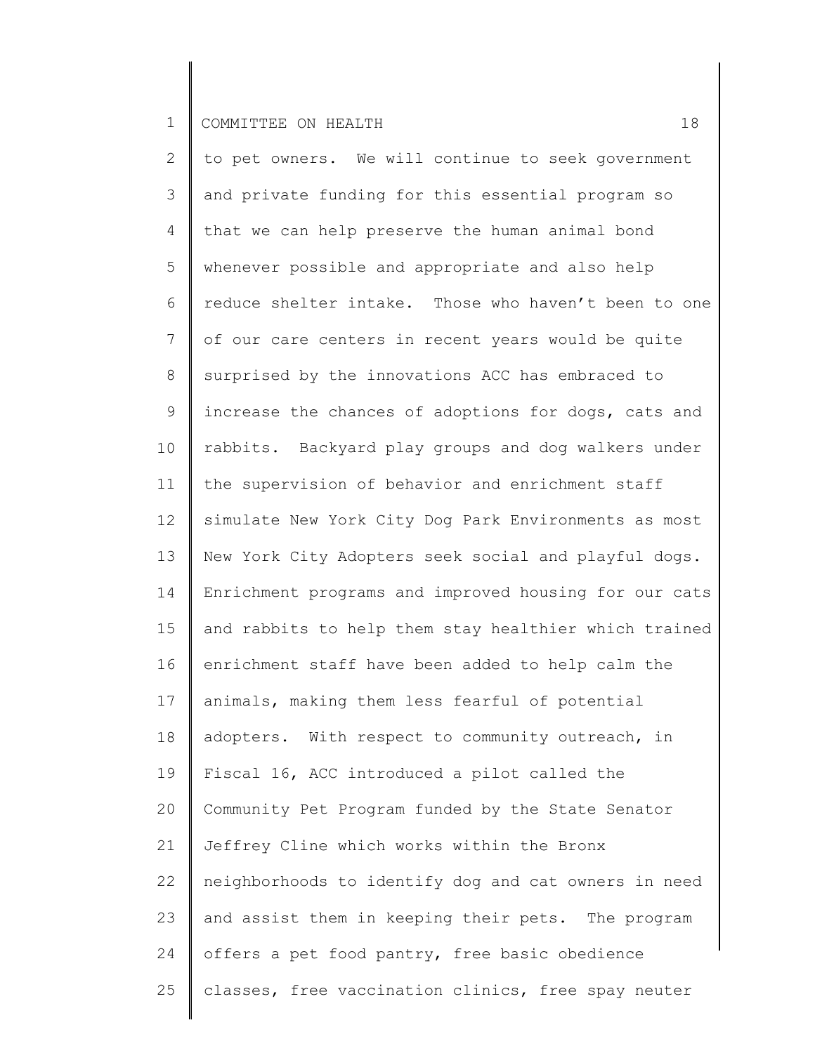to pet owners. We will continue to seek government and private funding for this essential program so that we can help preserve the human animal bond whenever possible and appropriate and also help reduce shelter intake. Those who haven't been to one of our care centers in recent years would be quite surprised by the innovations ACC has embraced to increase the chances of adoptions for dogs, cats and rabbits. Backyard play groups and dog walkers under the supervision of behavior and enrichment staff simulate New York City Dog Park Environments as most New York City Adopters seek social and playful dogs. Enrichment programs and improved housing for our cats and rabbits to help them stay healthier which trained enrichment staff have been added to help calm the animals, making them less fearful of potential adopters. With respect to community outreach, in Fiscal 16, ACC introduced a pilot called the Community Pet Program funded by the State Senator Jeffrey Cline which works within the Bronx neighborhoods to identify dog and cat owners in need and assist them in keeping their pets. The program offers a pet food pantry, free basic obedience classes, free vaccination clinics, free spay neuter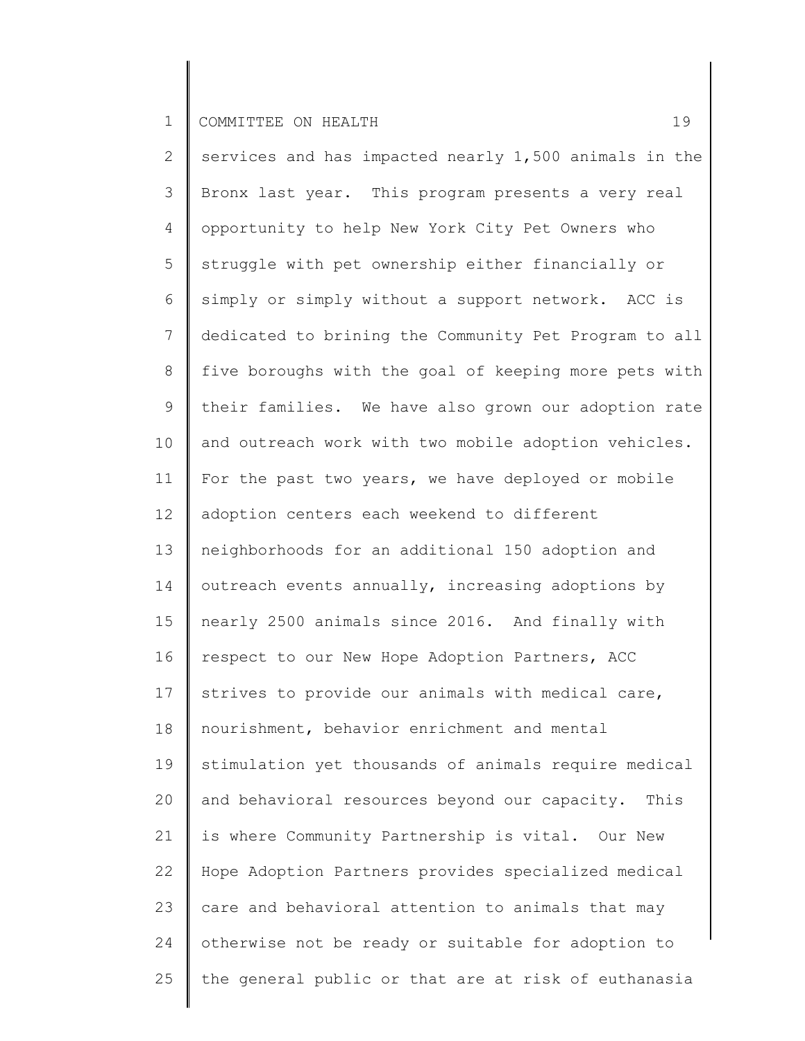services and has impacted nearly 1,500 animals in the Bronx last year. This program presents a very real opportunity to help New York City Pet Owners who struggle with pet ownership either financially or simply or simply without a support network. ACC is dedicated to brining the Community Pet Program to all five boroughs with the goal of keeping more pets with their families. We have also grown our adoption rate and outreach work with two mobile adoption vehicles. For the past two years, we have deployed or mobile adoption centers each weekend to different neighborhoods for an additional 150 adoption and outreach events annually, increasing adoptions by nearly 2500 animals since 2016. And finally with respect to our New Hope Adoption Partners, ACC strives to provide our animals with medical care, nourishment, behavior enrichment and mental stimulation yet thousands of animals require medical and behavioral resources beyond our capacity. This is where Community Partnership is vital. Our New Hope Adoption Partners provides specialized medical care and behavioral attention to animals that may otherwise not be ready or suitable for adoption to the general public or that are at risk of euthanasia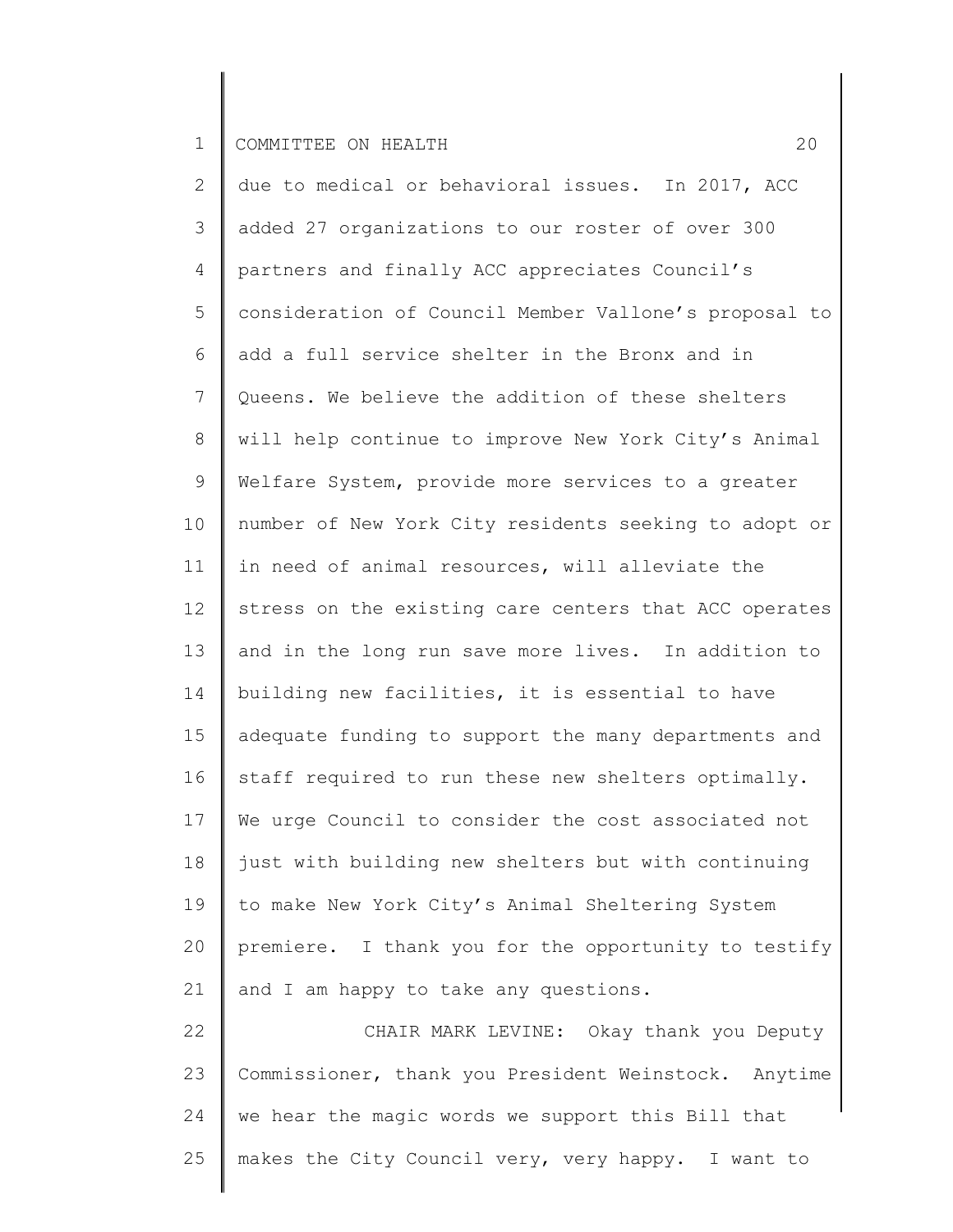due to medical or behavioral issues. In 2017, ACC added 27 organizations to our roster of over 300 partners and finally ACC appreciates Council's consideration of Council Member Vallone's proposal to add a full service shelter in the Bronx and in Queens. We believe the addition of these shelters will help continue to improve New York City's Animal Welfare System, provide more services to a greater number of New York City residents seeking to adopt or in need of animal resources, will alleviate the stress on the existing care centers that ACC operates and in the long run save more lives. In addition to building new facilities, it is essential to have adequate funding to support the many departments and staff required to run these new shelters optimally. We urge Council to consider the cost associated not just with building new shelters but with continuing to make New York City's Animal Sheltering System premiere. I thank you for the opportunity to testify and I am happy to take any questions.

CHAIR MARK LEVINE: Okay thank you Deputy Commissioner, thank you President Weinstock. Anytime we hear the magic words we support this Bill that makes the City Council very, very happy. I want to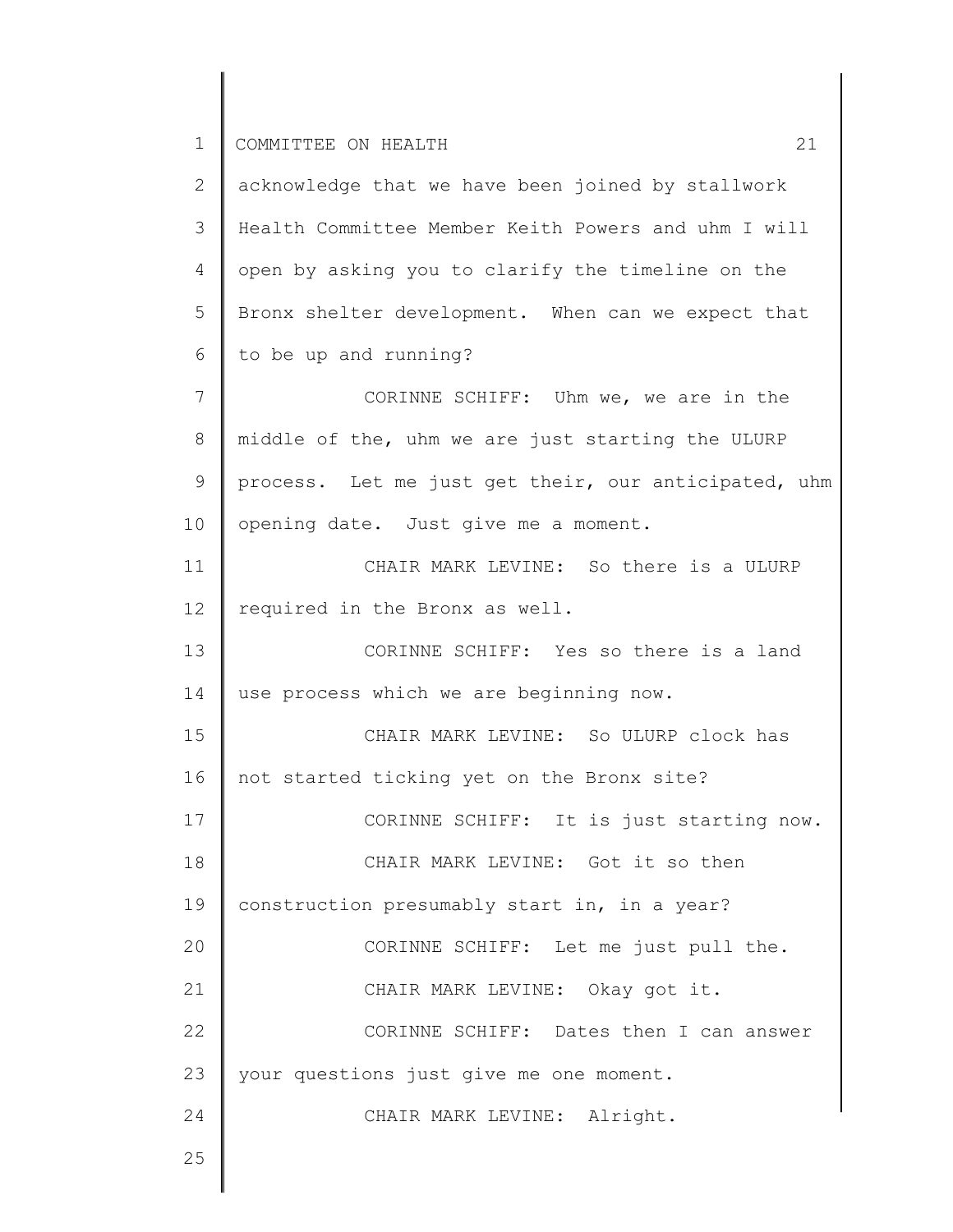acknowledge that we have been joined by stallwork Health Committee Member Keith Powers and uhm I will open by asking you to clarify the timeline on the Bronx shelter development. When can we expect that to be up and running?

CORINNE SCHIFF: Uhm we, we are in the middle of the, uhm we are just starting the ULURP process. Let me just get their, our anticipated, uhm opening date. Just give me a moment.

CHAIR MARK LEVINE: So there is a ULURP required in the Bronx as well.

CORINNE SCHIFF: Yes so there is a land use process which we are beginning now.

CHAIR MARK LEVINE: So ULURP clock has not started ticking yet on the Bronx site?

CORINNE SCHIFF: It is just starting now.

CHAIR MARK LEVINE: Got it so then construction presumably start in, in a year?

CORINNE SCHIFF: Let me just pull the.

CHAIR MARK LEVINE: Okay got it.

CORINNE SCHIFF: Dates then I can answer your questions just give me one moment.

CHAIR MARK LEVINE: Alright.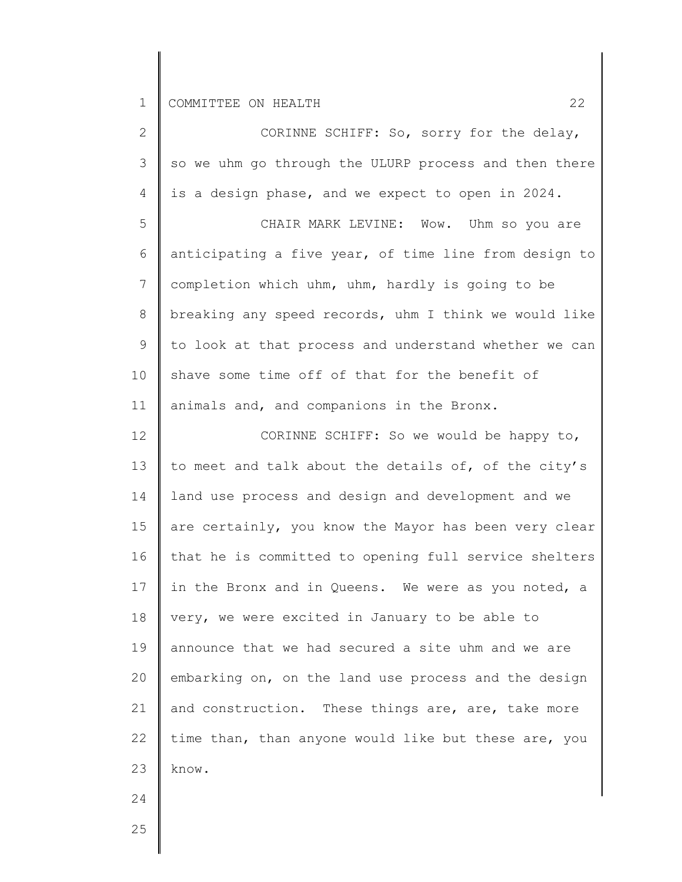CORINNE SCHIFF: So, sorry for the delay, so we uhm go through the ULURP process and then there is a design phase, and we expect to open in 2024.

CHAIR MARK LEVINE: Wow. Uhm so you are anticipating a five year, of time line from design to completion which uhm, uhm, hardly is going to be breaking any speed records, uhm I think we would like to look at that process and understand whether we can shave some time off of that for the benefit of animals and, and companions in the Bronx.

CORINNE SCHIFF: So we would be happy to, to meet and talk about the details of, of the city's land use process and design and development and we are certainly, you know the Mayor has been very clear that he is committed to opening full service shelters in the Bronx and in Queens. We were as you noted, a very, we were excited in January to be able to announce that we had secured a site uhm and we are embarking on, on the land use process and the design and construction. These things are, are, take more time than, than anyone would like but these are, you know.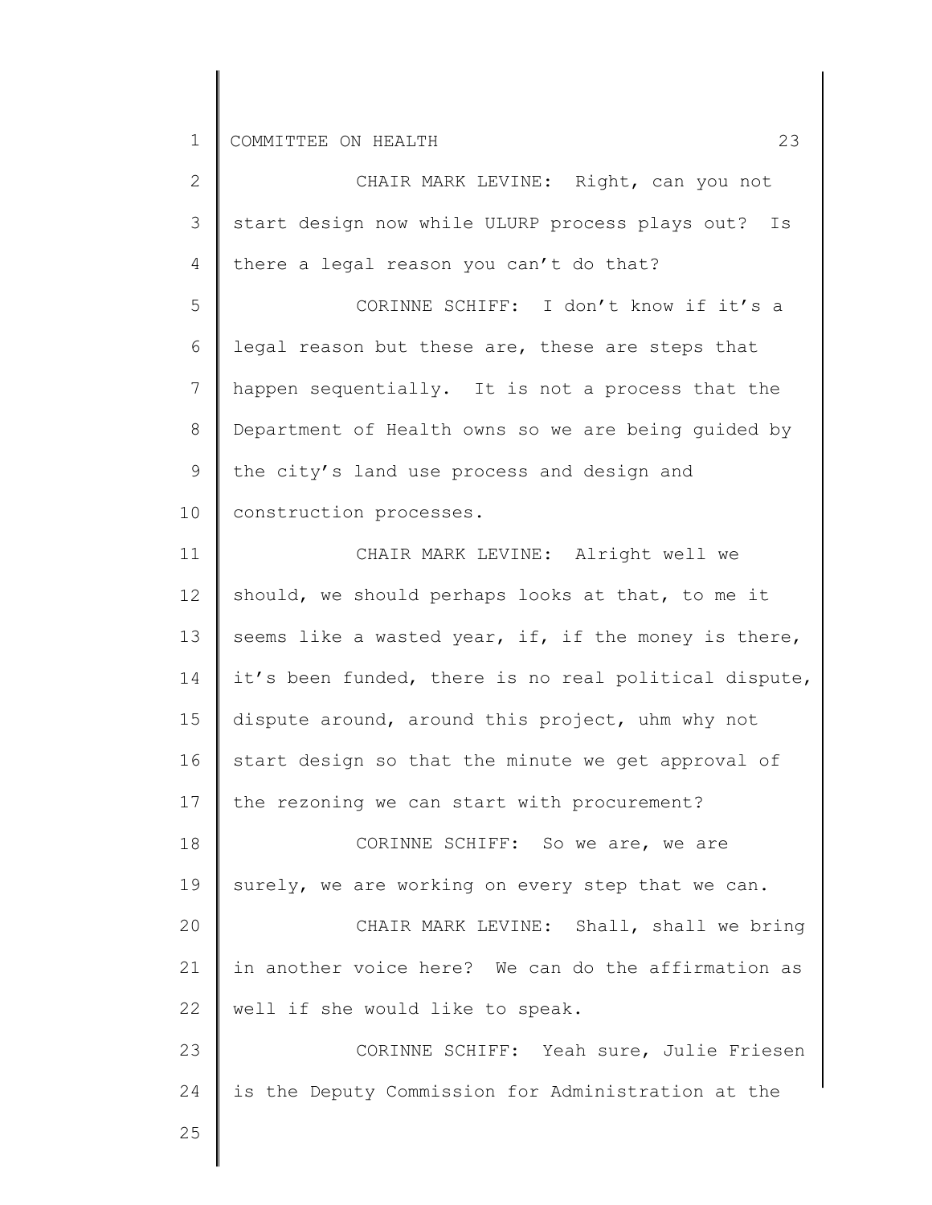CHAIR MARK LEVINE: Right, can you not start design now while ULURP process plays out? Is there a legal reason you can't do that?

CORINNE SCHIFF: I don't know if it's a legal reason but these are, these are steps that happen sequentially. It is not a process that the Department of Health owns so we are being guided by the city's land use process and design and construction processes.

CHAIR MARK LEVINE: Alright well we should, we should perhaps looks at that, to me it seems like a wasted year, if, if the money is there, it's been funded, there is no real political dispute, dispute around, around this project, uhm why not start design so that the minute we get approval of the rezoning we can start with procurement?

CORINNE SCHIFF: So we are, we are surely, we are working on every step that we can.

CHAIR MARK LEVINE: Shall, shall we bring in another voice here? We can do the affirmation as well if she would like to speak.

CORINNE SCHIFF: Yeah sure, Julie Friesen is the Deputy Commission for Administration at the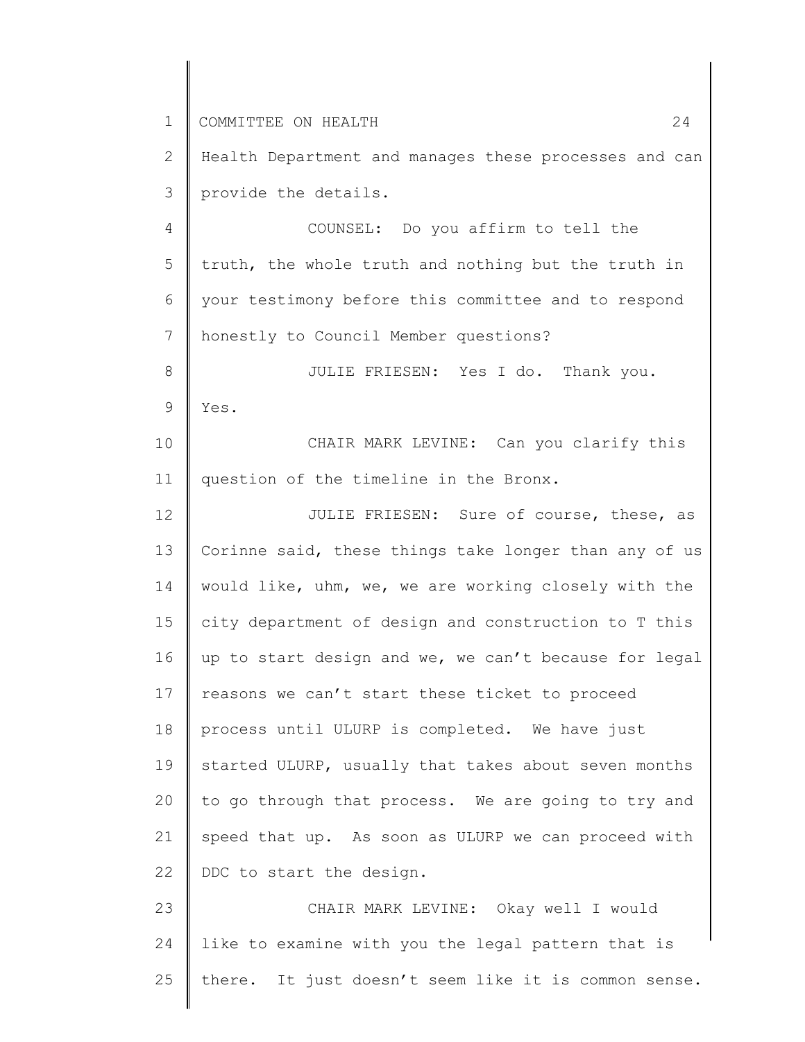Health Department and manages these processes and can provide the details.

COUNSEL: Do you affirm to tell the truth, the whole truth and nothing but the truth in your testimony before this committee and to respond honestly to Council Member questions?

JULIE FRIESEN: Yes I do. Thank you. Yes.

CHAIR MARK LEVINE: Can you clarify this question of the timeline in the Bronx.

JULIE FRIESEN: Sure of course, these, as Corinne said, these things take longer than any of us would like, uhm, we, we are working closely with the city department of design and construction to T this up to start design and we, we can't because for legal reasons we can't start these ticket to proceed process until ULURP is completed. We have just started ULURP, usually that takes about seven months to go through that process. We are going to try and speed that up. As soon as ULURP we can proceed with DDC to start the design.

CHAIR MARK LEVINE: Okay well I would like to examine with you the legal pattern that is there. It just doesn't seem like it is common sense.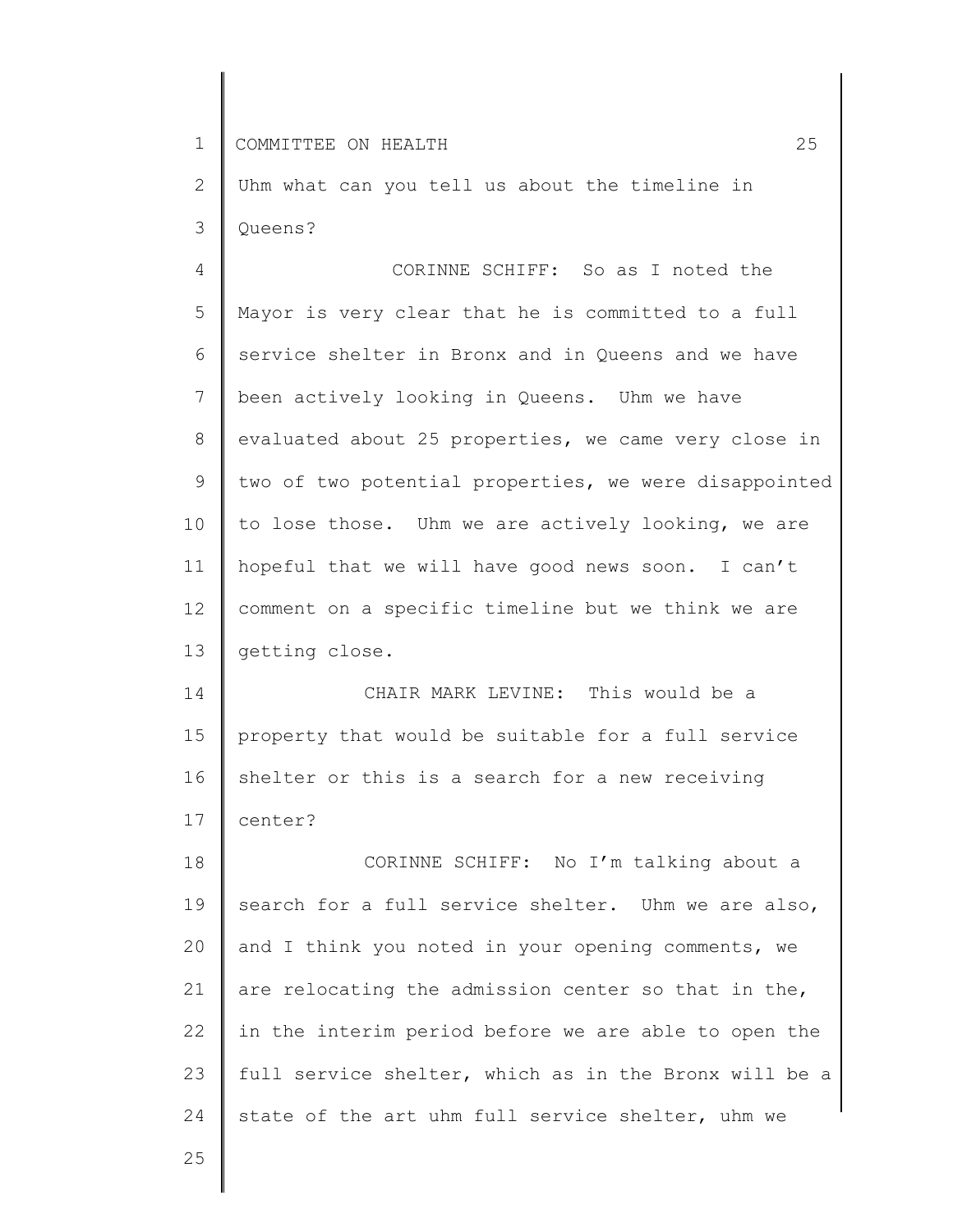Uhm what can you tell us about the timeline in Queens?

CORINNE SCHIFF: So as I noted the Mayor is very clear that he is committed to a full service shelter in Bronx and in Queens and we have been actively looking in Queens. Uhm we have evaluated about 25 properties, we came very close in two of two potential properties, we were disappointed to lose those. Uhm we are actively looking, we are hopeful that we will have good news soon. I can't comment on a specific timeline but we think we are getting close.

CHAIR MARK LEVINE: This would be a property that would be suitable for a full service shelter or this is a search for a new receiving center?

CORINNE SCHIFF: No I'm talking about a search for a full service shelter. Uhm we are also, and I think you noted in your opening comments, we are relocating the admission center so that in the, in the interim period before we are able to open the full service shelter, which as in the Bronx will be a state of the art uhm full service shelter, uhm we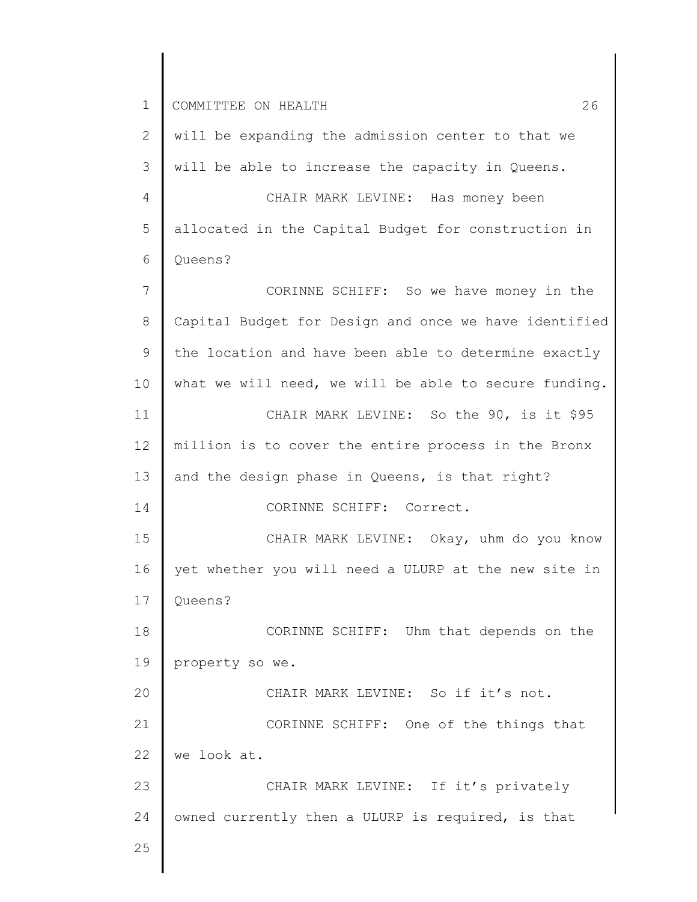will be expanding the admission center to that we will be able to increase the capacity in Queens.

CHAIR MARK LEVINE: Has money been allocated in the Capital Budget for construction in Queens?

CORINNE SCHIFF: So we have money in the Capital Budget for Design and once we have identified the location and have been able to determine exactly what we will need, we will be able to secure funding.

CHAIR MARK LEVINE: So the 90, is it $95 million is to cover the entire process in the Bronx and the design phase in Queens, is that right?

CORINNE SCHIFF: Correct.

CHAIR MARK LEVINE: Okay, uhm do you know yet whether you will need a ULURP at the new site in Queens?

CORINNE SCHIFF: Uhm that depends on the property so we.

CHAIR MARK LEVINE: So if it's not.

CORINNE SCHIFF: One of the things that we look at.

CHAIR MARK LEVINE: If it's privately owned currently then a ULURP is required, is that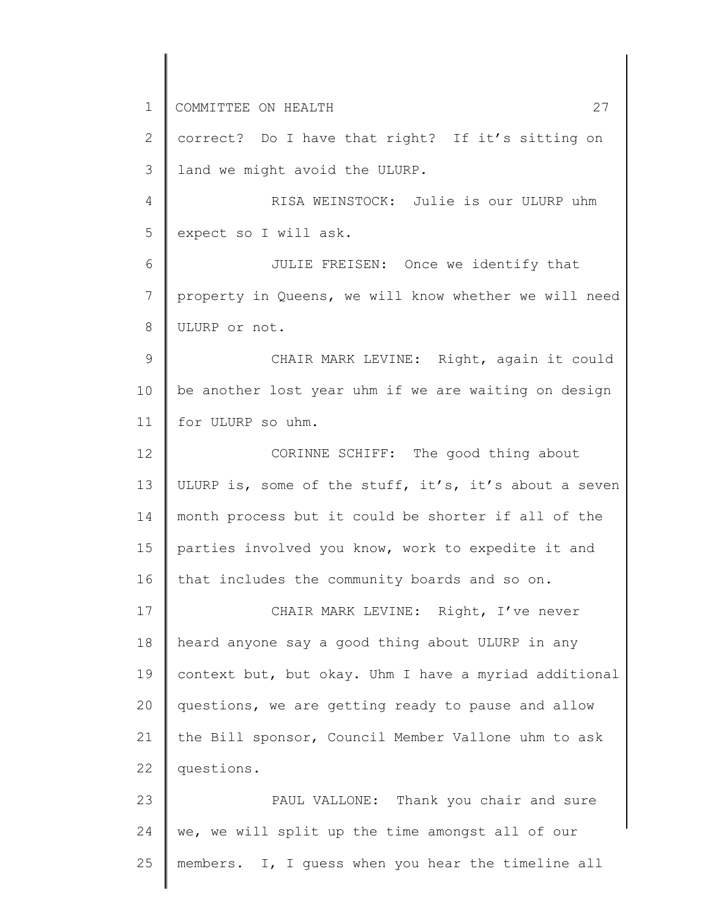correct? Do I have that right? If it's sitting on land we might avoid the ULURP.

RISA WEINSTOCK: Julie is our ULURP uhm expect so I will ask.

JULIE FREISEN: Once we identify that property in Queens, we will know whether we will need ULURP or not.

CHAIR MARK LEVINE: Right, again it could be another lost year uhm if we are waiting on design for ULURP so uhm.

CORINNE SCHIFF: The good thing about ULURP is, some of the stuff, it's, it's about a seven month process but it could be shorter if all of the parties involved you know, work to expedite it and that includes the community boards and so on.

CHAIR MARK LEVINE: Right, I've never heard anyone say a good thing about ULURP in any context but, but okay. Uhm I have a myriad additional questions, we are getting ready to pause and allow the Bill sponsor, Council Member Vallone uhm to ask questions.

PAUL VALLONE: Thank you chair and sure we, we will split up the time amongst all of our members. I, I guess when you hear the timeline all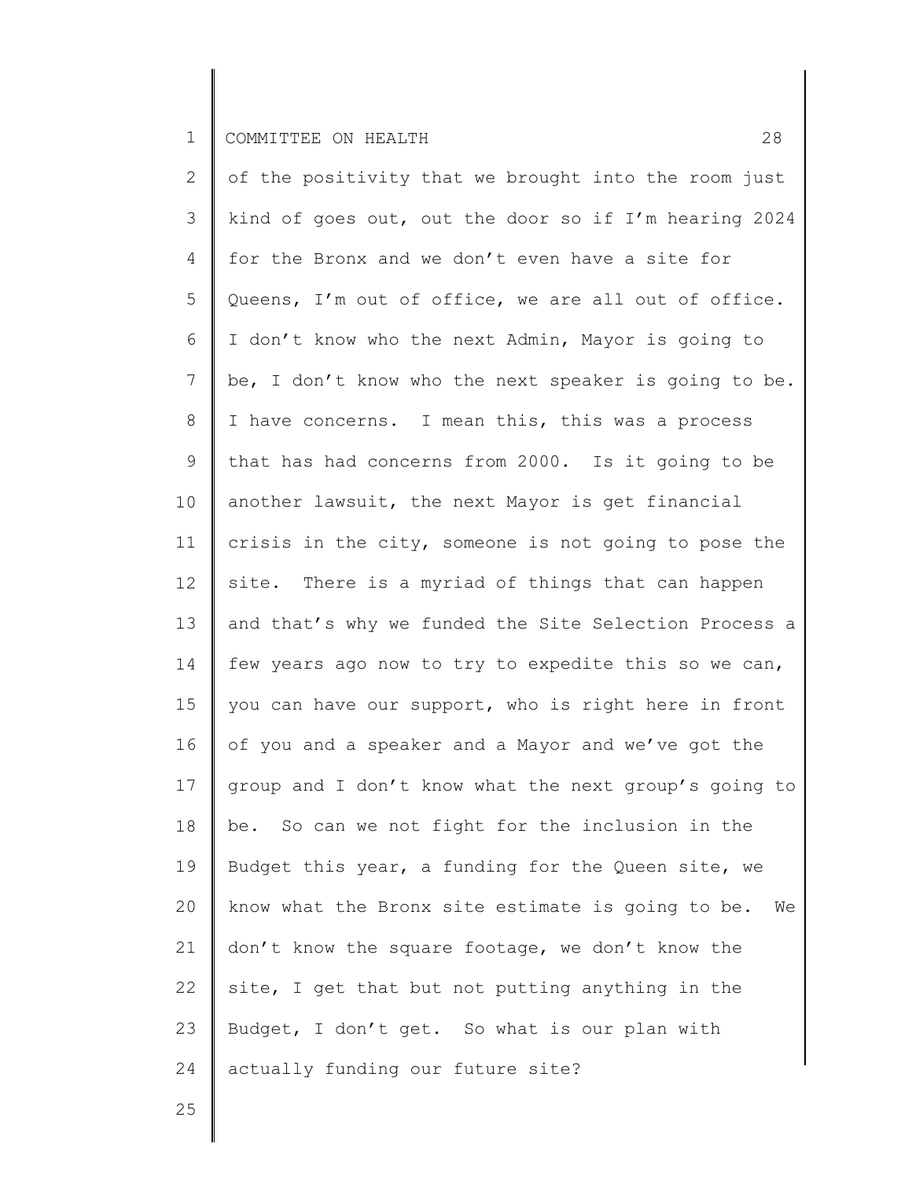of the positivity that we brought into the room just kind of goes out, out the door so if I'm hearing 2024 for the Bronx and we don't even have a site for Queens, I'm out of office, we are all out of office. I don't know who the next Admin, Mayor is going to be, I don't know who the next speaker is going to be. I have concerns. I mean this, this was a process that has had concerns from 2000. Is it going to be another lawsuit, the next Mayor is get financial crisis in the city, someone is not going to pose the site. There is a myriad of things that can happen and that's why we funded the Site Selection Process a few years ago now to try to expedite this so we can, you can have our support, who is right here in front of you and a speaker and a Mayor and we've got the group and I don't know what the next group's going to be. So can we not fight for the inclusion in the Budget this year, a funding for the Queen site, we know what the Bronx site estimate is going to be. We don't know the square footage, we don't know the site, I get that but not putting anything in the Budget, I don't get. So what is our plan with actually funding our future site?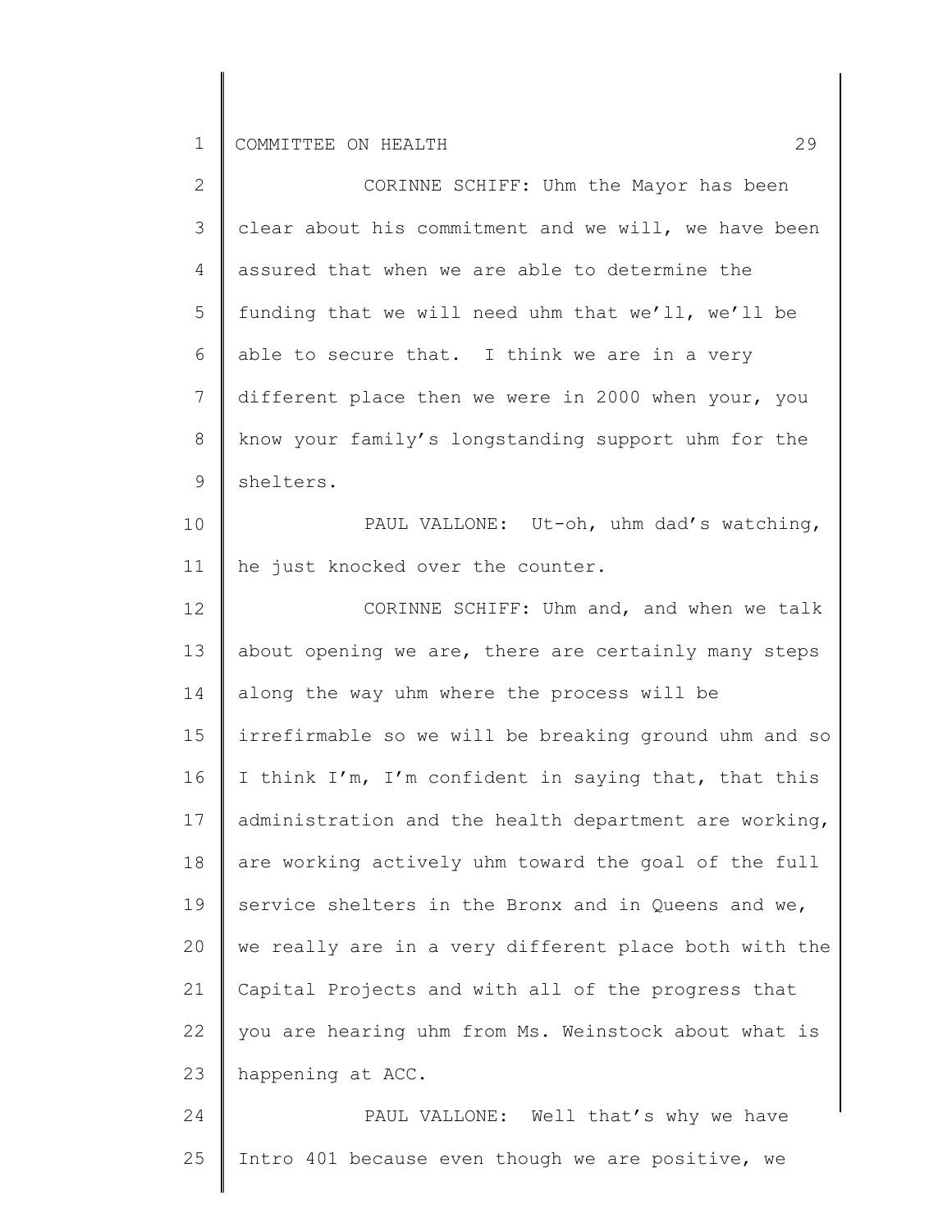CORINNE SCHIFF: Uhm the Mayor has been clear about his commitment and we will, we have been assured that when we are able to determine the funding that we will need uhm that we'll, we'll be able to secure that. I think we are in a very different place then we were in 2000 when your, you know your family's longstanding support uhm for the shelters.

PAUL VALLONE: Ut-oh, uhm dad's watching, he just knocked over the counter.

CORINNE SCHIFF: Uhm and, and when we talk about opening we are, there are certainly many steps along the way uhm where the process will be irrefirmable so we will be breaking ground uhm and so I think I'm, I'm confident in saying that, that this administration and the health department are working, are working actively uhm toward the goal of the full service shelters in the Bronx and in Queens and we, we really are in a very different place both with the Capital Projects and with all of the progress that you are hearing uhm from Ms. Weinstock about what is happening at ACC.

PAUL VALLONE: Well that's why we have Intro 401 because even though we are positive, we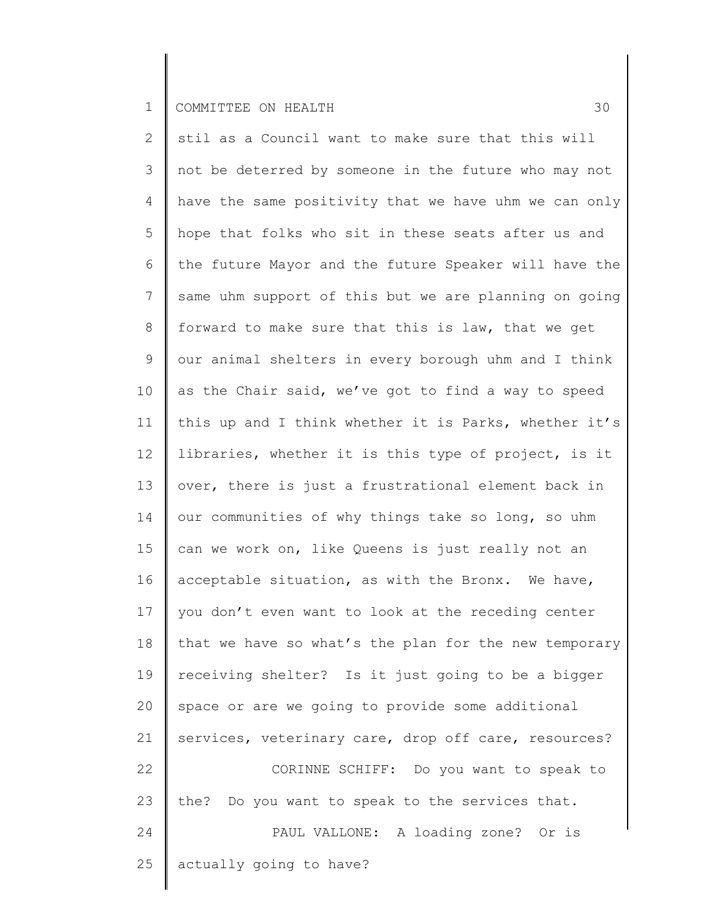stil as a Council want to make sure that this will not be deterred by someone in the future who may not have the same positivity that we have uhm we can only hope that folks who sit in these seats after us and the future Mayor and the future Speaker will have the same uhm support of this but we are planning on going forward to make sure that this is law, that we get our animal shelters in every borough uhm and I think as the Chair said, we've got to find a way to speed this up and I think whether it is Parks, whether it's libraries, whether it is this type of project, is it over, there is just a frustrational element back in our communities of why things take so long, so uhm can we work on, like Queens is just really not an acceptable situation, as with the Bronx. We have, you don't even want to look at the receding center that we have so what's the plan for the new temporary receiving shelter? Is it just going to be a bigger space or are we going to provide some additional services, veterinary care, drop off care, resources?

CORINNE SCHIFF: Do you want to speak to the? Do you want to speak to the services that.

PAUL VALLONE: A loading zone? Or is actually going to have?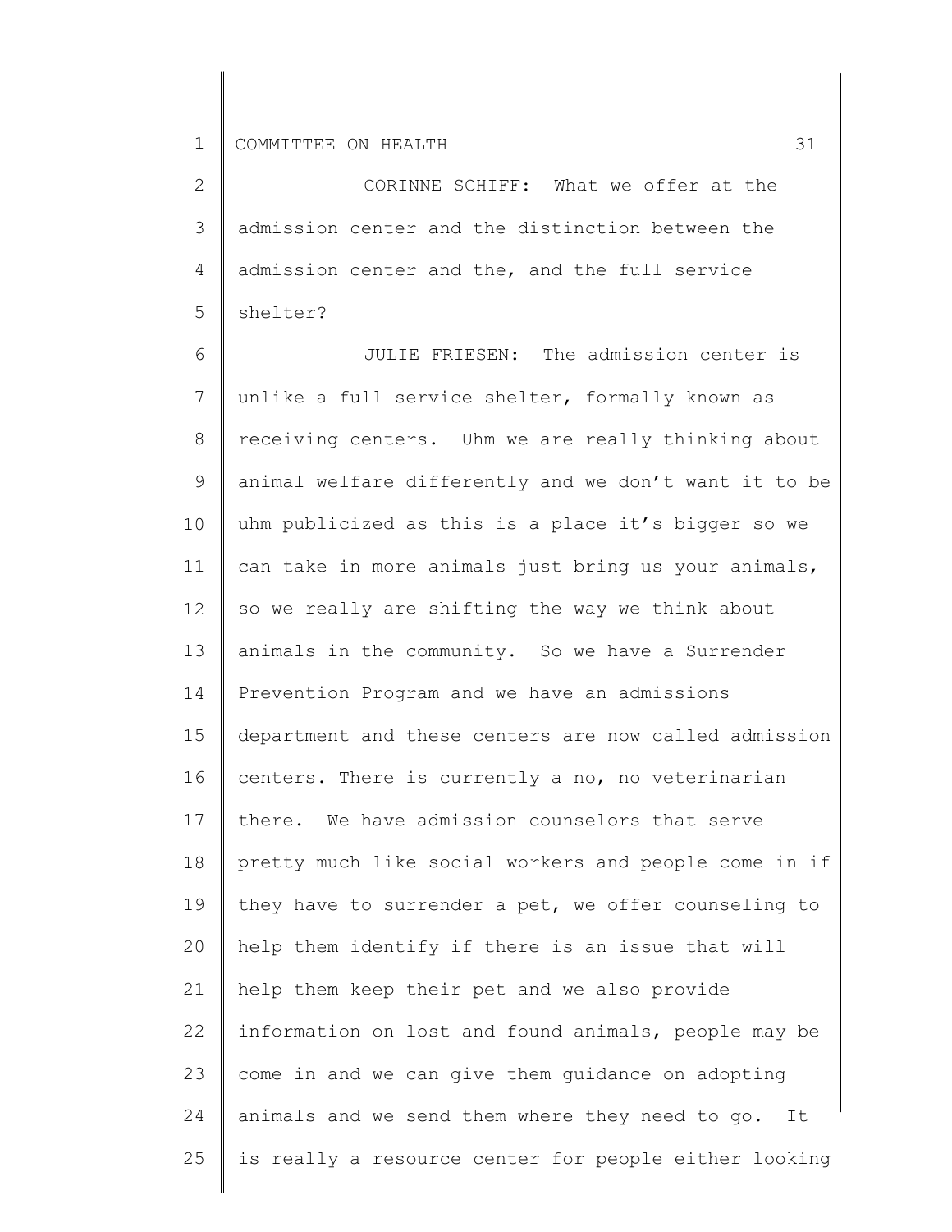CORINNE SCHIFF: What we offer at the admission center and the distinction between the admission center and the, and the full service shelter?

JULIE FRIESEN: The admission center is unlike a full service shelter, formally known as receiving centers. Uhm we are really thinking about animal welfare differently and we don't want it to be uhm publicized as this is a place it's bigger so we can take in more animals just bring us your animals, so we really are shifting the way we think about animals in the community. So we have a Surrender Prevention Program and we have an admissions department and these centers are now called admission centers. There is currently a no, no veterinarian there. We have admission counselors that serve pretty much like social workers and people come in if they have to surrender a pet, we offer counseling to help them identify if there is an issue that will help them keep their pet and we also provide information on lost and found animals, people may be come in and we can give them guidance on adopting animals and we send them where they need to go. It is really a resource center for people either looking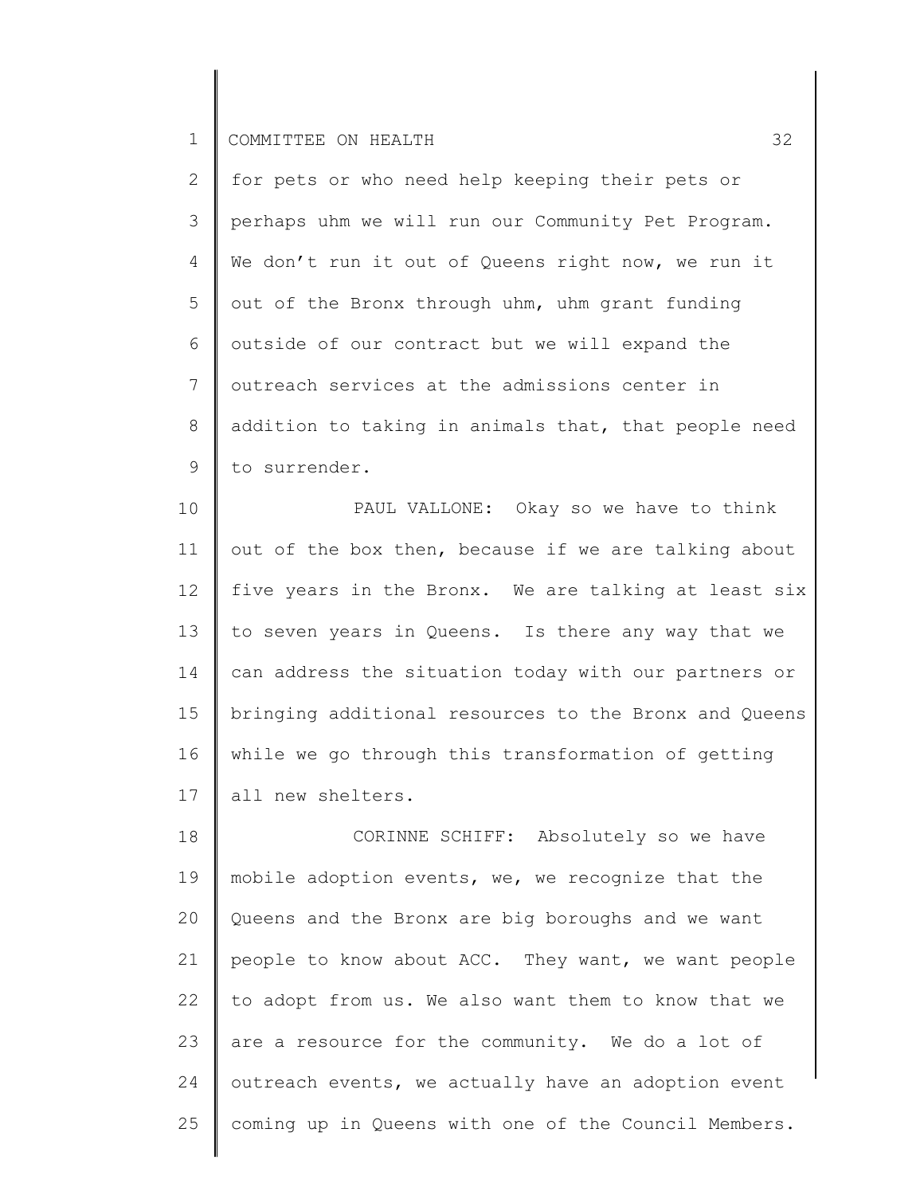for pets or who need help keeping their pets or perhaps uhm we will run our Community Pet Program. We don't run it out of Queens right now, we run it out of the Bronx through uhm, uhm grant funding outside of our contract but we will expand the outreach services at the admissions center in addition to taking in animals that, that people need to surrender.

PAUL VALLONE: Okay so we have to think out of the box then, because if we are talking about five years in the Bronx. We are talking at least six to seven years in Queens. Is there any way that we can address the situation today with our partners or bringing additional resources to the Bronx and Queens while we go through this transformation of getting all new shelters.

CORINNE SCHIFF: Absolutely so we have mobile adoption events, we, we recognize that the Queens and the Bronx are big boroughs and we want people to know about ACC. They want, we want people to adopt from us. We also want them to know that we are a resource for the community. We do a lot of outreach events, we actually have an adoption event coming up in Queens with one of the Council Members.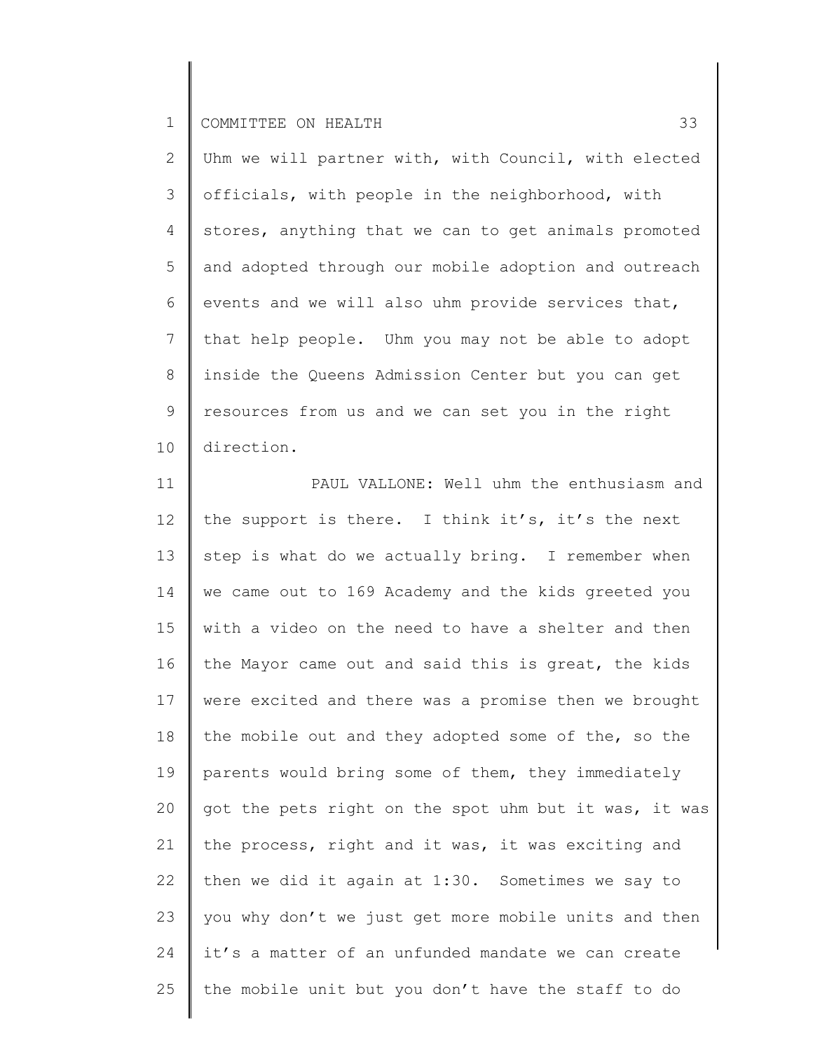Uhm we will partner with, with Council, with elected officials, with people in the neighborhood, with stores, anything that we can to get animals promoted and adopted through our mobile adoption and outreach events and we will also uhm provide services that, that help people. Uhm you may not be able to adopt inside the Queens Admission Center but you can get resources from us and we can set you in the right direction.

PAUL VALLONE: Well uhm the enthusiasm and the support is there. I think it's, it's the next step is what do we actually bring. I remember when we came out to 169 Academy and the kids greeted you with a video on the need to have a shelter and then the Mayor came out and said this is great, the kids were excited and there was a promise then we brought the mobile out and they adopted some of the, so the parents would bring some of them, they immediately got the pets right on the spot uhm but it was, it was the process, right and it was, it was exciting and then we did it again at 1:30. Sometimes we say to you why don't we just get more mobile units and then it's a matter of an unfunded mandate we can create the mobile unit but you don't have the staff to do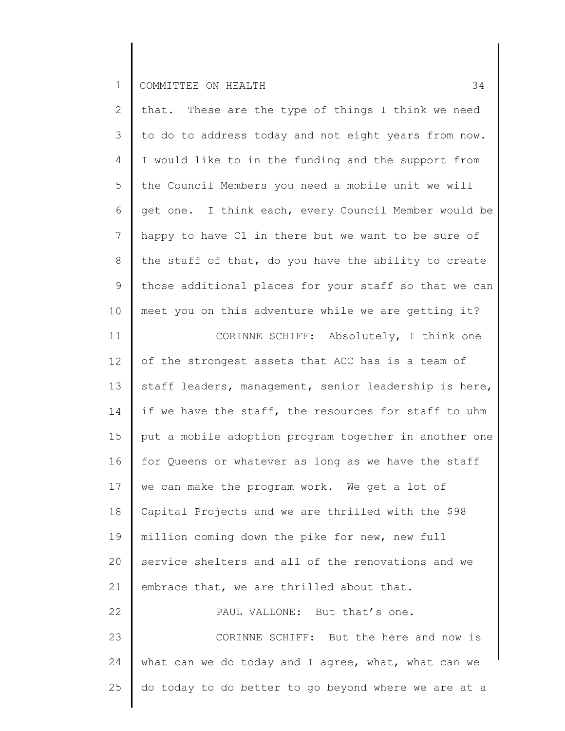that. These are the type of things I think we need to do to address today and not eight years from now. I would like to in the funding and the support from the Council Members you need a mobile unit we will get one. I think each, every Council Member would be happy to have C1 in there but we want to be sure of the staff of that, do you have the ability to create those additional places for your staff so that we can meet you on this adventure while we are getting it?

CORINNE SCHIFF: Absolutely, I think one of the strongest assets that ACC has is a team of staff leaders, management, senior leadership is here, if we have the staff, the resources for staff to uhm put a mobile adoption program together in another one for Queens or whatever as long as we have the staff we can make the program work. We get a lot of Capital Projects and we are thrilled with the $98 million coming down the pike for new, new full service shelters and all of the renovations and we embrace that, we are thrilled about that.

PAUL VALLONE: But that's one.

CORINNE SCHIFF: But the here and now is what can we do today and I agree, what, what can we do today to do better to go beyond where we are at a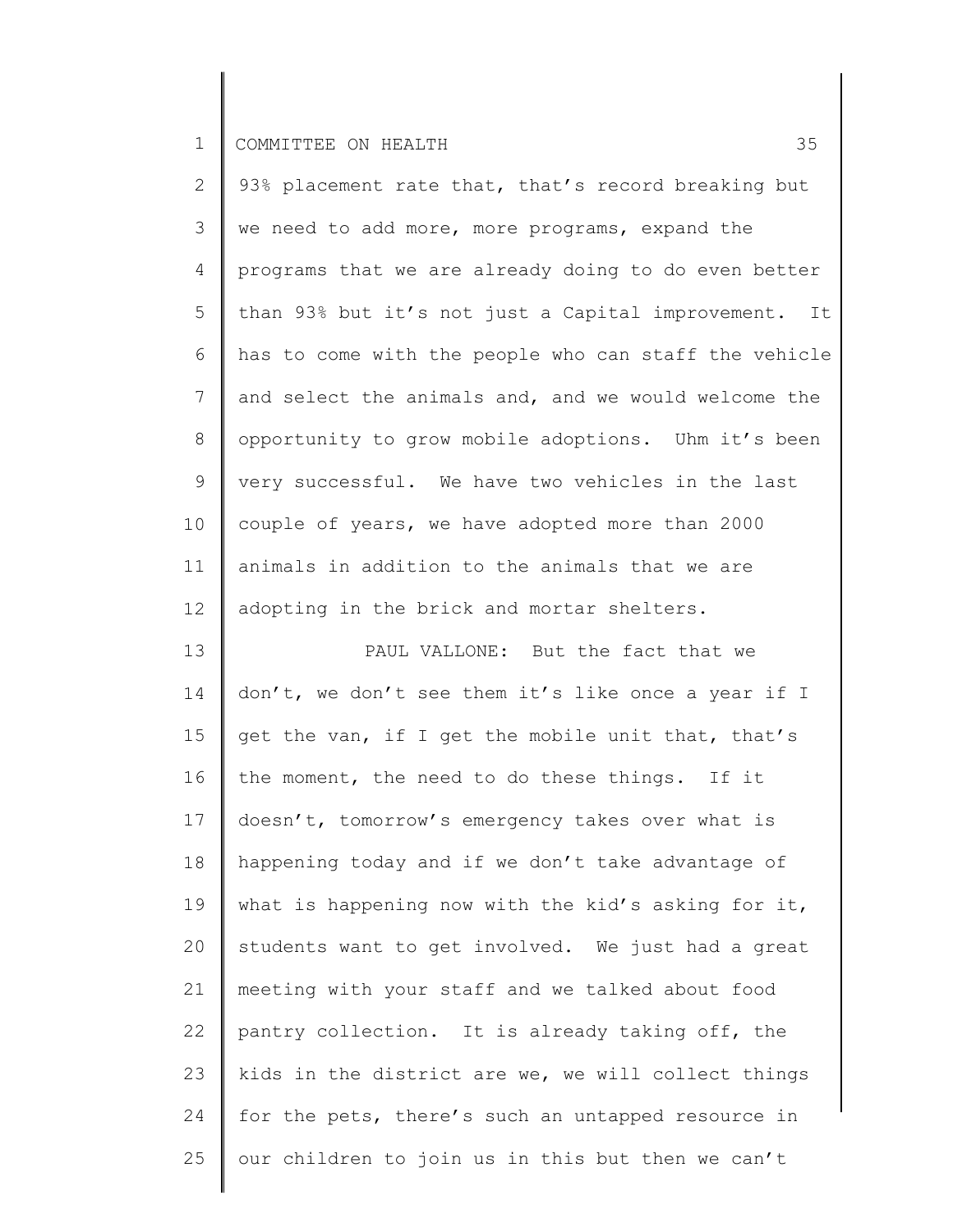93% placement rate that, that's record breaking but we need to add more, more programs, expand the programs that we are already doing to do even better than 93% but it's not just a Capital improvement. It has to come with the people who can staff the vehicle and select the animals and, and we would welcome the opportunity to grow mobile adoptions. Uhm it's been very successful. We have two vehicles in the last couple of years, we have adopted more than 2000 animals in addition to the animals that we are adopting in the brick and mortar shelters.

PAUL VALLONE: But the fact that we don't, we don't see them it's like once a year if I get the van, if I get the mobile unit that, that's the moment, the need to do these things. If it doesn't, tomorrow's emergency takes over what is happening today and if we don't take advantage of what is happening now with the kid's asking for it, students want to get involved. We just had a great meeting with your staff and we talked about food pantry collection. It is already taking off, the kids in the district are we, we will collect things for the pets, there's such an untapped resource in our children to join us in this but then we can't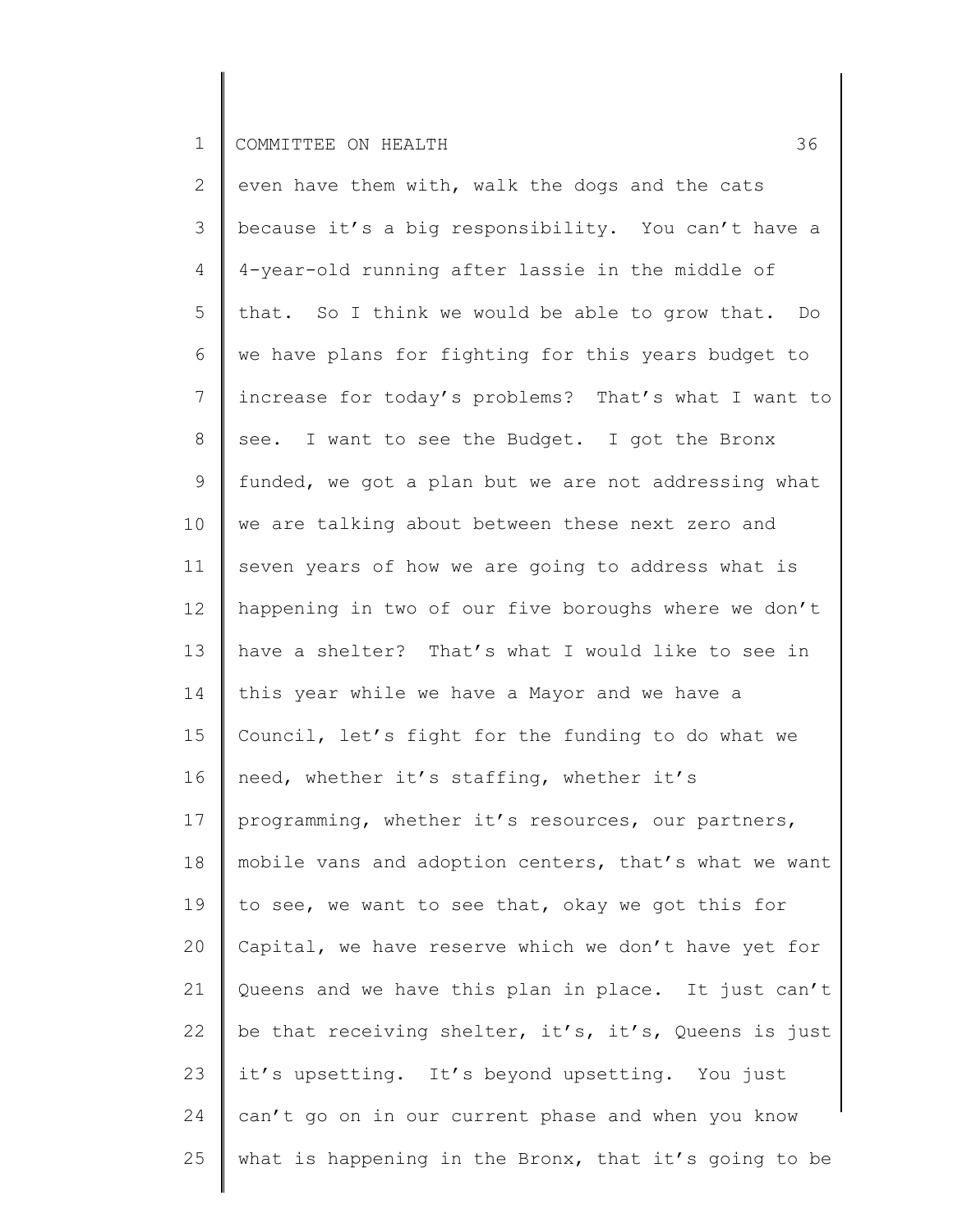even have them with, walk the dogs and the cats because it's a big responsibility. You can't have a 4-year-old running after lassie in the middle of that. So I think we would be able to grow that. Do we have plans for fighting for this years budget to increase for today's problems? That's what I want to see. I want to see the Budget. I got the Bronx funded, we got a plan but we are not addressing what we are talking about between these next zero and seven years of how we are going to address what is happening in two of our five boroughs where we don't have a shelter? That's what I would like to see in this year while we have a Mayor and we have a Council, let's fight for the funding to do what we need, whether it's staffing, whether it's programming, whether it's resources, our partners, mobile vans and adoption centers, that's what we want to see, we want to see that, okay we got this for Capital, we have reserve which we don't have yet for Queens and we have this plan in place. It just can't be that receiving shelter, it's, it's, Queens is just it's upsetting. It's beyond upsetting. You just can't go on in our current phase and when you know what is happening in the Bronx, that it's going to be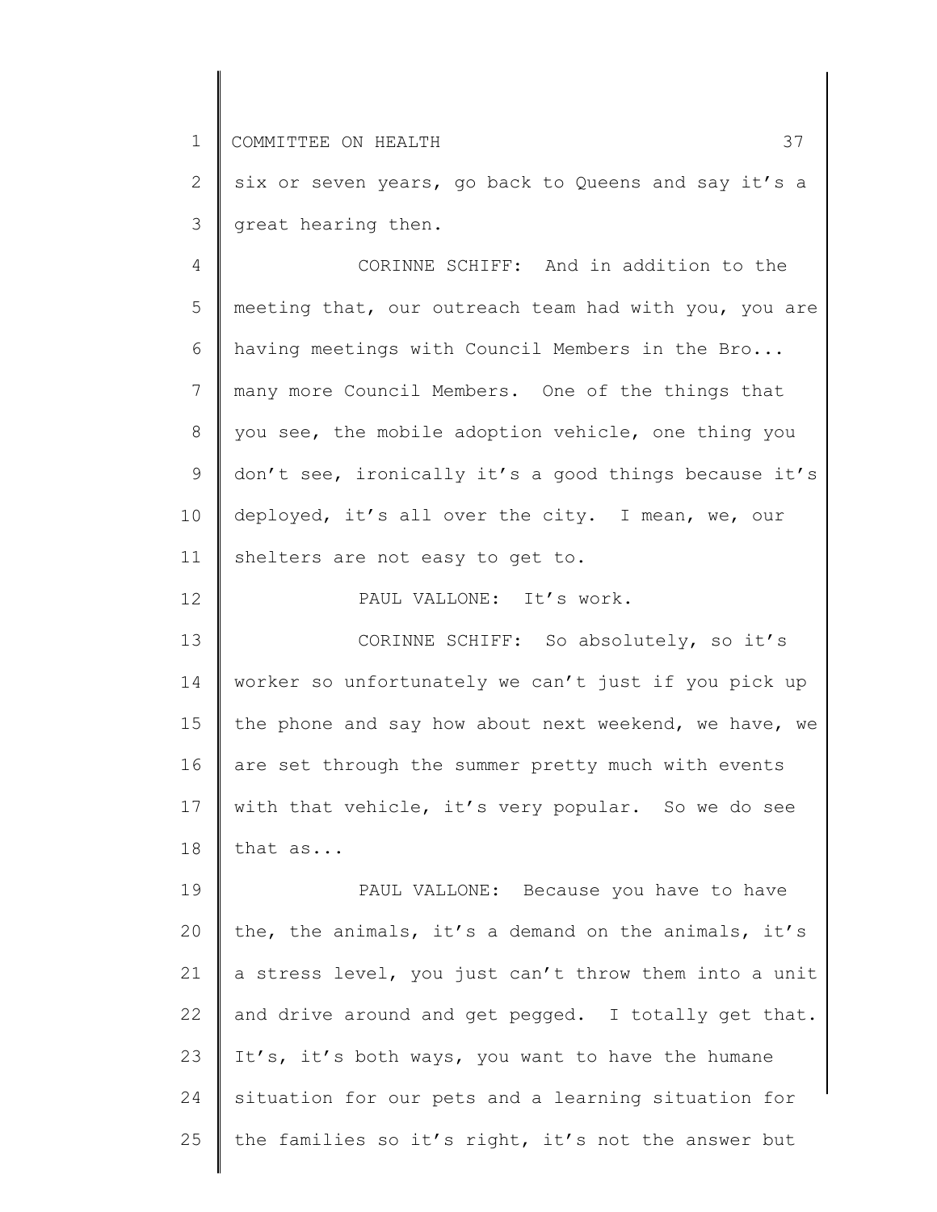six or seven years, go back to Queens and say it's a great hearing then.

CORINNE SCHIFF: And in addition to the meeting that, our outreach team had with you, you are having meetings with Council Members in the Bro... many more Council Members. One of the things that you see, the mobile adoption vehicle, one thing you don't see, ironically it's a good things because it's deployed, it's all over the city. I mean, we, our shelters are not easy to get to.

PAUL VALLONE: It's work.

CORINNE SCHIFF: So absolutely, so it's worker so unfortunately we can't just if you pick up the phone and say how about next weekend, we have, we are set through the summer pretty much with events with that vehicle, it's very popular. So we do see that as...

PAUL VALLONE: Because you have to have the, the animals, it's a demand on the animals, it's a stress level, you just can't throw them into a unit and drive around and get pegged. I totally get that. It's, it's both ways, you want to have the humane situation for our pets and a learning situation for the families so it's right, it's not the answer but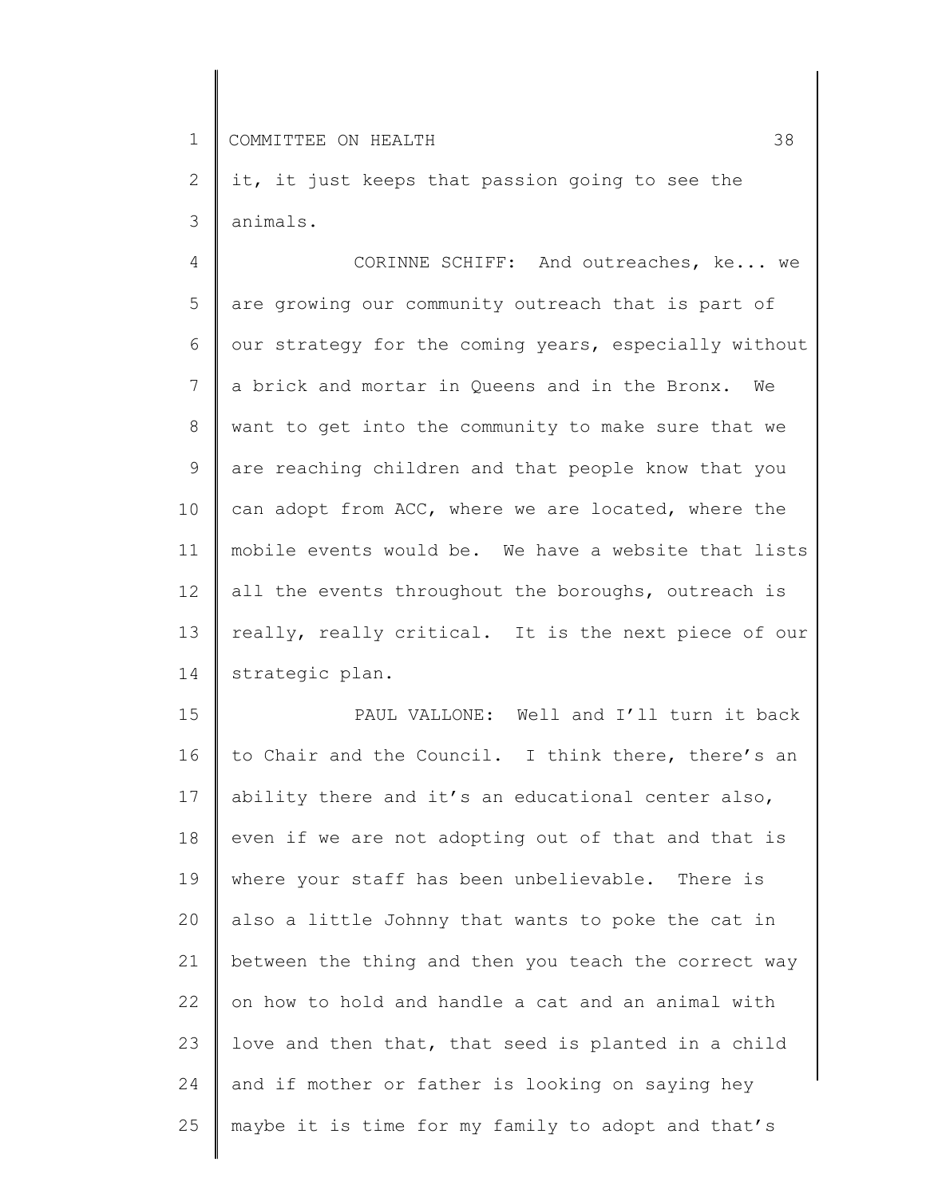it, it just keeps that passion going to see the animals.

CORINNE SCHIFF: And outreaches, ke... we are growing our community outreach that is part of our strategy for the coming years, especially without a brick and mortar in Queens and in the Bronx. We want to get into the community to make sure that we are reaching children and that people know that you can adopt from ACC, where we are located, where the mobile events would be. We have a website that lists all the events throughout the boroughs, outreach is really, really critical. It is the next piece of our strategic plan.

PAUL VALLONE: Well and I'll turn it back to Chair and the Council. I think there, there's an ability there and it's an educational center also, even if we are not adopting out of that and that is where your staff has been unbelievable. There is also a little Johnny that wants to poke the cat in between the thing and then you teach the correct way on how to hold and handle a cat and an animal with love and then that, that seed is planted in a child and if mother or father is looking on saying hey maybe it is time for my family to adopt and that's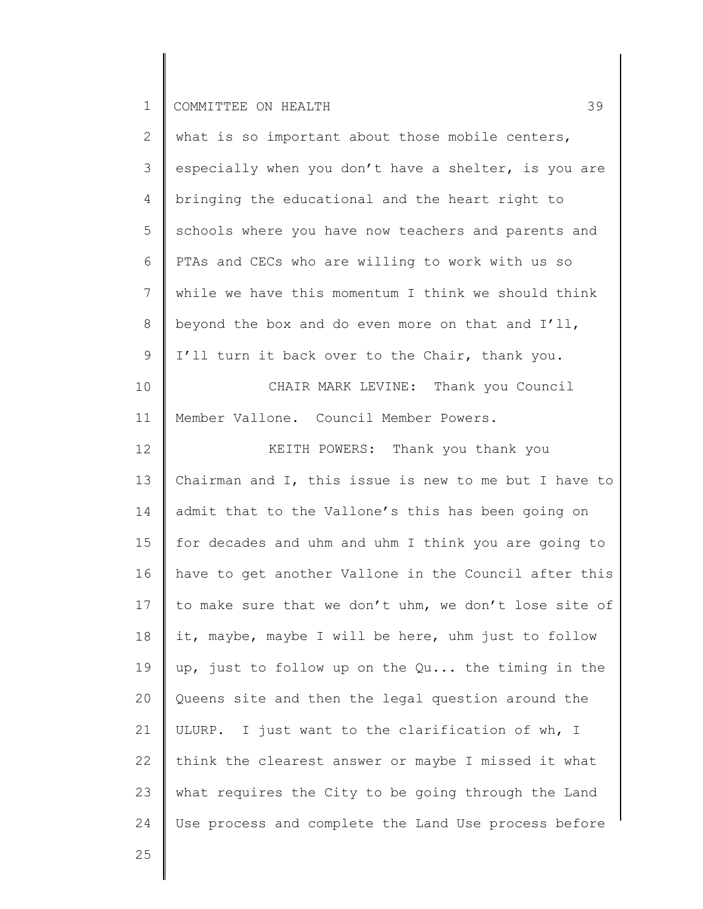what is so important about those mobile centers, especially when you don't have a shelter, is you are bringing the educational and the heart right to schools where you have now teachers and parents and PTAs and CECs who are willing to work with us so while we have this momentum I think we should think beyond the box and do even more on that and I'll, I'll turn it back over to the Chair, thank you.

CHAIR MARK LEVINE: Thank you Council Member Vallone. Council Member Powers.

KEITH POWERS: Thank you thank you Chairman and I, this issue is new to me but I have to admit that to the Vallone's this has been going on for decades and uhm and uhm I think you are going to have to get another Vallone in the Council after this to make sure that we don't uhm, we don't lose site of it, maybe, maybe I will be here, uhm just to follow up, just to follow up on the Qu... the timing in the Queens site and then the legal question around the ULURP. I just want to the clarification of wh, I think the clearest answer or maybe I missed it what what requires the City to be going through the Land Use process and complete the Land Use process before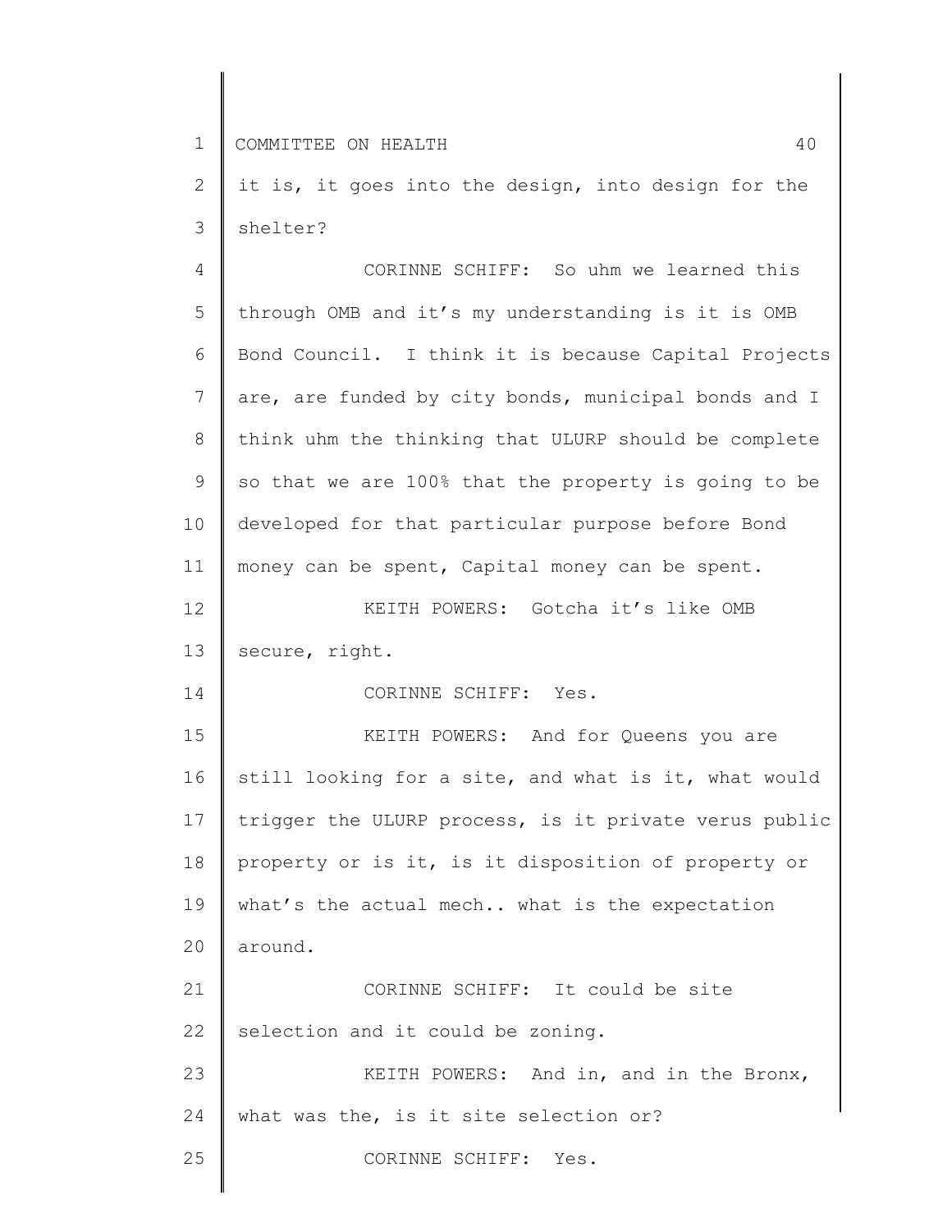it is, it goes into the design, into design for the shelter?

CORINNE SCHIFF: So uhm we learned this through OMB and it's my understanding is it is OMB Bond Council. I think it is because Capital Projects are, are funded by city bonds, municipal bonds and I think uhm the thinking that ULURP should be complete so that we are 100% that the property is going to be developed for that particular purpose before Bond money can be spent, Capital money can be spent.

KEITH POWERS: Gotcha it's like OMB secure, right.

CORINNE SCHIFF: Yes.

KEITH POWERS: And for Queens you are still looking for a site, and what is it, what would trigger the ULURP process, is it private verus public property or is it, is it disposition of property or what's the actual mech.. what is the expectation around.

CORINNE SCHIFF: It could be site selection and it could be zoning.

KEITH POWERS: And in, and in the Bronx, what was the, is it site selection or?

CORINNE SCHIFF: Yes.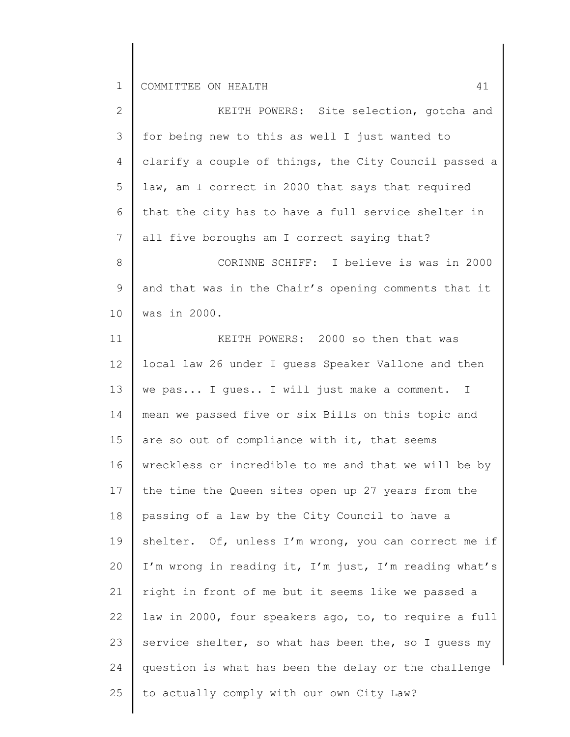KEITH POWERS: Site selection, gotcha and for being new to this as well I just wanted to clarify a couple of things, the City Council passed a law, am I correct in 2000 that says that required that the city has to have a full service shelter in all five boroughs am I correct saying that?

CORINNE SCHIFF: I believe is was in 2000 and that was in the Chair's opening comments that it was in 2000.

KEITH POWERS: 2000 so then that was local law 26 under I guess Speaker Vallone and then we pas... I gues.. I will just make a comment. I mean we passed five or six Bills on this topic and are so out of compliance with it, that seems wreckless or incredible to me and that we will be by the time the Queen sites open up 27 years from the passing of a law by the City Council to have a shelter. Of, unless I'm wrong, you can correct me if I'm wrong in reading it, I'm just, I'm reading what's right in front of me but it seems like we passed a law in 2000, four speakers ago, to, to require a full service shelter, so what has been the, so I guess my question is what has been the delay or the challenge to actually comply with our own City Law?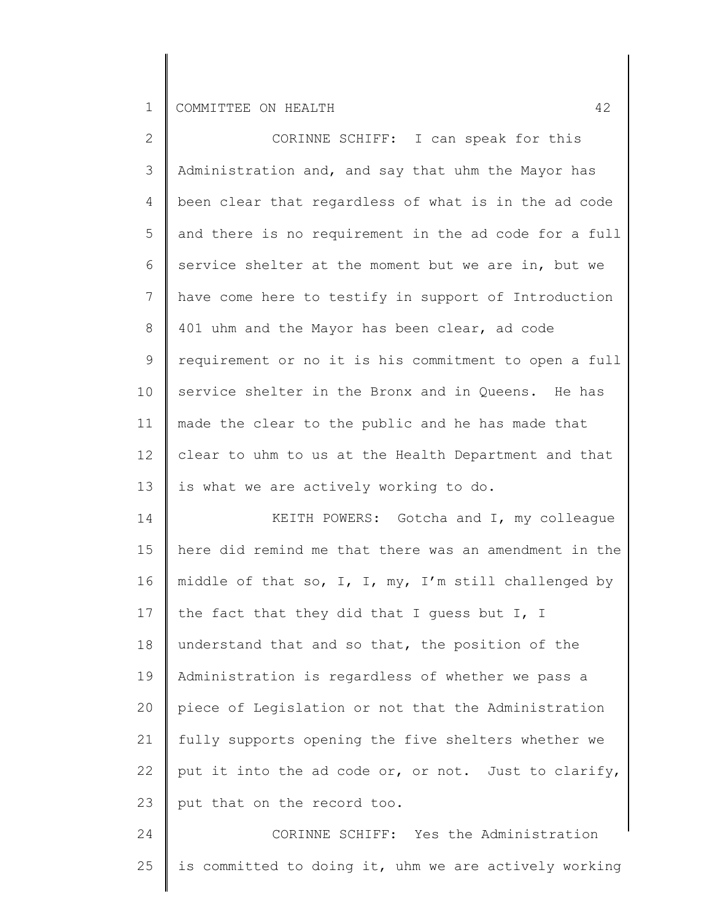CORINNE SCHIFF: I can speak for this Administration and, and say that uhm the Mayor has been clear that regardless of what is in the ad code and there is no requirement in the ad code for a full service shelter at the moment but we are in, but we have come here to testify in support of Introduction 401 uhm and the Mayor has been clear, ad code requirement or no it is his commitment to open a full service shelter in the Bronx and in Queens. He has made the clear to the public and he has made that clear to uhm to us at the Health Department and that is what we are actively working to do.

KEITH POWERS: Gotcha and I, my colleague here did remind me that there was an amendment in the middle of that so, I, I, my, I'm still challenged by the fact that they did that I guess but I, I understand that and so that, the position of the Administration is regardless of whether we pass a piece of Legislation or not that the Administration fully supports opening the five shelters whether we put it into the ad code or, or not. Just to clarify, put that on the record too.

CORINNE SCHIFF: Yes the Administration is committed to doing it, uhm we are actively working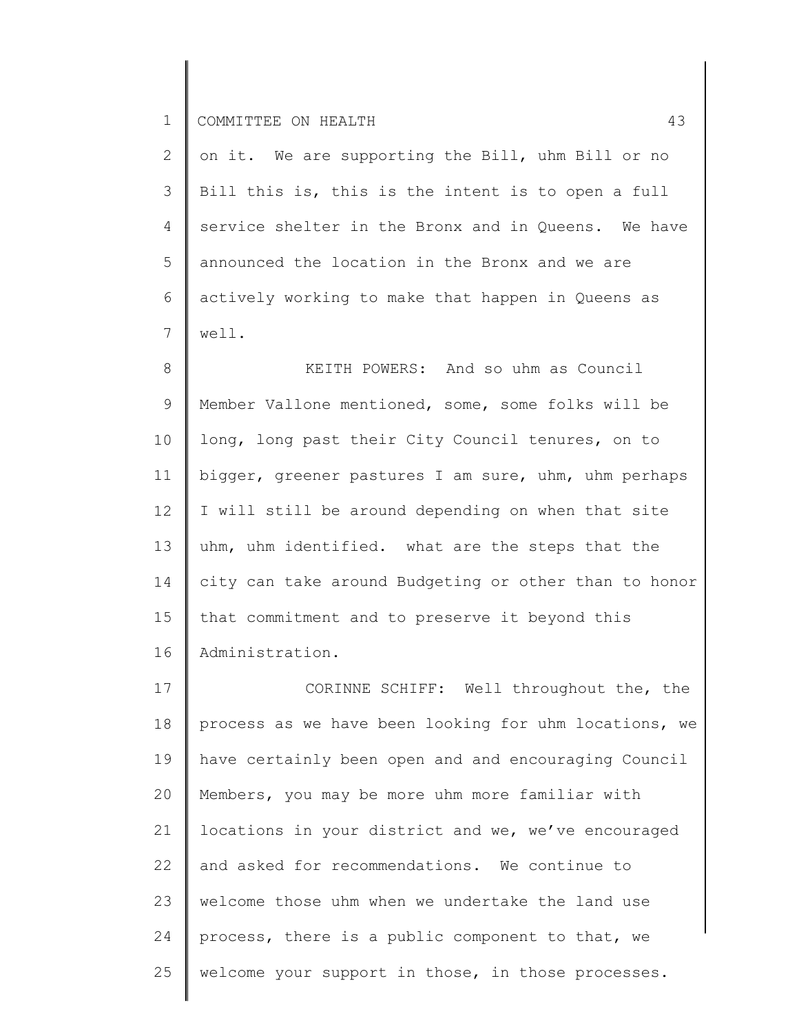on it. We are supporting the Bill, uhm Bill or no Bill this is, this is the intent is to open a full service shelter in the Bronx and in Queens. We have announced the location in the Bronx and we are actively working to make that happen in Queens as well.

KEITH POWERS: And so uhm as Council Member Vallone mentioned, some, some folks will be long, long past their City Council tenures, on to bigger, greener pastures I am sure, uhm, uhm perhaps I will still be around depending on when that site uhm, uhm identified. what are the steps that the city can take around Budgeting or other than to honor that commitment and to preserve it beyond this Administration.

CORINNE SCHIFF: Well throughout the, the process as we have been looking for uhm locations, we have certainly been open and and encouraging Council Members, you may be more uhm more familiar with locations in your district and we, we've encouraged and asked for recommendations. We continue to welcome those uhm when we undertake the land use process, there is a public component to that, we welcome your support in those, in those processes.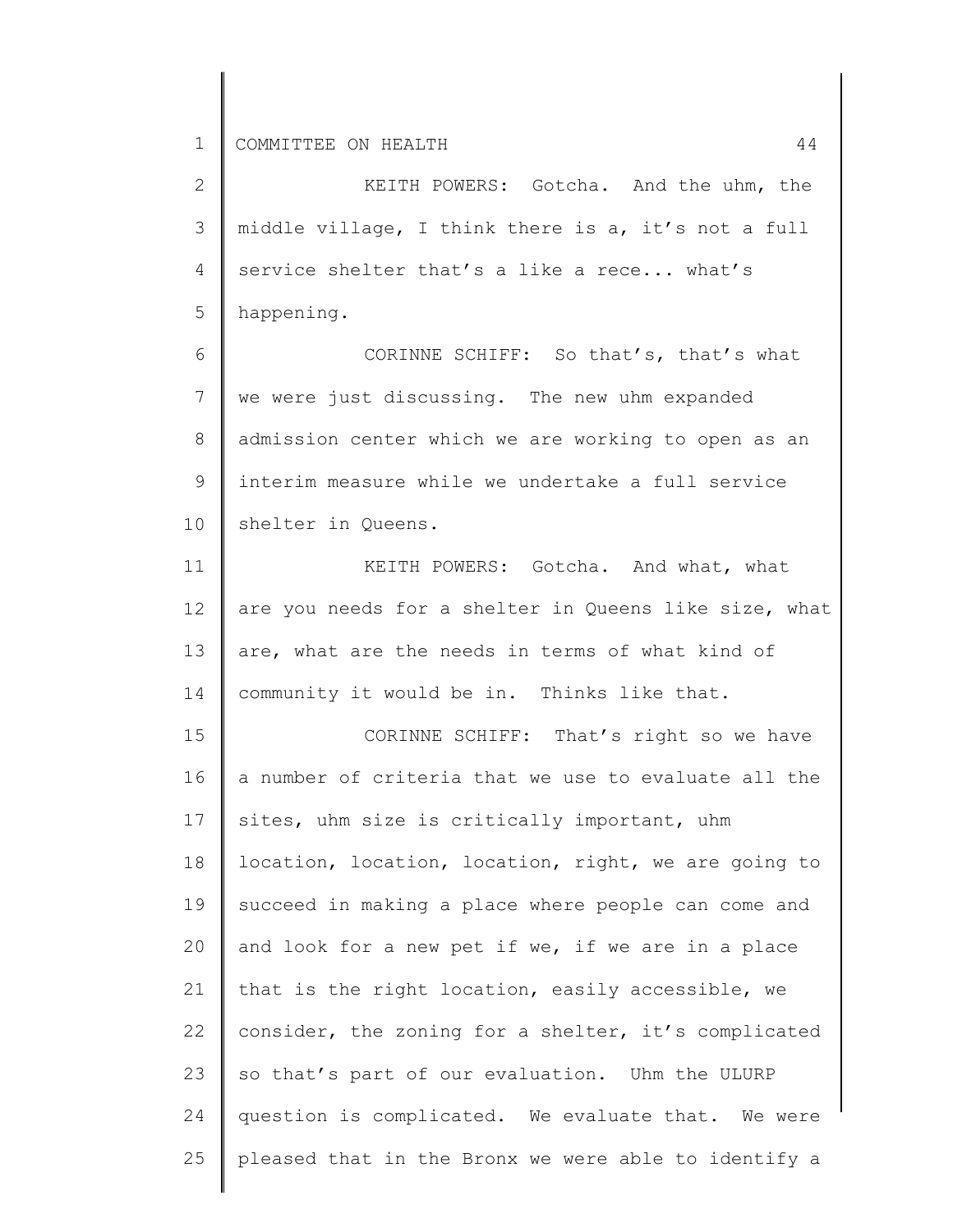KEITH POWERS: Gotcha. And the uhm, the middle village, I think there is a, it's not a full service shelter that's a like a rece... what's happening.

CORINNE SCHIFF: So that's, that's what we were just discussing. The new uhm expanded admission center which we are working to open as an interim measure while we undertake a full service shelter in Queens.

KEITH POWERS: Gotcha. And what, what are you needs for a shelter in Queens like size, what are, what are the needs in terms of what kind of community it would be in. Thinks like that.

CORINNE SCHIFF: That's right so we have a number of criteria that we use to evaluate all the sites, uhm size is critically important, uhm location, location, location, right, we are going to succeed in making a place where people can come and and look for a new pet if we, if we are in a place that is the right location, easily accessible, we consider, the zoning for a shelter, it's complicated so that's part of our evaluation. Uhm the ULURP question is complicated. We evaluate that. We were pleased that in the Bronx we were able to identify a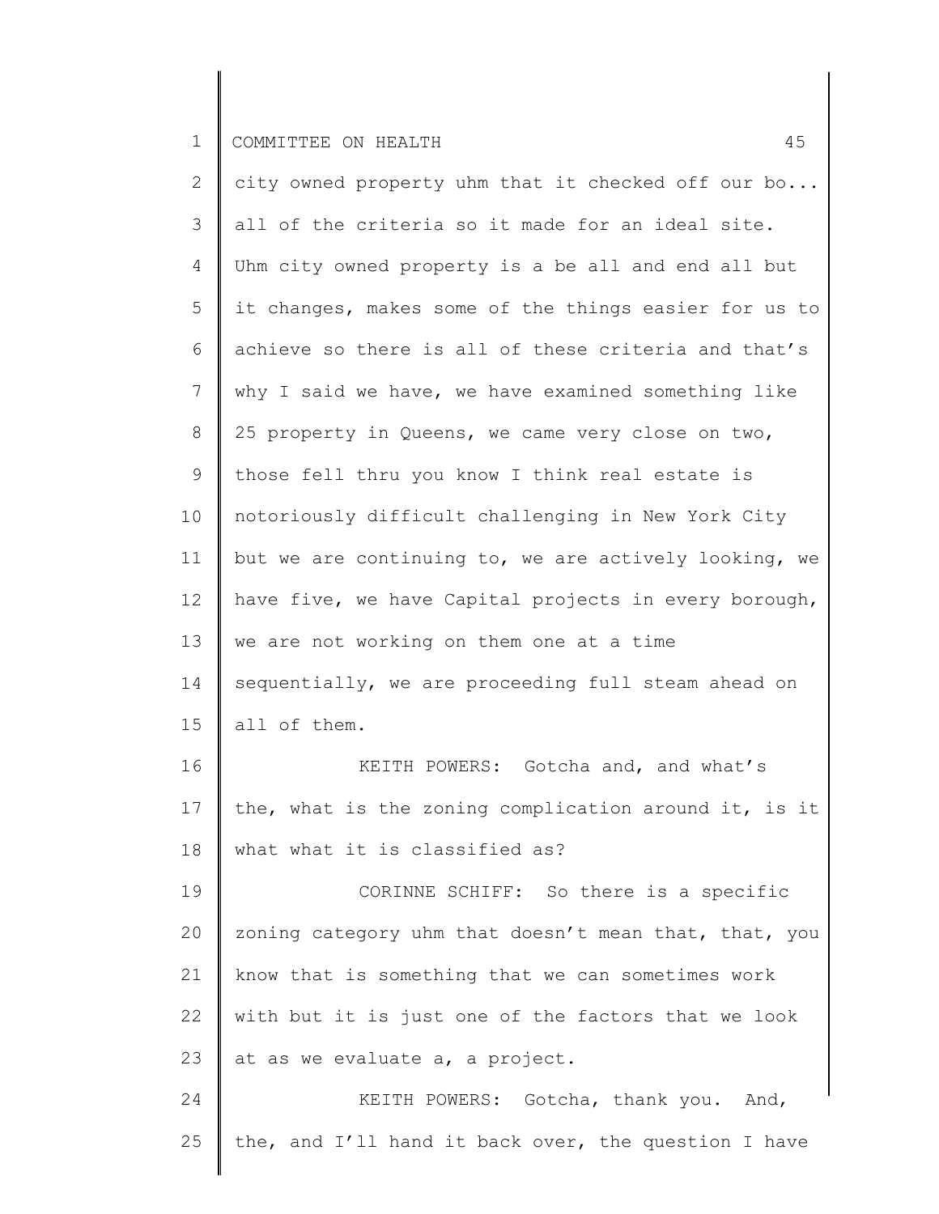city owned property uhm that it checked off our bo... all of the criteria so it made for an ideal site. Uhm city owned property is a be all and end all but it changes, makes some of the things easier for us to achieve so there is all of these criteria and that's why I said we have, we have examined something like 25 property in Queens, we came very close on two, those fell thru you know I think real estate is notoriously difficult challenging in New York City but we are continuing to, we are actively looking, we have five, we have Capital projects in every borough, we are not working on them one at a time sequentially, we are proceeding full steam ahead on all of them.

KEITH POWERS: Gotcha and, and what's the, what is the zoning complication around it, is it what what it is classified as?

CORINNE SCHIFF: So there is a specific zoning category uhm that doesn't mean that, that, you know that is something that we can sometimes work with but it is just one of the factors that we look at as we evaluate a, a project.

KEITH POWERS: Gotcha, thank you. And, the, and I'll hand it back over, the question I have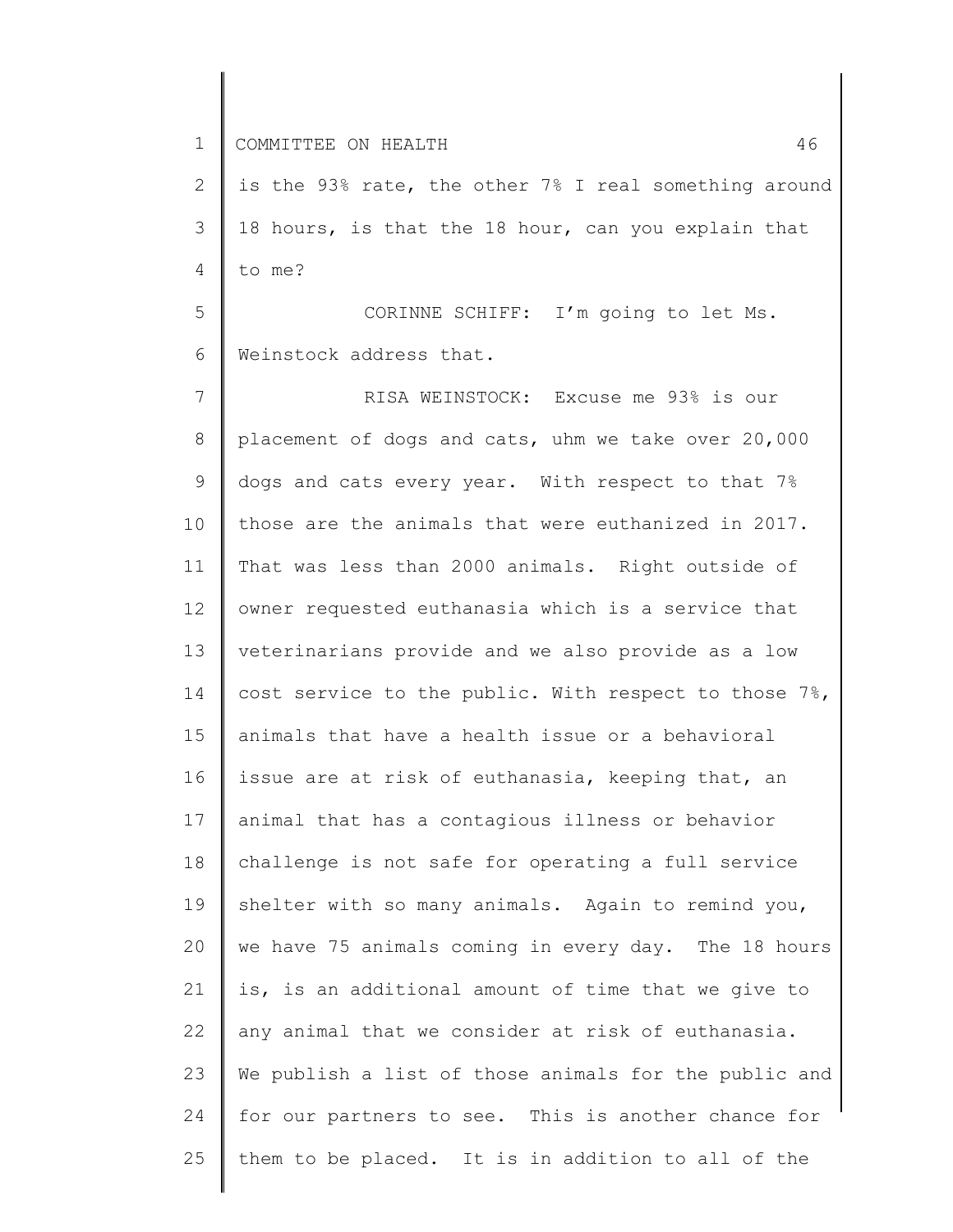is the 93% rate, the other 7% I real something around 18 hours, is that the 18 hour, can you explain that to me?

CORINNE SCHIFF: I'm going to let Ms. Weinstock address that.

RISA WEINSTOCK: Excuse me 93% is our placement of dogs and cats, uhm we take over 20,000 dogs and cats every year. With respect to that 7% those are the animals that were euthanized in 2017. That was less than 2000 animals. Right outside of owner requested euthanasia which is a service that veterinarians provide and we also provide as a low cost service to the public. With respect to those 7%, animals that have a health issue or a behavioral issue are at risk of euthanasia, keeping that, an animal that has a contagious illness or behavior challenge is not safe for operating a full service shelter with so many animals. Again to remind you, we have 75 animals coming in every day. The 18 hours is, is an additional amount of time that we give to any animal that we consider at risk of euthanasia. We publish a list of those animals for the public and for our partners to see. This is another chance for them to be placed. It is in addition to all of the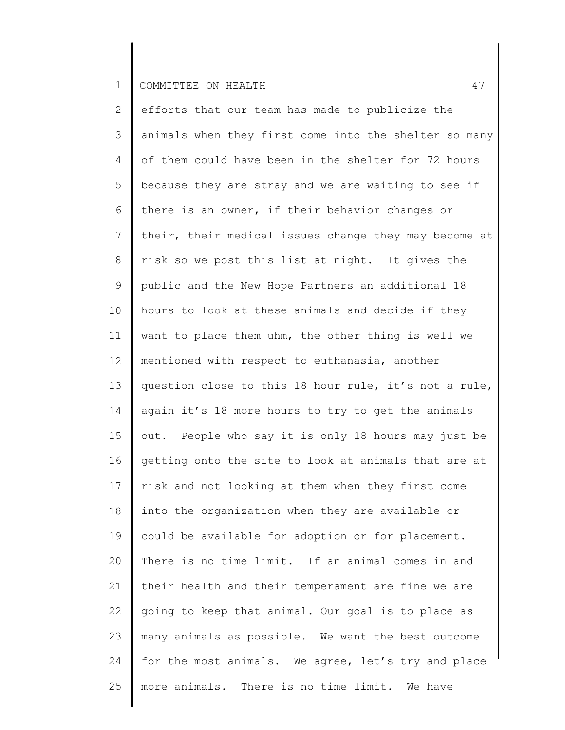efforts that our team has made to publicize the animals when they first come into the shelter so many of them could have been in the shelter for 72 hours because they are stray and we are waiting to see if there is an owner, if their behavior changes or their, their medical issues change they may become at risk so we post this list at night. It gives the public and the New Hope Partners an additional 18 hours to look at these animals and decide if they want to place them uhm, the other thing is well we mentioned with respect to euthanasia, another question close to this 18 hour rule, it's not a rule, again it's 18 more hours to try to get the animals out. People who say it is only 18 hours may just be getting onto the site to look at animals that are at risk and not looking at them when they first come into the organization when they are available or could be available for adoption or for placement. There is no time limit. If an animal comes in and their health and their temperament are fine we are going to keep that animal. Our goal is to place as many animals as possible. We want the best outcome for the most animals. We agree, let's try and place more animals. There is no time limit. We have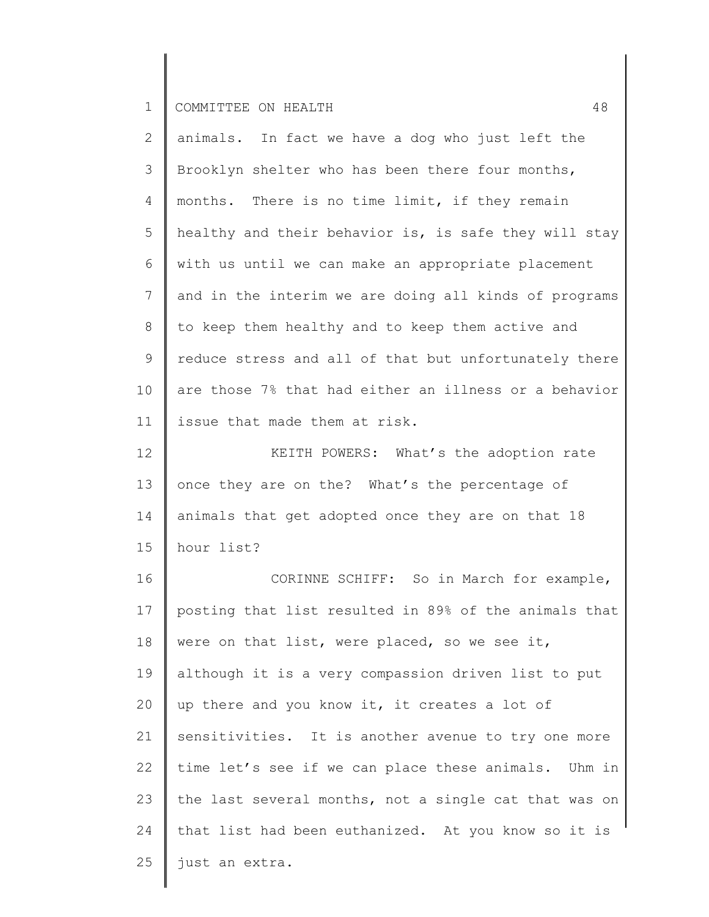animals. In fact we have a dog who just left the Brooklyn shelter who has been there four months, months. There is no time limit, if they remain healthy and their behavior is, is safe they will stay with us until we can make an appropriate placement and in the interim we are doing all kinds of programs to keep them healthy and to keep them active and reduce stress and all of that but unfortunately there are those 7% that had either an illness or a behavior issue that made them at risk.

KEITH POWERS: What's the adoption rate once they are on the? What's the percentage of animals that get adopted once they are on that 18 hour list?

CORINNE SCHIFF: So in March for example, posting that list resulted in 89% of the animals that were on that list, were placed, so we see it, although it is a very compassion driven list to put up there and you know it, it creates a lot of sensitivities. It is another avenue to try one more time let's see if we can place these animals. Uhm in the last several months, not a single cat that was on that list had been euthanized. At you know so it is just an extra.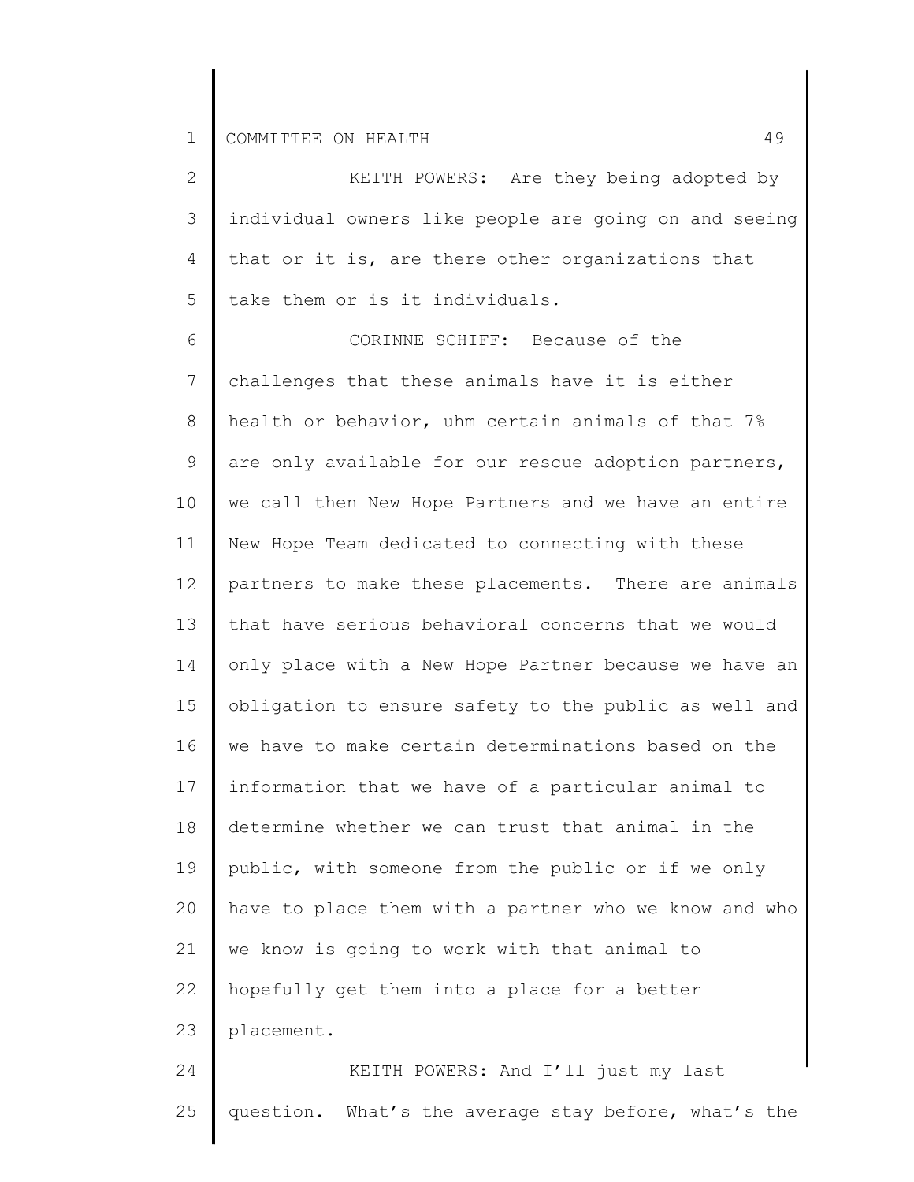KEITH POWERS: Are they being adopted by individual owners like people are going on and seeing that or it is, are there other organizations that take them or is it individuals.

CORINNE SCHIFF: Because of the challenges that these animals have it is either health or behavior, uhm certain animals of that 7% are only available for our rescue adoption partners, we call then New Hope Partners and we have an entire New Hope Team dedicated to connecting with these partners to make these placements. There are animals that have serious behavioral concerns that we would only place with a New Hope Partner because we have an obligation to ensure safety to the public as well and we have to make certain determinations based on the information that we have of a particular animal to determine whether we can trust that animal in the public, with someone from the public or if we only have to place them with a partner who we know and who we know is going to work with that animal to hopefully get them into a place for a better placement.

KEITH POWERS: And I'll just my last question. What's the average stay before, what's the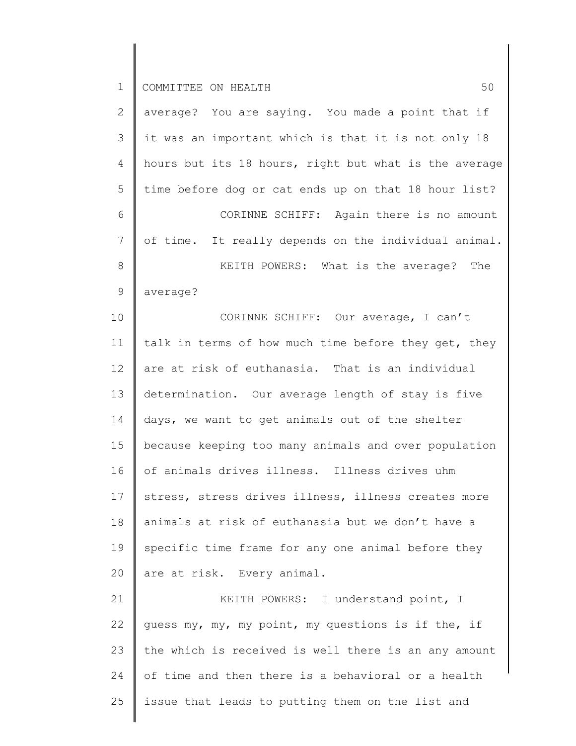average? You are saying. You made a point that if it was an important which is that it is not only 18 hours but its 18 hours, right but what is the average time before dog or cat ends up on that 18 hour list?

CORINNE SCHIFF: Again there is no amount of time. It really depends on the individual animal.

KEITH POWERS: What is the average? The average?

CORINNE SCHIFF: Our average, I can't talk in terms of how much time before they get, they are at risk of euthanasia. That is an individual determination. Our average length of stay is five days, we want to get animals out of the shelter because keeping too many animals and over population of animals drives illness. Illness drives uhm stress, stress drives illness, illness creates more animals at risk of euthanasia but we don't have a specific time frame for any one animal before they are at risk. Every animal.

KEITH POWERS: I understand point, I guess my, my, my point, my questions is if the, if the which is received is well there is an any amount of time and then there is a behavioral or a health issue that leads to putting them on the list and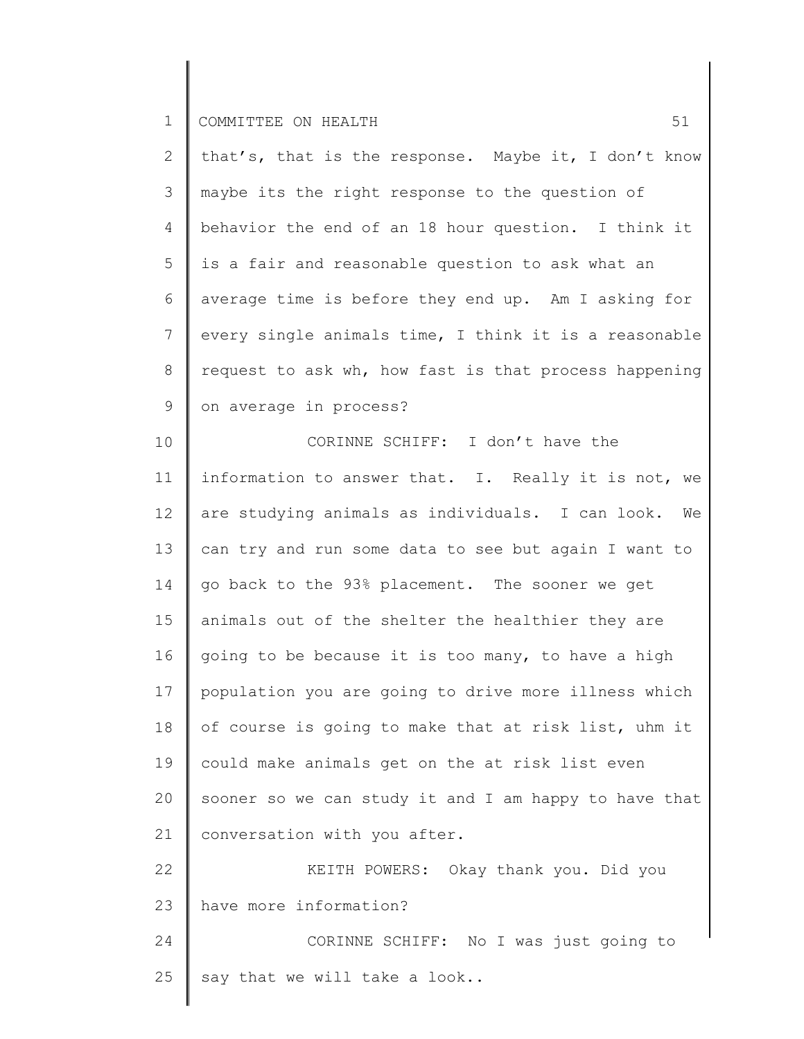that's, that is the response. Maybe it, I don't know maybe its the right response to the question of behavior the end of an 18 hour question. I think it is a fair and reasonable question to ask what an average time is before they end up. Am I asking for every single animals time, I think it is a reasonable request to ask wh, how fast is that process happening on average in process?

CORINNE SCHIFF: I don't have the information to answer that. I. Really it is not, we are studying animals as individuals. I can look. We can try and run some data to see but again I want to go back to the 93% placement. The sooner we get animals out of the shelter the healthier they are going to be because it is too many, to have a high population you are going to drive more illness which of course is going to make that at risk list, uhm it could make animals get on the at risk list even sooner so we can study it and I am happy to have that conversation with you after.

KEITH POWERS: Okay thank you. Did you have more information?

CORINNE SCHIFF: No I was just going to say that we will take a look..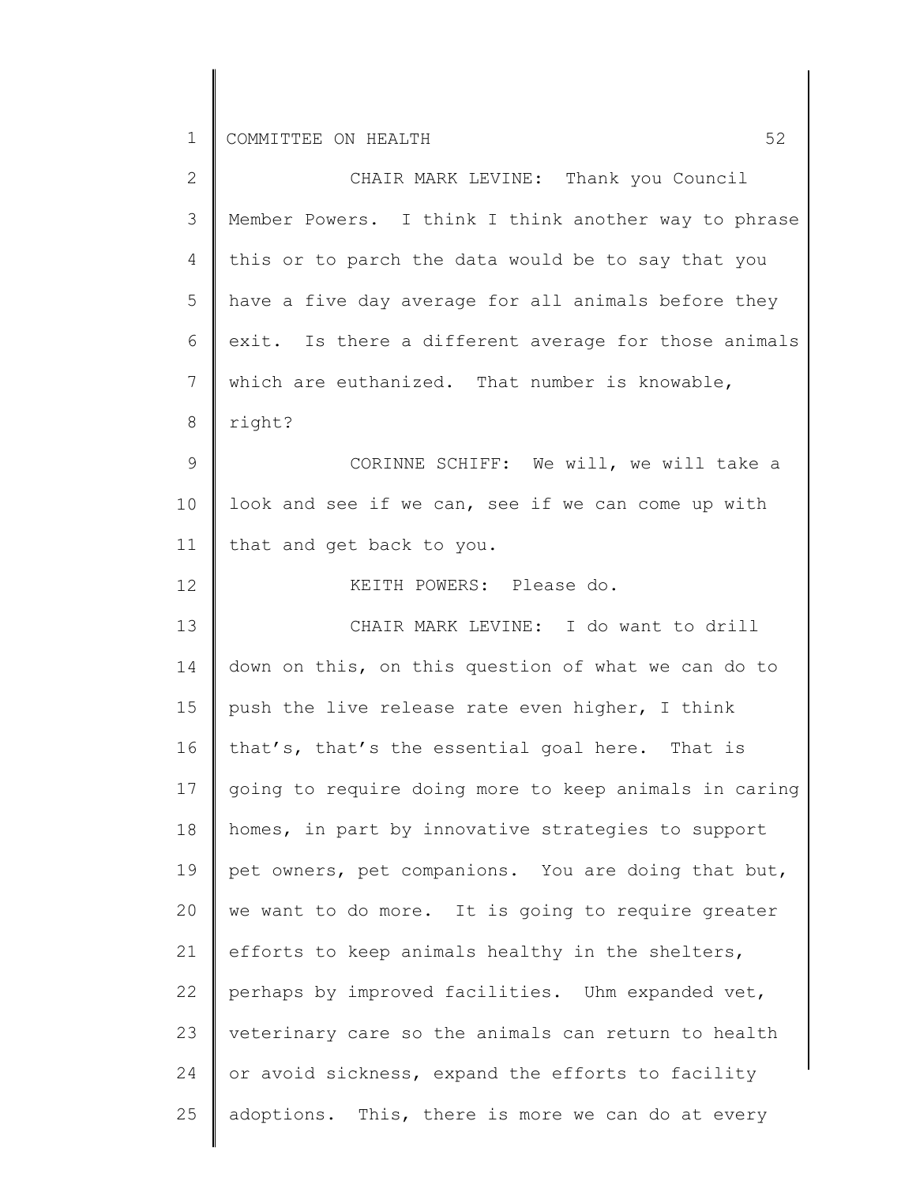CHAIR MARK LEVINE: Thank you Council Member Powers. I think I think another way to phrase this or to parch the data would be to say that you have a five day average for all animals before they exit. Is there a different average for those animals which are euthanized. That number is knowable, right?

CORINNE SCHIFF: We will, we will take a look and see if we can, see if we can come up with that and get back to you.

KEITH POWERS: Please do.

CHAIR MARK LEVINE: I do want to drill down on this, on this question of what we can do to push the live release rate even higher, I think that's, that's the essential goal here. That is going to require doing more to keep animals in caring homes, in part by innovative strategies to support pet owners, pet companions. You are doing that but, we want to do more. It is going to require greater efforts to keep animals healthy in the shelters, perhaps by improved facilities. Uhm expanded vet, veterinary care so the animals can return to health or avoid sickness, expand the efforts to facility adoptions. This, there is more we can do at every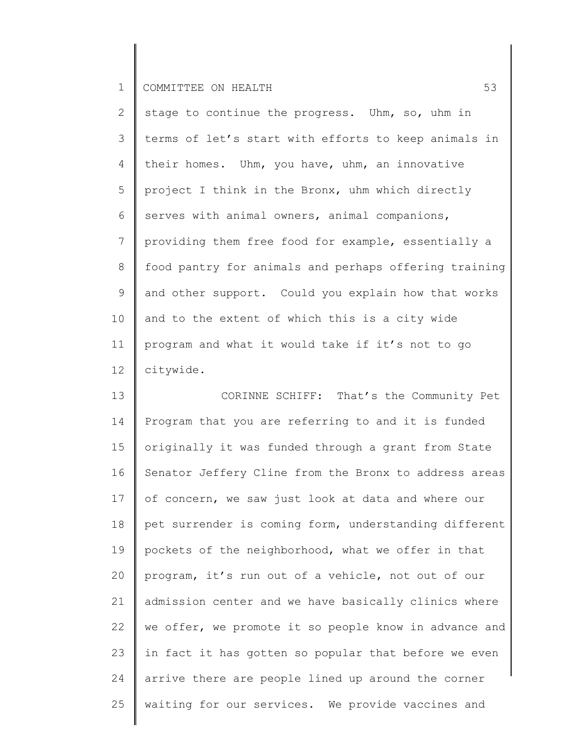stage to continue the progress. Uhm, so, uhm in terms of let's start with efforts to keep animals in their homes. Uhm, you have, uhm, an innovative project I think in the Bronx, uhm which directly serves with animal owners, animal companions, providing them free food for example, essentially a food pantry for animals and perhaps offering training and other support. Could you explain how that works and to the extent of which this is a city wide program and what it would take if it's not to go citywide.

CORINNE SCHIFF: That's the Community Pet Program that you are referring to and it is funded originally it was funded through a grant from State Senator Jeffery Cline from the Bronx to address areas of concern, we saw just look at data and where our pet surrender is coming form, understanding different pockets of the neighborhood, what we offer in that program, it's run out of a vehicle, not out of our admission center and we have basically clinics where we offer, we promote it so people know in advance and in fact it has gotten so popular that before we even arrive there are people lined up around the corner waiting for our services. We provide vaccines and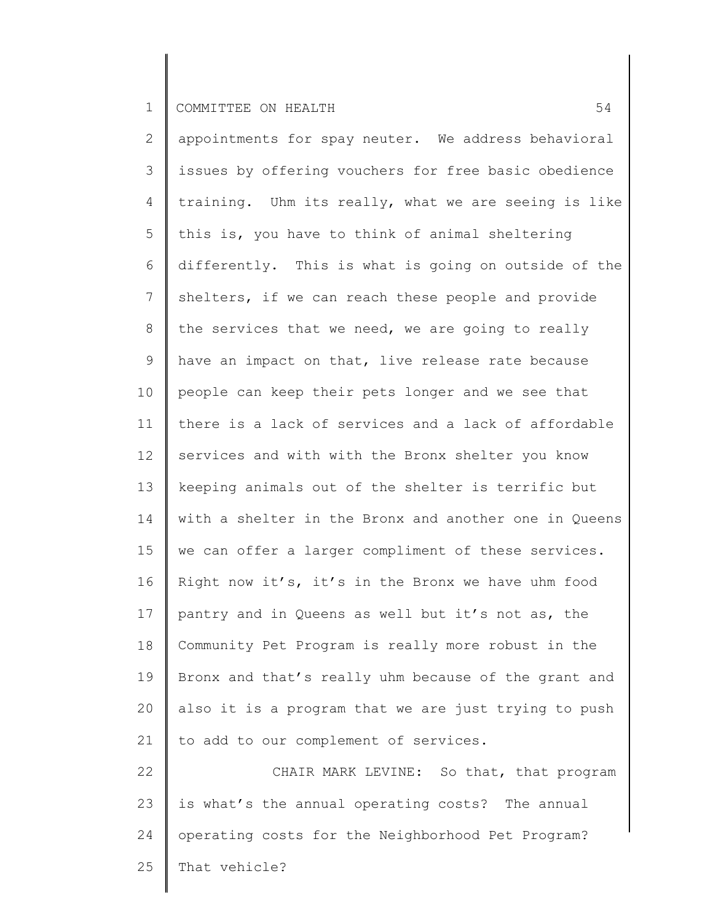appointments for spay neuter. We address behavioral issues by offering vouchers for free basic obedience training. Uhm its really, what we are seeing is like this is, you have to think of animal sheltering differently. This is what is going on outside of the shelters, if we can reach these people and provide the services that we need, we are going to really have an impact on that, live release rate because people can keep their pets longer and we see that there is a lack of services and a lack of affordable services and with with the Bronx shelter you know keeping animals out of the shelter is terrific but with a shelter in the Bronx and another one in Queens we can offer a larger compliment of these services. Right now it's, it's in the Bronx we have uhm food pantry and in Queens as well but it's not as, the Community Pet Program is really more robust in the Bronx and that's really uhm because of the grant and also it is a program that we are just trying to push to add to our complement of services.

CHAIR MARK LEVINE: So that, that program is what's the annual operating costs? The annual operating costs for the Neighborhood Pet Program? That vehicle?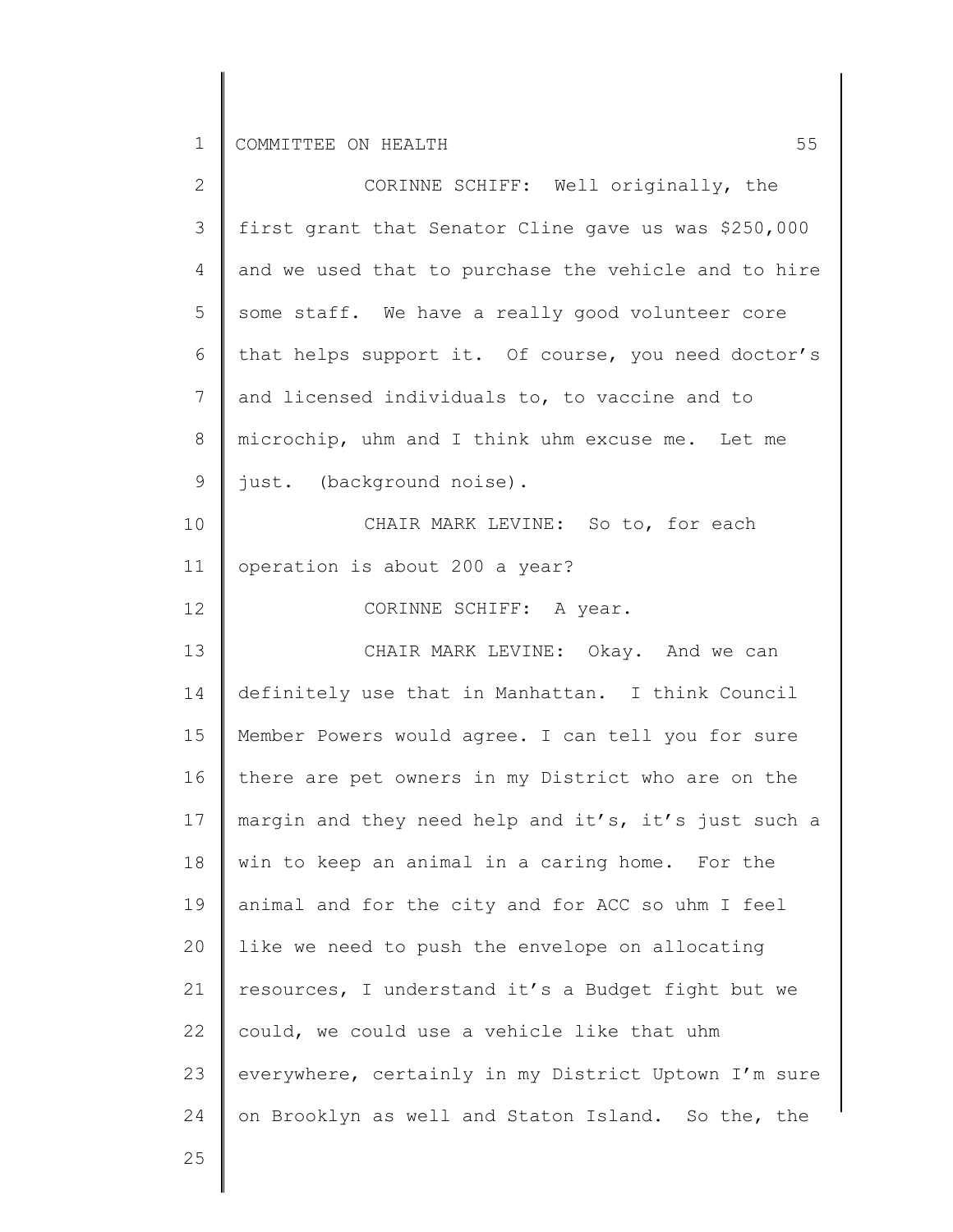CORINNE SCHIFF: Well originally, the first grant that Senator Cline gave us was $250,000 and we used that to purchase the vehicle and to hire some staff. We have a really good volunteer core that helps support it. Of course, you need doctor's and licensed individuals to, to vaccine and to microchip, uhm and I think uhm excuse me. Let me just. (background noise).

CHAIR MARK LEVINE: So to, for each operation is about 200 a year?

CORINNE SCHIFF: A year.

CHAIR MARK LEVINE: Okay. And we can definitely use that in Manhattan. I think Council Member Powers would agree. I can tell you for sure there are pet owners in my District who are on the margin and they need help and it's, it's just such a win to keep an animal in a caring home. For the animal and for the city and for ACC so uhm I feel like we need to push the envelope on allocating resources, I understand it's a Budget fight but we could, we could use a vehicle like that uhm everywhere, certainly in my District Uptown I'm sure on Brooklyn as well and Staton Island. So the, the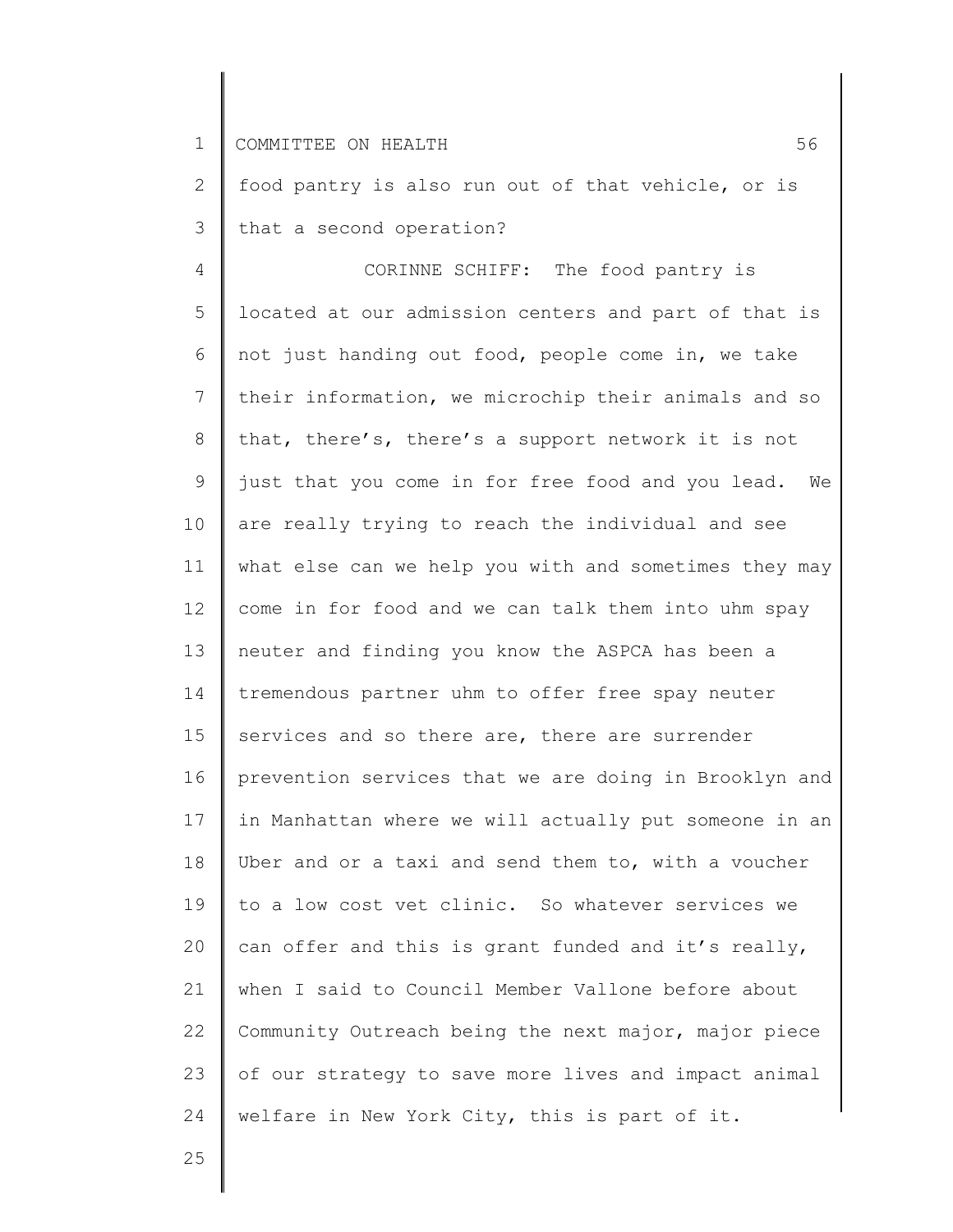food pantry is also run out of that vehicle, or is that a second operation?

CORINNE SCHIFF: The food pantry is located at our admission centers and part of that is not just handing out food, people come in, we take their information, we microchip their animals and so that, there's, there's a support network it is not just that you come in for free food and you lead. We are really trying to reach the individual and see what else can we help you with and sometimes they may come in for food and we can talk them into uhm spay neuter and finding you know the ASPCA has been a tremendous partner uhm to offer free spay neuter services and so there are, there are surrender prevention services that we are doing in Brooklyn and in Manhattan where we will actually put someone in an Uber and or a taxi and send them to, with a voucher to a low cost vet clinic. So whatever services we can offer and this is grant funded and it's really, when I said to Council Member Vallone before about Community Outreach being the next major, major piece of our strategy to save more lives and impact animal welfare in New York City, this is part of it.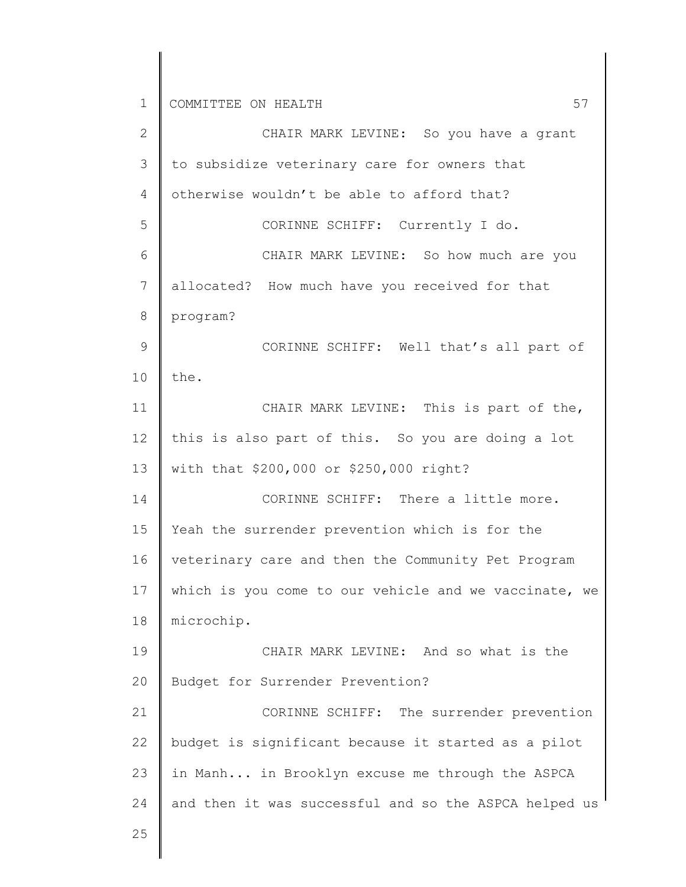CHAIR MARK LEVINE: So you have a grant to subsidize veterinary care for owners that otherwise wouldn't be able to afford that?

CORINNE SCHIFF: Currently I do.

CHAIR MARK LEVINE: So how much are you allocated? How much have you received for that program?

CORINNE SCHIFF: Well that's all part of the.

CHAIR MARK LEVINE: This is part of the, this is also part of this. So you are doing a lot with that $200,000 or $250,000 right?

CORINNE SCHIFF: There a little more. Yeah the surrender prevention which is for the veterinary care and then the Community Pet Program which is you come to our vehicle and we vaccinate, we microchip.

CHAIR MARK LEVINE: And so what is the Budget for Surrender Prevention?

CORINNE SCHIFF: The surrender prevention budget is significant because it started as a pilot in Manh... in Brooklyn excuse me through the ASPCA and then it was successful and so the ASPCA helped us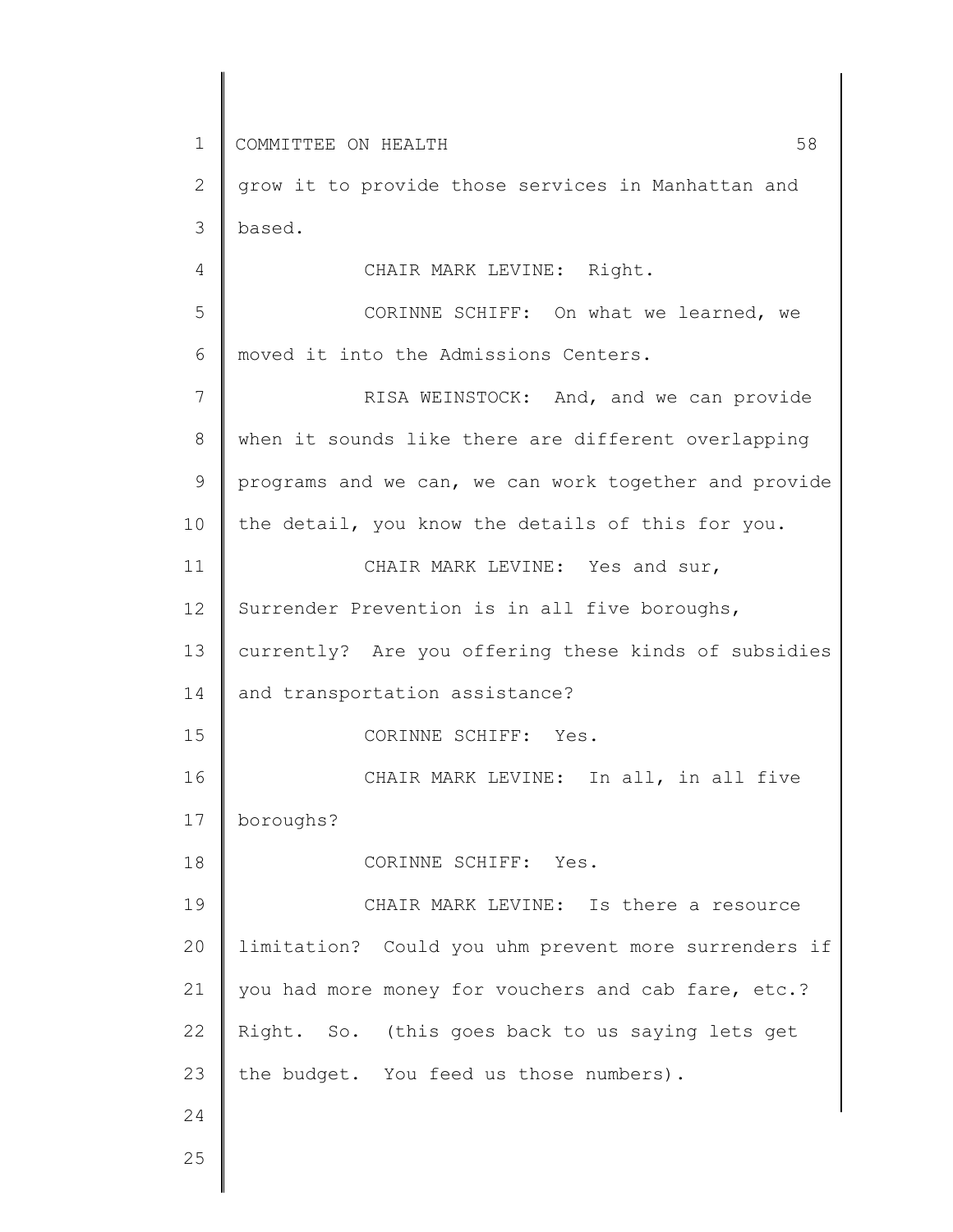grow it to provide those services in Manhattan and based.

CHAIR MARK LEVINE: Right.

CORINNE SCHIFF: On what we learned, we moved it into the Admissions Centers.

RISA WEINSTOCK: And, and we can provide when it sounds like there are different overlapping programs and we can, we can work together and provide the detail, you know the details of this for you.

CHAIR MARK LEVINE: Yes and sur, Surrender Prevention is in all five boroughs, currently? Are you offering these kinds of subsidies and transportation assistance?

CORINNE SCHIFF: Yes.

CHAIR MARK LEVINE: In all, in all five boroughs?

CORINNE SCHIFF: Yes.

CHAIR MARK LEVINE: Is there a resource limitation? Could you uhm prevent more surrenders if you had more money for vouchers and cab fare, etc.? Right. So. (this goes back to us saying lets get the budget. You feed us those numbers).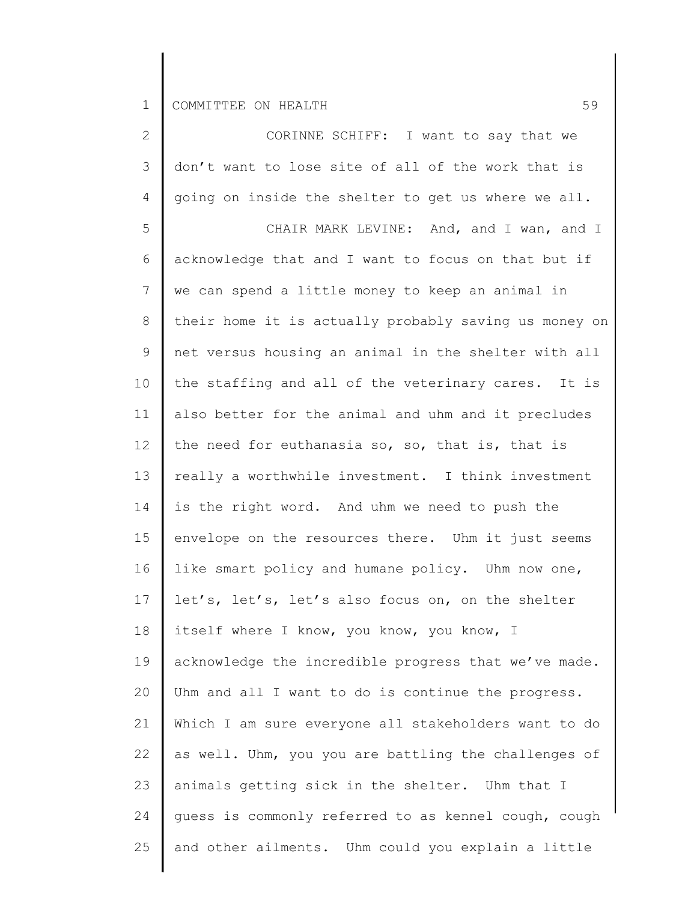CORINNE SCHIFF: I want to say that we don't want to lose site of all of the work that is going on inside the shelter to get us where we all.

CHAIR MARK LEVINE: And, and I wan, and I acknowledge that and I want to focus on that but if we can spend a little money to keep an animal in their home it is actually probably saving us money on net versus housing an animal in the shelter with all the staffing and all of the veterinary cares. It is also better for the animal and uhm and it precludes the need for euthanasia so, so, that is, that is really a worthwhile investment. I think investment is the right word. And uhm we need to push the envelope on the resources there. Uhm it just seems like smart policy and humane policy. Uhm now one, let's, let's, let's also focus on, on the shelter itself where I know, you know, you know, I acknowledge the incredible progress that we've made. Uhm and all I want to do is continue the progress. Which I am sure everyone all stakeholders want to do as well. Uhm, you you are battling the challenges of animals getting sick in the shelter. Uhm that I guess is commonly referred to as kennel cough, cough and other ailments. Uhm could you explain a little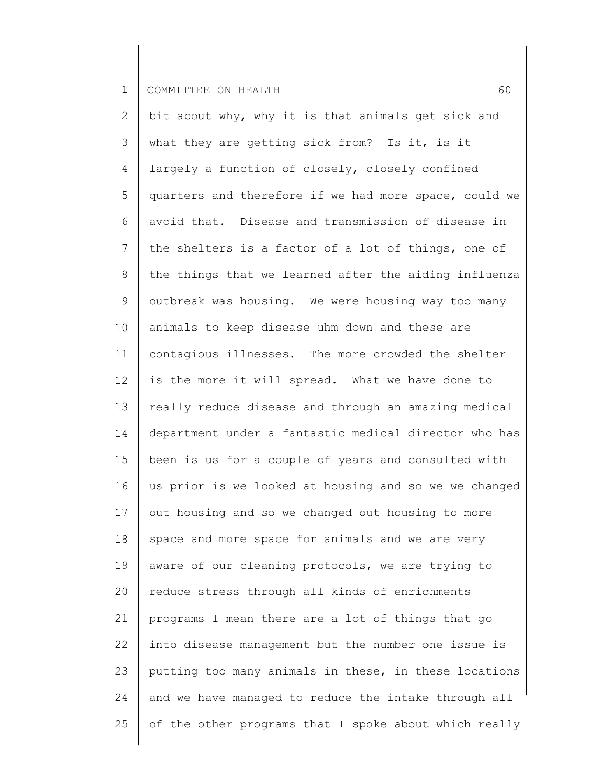bit about why, why it is that animals get sick and what they are getting sick from? Is it, is it largely a function of closely, closely confined quarters and therefore if we had more space, could we avoid that. Disease and transmission of disease in the shelters is a factor of a lot of things, one of the things that we learned after the aiding influenza outbreak was housing. We were housing way too many animals to keep disease uhm down and these are contagious illnesses. The more crowded the shelter is the more it will spread. What we have done to really reduce disease and through an amazing medical department under a fantastic medical director who has been is us for a couple of years and consulted with us prior is we looked at housing and so we we changed out housing and so we changed out housing to more space and more space for animals and we are very aware of our cleaning protocols, we are trying to reduce stress through all kinds of enrichments programs I mean there are a lot of things that go into disease management but the number one issue is putting too many animals in these, in these locations and we have managed to reduce the intake through all of the other programs that I spoke about which really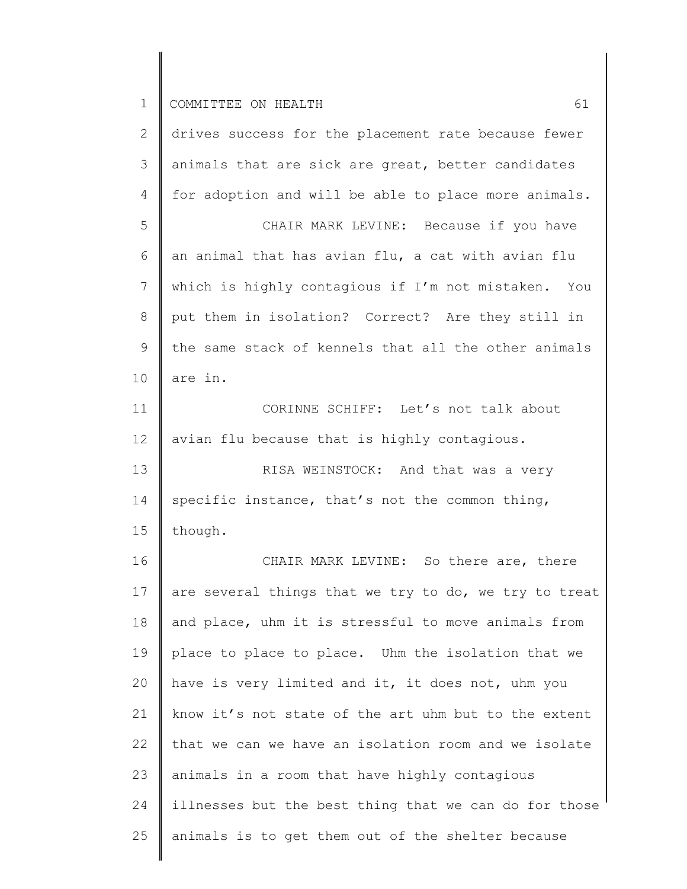drives success for the placement rate because fewer animals that are sick are great, better candidates for adoption and will be able to place more animals.

CHAIR MARK LEVINE: Because if you have an animal that has avian flu, a cat with avian flu which is highly contagious if I'm not mistaken. You put them in isolation? Correct? Are they still in the same stack of kennels that all the other animals are in.

CORINNE SCHIFF: Let's not talk about avian flu because that is highly contagious.

RISA WEINSTOCK: And that was a very specific instance, that's not the common thing, though.

CHAIR MARK LEVINE: So there are, there are several things that we try to do, we try to treat and place, uhm it is stressful to move animals from place to place to place. Uhm the isolation that we have is very limited and it, it does not, uhm you know it's not state of the art uhm but to the extent that we can we have an isolation room and we isolate animals in a room that have highly contagious illnesses but the best thing that we can do for those animals is to get them out of the shelter because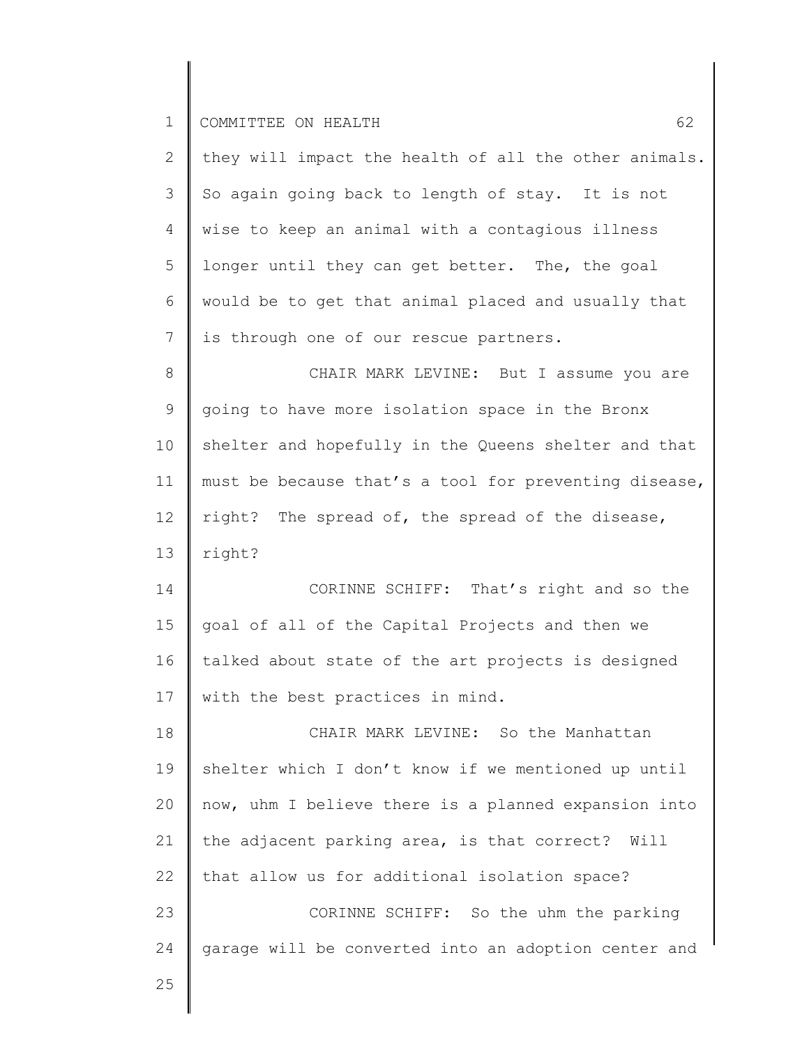they will impact the health of all the other animals. So again going back to length of stay. It is not wise to keep an animal with a contagious illness longer until they can get better. The, the goal would be to get that animal placed and usually that is through one of our rescue partners.

CHAIR MARK LEVINE: But I assume you are going to have more isolation space in the Bronx shelter and hopefully in the Queens shelter and that must be because that's a tool for preventing disease, right? The spread of, the spread of the disease, right?

CORINNE SCHIFF: That's right and so the goal of all of the Capital Projects and then we talked about state of the art projects is designed with the best practices in mind.

CHAIR MARK LEVINE: So the Manhattan shelter which I don't know if we mentioned up until now, uhm I believe there is a planned expansion into the adjacent parking area, is that correct? Will that allow us for additional isolation space?

CORINNE SCHIFF: So the uhm the parking garage will be converted into an adoption center and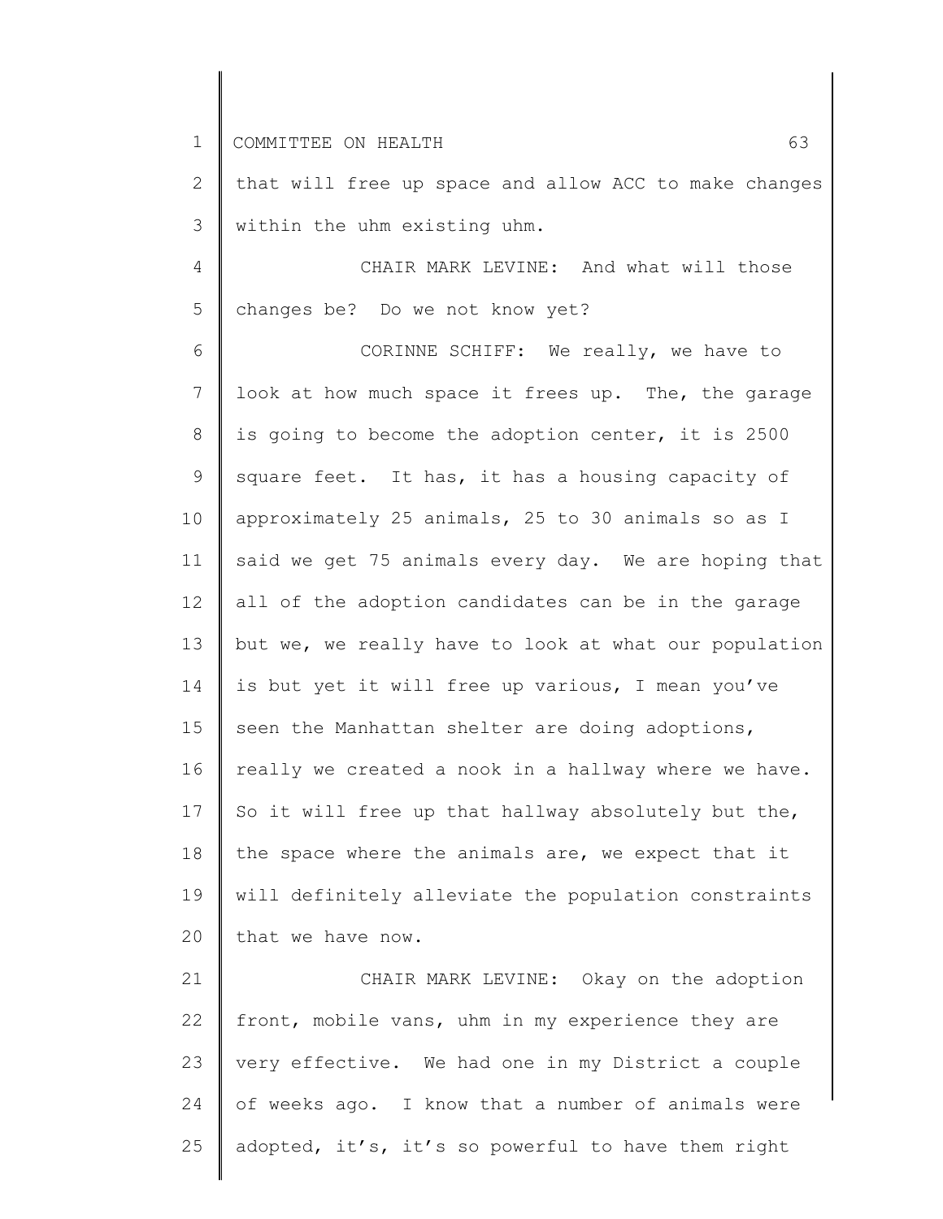that will free up space and allow ACC to make changes within the uhm existing uhm.

CHAIR MARK LEVINE: And what will those changes be? Do we not know yet?

CORINNE SCHIFF: We really, we have to look at how much space it frees up. The, the garage is going to become the adoption center, it is 2500 square feet. It has, it has a housing capacity of approximately 25 animals, 25 to 30 animals so as I said we get 75 animals every day. We are hoping that all of the adoption candidates can be in the garage but we, we really have to look at what our population is but yet it will free up various, I mean you've seen the Manhattan shelter are doing adoptions, really we created a nook in a hallway where we have. So it will free up that hallway absolutely but the, the space where the animals are, we expect that it will definitely alleviate the population constraints that we have now.

CHAIR MARK LEVINE: Okay on the adoption front, mobile vans, uhm in my experience they are very effective. We had one in my District a couple of weeks ago. I know that a number of animals were adopted, it's, it's so powerful to have them right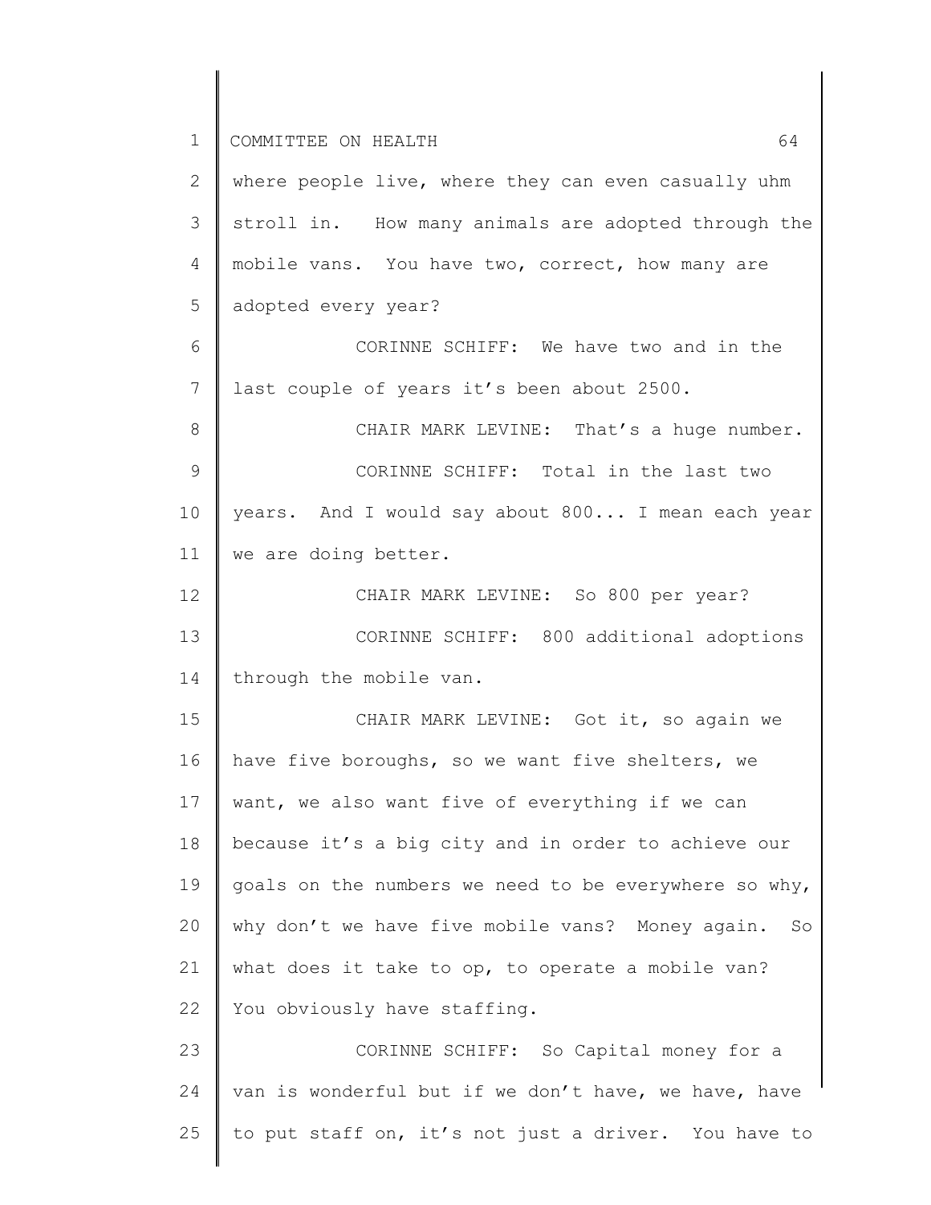where people live, where they can even casually uhm stroll in. How many animals are adopted through the mobile vans. You have two, correct, how many are adopted every year?

CORINNE SCHIFF: We have two and in the last couple of years it's been about 2500.

CHAIR MARK LEVINE: That's a huge number.

CORINNE SCHIFF: Total in the last two years. And I would say about 800... I mean each year we are doing better.

CHAIR MARK LEVINE: So 800 per year?

CORINNE SCHIFF: 800 additional adoptions through the mobile van.

CHAIR MARK LEVINE: Got it, so again we have five boroughs, so we want five shelters, we want, we also want five of everything if we can because it's a big city and in order to achieve our goals on the numbers we need to be everywhere so why, why don't we have five mobile vans? Money again. So what does it take to op, to operate a mobile van? You obviously have staffing.

CORINNE SCHIFF: So Capital money for a van is wonderful but if we don't have, we have, have to put staff on, it's not just a driver. You have to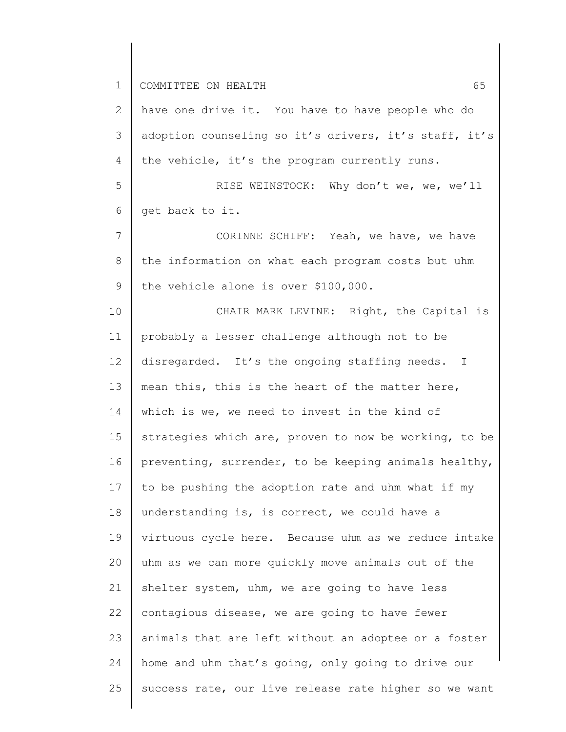have one drive it. You have to have people who do adoption counseling so it's drivers, it's staff, it's the vehicle, it's the program currently runs.

RISE WEINSTOCK: Why don't we, we, we'll get back to it.

CORINNE SCHIFF: Yeah, we have, we have the information on what each program costs but uhm the vehicle alone is over $100,000.

CHAIR MARK LEVINE: Right, the Capital is probably a lesser challenge although not to be disregarded. It's the ongoing staffing needs. I mean this, this is the heart of the matter here, which is we, we need to invest in the kind of strategies which are, proven to now be working, to be preventing, surrender, to be keeping animals healthy, to be pushing the adoption rate and uhm what if my understanding is, is correct, we could have a virtuous cycle here. Because uhm as we reduce intake uhm as we can more quickly move animals out of the shelter system, uhm, we are going to have less contagious disease, we are going to have fewer animals that are left without an adoptee or a foster home and uhm that's going, only going to drive our success rate, our live release rate higher so we want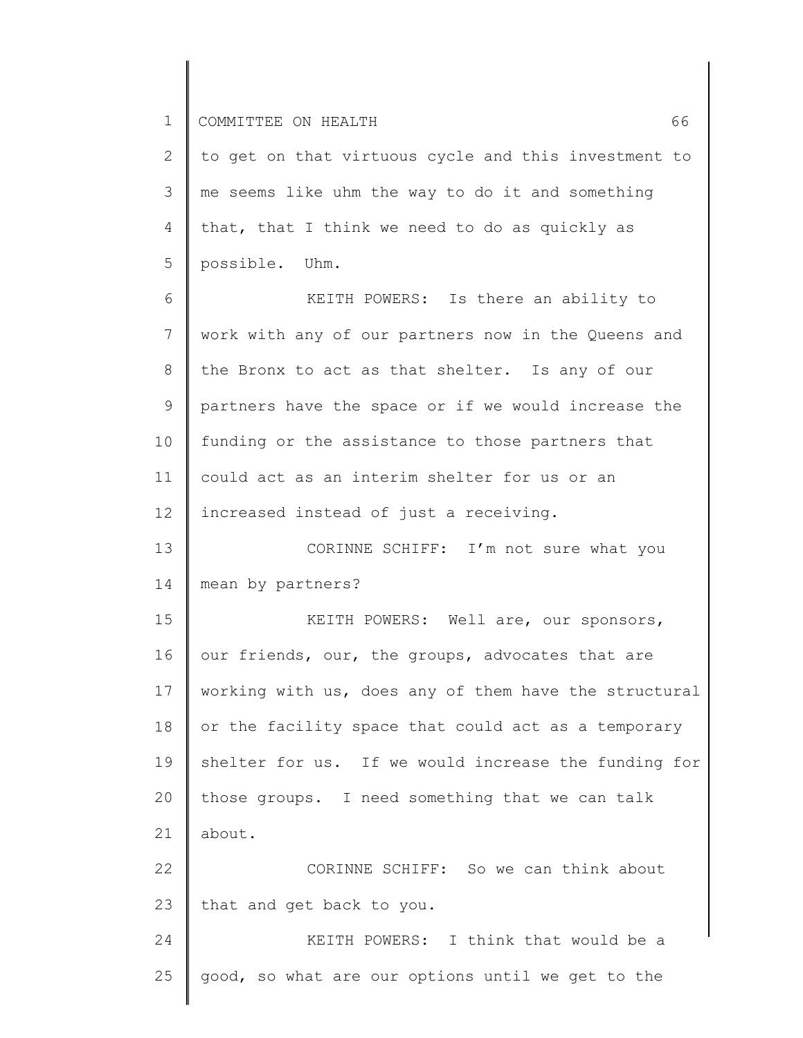to get on that virtuous cycle and this investment to me seems like uhm the way to do it and something that, that I think we need to do as quickly as possible. Uhm.

KEITH POWERS: Is there an ability to work with any of our partners now in the Queens and the Bronx to act as that shelter. Is any of our partners have the space or if we would increase the funding or the assistance to those partners that could act as an interim shelter for us or an increased instead of just a receiving.

CORINNE SCHIFF: I'm not sure what you mean by partners?

KEITH POWERS: Well are, our sponsors, our friends, our, the groups, advocates that are working with us, does any of them have the structural or the facility space that could act as a temporary shelter for us. If we would increase the funding for those groups. I need something that we can talk about.

CORINNE SCHIFF: So we can think about that and get back to you.

KEITH POWERS: I think that would be a good, so what are our options until we get to the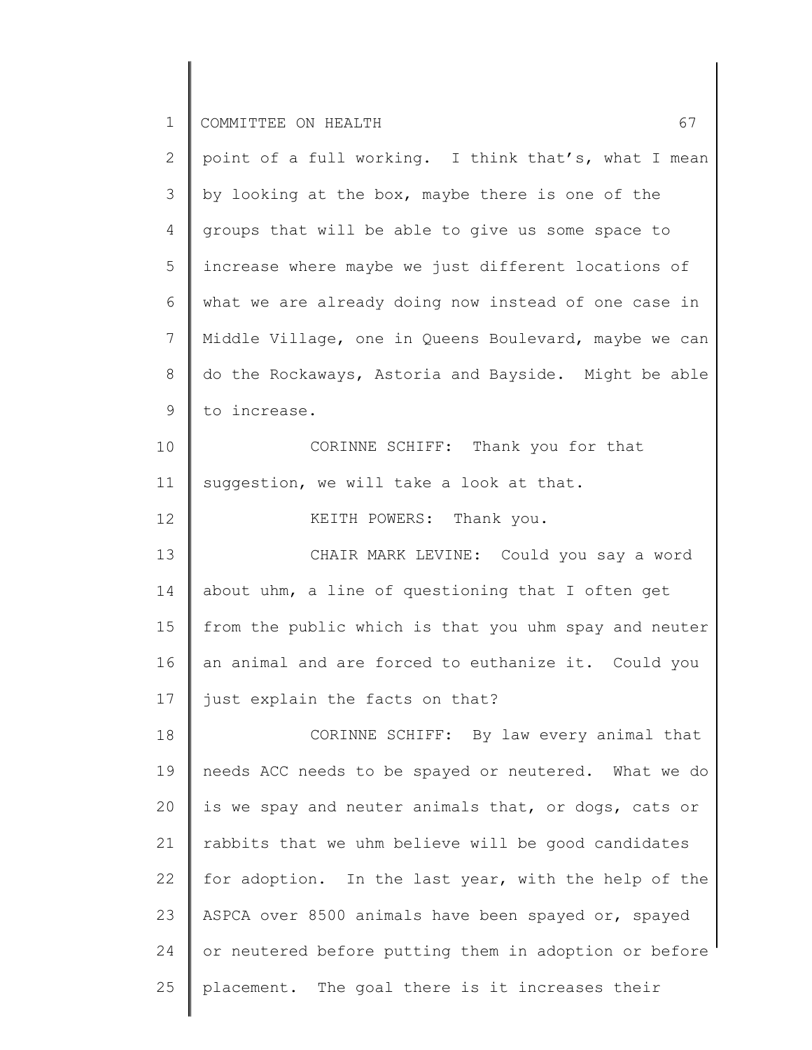point of a full working. I think that's, what I mean by looking at the box, maybe there is one of the groups that will be able to give us some space to increase where maybe we just different locations of what we are already doing now instead of one case in Middle Village, one in Queens Boulevard, maybe we can do the Rockaways, Astoria and Bayside. Might be able to increase.

CORINNE SCHIFF: Thank you for that suggestion, we will take a look at that.

KEITH POWERS: Thank you.

CHAIR MARK LEVINE: Could you say a word about uhm, a line of questioning that I often get from the public which is that you uhm spay and neuter an animal and are forced to euthanize it. Could you just explain the facts on that?

CORINNE SCHIFF: By law every animal that needs ACC needs to be spayed or neutered. What we do is we spay and neuter animals that, or dogs, cats or rabbits that we uhm believe will be good candidates for adoption. In the last year, with the help of the ASPCA over 8500 animals have been spayed or, spayed or neutered before putting them in adoption or before placement. The goal there is it increases their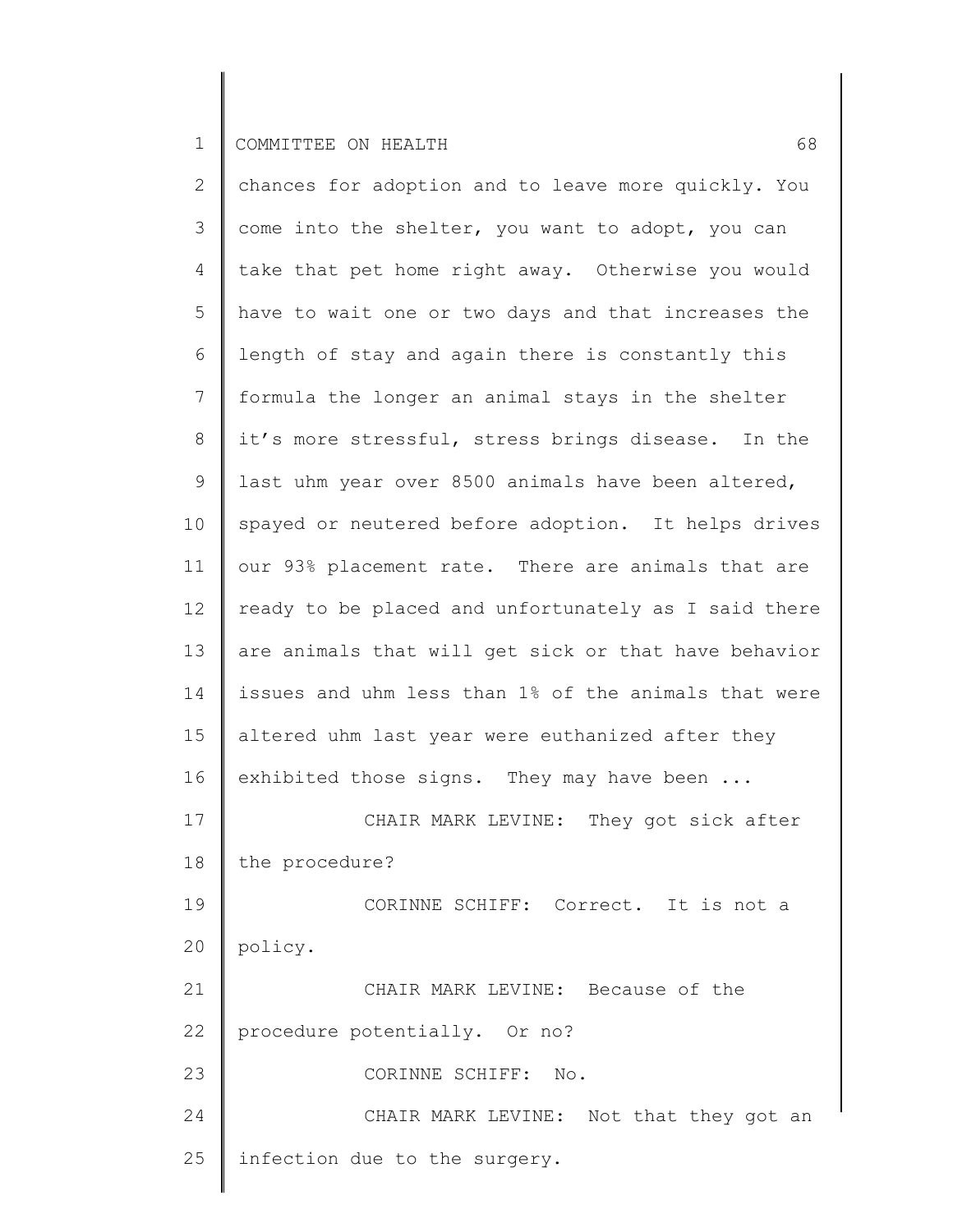chances for adoption and to leave more quickly. You come into the shelter, you want to adopt, you can take that pet home right away. Otherwise you would have to wait one or two days and that increases the length of stay and again there is constantly this formula the longer an animal stays in the shelter it's more stressful, stress brings disease. In the last uhm year over 8500 animals have been altered, spayed or neutered before adoption. It helps drives our 93% placement rate. There are animals that are ready to be placed and unfortunately as I said there are animals that will get sick or that have behavior issues and uhm less than 1% of the animals that were altered uhm last year were euthanized after they exhibited those signs. They may have been ...

CHAIR MARK LEVINE: They got sick after the procedure?

CORINNE SCHIFF: Correct. It is not a policy.

CHAIR MARK LEVINE: Because of the procedure potentially. Or no?

CORINNE SCHIFF: No.

CHAIR MARK LEVINE: Not that they got an infection due to the surgery.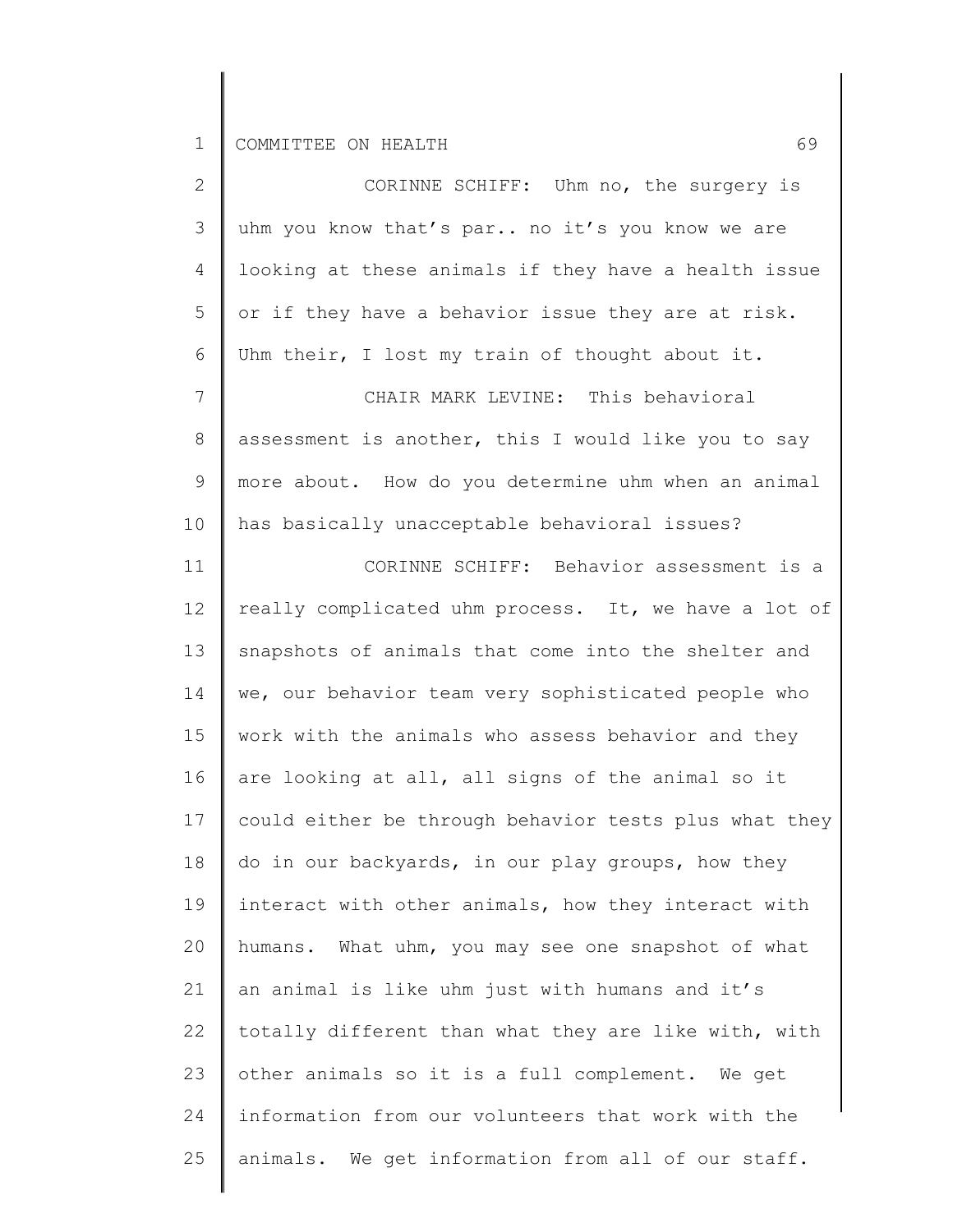CORINNE SCHIFF: Uhm no, the surgery is uhm you know that's par.. no it's you know we are looking at these animals if they have a health issue or if they have a behavior issue they are at risk. Uhm their, I lost my train of thought about it.

CHAIR MARK LEVINE: This behavioral assessment is another, this I would like you to say more about. How do you determine uhm when an animal has basically unacceptable behavioral issues?

CORINNE SCHIFF: Behavior assessment is a really complicated uhm process. It, we have a lot of snapshots of animals that come into the shelter and we, our behavior team very sophisticated people who work with the animals who assess behavior and they are looking at all, all signs of the animal so it could either be through behavior tests plus what they do in our backyards, in our play groups, how they interact with other animals, how they interact with humans. What uhm, you may see one snapshot of what an animal is like uhm just with humans and it's totally different than what they are like with, with other animals so it is a full complement. We get information from our volunteers that work with the animals. We get information from all of our staff.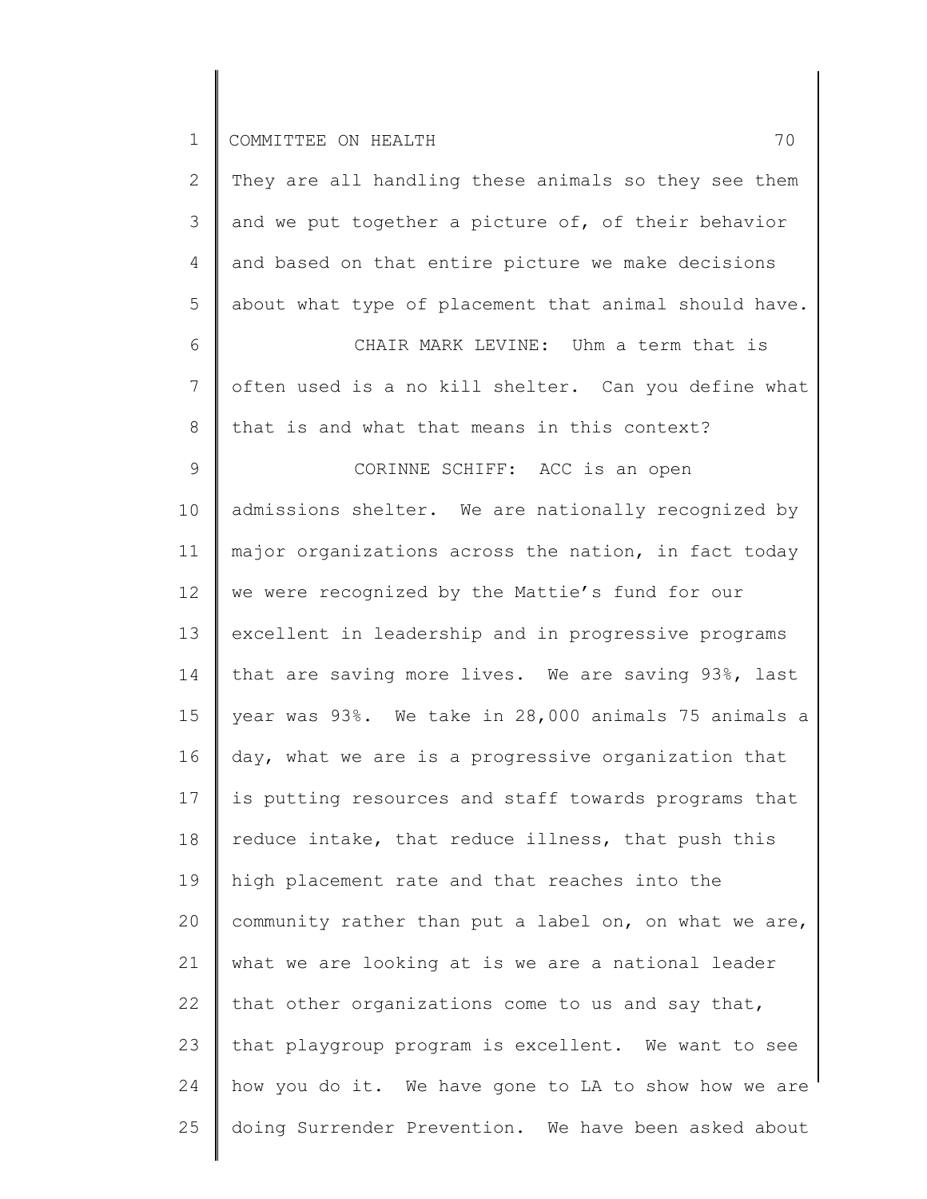They are all handling these animals so they see them and we put together a picture of, of their behavior and based on that entire picture we make decisions about what type of placement that animal should have.

CHAIR MARK LEVINE: Uhm a term that is often used is a no kill shelter. Can you define what that is and what that means in this context?

CORINNE SCHIFF: ACC is an open admissions shelter. We are nationally recognized by major organizations across the nation, in fact today we were recognized by the Mattie's fund for our excellent in leadership and in progressive programs that are saving more lives. We are saving 93%, last year was 93%. We take in 28,000 animals 75 animals a day, what we are is a progressive organization that is putting resources and staff towards programs that reduce intake, that reduce illness, that push this high placement rate and that reaches into the community rather than put a label on, on what we are, what we are looking at is we are a national leader that other organizations come to us and say that, that playgroup program is excellent. We want to see how you do it. We have gone to LA to show how we are doing Surrender Prevention. We have been asked about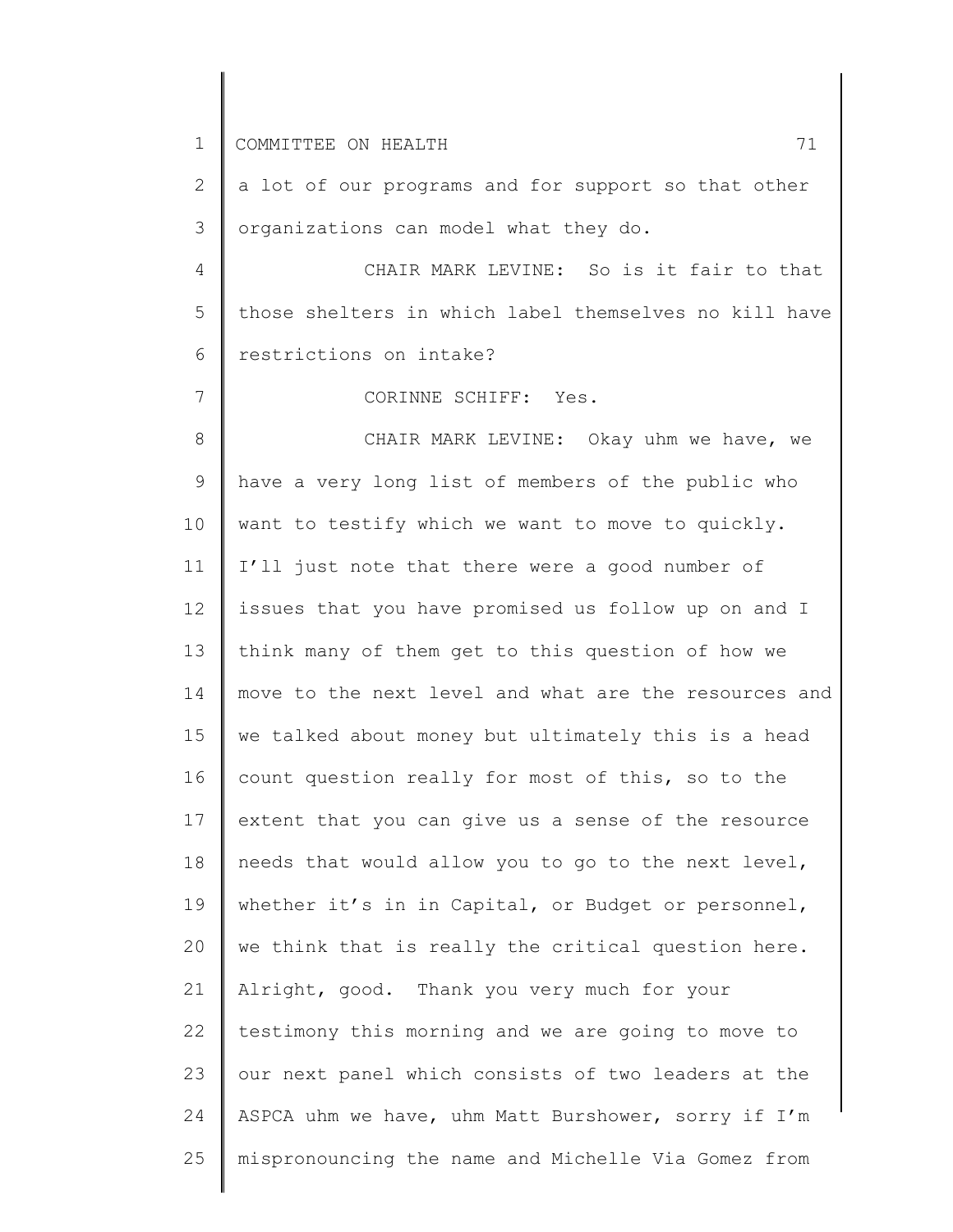a lot of our programs and for support so that other organizations can model what they do.

CHAIR MARK LEVINE: So is it fair to that those shelters in which label themselves no kill have restrictions on intake?

CORINNE SCHIFF: Yes.

CHAIR MARK LEVINE: Okay uhm we have, we have a very long list of members of the public who want to testify which we want to move to quickly. I'll just note that there were a good number of issues that you have promised us follow up on and I think many of them get to this question of how we move to the next level and what are the resources and we talked about money but ultimately this is a head count question really for most of this, so to the extent that you can give us a sense of the resource needs that would allow you to go to the next level, whether it's in in Capital, or Budget or personnel, we think that is really the critical question here. Alright, good. Thank you very much for your testimony this morning and we are going to move to our next panel which consists of two leaders at the ASPCA uhm we have, uhm Matt Burshower, sorry if I'm mispronouncing the name and Michelle Via Gomez from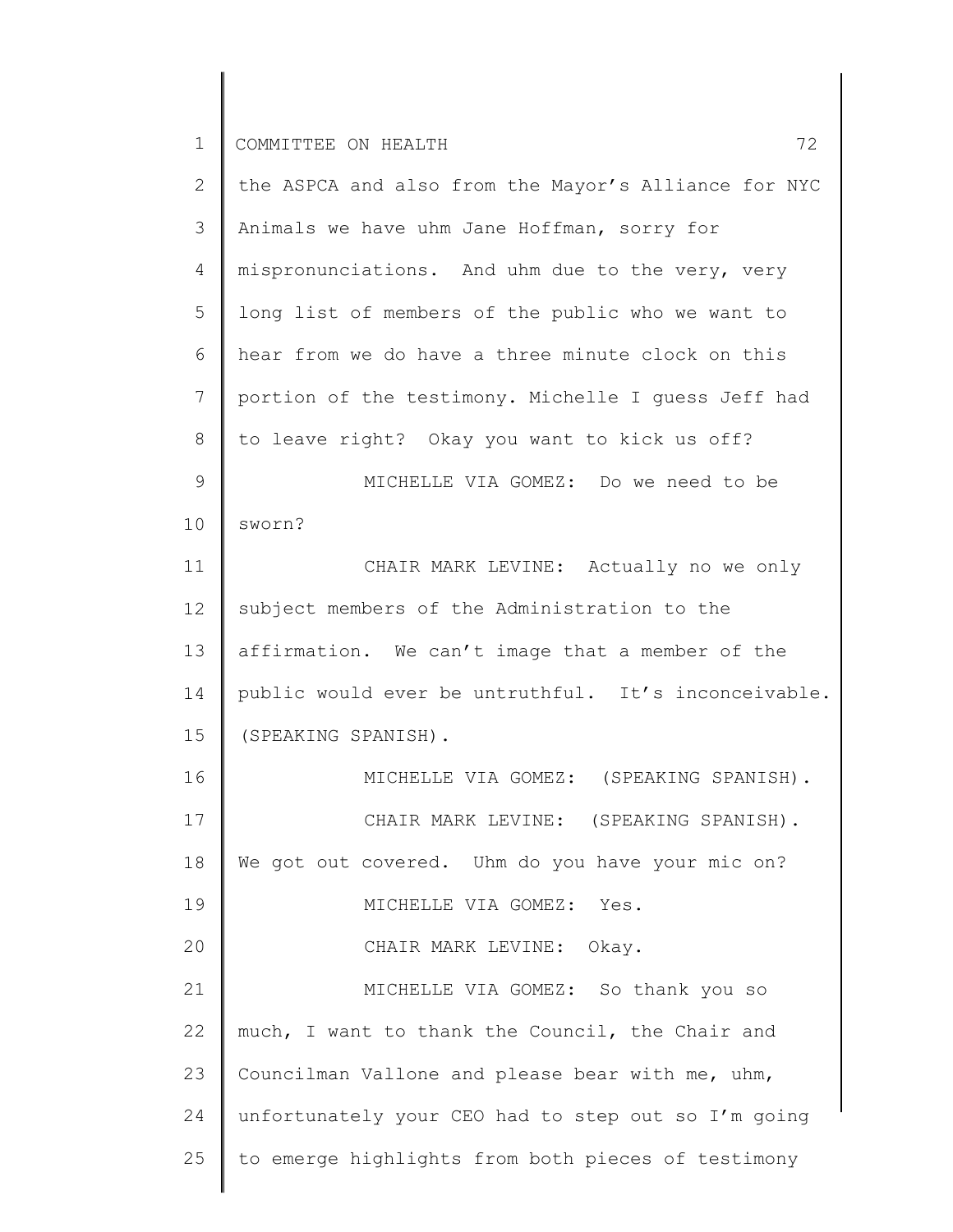the ASPCA and also from the Mayor's Alliance for NYC Animals we have uhm Jane Hoffman, sorry for mispronunciations. And uhm due to the very, very long list of members of the public who we want to hear from we do have a three minute clock on this portion of the testimony. Michelle I guess Jeff had to leave right? Okay you want to kick us off?

MICHELLE VIA GOMEZ: Do we need to be sworn?

CHAIR MARK LEVINE: Actually no we only subject members of the Administration to the affirmation. We can't image that a member of the public would ever be untruthful. It's inconceivable. (SPEAKING SPANISH).

MICHELLE VIA GOMEZ: (SPEAKING SPANISH).

CHAIR MARK LEVINE: (SPEAKING SPANISH). We got out covered. Uhm do you have your mic on?

MICHELLE VIA GOMEZ: Yes.

CHAIR MARK LEVINE: Okay.

MICHELLE VIA GOMEZ: So thank you so much, I want to thank the Council, the Chair and Councilman Vallone and please bear with me, uhm, unfortunately your CEO had to step out so I'm going to emerge highlights from both pieces of testimony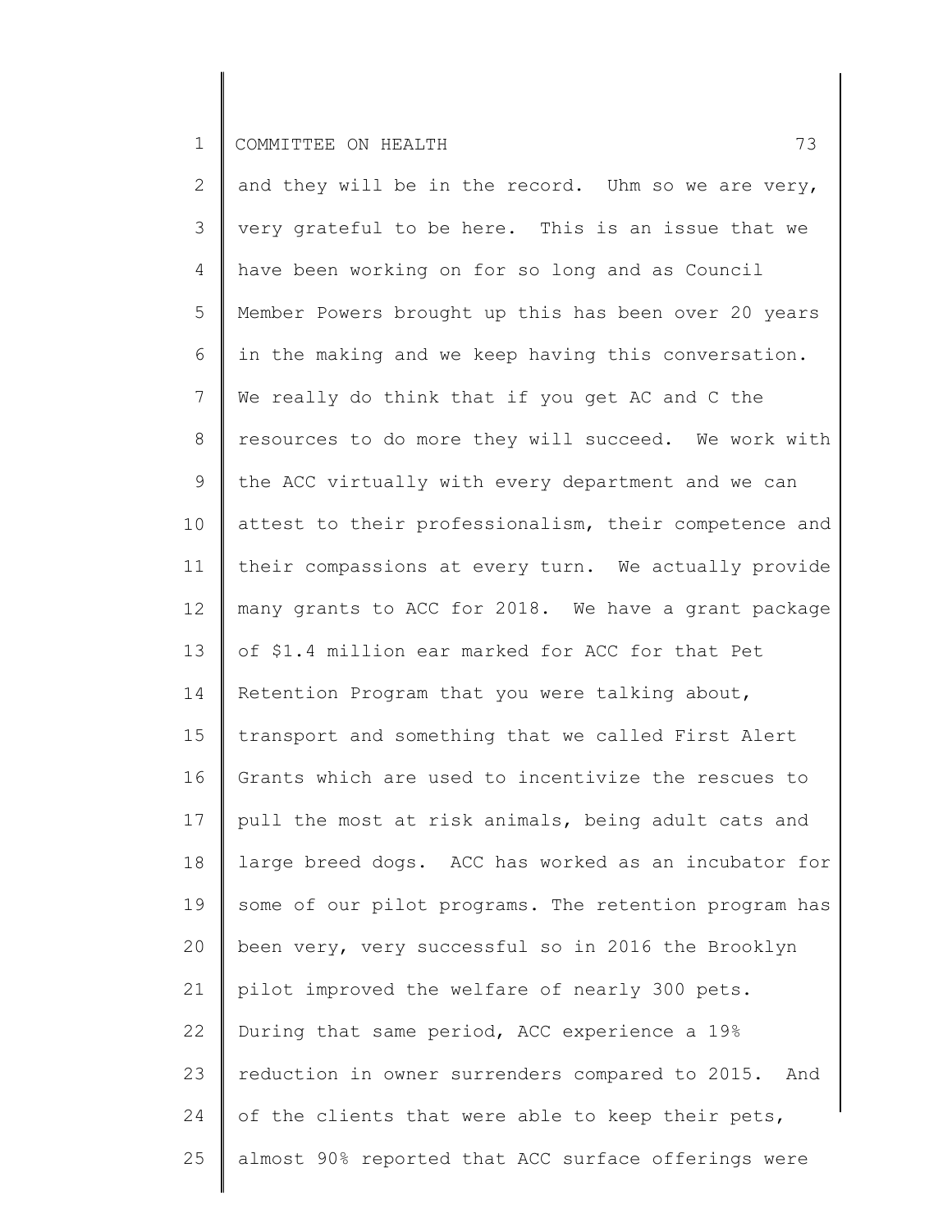and they will be in the record. Uhm so we are very, very grateful to be here. This is an issue that we have been working on for so long and as Council Member Powers brought up this has been over 20 years in the making and we keep having this conversation. We really do think that if you get AC and C the resources to do more they will succeed. We work with the ACC virtually with every department and we can attest to their professionalism, their competence and their compassions at every turn. We actually provide many grants to ACC for 2018. We have a grant package of $1.4 million ear marked for ACC for that Pet Retention Program that you were talking about, transport and something that we called First Alert Grants which are used to incentivize the rescues to pull the most at risk animals, being adult cats and large breed dogs. ACC has worked as an incubator for some of our pilot programs. The retention program has been very, very successful so in 2016 the Brooklyn pilot improved the welfare of nearly 300 pets. During that same period, ACC experience a 19% reduction in owner surrenders compared to 2015. And of the clients that were able to keep their pets, almost 90% reported that ACC surface offerings were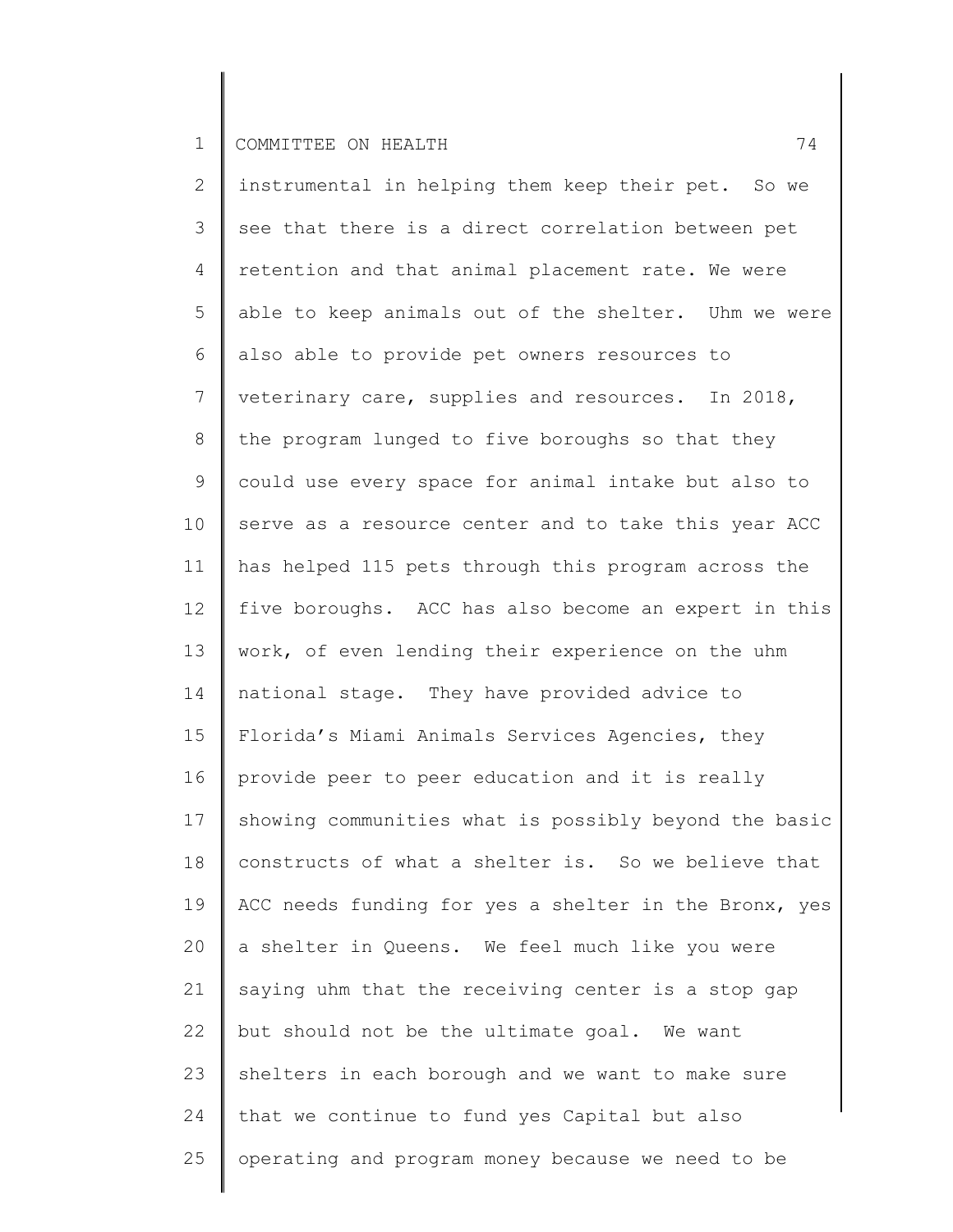instrumental in helping them keep their pet. So we see that there is a direct correlation between pet retention and that animal placement rate. We were able to keep animals out of the shelter. Uhm we were also able to provide pet owners resources to veterinary care, supplies and resources. In 2018, the program lunged to five boroughs so that they could use every space for animal intake but also to serve as a resource center and to take this year ACC has helped 115 pets through this program across the five boroughs. ACC has also become an expert in this work, of even lending their experience on the uhm national stage. They have provided advice to Florida's Miami Animals Services Agencies, they provide peer to peer education and it is really showing communities what is possibly beyond the basic constructs of what a shelter is. So we believe that ACC needs funding for yes a shelter in the Bronx, yes a shelter in Queens. We feel much like you were saying uhm that the receiving center is a stop gap but should not be the ultimate goal. We want shelters in each borough and we want to make sure that we continue to fund yes Capital but also operating and program money because we need to be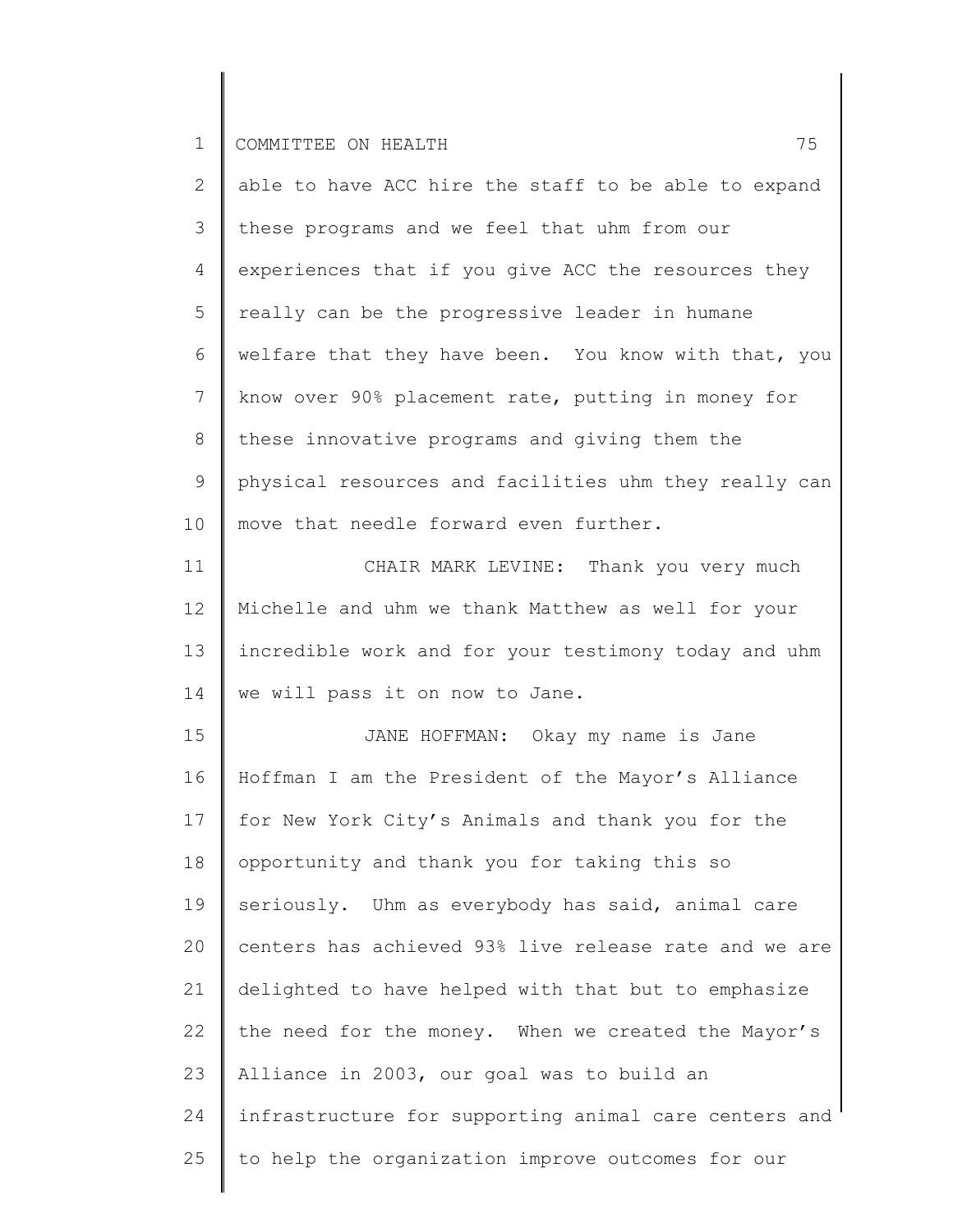able to have ACC hire the staff to be able to expand these programs and we feel that uhm from our experiences that if you give ACC the resources they really can be the progressive leader in humane welfare that they have been. You know with that, you know over 90% placement rate, putting in money for these innovative programs and giving them the physical resources and facilities uhm they really can move that needle forward even further.

CHAIR MARK LEVINE: Thank you very much Michelle and uhm we thank Matthew as well for your incredible work and for your testimony today and uhm we will pass it on now to Jane.

JANE HOFFMAN: Okay my name is Jane Hoffman I am the President of the Mayor's Alliance for New York City's Animals and thank you for the opportunity and thank you for taking this so seriously. Uhm as everybody has said, animal care centers has achieved 93% live release rate and we are delighted to have helped with that but to emphasize the need for the money. When we created the Mayor's Alliance in 2003, our goal was to build an infrastructure for supporting animal care centers and to help the organization improve outcomes for our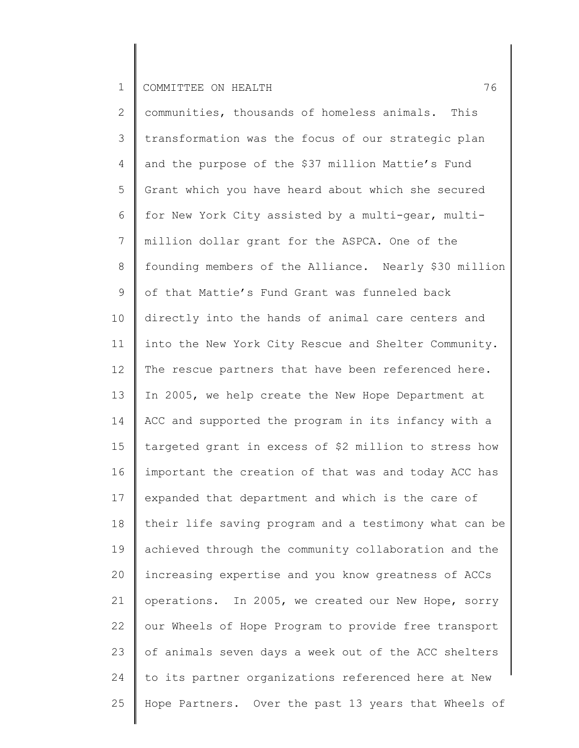communities, thousands of homeless animals. This transformation was the focus of our strategic plan and the purpose of the $37 million Mattie's Fund Grant which you have heard about which she secured for New York City assisted by a multi-gear, multi-million dollar grant for the ASPCA. One of the founding members of the Alliance. Nearly $30 million of that Mattie's Fund Grant was funneled back directly into the hands of animal care centers and into the New York City Rescue and Shelter Community. The rescue partners that have been referenced here. In 2005, we help create the New Hope Department at ACC and supported the program in its infancy with a targeted grant in excess of $2 million to stress how important the creation of that was and today ACC has expanded that department and which is the care of their life saving program and a testimony what can be achieved through the community collaboration and the increasing expertise and you know greatness of ACCs operations. In 2005, we created our New Hope, sorry our Wheels of Hope Program to provide free transport of animals seven days a week out of the ACC shelters to its partner organizations referenced here at New Hope Partners. Over the past 13 years that Wheels of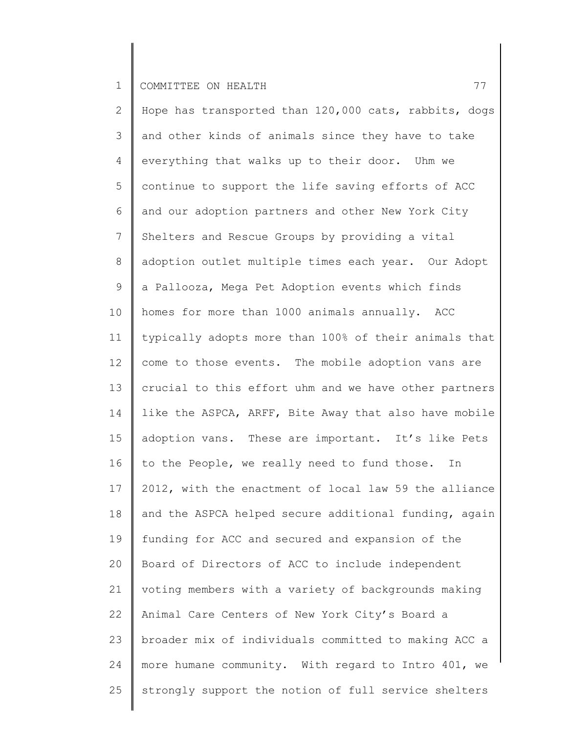Hope has transported than 120,000 cats, rabbits, dogs and other kinds of animals since they have to take everything that walks up to their door. Uhm we continue to support the life saving efforts of ACC and our adoption partners and other New York City Shelters and Rescue Groups by providing a vital adoption outlet multiple times each year. Our Adopt a Pallooza, Mega Pet Adoption events which finds homes for more than 1000 animals annually. ACC typically adopts more than 100% of their animals that come to those events. The mobile adoption vans are crucial to this effort uhm and we have other partners like the ASPCA, ARFF, Bite Away that also have mobile adoption vans. These are important. It's like Pets to the People, we really need to fund those. In 2012, with the enactment of local law 59 the alliance and the ASPCA helped secure additional funding, again funding for ACC and secured and expansion of the Board of Directors of ACC to include independent voting members with a variety of backgrounds making Animal Care Centers of New York City's Board a broader mix of individuals committed to making ACC a more humane community. With regard to Intro 401, we strongly support the notion of full service shelters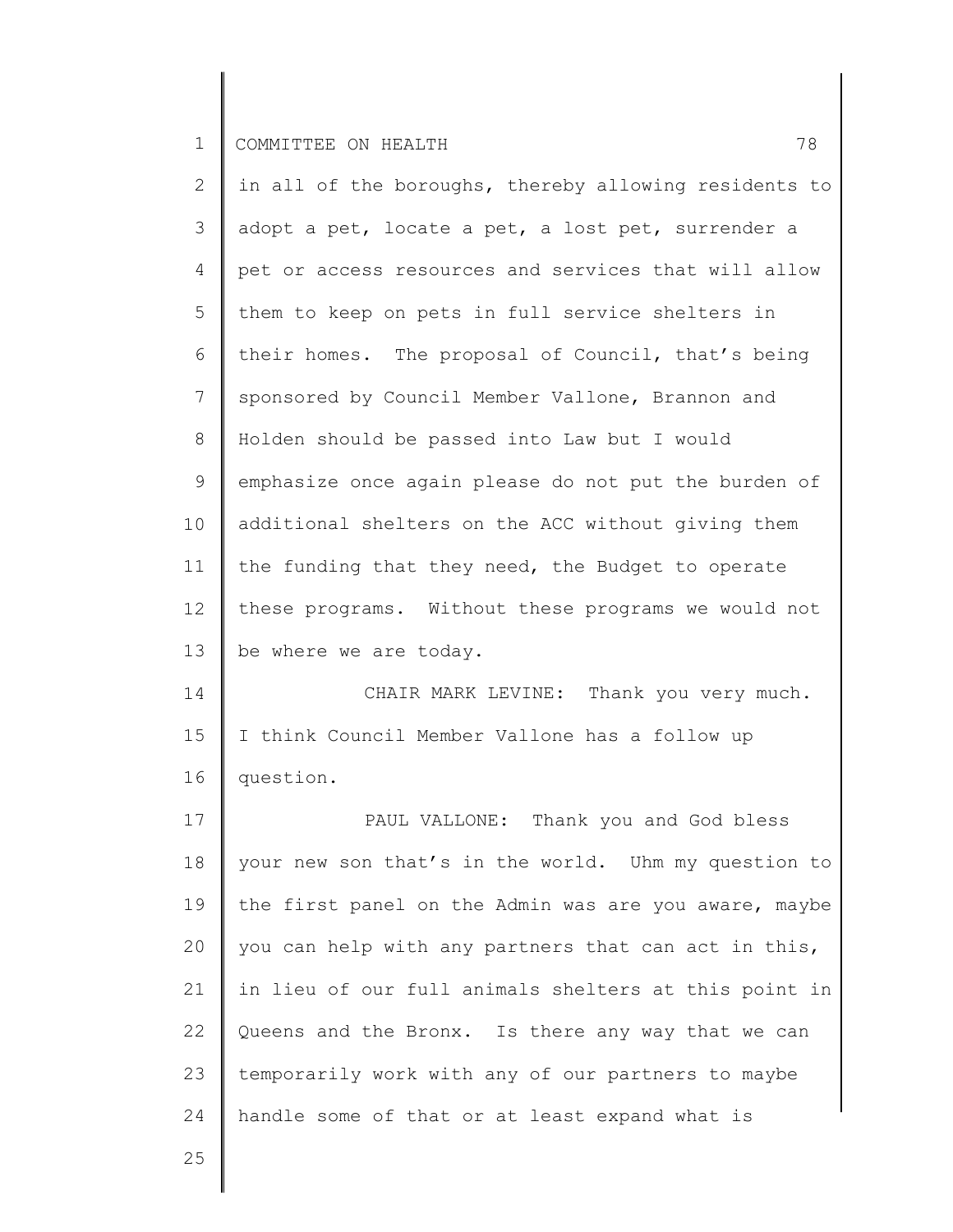in all of the boroughs, thereby allowing residents to adopt a pet, locate a pet, a lost pet, surrender a pet or access resources and services that will allow them to keep on pets in full service shelters in their homes. The proposal of Council, that's being sponsored by Council Member Vallone, Brannon and Holden should be passed into Law but I would emphasize once again please do not put the burden of additional shelters on the ACC without giving them the funding that they need, the Budget to operate these programs. Without these programs we would not be where we are today.

CHAIR MARK LEVINE: Thank you very much. I think Council Member Vallone has a follow up question.

PAUL VALLONE: Thank you and God bless your new son that's in the world. Uhm my question to the first panel on the Admin was are you aware, maybe you can help with any partners that can act in this, in lieu of our full animals shelters at this point in Queens and the Bronx. Is there any way that we can temporarily work with any of our partners to maybe handle some of that or at least expand what is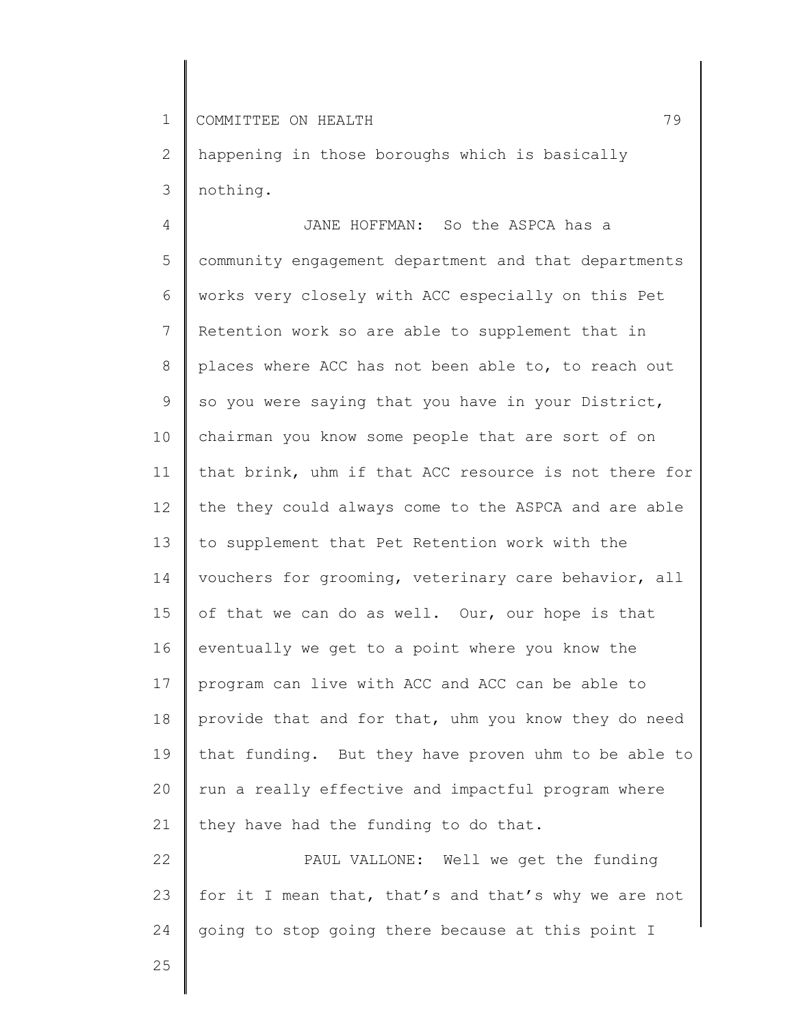happening in those boroughs which is basically nothing.

JANE HOFFMAN: So the ASPCA has a community engagement department and that departments works very closely with ACC especially on this Pet Retention work so are able to supplement that in places where ACC has not been able to, to reach out so you were saying that you have in your District, chairman you know some people that are sort of on that brink, uhm if that ACC resource is not there for the they could always come to the ASPCA and are able to supplement that Pet Retention work with the vouchers for grooming, veterinary care behavior, all of that we can do as well. Our, our hope is that eventually we get to a point where you know the program can live with ACC and ACC can be able to provide that and for that, uhm you know they do need that funding. But they have proven uhm to be able to run a really effective and impactful program where they have had the funding to do that.

PAUL VALLONE: Well we get the funding for it I mean that, that's and that's why we are not going to stop going there because at this point I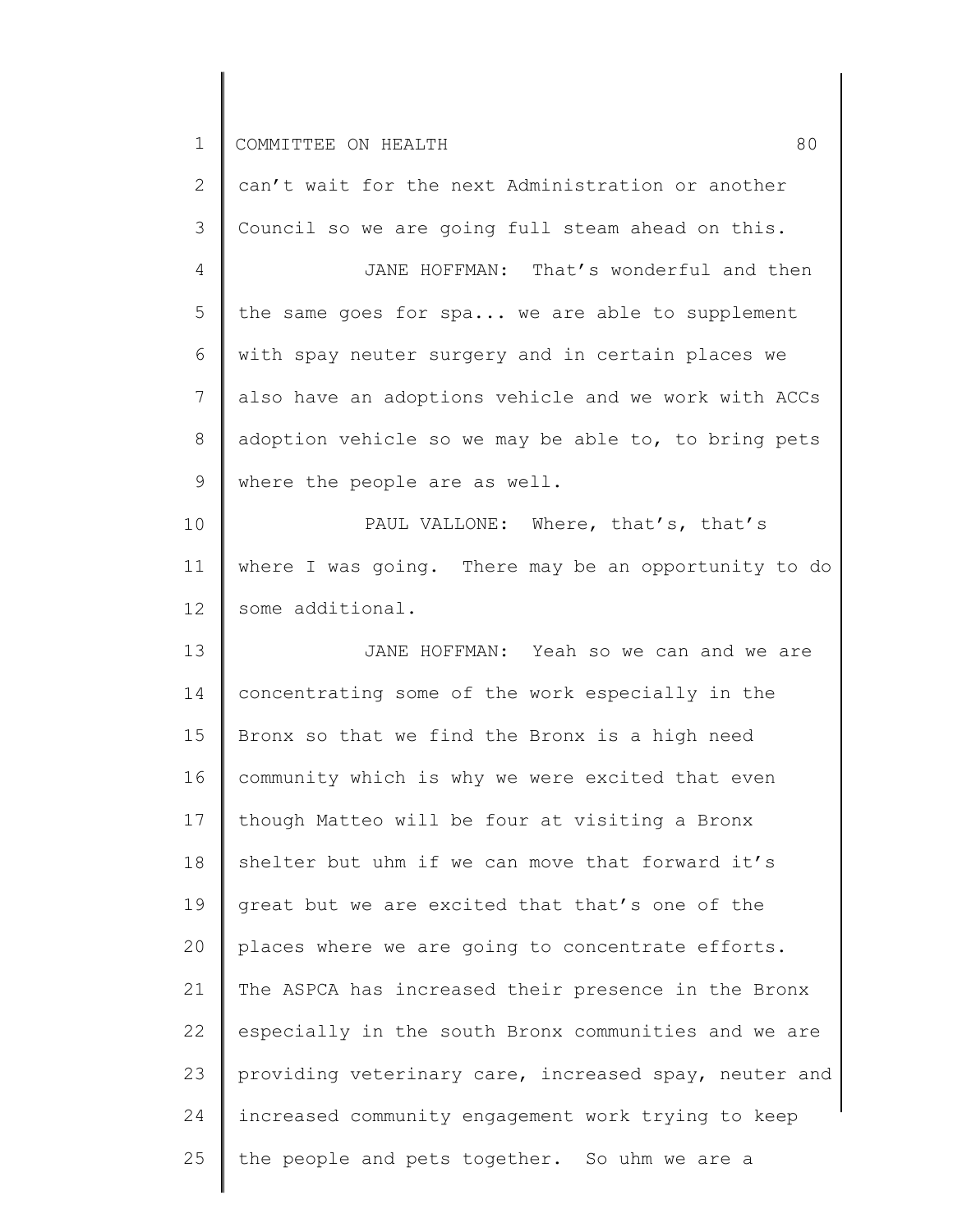can't wait for the next Administration or another Council so we are going full steam ahead on this.

JANE HOFFMAN: That's wonderful and then the same goes for spa... we are able to supplement with spay neuter surgery and in certain places we also have an adoptions vehicle and we work with ACCs adoption vehicle so we may be able to, to bring pets where the people are as well.

PAUL VALLONE: Where, that's, that's where I was going. There may be an opportunity to do some additional.

JANE HOFFMAN: Yeah so we can and we are concentrating some of the work especially in the Bronx so that we find the Bronx is a high need community which is why we were excited that even though Matteo will be four at visiting a Bronx shelter but uhm if we can move that forward it's great but we are excited that that's one of the places where we are going to concentrate efforts. The ASPCA has increased their presence in the Bronx especially in the south Bronx communities and we are providing veterinary care, increased spay, neuter and increased community engagement work trying to keep the people and pets together. So uhm we are a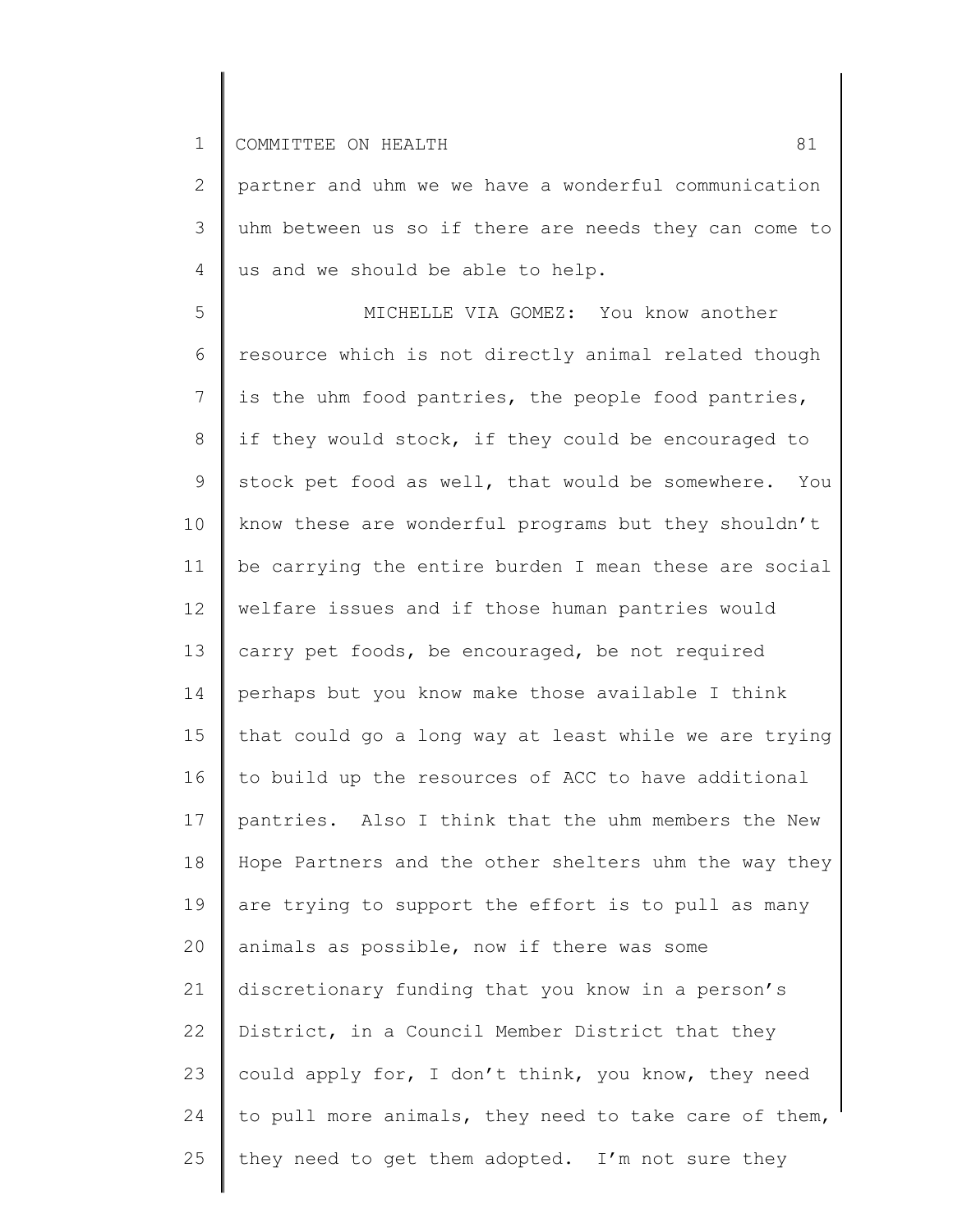partner and uhm we we have a wonderful communication uhm between us so if there are needs they can come to us and we should be able to help.

MICHELLE VIA GOMEZ: You know another resource which is not directly animal related though is the uhm food pantries, the people food pantries, if they would stock, if they could be encouraged to stock pet food as well, that would be somewhere. You know these are wonderful programs but they shouldn't be carrying the entire burden I mean these are social welfare issues and if those human pantries would carry pet foods, be encouraged, be not required perhaps but you know make those available I think that could go a long way at least while we are trying to build up the resources of ACC to have additional pantries. Also I think that the uhm members the New Hope Partners and the other shelters uhm the way they are trying to support the effort is to pull as many animals as possible, now if there was some discretionary funding that you know in a person's District, in a Council Member District that they could apply for, I don't think, you know, they need to pull more animals, they need to take care of them, they need to get them adopted. I'm not sure they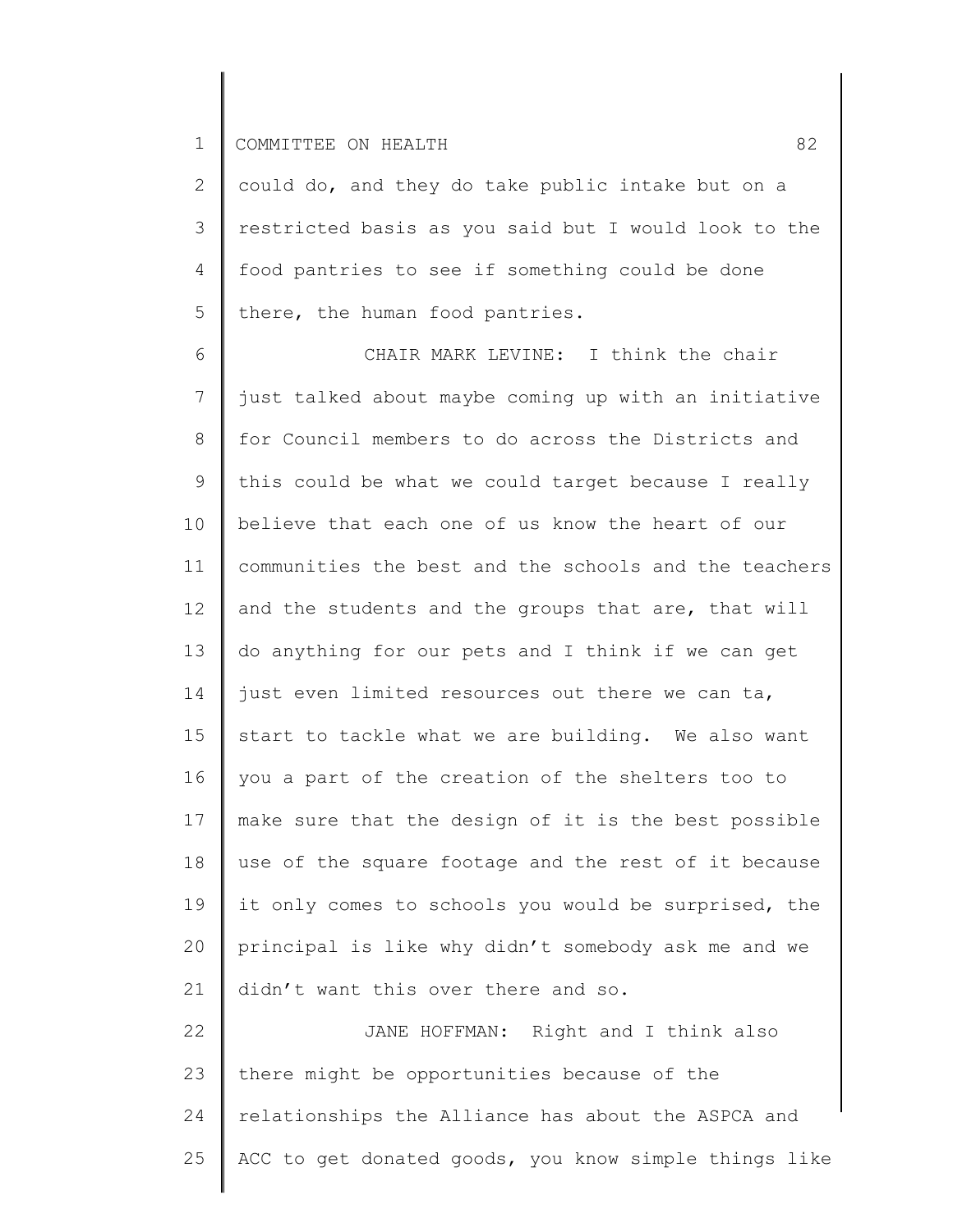could do, and they do take public intake but on a restricted basis as you said but I would look to the food pantries to see if something could be done there, the human food pantries.

CHAIR MARK LEVINE: I think the chair just talked about maybe coming up with an initiative for Council members to do across the Districts and this could be what we could target because I really believe that each one of us know the heart of our communities the best and the schools and the teachers and the students and the groups that are, that will do anything for our pets and I think if we can get just even limited resources out there we can ta, start to tackle what we are building. We also want you a part of the creation of the shelters too to make sure that the design of it is the best possible use of the square footage and the rest of it because it only comes to schools you would be surprised, the principal is like why didn't somebody ask me and we didn't want this over there and so.

JANE HOFFMAN: Right and I think also there might be opportunities because of the relationships the Alliance has about the ASPCA and ACC to get donated goods, you know simple things like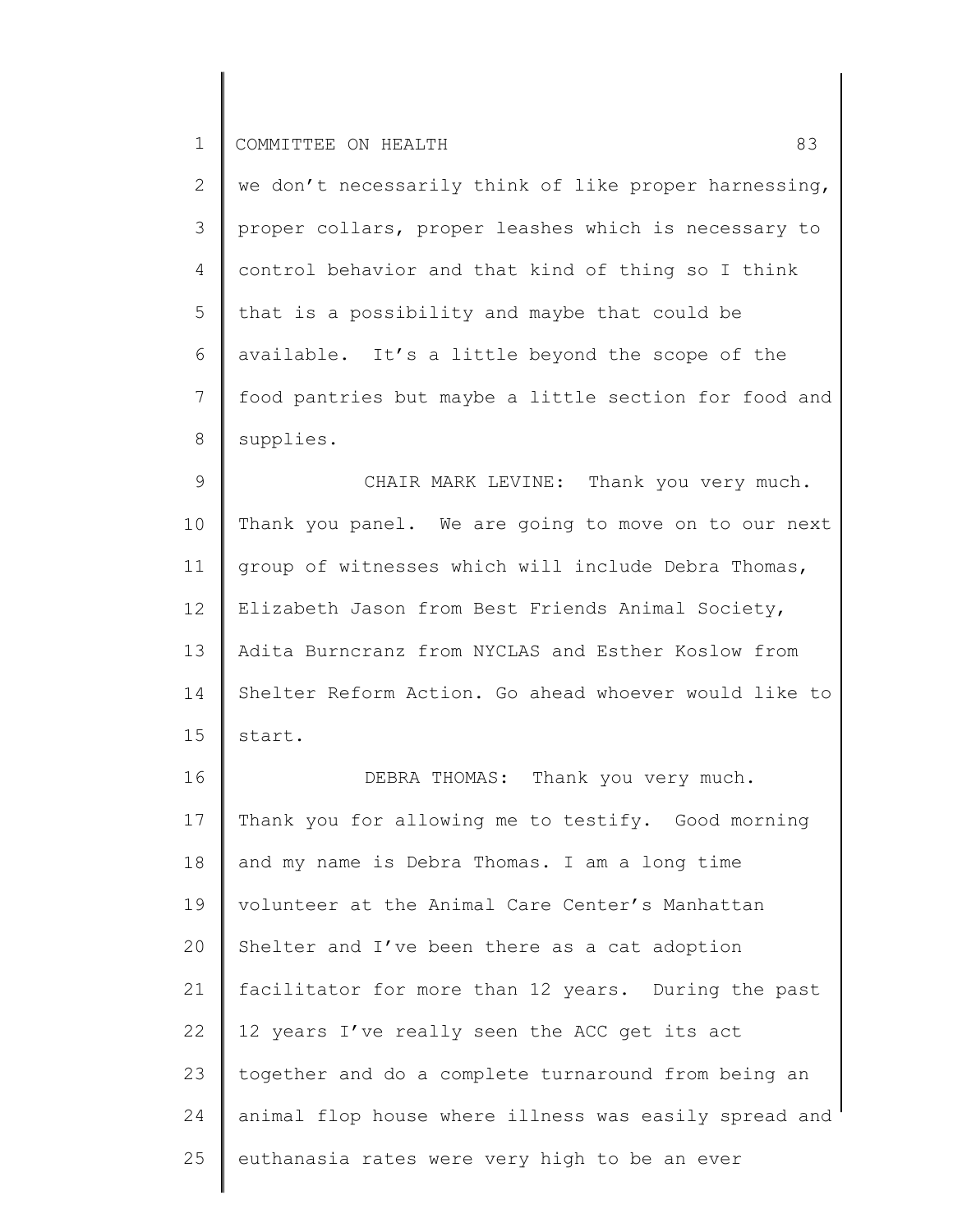we don't necessarily think of like proper harnessing, proper collars, proper leashes which is necessary to control behavior and that kind of thing so I think that is a possibility and maybe that could be available. It's a little beyond the scope of the food pantries but maybe a little section for food and supplies.

CHAIR MARK LEVINE: Thank you very much. Thank you panel. We are going to move on to our next group of witnesses which will include Debra Thomas, Elizabeth Jason from Best Friends Animal Society, Adita Burncranz from NYCLAS and Esther Koslow from Shelter Reform Action. Go ahead whoever would like to start.

DEBRA THOMAS: Thank you very much. Thank you for allowing me to testify. Good morning and my name is Debra Thomas. I am a long time volunteer at the Animal Care Center's Manhattan Shelter and I've been there as a cat adoption facilitator for more than 12 years. During the past 12 years I've really seen the ACC get its act together and do a complete turnaround from being an animal flop house where illness was easily spread and euthanasia rates were very high to be an ever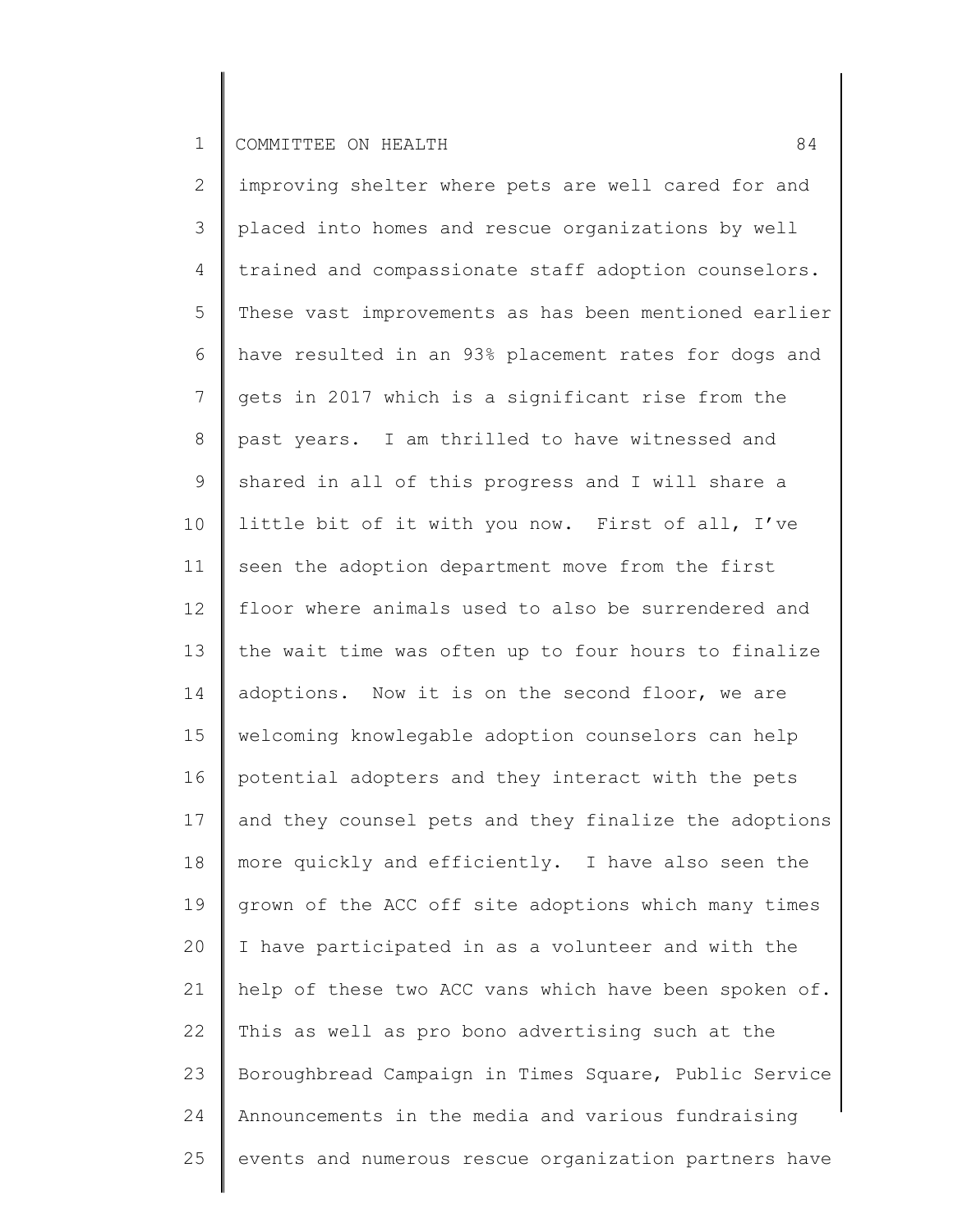improving shelter where pets are well cared for and placed into homes and rescue organizations by well trained and compassionate staff adoption counselors. These vast improvements as has been mentioned earlier have resulted in an 93% placement rates for dogs and gets in 2017 which is a significant rise from the past years. I am thrilled to have witnessed and shared in all of this progress and I will share a little bit of it with you now. First of all, I've seen the adoption department move from the first floor where animals used to also be surrendered and the wait time was often up to four hours to finalize adoptions. Now it is on the second floor, we are welcoming knowlegable adoption counselors can help potential adopters and they interact with the pets and they counsel pets and they finalize the adoptions more quickly and efficiently. I have also seen the grown of the ACC off site adoptions which many times I have participated in as a volunteer and with the help of these two ACC vans which have been spoken of. This as well as pro bono advertising such at the Boroughbread Campaign in Times Square, Public Service Announcements in the media and various fundraising events and numerous rescue organization partners have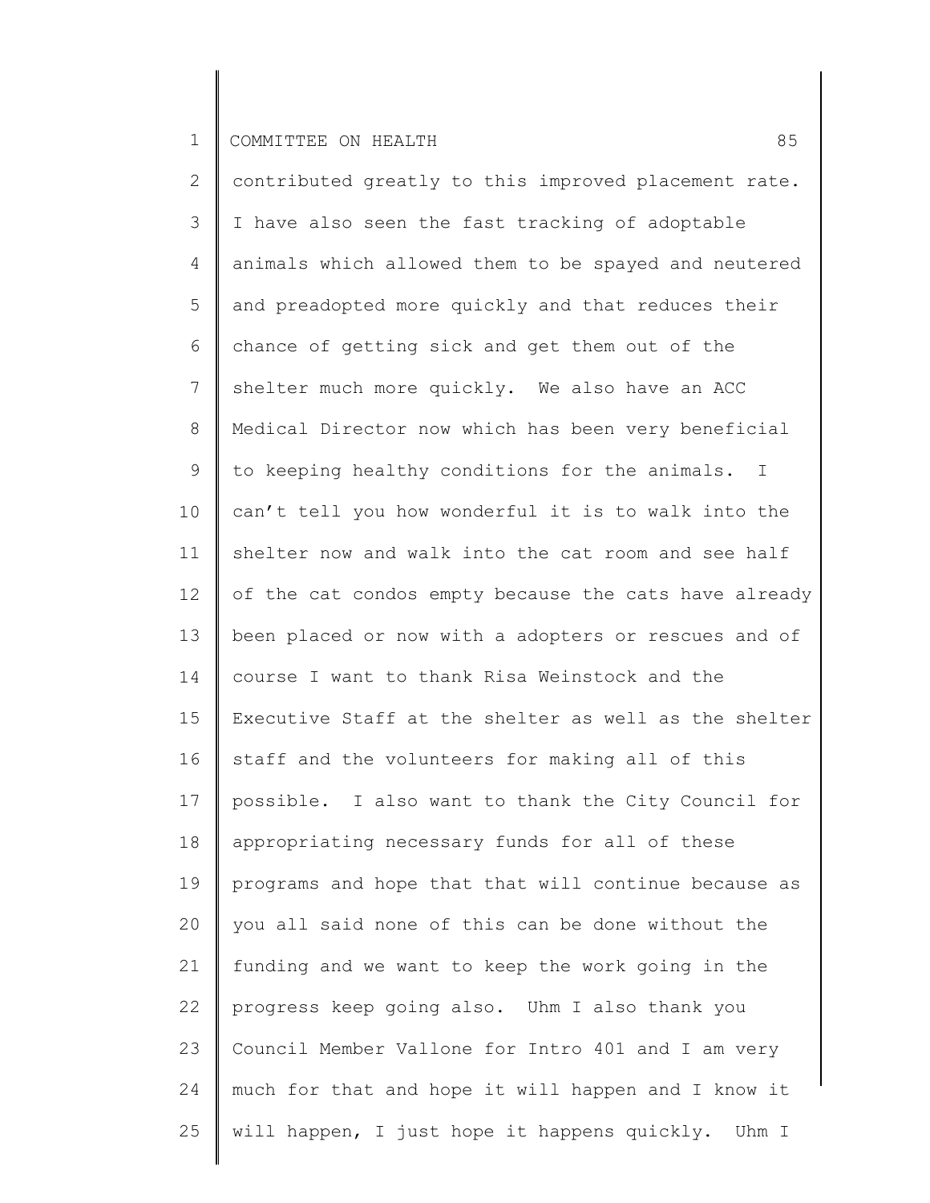contributed greatly to this improved placement rate. I have also seen the fast tracking of adoptable animals which allowed them to be spayed and neutered and preadopted more quickly and that reduces their chance of getting sick and get them out of the shelter much more quickly. We also have an ACC Medical Director now which has been very beneficial to keeping healthy conditions for the animals. I can't tell you how wonderful it is to walk into the shelter now and walk into the cat room and see half of the cat condos empty because the cats have already been placed or now with a adopters or rescues and of course I want to thank Risa Weinstock and the Executive Staff at the shelter as well as the shelter staff and the volunteers for making all of this possible. I also want to thank the City Council for appropriating necessary funds for all of these programs and hope that that will continue because as you all said none of this can be done without the funding and we want to keep the work going in the progress keep going also. Uhm I also thank you Council Member Vallone for Intro 401 and I am very much for that and hope it will happen and I know it will happen, I just hope it happens quickly. Uhm I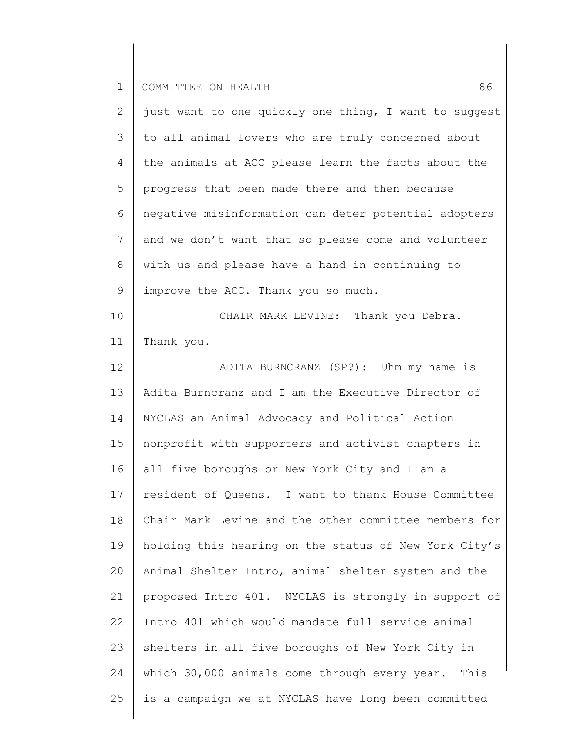just want to one quickly one thing, I want to suggest to all animal lovers who are truly concerned about the animals at ACC please learn the facts about the progress that been made there and then because negative misinformation can deter potential adopters and we don't want that so please come and volunteer with us and please have a hand in continuing to improve the ACC. Thank you so much.

CHAIR MARK LEVINE: Thank you Debra. Thank you.

ADITA BURNCRANZ (SP?): Uhm my name is Adita Burncranz and I am the Executive Director of NYCLAS an Animal Advocacy and Political Action nonprofit with supporters and activist chapters in all five boroughs or New York City and I am a resident of Queens. I want to thank House Committee Chair Mark Levine and the other committee members for holding this hearing on the status of New York City's Animal Shelter Intro, animal shelter system and the proposed Intro 401. NYCLAS is strongly in support of Intro 401 which would mandate full service animal shelters in all five boroughs of New York City in which 30,000 animals come through every year. This is a campaign we at NYCLAS have long been committed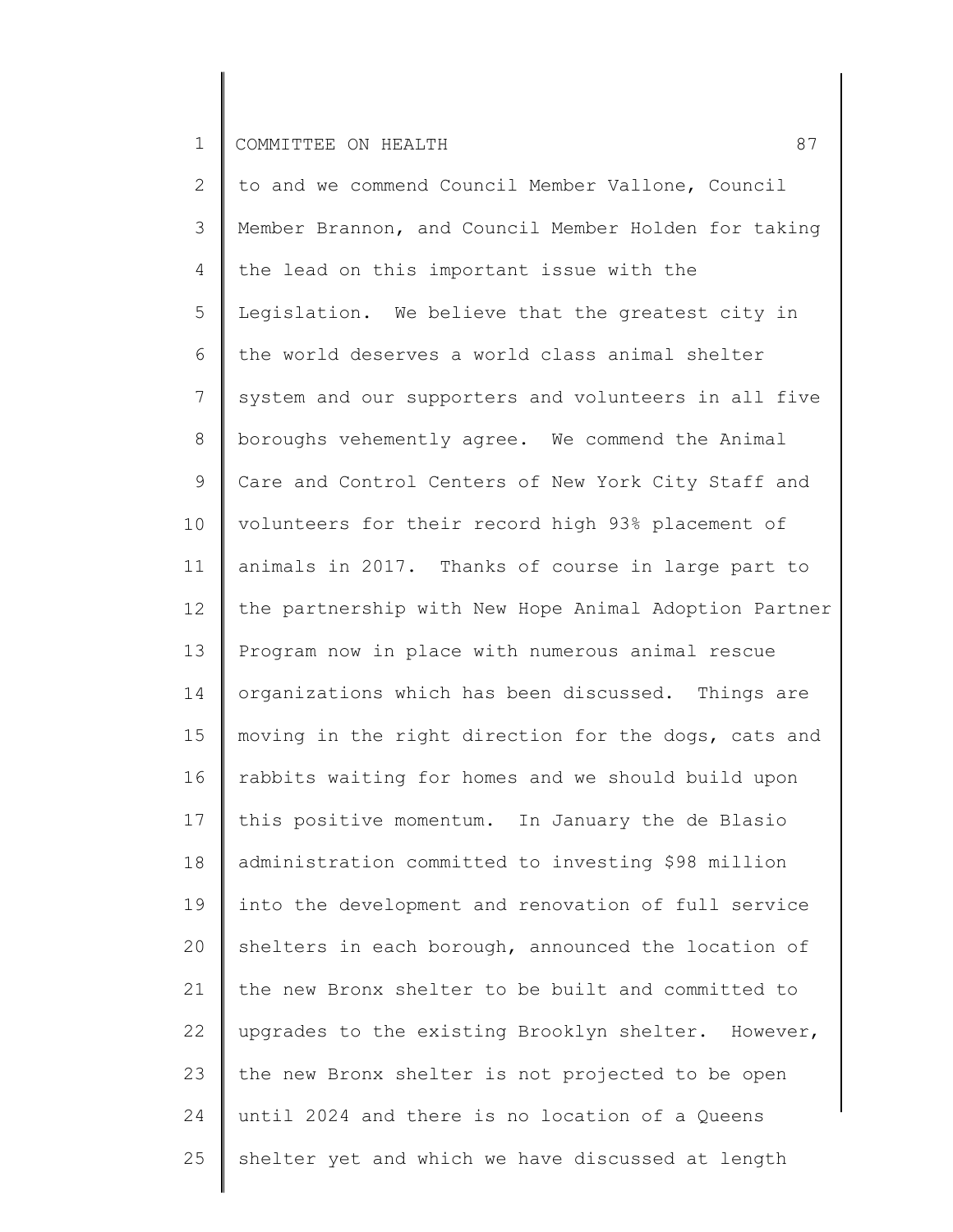to and we commend Council Member Vallone, Council Member Brannon, and Council Member Holden for taking the lead on this important issue with the Legislation. We believe that the greatest city in the world deserves a world class animal shelter system and our supporters and volunteers in all five boroughs vehemently agree. We commend the Animal Care and Control Centers of New York City Staff and volunteers for their record high 93% placement of animals in 2017. Thanks of course in large part to the partnership with New Hope Animal Adoption Partner Program now in place with numerous animal rescue organizations which has been discussed. Things are moving in the right direction for the dogs, cats and rabbits waiting for homes and we should build upon this positive momentum. In January the de Blasio administration committed to investing $98 million into the development and renovation of full service shelters in each borough, announced the location of the new Bronx shelter to be built and committed to upgrades to the existing Brooklyn shelter. However, the new Bronx shelter is not projected to be open until 2024 and there is no location of a Queens shelter yet and which we have discussed at length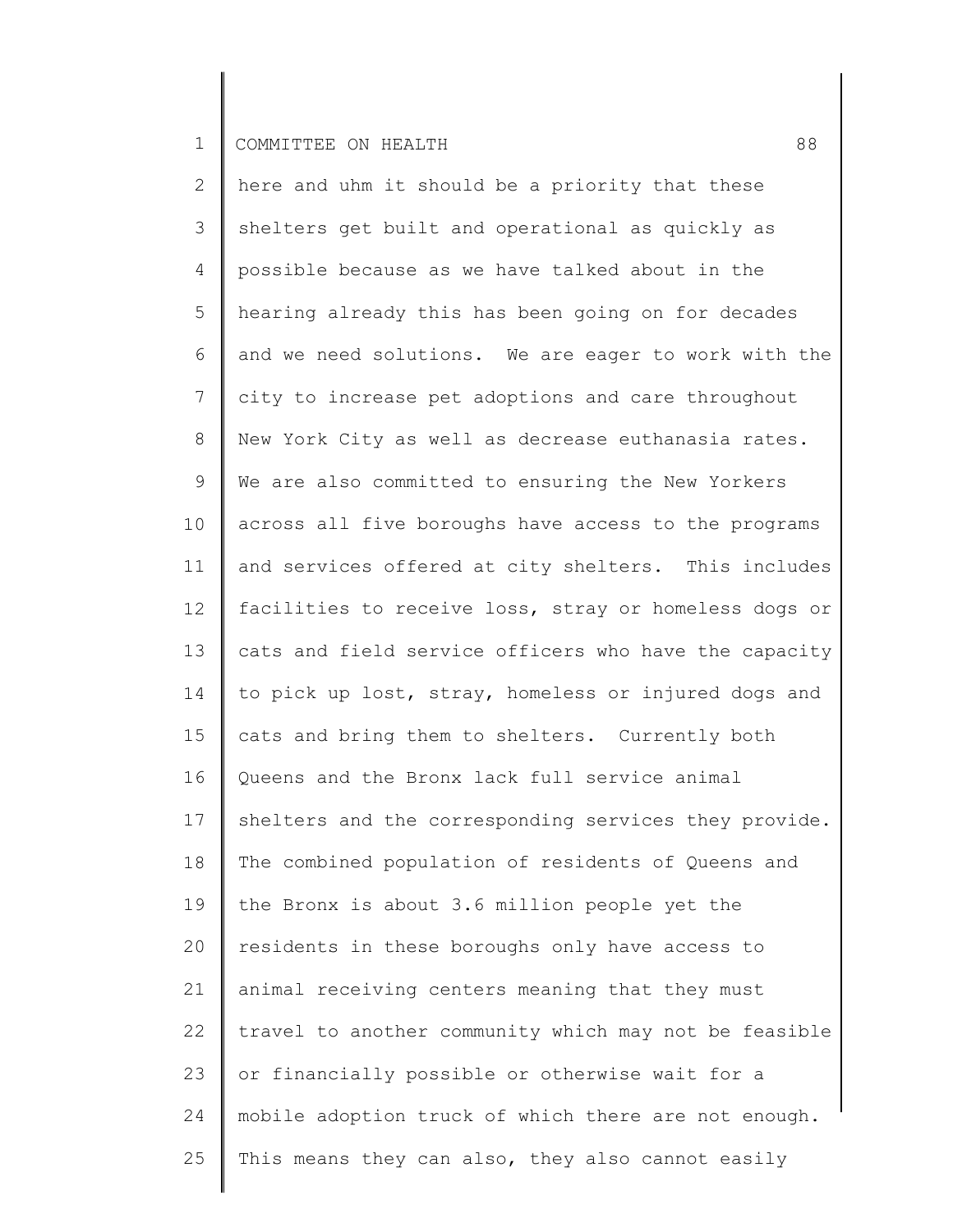here and uhm it should be a priority that these shelters get built and operational as quickly as possible because as we have talked about in the hearing already this has been going on for decades and we need solutions. We are eager to work with the city to increase pet adoptions and care throughout New York City as well as decrease euthanasia rates. We are also committed to ensuring the New Yorkers across all five boroughs have access to the programs and services offered at city shelters. This includes facilities to receive loss, stray or homeless dogs or cats and field service officers who have the capacity to pick up lost, stray, homeless or injured dogs and cats and bring them to shelters. Currently both Queens and the Bronx lack full service animal shelters and the corresponding services they provide. The combined population of residents of Queens and the Bronx is about 3.6 million people yet the residents in these boroughs only have access to animal receiving centers meaning that they must travel to another community which may not be feasible or financially possible or otherwise wait for a mobile adoption truck of which there are not enough. This means they can also, they also cannot easily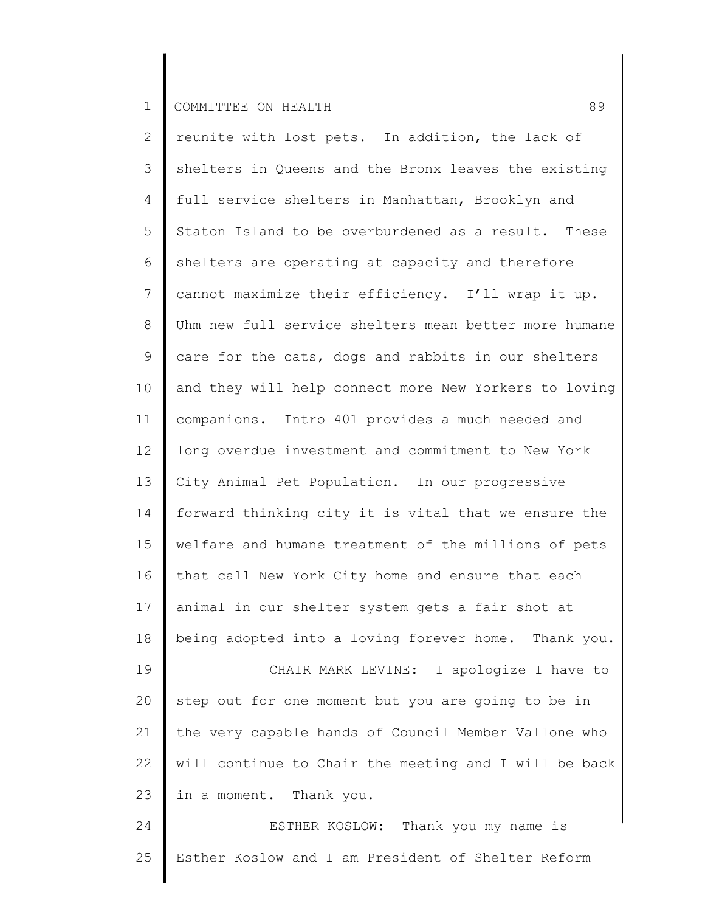reunite with lost pets. In addition, the lack of shelters in Queens and the Bronx leaves the existing full service shelters in Manhattan, Brooklyn and Staton Island to be overburdened as a result. These shelters are operating at capacity and therefore cannot maximize their efficiency. I'll wrap it up. Uhm new full service shelters mean better more humane care for the cats, dogs and rabbits in our shelters and they will help connect more New Yorkers to loving companions. Intro 401 provides a much needed and long overdue investment and commitment to New York City Animal Pet Population. In our progressive forward thinking city it is vital that we ensure the welfare and humane treatment of the millions of pets that call New York City home and ensure that each animal in our shelter system gets a fair shot at being adopted into a loving forever home. Thank you.

CHAIR MARK LEVINE: I apologize I have to step out for one moment but you are going to be in the very capable hands of Council Member Vallone who will continue to Chair the meeting and I will be back in a moment. Thank you.

ESTHER KOSLOW: Thank you my name is Esther Koslow and I am President of Shelter Reform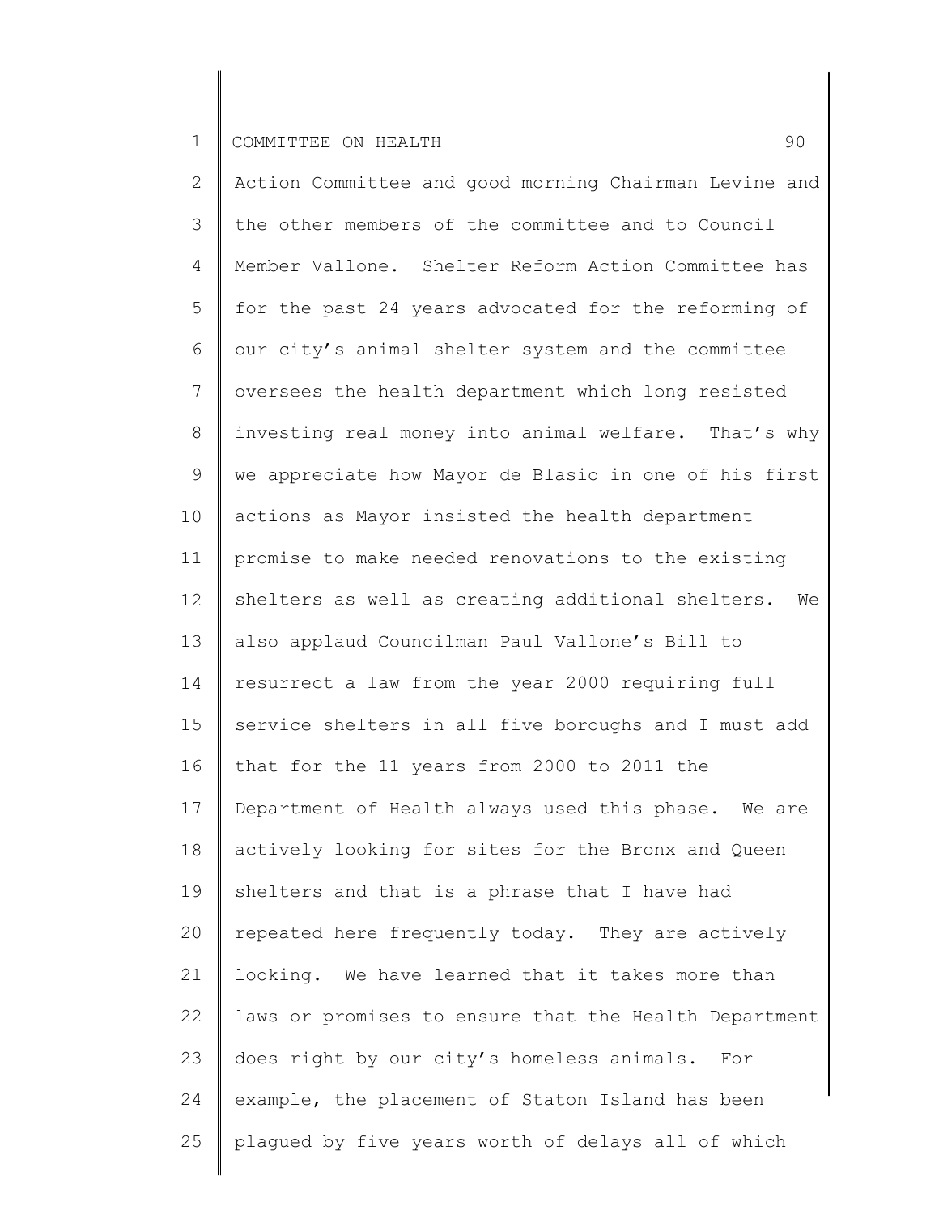Action Committee and good morning Chairman Levine and the other members of the committee and to Council Member Vallone. Shelter Reform Action Committee has for the past 24 years advocated for the reforming of our city's animal shelter system and the committee oversees the health department which long resisted investing real money into animal welfare. That's why we appreciate how Mayor de Blasio in one of his first actions as Mayor insisted the health department promise to make needed renovations to the existing shelters as well as creating additional shelters. We also applaud Councilman Paul Vallone's Bill to resurrect a law from the year 2000 requiring full service shelters in all five boroughs and I must add that for the 11 years from 2000 to 2011 the Department of Health always used this phase. We are actively looking for sites for the Bronx and Queen shelters and that is a phrase that I have had repeated here frequently today. They are actively looking. We have learned that it takes more than laws or promises to ensure that the Health Department does right by our city's homeless animals. For example, the placement of Staton Island has been plagued by five years worth of delays all of which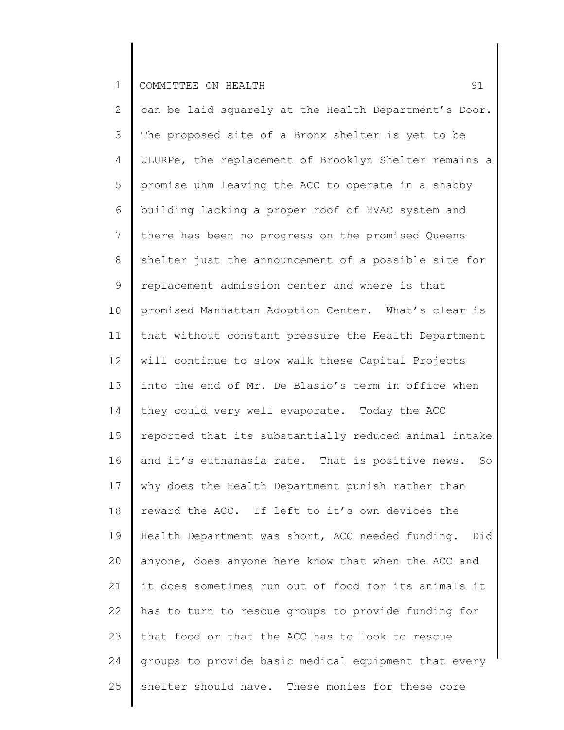can be laid squarely at the Health Department's Door. The proposed site of a Bronx shelter is yet to be ULURPe, the replacement of Brooklyn Shelter remains a promise uhm leaving the ACC to operate in a shabby building lacking a proper roof of HVAC system and there has been no progress on the promised Queens shelter just the announcement of a possible site for replacement admission center and where is that promised Manhattan Adoption Center. What's clear is that without constant pressure the Health Department will continue to slow walk these Capital Projects into the end of Mr. De Blasio's term in office when they could very well evaporate. Today the ACC reported that its substantially reduced animal intake and it's euthanasia rate. That is positive news. So why does the Health Department punish rather than reward the ACC. If left to it's own devices the Health Department was short, ACC needed funding. Did anyone, does anyone here know that when the ACC and it does sometimes run out of food for its animals it has to turn to rescue groups to provide funding for that food or that the ACC has to look to rescue groups to provide basic medical equipment that every shelter should have. These monies for these core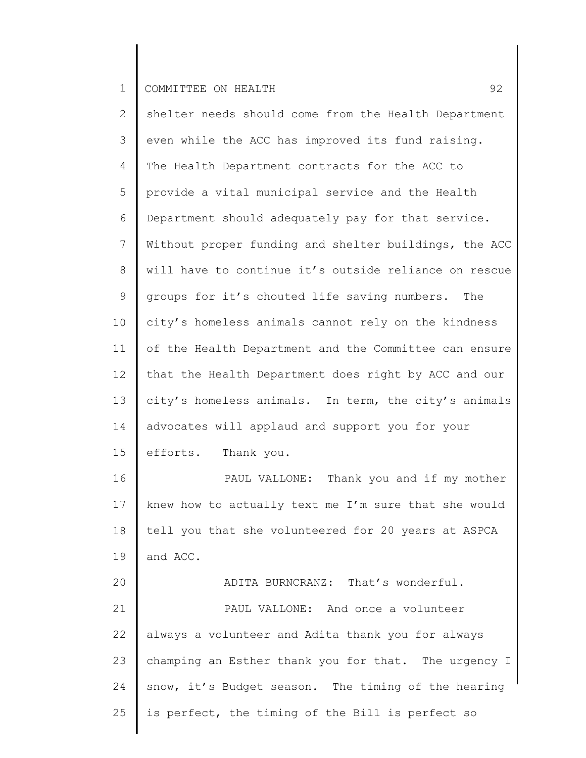shelter needs should come from the Health Department even while the ACC has improved its fund raising. The Health Department contracts for the ACC to provide a vital municipal service and the Health Department should adequately pay for that service. Without proper funding and shelter buildings, the ACC will have to continue it's outside reliance on rescue groups for it's chouted life saving numbers. The city's homeless animals cannot rely on the kindness of the Health Department and the Committee can ensure that the Health Department does right by ACC and our city's homeless animals. In term, the city's animals advocates will applaud and support you for your efforts. Thank you.

PAUL VALLONE: Thank you and if my mother knew how to actually text me I'm sure that she would tell you that she volunteered for 20 years at ASPCA and ACC.

ADITA BURNCRANZ: That's wonderful.

PAUL VALLONE: And once a volunteer always a volunteer and Adita thank you for always champing an Esther thank you for that. The urgency I snow, it's Budget season. The timing of the hearing is perfect, the timing of the Bill is perfect so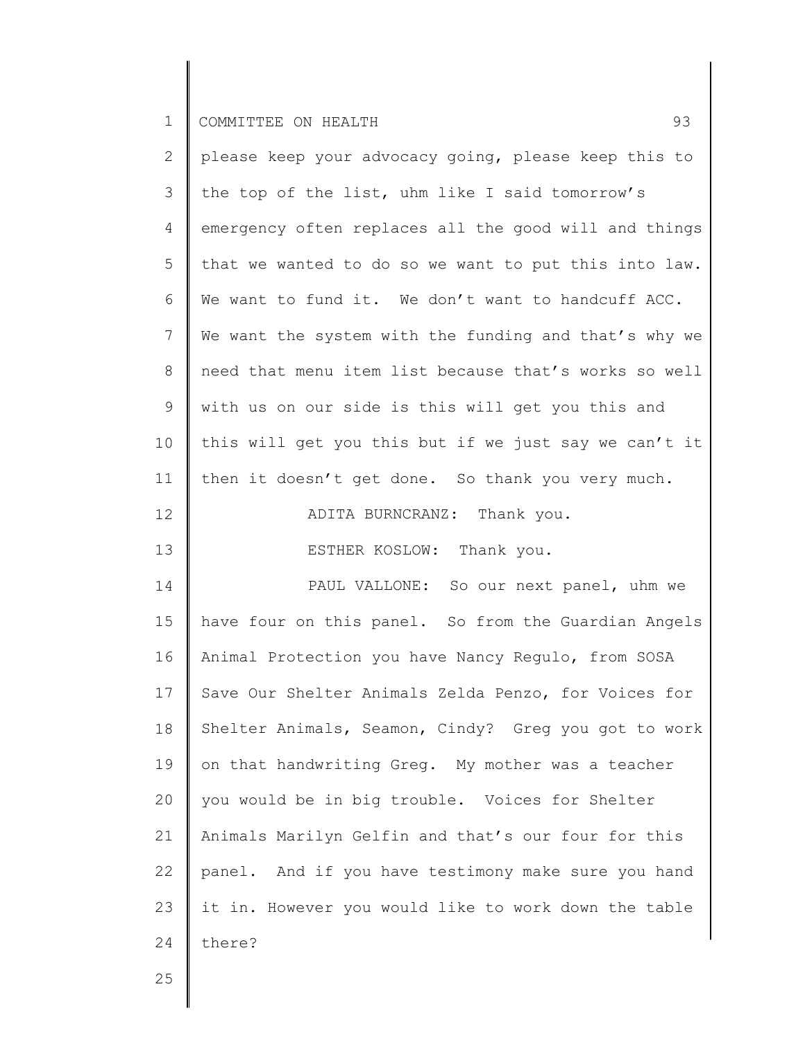please keep your advocacy going, please keep this to the top of the list, uhm like I said tomorrow's emergency often replaces all the good will and things that we wanted to do so we want to put this into law. We want to fund it. We don't want to handcuff ACC. We want the system with the funding and that's why we need that menu item list because that's works so well with us on our side is this will get you this and this will get you this but if we just say we can't it then it doesn't get done. So thank you very much.

ADITA BURNCRANZ: Thank you.

ESTHER KOSLOW: Thank you.

PAUL VALLONE: So our next panel, uhm we have four on this panel. So from the Guardian Angels Animal Protection you have Nancy Regulo, from SOSA Save Our Shelter Animals Zelda Penzo, for Voices for Shelter Animals, Seamon, Cindy? Greg you got to work on that handwriting Greg. My mother was a teacher you would be in big trouble. Voices for Shelter Animals Marilyn Gelfin and that's our four for this panel. And if you have testimony make sure you hand it in. However you would like to work down the table there?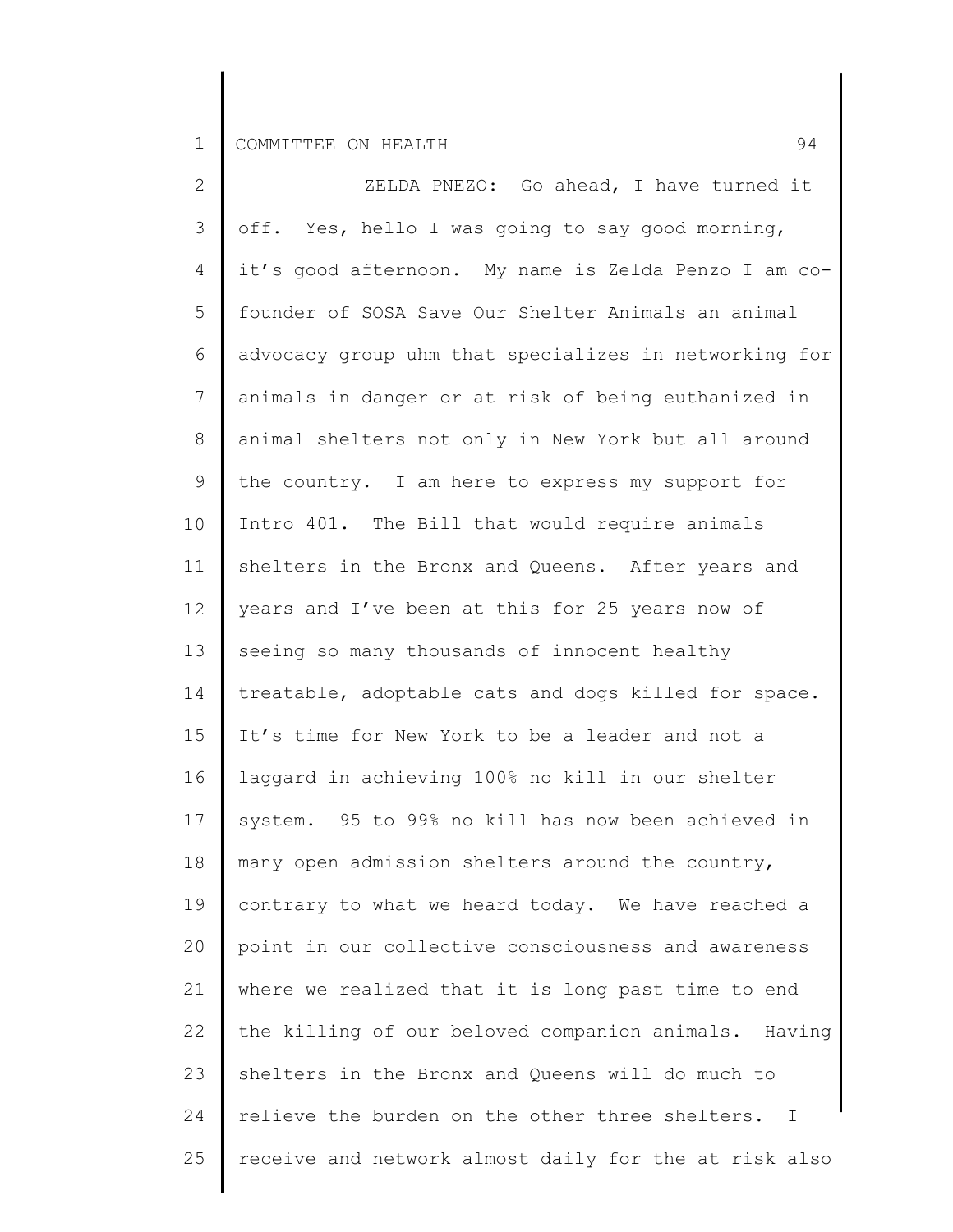ZELDA PNEZO: Go ahead, I have turned it off. Yes, hello I was going to say good morning, it's good afternoon. My name is Zelda Penzo I am co-founder of SOSA Save Our Shelter Animals an animal advocacy group uhm that specializes in networking for animals in danger or at risk of being euthanized in animal shelters not only in New York but all around the country. I am here to express my support for Intro 401. The Bill that would require animals shelters in the Bronx and Queens. After years and years and I've been at this for 25 years now of seeing so many thousands of innocent healthy treatable, adoptable cats and dogs killed for space. It's time for New York to be a leader and not a laggard in achieving 100% no kill in our shelter system. 95 to 99% no kill has now been achieved in many open admission shelters around the country, contrary to what we heard today. We have reached a point in our collective consciousness and awareness where we realized that it is long past time to end the killing of our beloved companion animals. Having shelters in the Bronx and Queens will do much to relieve the burden on the other three shelters. I receive and network almost daily for the at risk also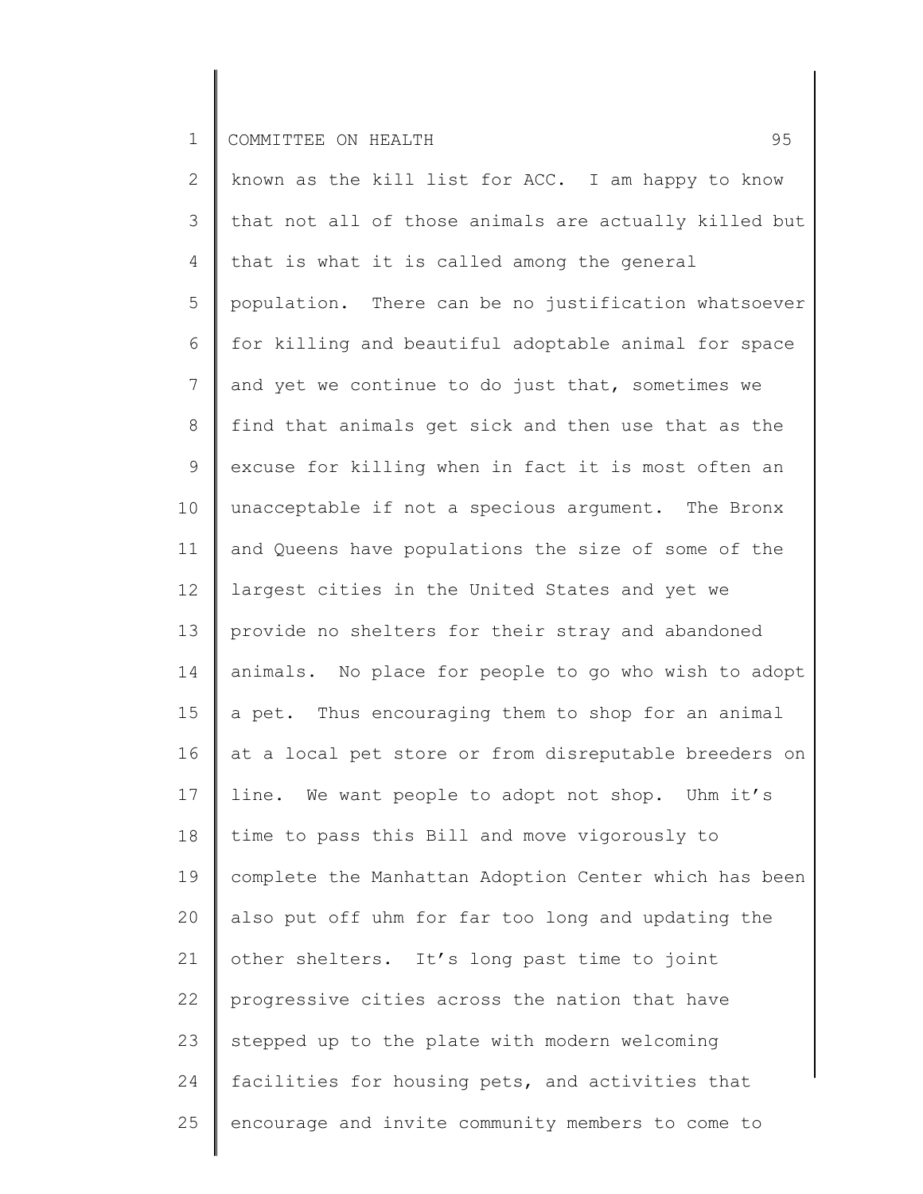known as the kill list for ACC. I am happy to know that not all of those animals are actually killed but that is what it is called among the general population. There can be no justification whatsoever for killing and beautiful adoptable animal for space and yet we continue to do just that, sometimes we find that animals get sick and then use that as the excuse for killing when in fact it is most often an unacceptable if not a specious argument. The Bronx and Queens have populations the size of some of the largest cities in the United States and yet we provide no shelters for their stray and abandoned animals. No place for people to go who wish to adopt a pet. Thus encouraging them to shop for an animal at a local pet store or from disreputable breeders on line. We want people to adopt not shop. Uhm it's time to pass this Bill and move vigorously to complete the Manhattan Adoption Center which has been also put off uhm for far too long and updating the other shelters. It's long past time to joint progressive cities across the nation that have stepped up to the plate with modern welcoming facilities for housing pets, and activities that encourage and invite community members to come to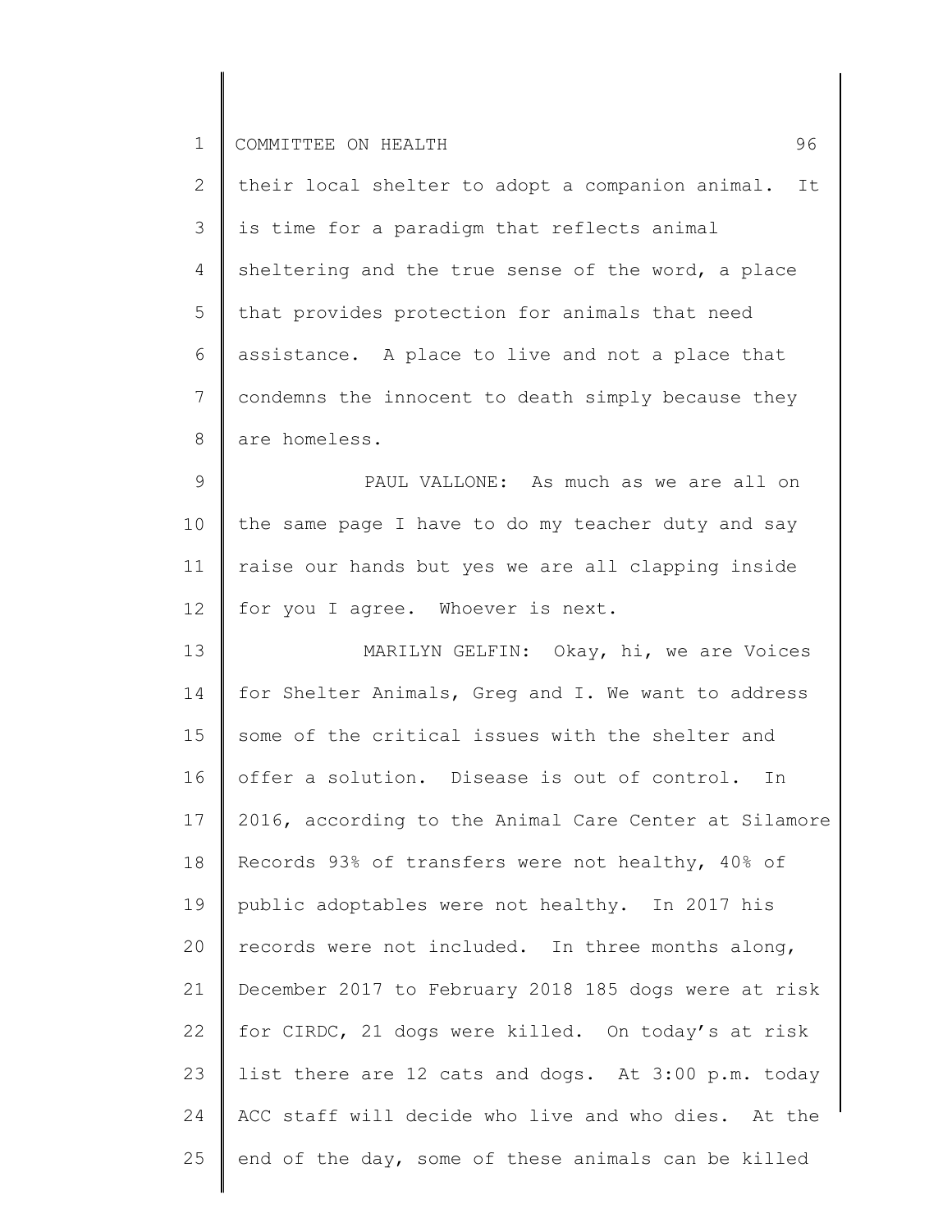their local shelter to adopt a companion animal. It is time for a paradigm that reflects animal sheltering and the true sense of the word, a place that provides protection for animals that need assistance. A place to live and not a place that condemns the innocent to death simply because they are homeless.

PAUL VALLONE: As much as we are all on the same page I have to do my teacher duty and say raise our hands but yes we are all clapping inside for you I agree. Whoever is next.

MARILYN GELFIN: Okay, hi, we are Voices for Shelter Animals, Greg and I. We want to address some of the critical issues with the shelter and offer a solution. Disease is out of control. In 2016, according to the Animal Care Center at Silamore Records 93% of transfers were not healthy, 40% of public adoptables were not healthy. In 2017 his records were not included. In three months along, December 2017 to February 2018 185 dogs were at risk for CIRDC, 21 dogs were killed. On today's at risk list there are 12 cats and dogs. At 3:00 p.m. today ACC staff will decide who live and who dies. At the end of the day, some of these animals can be killed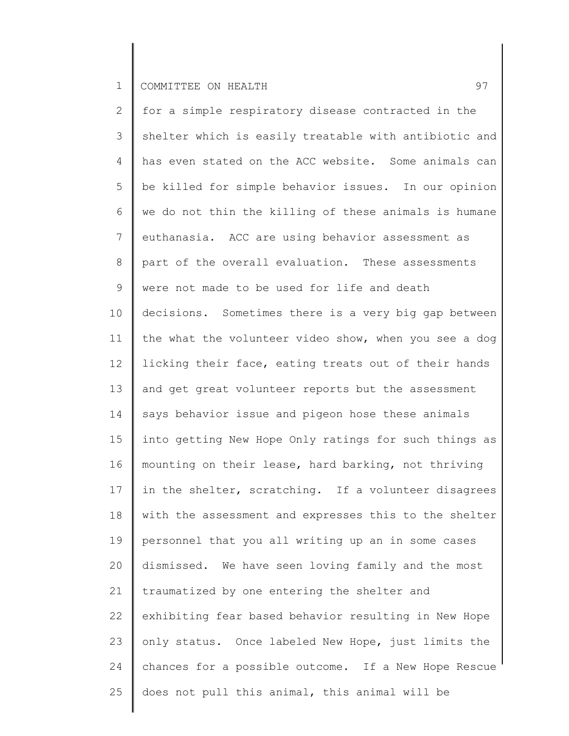for a simple respiratory disease contracted in the shelter which is easily treatable with antibiotic and has even stated on the ACC website. Some animals can be killed for simple behavior issues. In our opinion we do not thin the killing of these animals is humane euthanasia. ACC are using behavior assessment as part of the overall evaluation. These assessments were not made to be used for life and death decisions. Sometimes there is a very big gap between the what the volunteer video show, when you see a dog licking their face, eating treats out of their hands and get great volunteer reports but the assessment says behavior issue and pigeon hose these animals into getting New Hope Only ratings for such things as mounting on their lease, hard barking, not thriving in the shelter, scratching. If a volunteer disagrees with the assessment and expresses this to the shelter personnel that you all writing up an in some cases dismissed. We have seen loving family and the most traumatized by one entering the shelter and exhibiting fear based behavior resulting in New Hope only status. Once labeled New Hope, just limits the chances for a possible outcome. If a New Hope Rescue does not pull this animal, this animal will be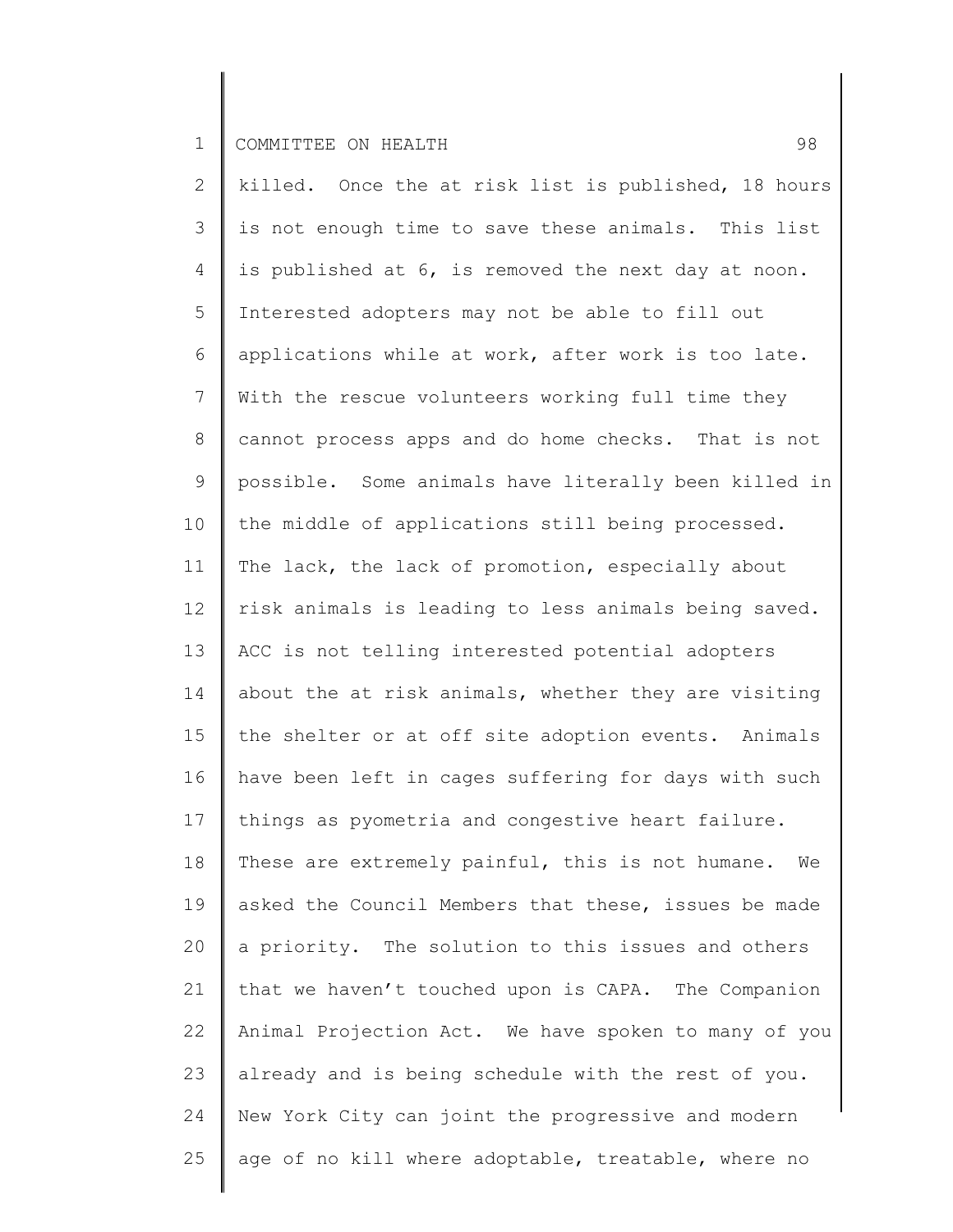killed. Once the at risk list is published, 18 hours is not enough time to save these animals. This list is published at 6, is removed the next day at noon. Interested adopters may not be able to fill out applications while at work, after work is too late. With the rescue volunteers working full time they cannot process apps and do home checks. That is not possible. Some animals have literally been killed in the middle of applications still being processed. The lack, the lack of promotion, especially about risk animals is leading to less animals being saved. ACC is not telling interested potential adopters about the at risk animals, whether they are visiting the shelter or at off site adoption events. Animals have been left in cages suffering for days with such things as pyometria and congestive heart failure. These are extremely painful, this is not humane. We asked the Council Members that these, issues be made a priority. The solution to this issues and others that we haven't touched upon is CAPA. The Companion Animal Projection Act. We have spoken to many of you already and is being schedule with the rest of you. New York City can joint the progressive and modern age of no kill where adoptable, treatable, where no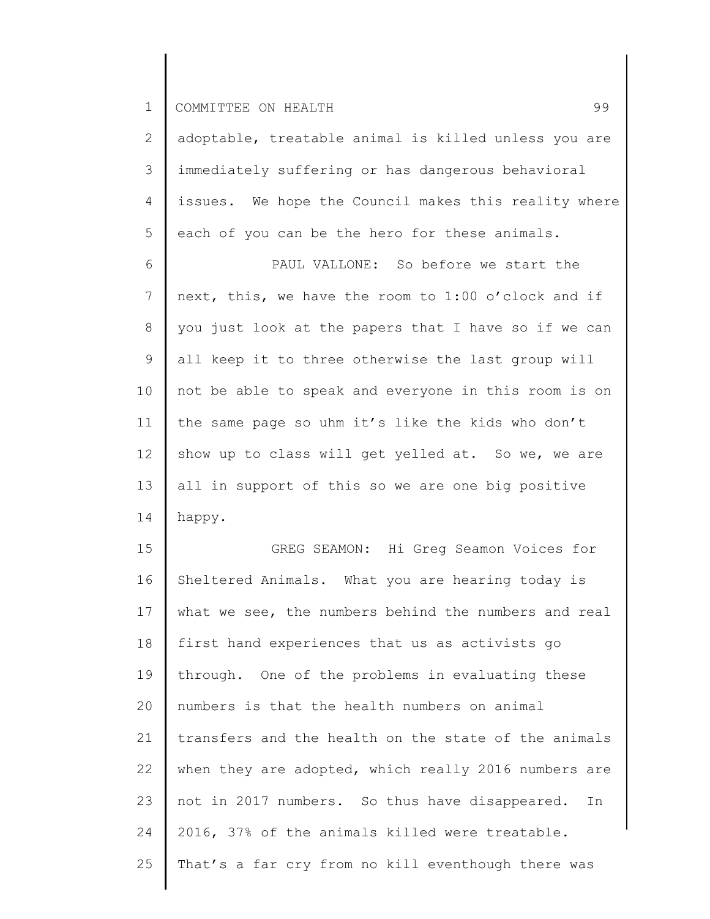adoptable, treatable animal is killed unless you are immediately suffering or has dangerous behavioral issues. We hope the Council makes this reality where each of you can be the hero for these animals.

PAUL VALLONE: So before we start the next, this, we have the room to 1:00 o'clock and if you just look at the papers that I have so if we can all keep it to three otherwise the last group will not be able to speak and everyone in this room is on the same page so uhm it's like the kids who don't show up to class will get yelled at. So we, we are all in support of this so we are one big positive happy.

GREG SEAMON: Hi Greg Seamon Voices for Sheltered Animals. What you are hearing today is what we see, the numbers behind the numbers and real first hand experiences that us as activists go through. One of the problems in evaluating these numbers is that the health numbers on animal transfers and the health on the state of the animals when they are adopted, which really 2016 numbers are not in 2017 numbers. So thus have disappeared. In 2016, 37% of the animals killed were treatable. That's a far cry from no kill eventhough there was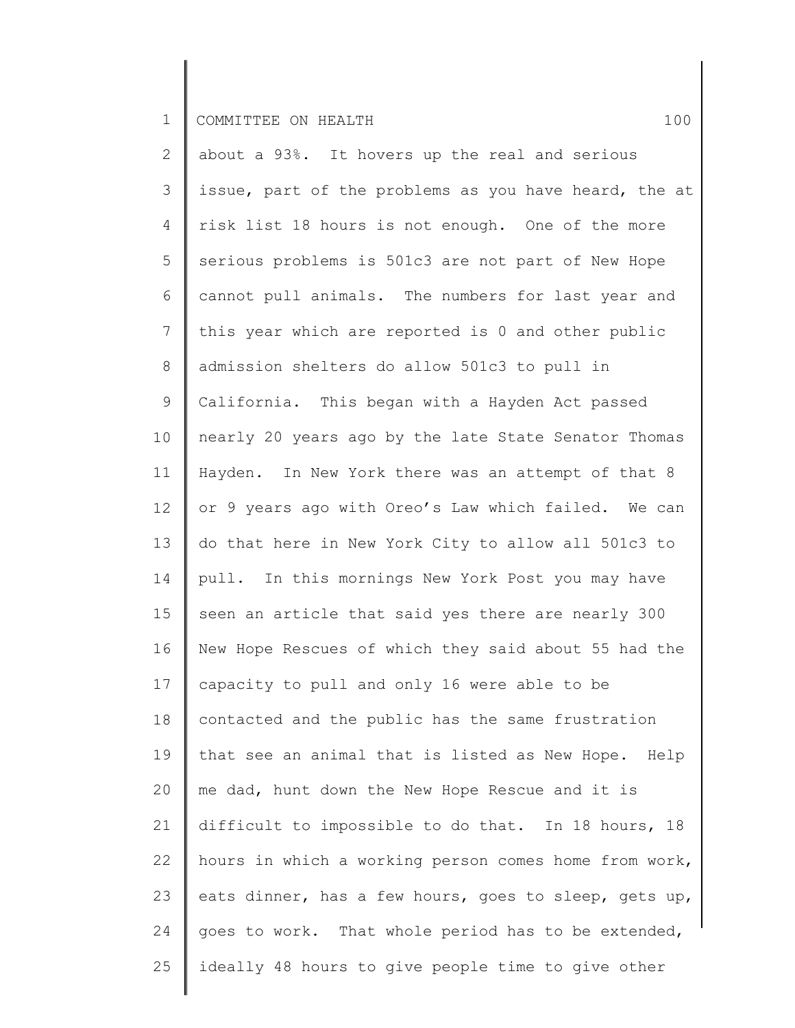about a 93%. It hovers up the real and serious issue, part of the problems as you have heard, the at risk list 18 hours is not enough. One of the more serious problems is 501c3 are not part of New Hope cannot pull animals. The numbers for last year and this year which are reported is 0 and other public admission shelters do allow 501c3 to pull in California. This began with a Hayden Act passed nearly 20 years ago by the late State Senator Thomas Hayden. In New York there was an attempt of that 8 or 9 years ago with Oreo's Law which failed. We can do that here in New York City to allow all 501c3 to pull. In this mornings New York Post you may have seen an article that said yes there are nearly 300 New Hope Rescues of which they said about 55 had the capacity to pull and only 16 were able to be contacted and the public has the same frustration that see an animal that is listed as New Hope. Help me dad, hunt down the New Hope Rescue and it is difficult to impossible to do that. In 18 hours, 18 hours in which a working person comes home from work, eats dinner, has a few hours, goes to sleep, gets up, goes to work. That whole period has to be extended, ideally 48 hours to give people time to give other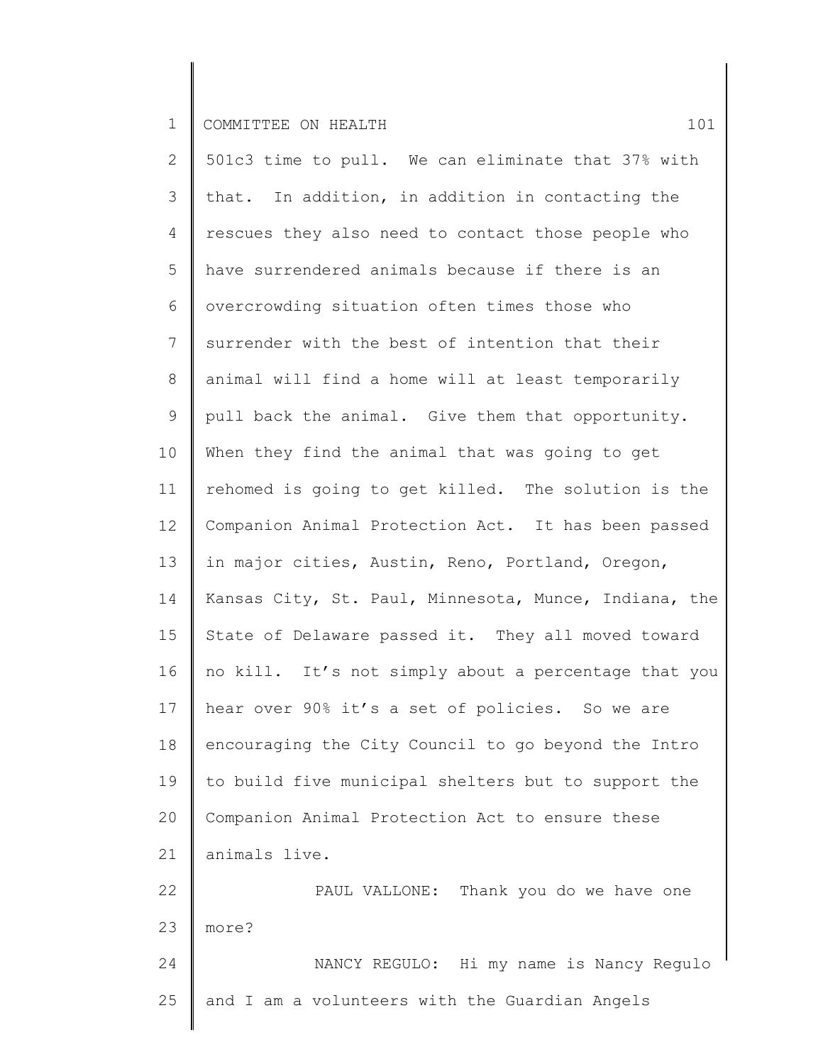501c3 time to pull. We can eliminate that 37% with that. In addition, in addition in contacting the rescues they also need to contact those people who have surrendered animals because if there is an overcrowding situation often times those who surrender with the best of intention that their animal will find a home will at least temporarily pull back the animal. Give them that opportunity. When they find the animal that was going to get rehomed is going to get killed. The solution is the Companion Animal Protection Act. It has been passed in major cities, Austin, Reno, Portland, Oregon, Kansas City, St. Paul, Minnesota, Munce, Indiana, the State of Delaware passed it. They all moved toward no kill. It's not simply about a percentage that you hear over 90% it's a set of policies. So we are encouraging the City Council to go beyond the Intro to build five municipal shelters but to support the Companion Animal Protection Act to ensure these animals live.

PAUL VALLONE: Thank you do we have one more?

NANCY REGULO: Hi my name is Nancy Regulo and I am a volunteers with the Guardian Angels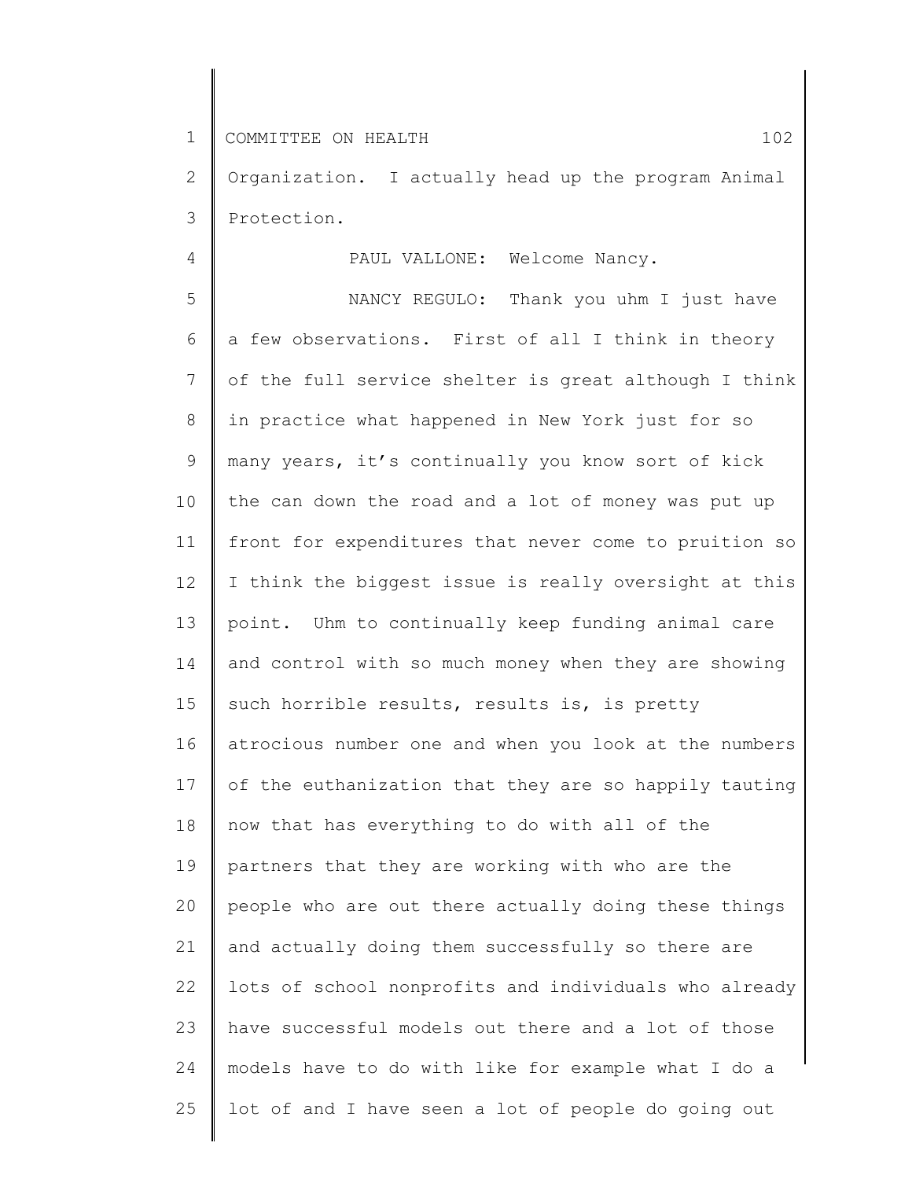Organization. I actually head up the program Animal Protection.

PAUL VALLONE: Welcome Nancy.

NANCY REGULO: Thank you uhm I just have a few observations. First of all I think in theory of the full service shelter is great although I think in practice what happened in New York just for so many years, it's continually you know sort of kick the can down the road and a lot of money was put up front for expenditures that never come to pruition so I think the biggest issue is really oversight at this point. Uhm to continually keep funding animal care and control with so much money when they are showing such horrible results, results is, is pretty atrocious number one and when you look at the numbers of the euthanization that they are so happily tauting now that has everything to do with all of the partners that they are working with who are the people who are out there actually doing these things and actually doing them successfully so there are lots of school nonprofits and individuals who already have successful models out there and a lot of those models have to do with like for example what I do a lot of and I have seen a lot of people do going out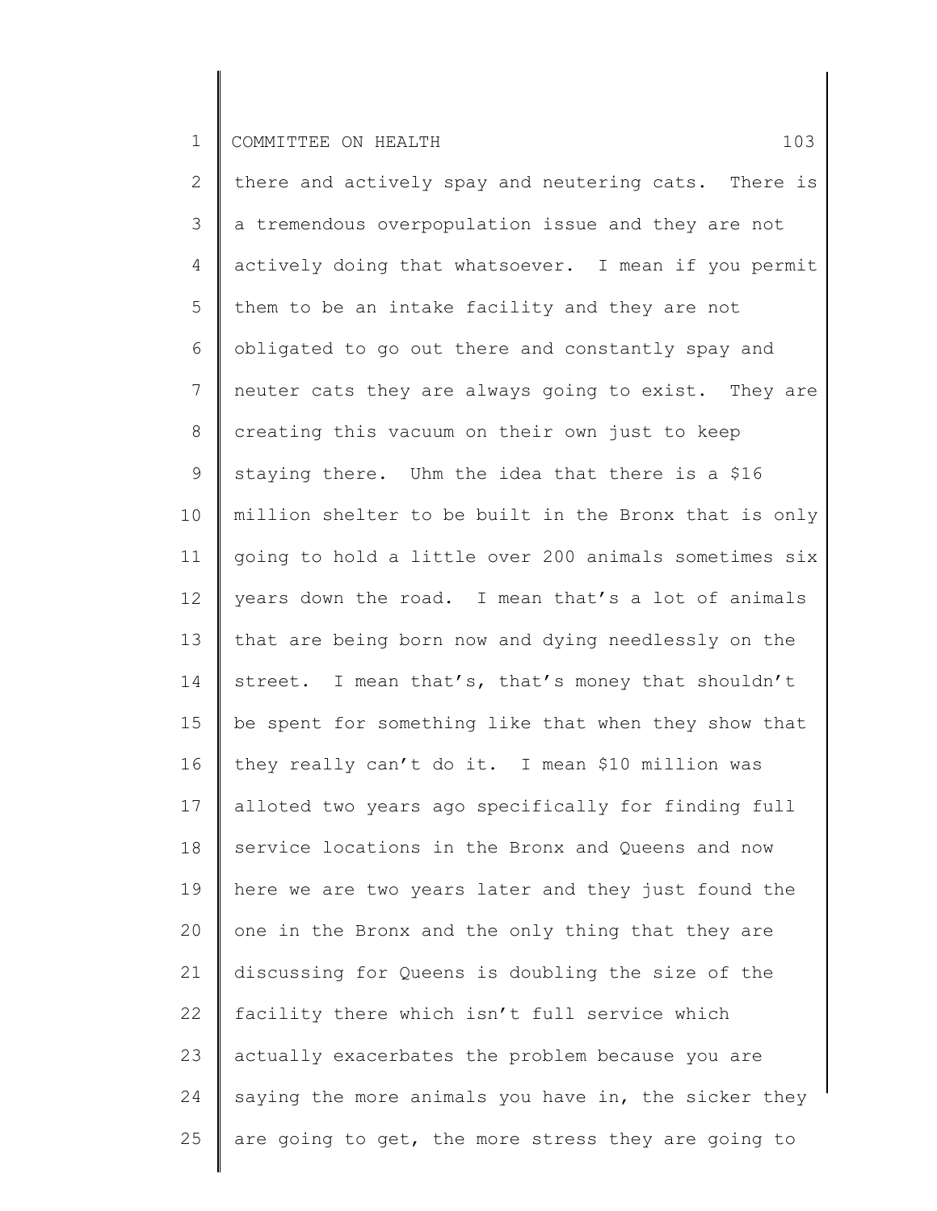there and actively spay and neutering cats. There is a tremendous overpopulation issue and they are not actively doing that whatsoever. I mean if you permit them to be an intake facility and they are not obligated to go out there and constantly spay and neuter cats they are always going to exist. They are creating this vacuum on their own just to keep staying there. Uhm the idea that there is a $16 million shelter to be built in the Bronx that is only going to hold a little over 200 animals sometimes six years down the road. I mean that's a lot of animals that are being born now and dying needlessly on the street. I mean that's, that's money that shouldn't be spent for something like that when they show that they really can't do it. I mean $10 million was alloted two years ago specifically for finding full service locations in the Bronx and Queens and now here we are two years later and they just found the one in the Bronx and the only thing that they are discussing for Queens is doubling the size of the facility there which isn't full service which actually exacerbates the problem because you are saying the more animals you have in, the sicker they are going to get, the more stress they are going to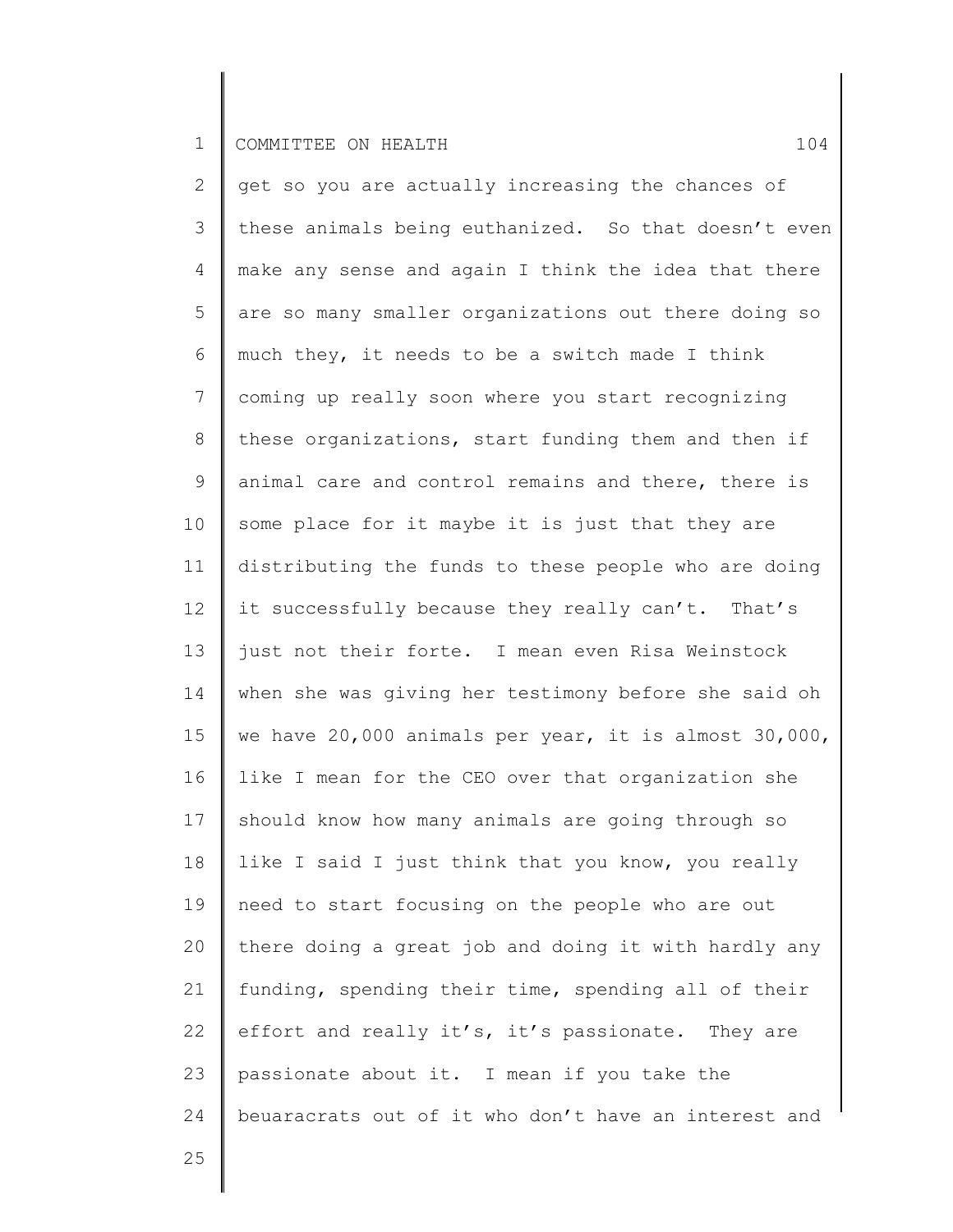get so you are actually increasing the chances of these animals being euthanized. So that doesn't even make any sense and again I think the idea that there are so many smaller organizations out there doing so much they, it needs to be a switch made I think coming up really soon where you start recognizing these organizations, start funding them and then if animal care and control remains and there, there is some place for it maybe it is just that they are distributing the funds to these people who are doing it successfully because they really can't. That's just not their forte. I mean even Risa Weinstock when she was giving her testimony before she said oh we have 20,000 animals per year, it is almost 30,000, like I mean for the CEO over that organization she should know how many animals are going through so like I said I just think that you know, you really need to start focusing on the people who are out there doing a great job and doing it with hardly any funding, spending their time, spending all of their effort and really it's, it's passionate. They are passionate about it. I mean if you take the beuaracrats out of it who don't have an interest and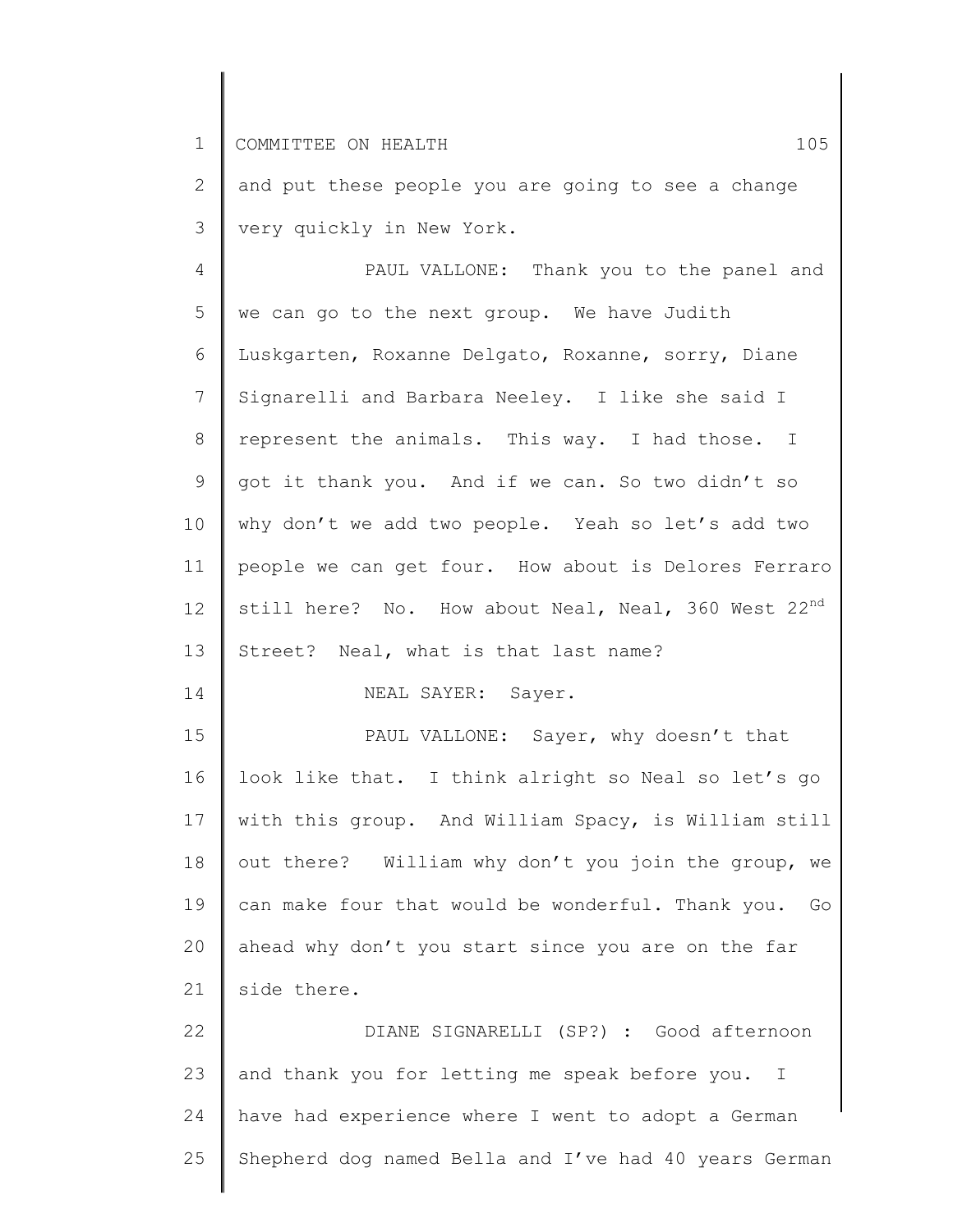and put these people you are going to see a change very quickly in New York.

PAUL VALLONE: Thank you to the panel and we can go to the next group. We have Judith Luskgarten, Roxanne Delgato, Roxanne, sorry, Diane Signarelli and Barbara Neeley. I like she said I represent the animals. This way. I had those. I got it thank you. And if we can. So two didn't so why don't we add two people. Yeah so let's add two people we can get four. How about is Delores Ferraro still here? No. How about Neal, Neal, 360 West 22nd Street? Neal, what is that last name?

NEAL SAYER: Sayer.

PAUL VALLONE: Sayer, why doesn't that look like that. I think alright so Neal so let's go with this group. And William Spacy, is William still out there? William why don't you join the group, we can make four that would be wonderful. Thank you. Go ahead why don't you start since you are on the far side there.

DIANE SIGNARELLI (SP?) : Good afternoon and thank you for letting me speak before you. I have had experience where I went to adopt a German Shepherd dog named Bella and I've had 40 years German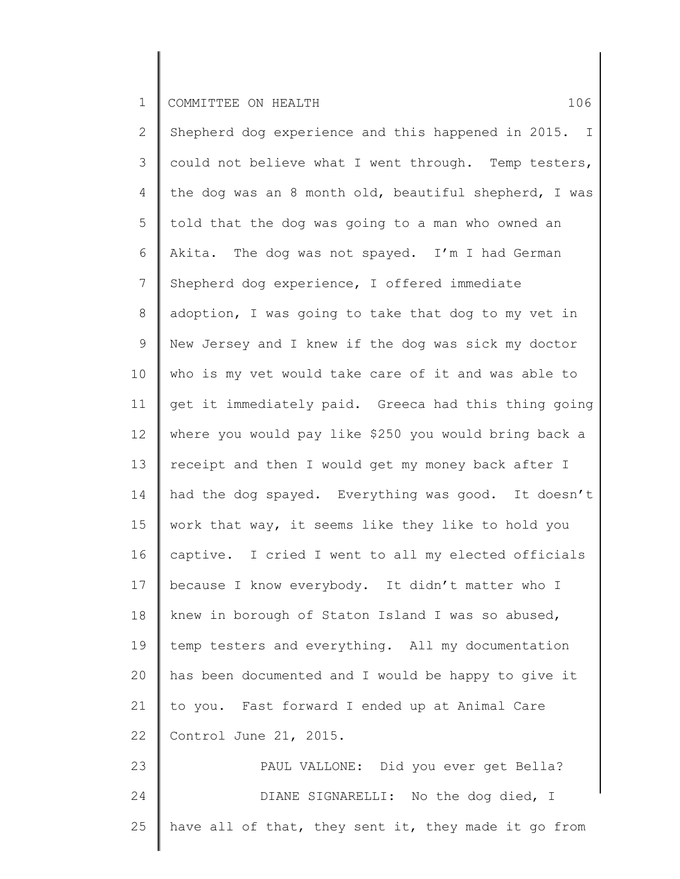Shepherd dog experience and this happened in 2015. I could not believe what I went through. Temp testers, the dog was an 8 month old, beautiful shepherd, I was told that the dog was going to a man who owned an Akita. The dog was not spayed. I'm I had German Shepherd dog experience, I offered immediate adoption, I was going to take that dog to my vet in New Jersey and I knew if the dog was sick my doctor who is my vet would take care of it and was able to get it immediately paid. Greeca had this thing going where you would pay like $250 you would bring back a receipt and then I would get my money back after I had the dog spayed. Everything was good. It doesn't work that way, it seems like they like to hold you captive. I cried I went to all my elected officials because I know everybody. It didn't matter who I knew in borough of Staton Island I was so abused, temp testers and everything. All my documentation has been documented and I would be happy to give it to you. Fast forward I ended up at Animal Care Control June 21, 2015.

PAUL VALLONE: Did you ever get Bella?

DIANE SIGNARELLI: No the dog died, I have all of that, they sent it, they made it go from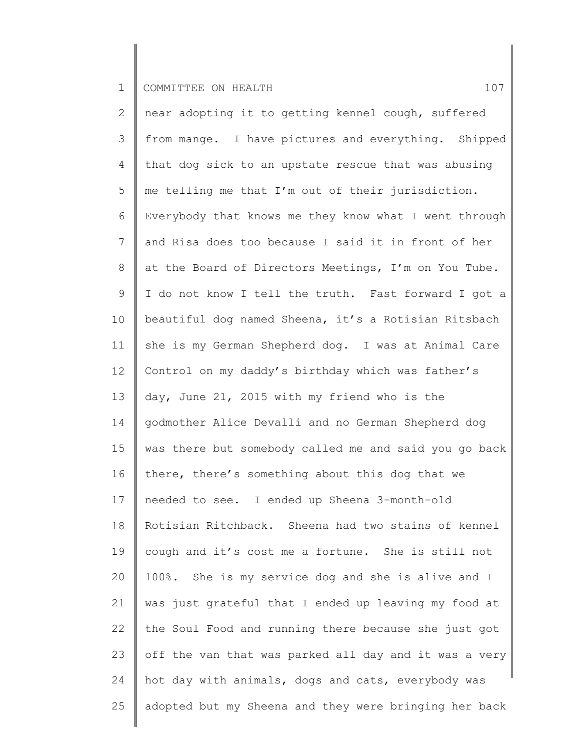near adopting it to getting kennel cough, suffered from mange. I have pictures and everything. Shipped that dog sick to an upstate rescue that was abusing me telling me that I'm out of their jurisdiction. Everybody that knows me they know what I went through and Risa does too because I said it in front of her at the Board of Directors Meetings, I'm on You Tube. I do not know I tell the truth. Fast forward I got a beautiful dog named Sheena, it's a Rotisian Ritsbach she is my German Shepherd dog. I was at Animal Care Control on my daddy's birthday which was father's day, June 21, 2015 with my friend who is the godmother Alice Devalli and no German Shepherd dog was there but somebody called me and said you go back there, there's something about this dog that we needed to see. I ended up Sheena 3-month-old Rotisian Ritchback. Sheena had two stains of kennel cough and it's cost me a fortune. She is still not 100%. She is my service dog and she is alive and I was just grateful that I ended up leaving my food at the Soul Food and running there because she just got off the van that was parked all day and it was a very hot day with animals, dogs and cats, everybody was adopted but my Sheena and they were bringing her back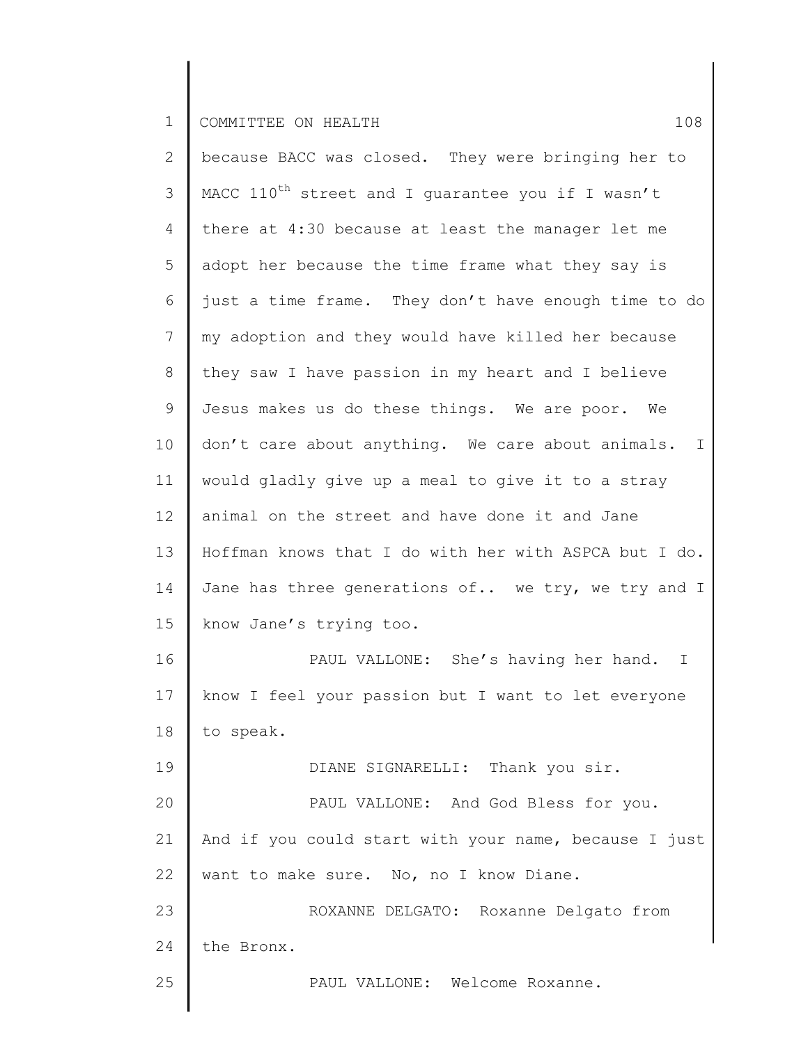because BACC was closed. They were bringing her to MACC 110th street and I guarantee you if I wasn't there at 4:30 because at least the manager let me adopt her because the time frame what they say is just a time frame. They don't have enough time to do my adoption and they would have killed her because they saw I have passion in my heart and I believe Jesus makes us do these things. We are poor. We don't care about anything. We care about animals. I would gladly give up a meal to give it to a stray animal on the street and have done it and Jane Hoffman knows that I do with her with ASPCA but I do. Jane has three generations of.. we try, we try and I know Jane's trying too.

PAUL VALLONE: She's having her hand. I know I feel your passion but I want to let everyone to speak.

DIANE SIGNARELLI: Thank you sir.

PAUL VALLONE: And God Bless for you. And if you could start with your name, because I just want to make sure. No, no I know Diane.

ROXANNE DELGATO: Roxanne Delgato from the Bronx.

PAUL VALLONE: Welcome Roxanne.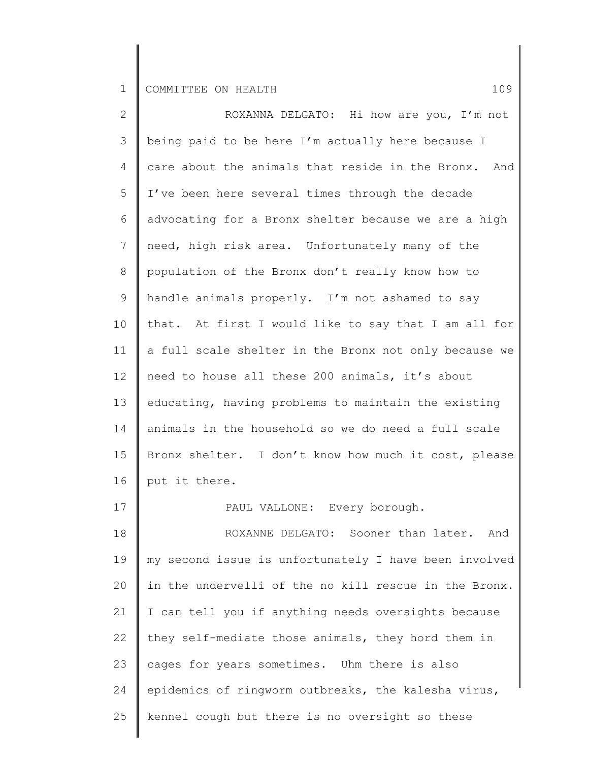ROXANNA DELGATO: Hi how are you, I'm not being paid to be here I'm actually here because I care about the animals that reside in the Bronx. And I've been here several times through the decade advocating for a Bronx shelter because we are a high need, high risk area. Unfortunately many of the population of the Bronx don't really know how to handle animals properly. I'm not ashamed to say that. At first I would like to say that I am all for a full scale shelter in the Bronx not only because we need to house all these 200 animals, it's about educating, having problems to maintain the existing animals in the household so we do need a full scale Bronx shelter. I don't know how much it cost, please put it there.

PAUL VALLONE: Every borough.

ROXANNE DELGATO: Sooner than later. And my second issue is unfortunately I have been involved in the undervelli of the no kill rescue in the Bronx. I can tell you if anything needs oversights because they self-mediate those animals, they hord them in cages for years sometimes. Uhm there is also epidemics of ringworm outbreaks, the kalesha virus, kennel cough but there is no oversight so these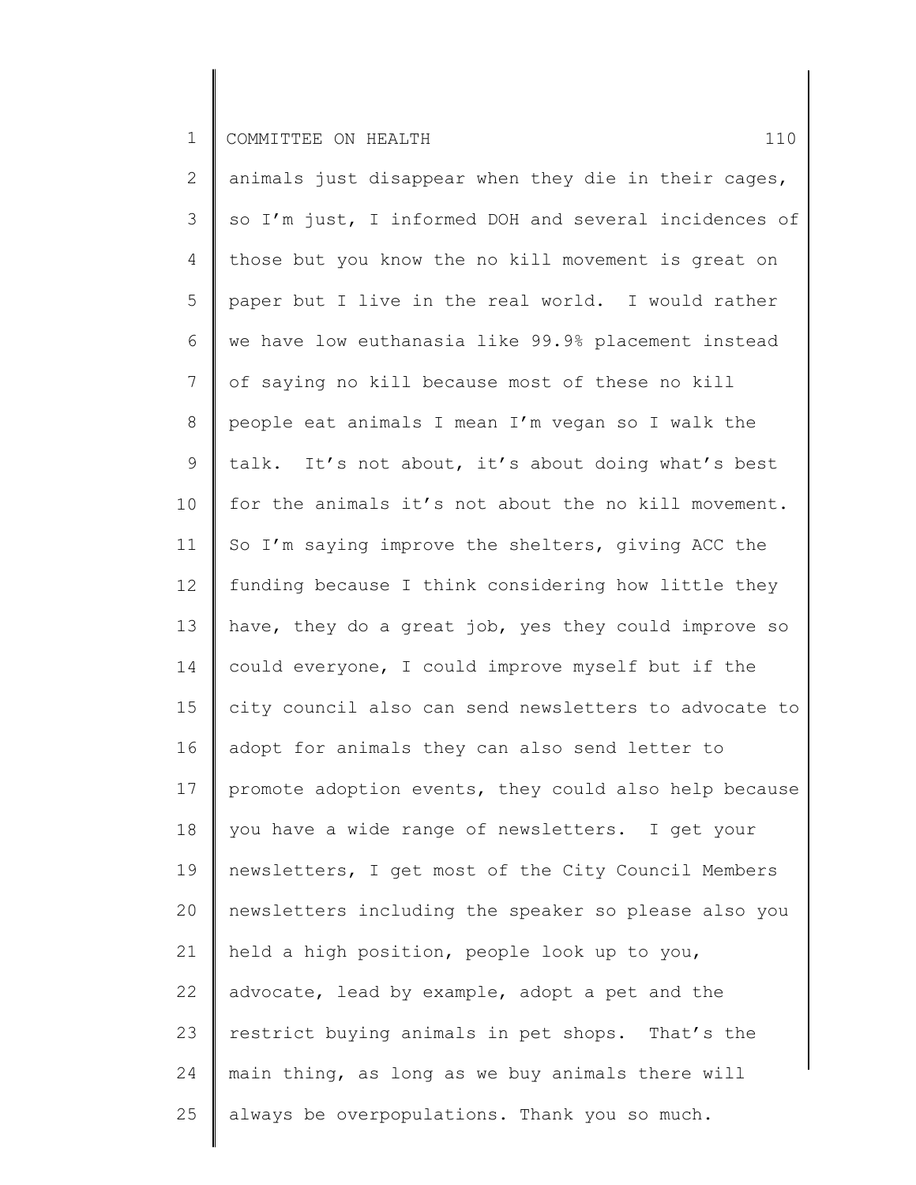animals just disappear when they die in their cages, so I'm just, I informed DOH and several incidences of those but you know the no kill movement is great on paper but I live in the real world. I would rather we have low euthanasia like 99.9% placement instead of saying no kill because most of these no kill people eat animals I mean I'm vegan so I walk the talk. It's not about, it's about doing what's best for the animals it's not about the no kill movement. So I'm saying improve the shelters, giving ACC the funding because I think considering how little they have, they do a great job, yes they could improve so could everyone, I could improve myself but if the city council also can send newsletters to advocate to adopt for animals they can also send letter to promote adoption events, they could also help because you have a wide range of newsletters. I get your newsletters, I get most of the City Council Members newsletters including the speaker so please also you held a high position, people look up to you, advocate, lead by example, adopt a pet and the restrict buying animals in pet shops. That's the main thing, as long as we buy animals there will always be overpopulations. Thank you so much.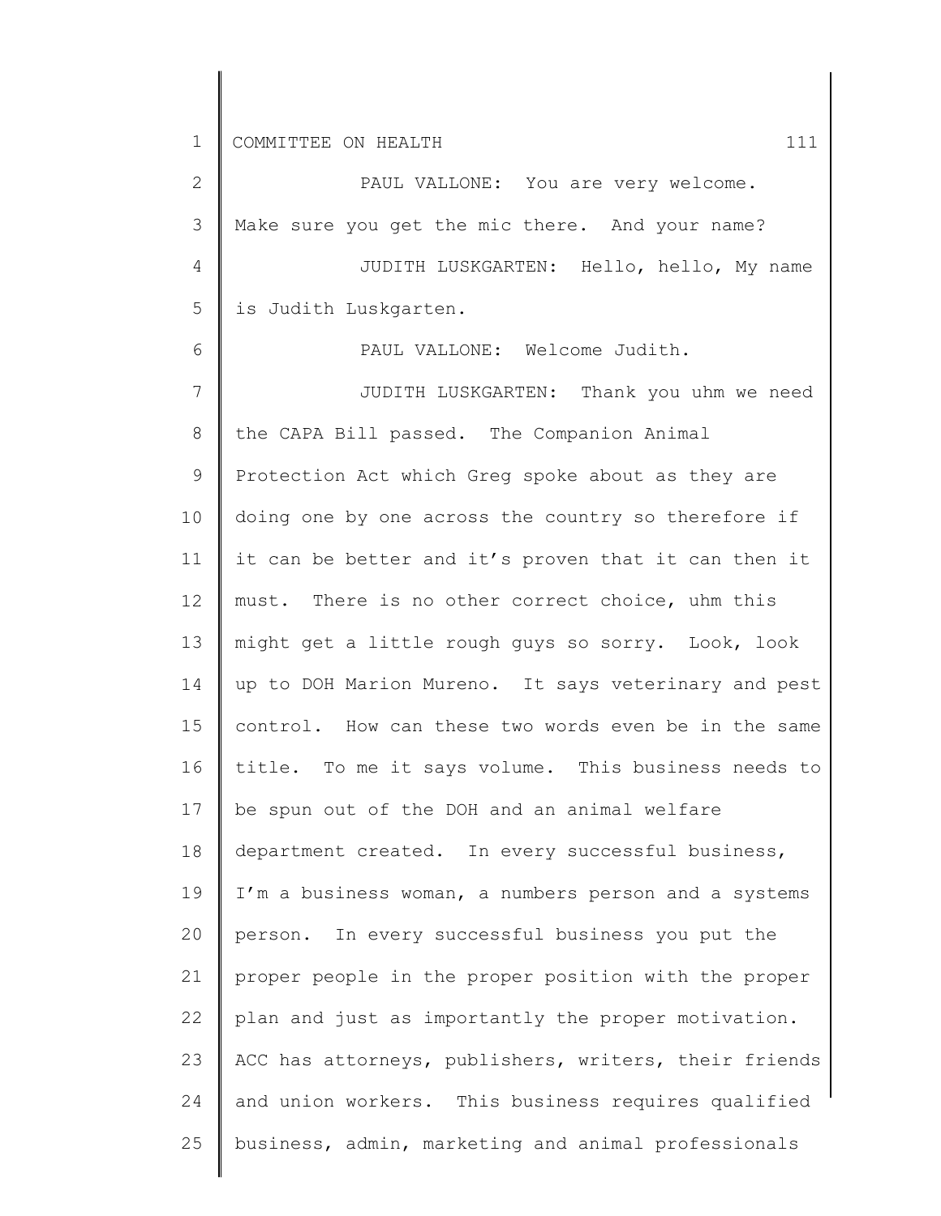PAUL VALLONE: You are very welcome. Make sure you get the mic there. And your name?

JUDITH LUSKGARTEN: Hello, hello, My name is Judith Luskgarten.

PAUL VALLONE: Welcome Judith.

JUDITH LUSKGARTEN: Thank you uhm we need the CAPA Bill passed. The Companion Animal Protection Act which Greg spoke about as they are doing one by one across the country so therefore if it can be better and it's proven that it can then it must. There is no other correct choice, uhm this might get a little rough guys so sorry. Look, look up to DOH Marion Mureno. It says veterinary and pest control. How can these two words even be in the same title. To me it says volume. This business needs to be spun out of the DOH and an animal welfare department created. In every successful business, I'm a business woman, a numbers person and a systems person. In every successful business you put the proper people in the proper position with the proper plan and just as importantly the proper motivation. ACC has attorneys, publishers, writers, their friends and union workers. This business requires qualified business, admin, marketing and animal professionals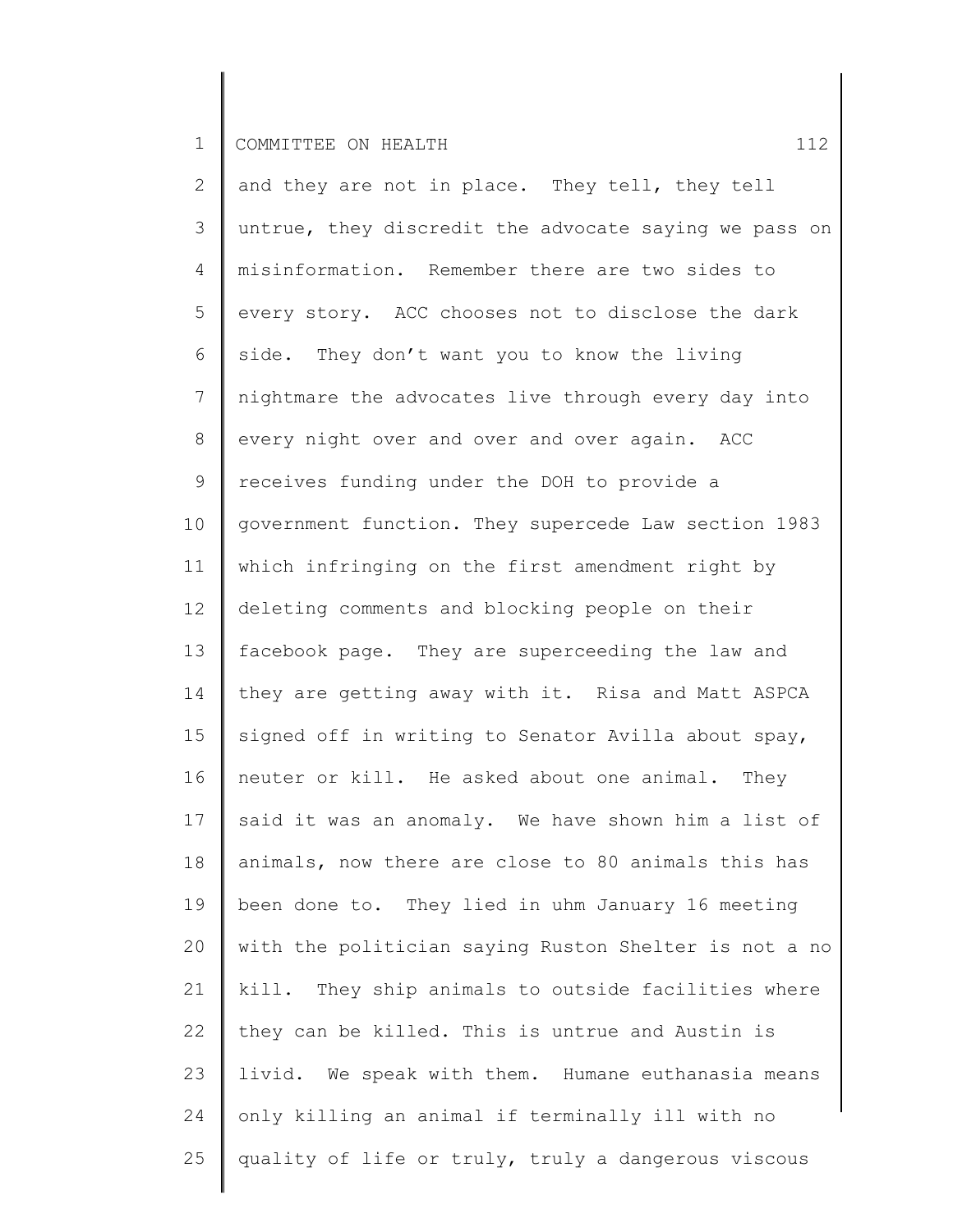and they are not in place. They tell, they tell untrue, they discredit the advocate saying we pass on misinformation. Remember there are two sides to every story. ACC chooses not to disclose the dark side. They don't want you to know the living nightmare the advocates live through every day into every night over and over and over again. ACC receives funding under the DOH to provide a government function. They supercede Law section 1983 which infringing on the first amendment right by deleting comments and blocking people on their facebook page. They are superceeding the law and they are getting away with it. Risa and Matt ASPCA signed off in writing to Senator Avilla about spay, neuter or kill. He asked about one animal. They said it was an anomaly. We have shown him a list of animals, now there are close to 80 animals this has been done to. They lied in uhm January 16 meeting with the politician saying Ruston Shelter is not a no kill. They ship animals to outside facilities where they can be killed. This is untrue and Austin is livid. We speak with them. Humane euthanasia means only killing an animal if terminally ill with no quality of life or truly, truly a dangerous viscous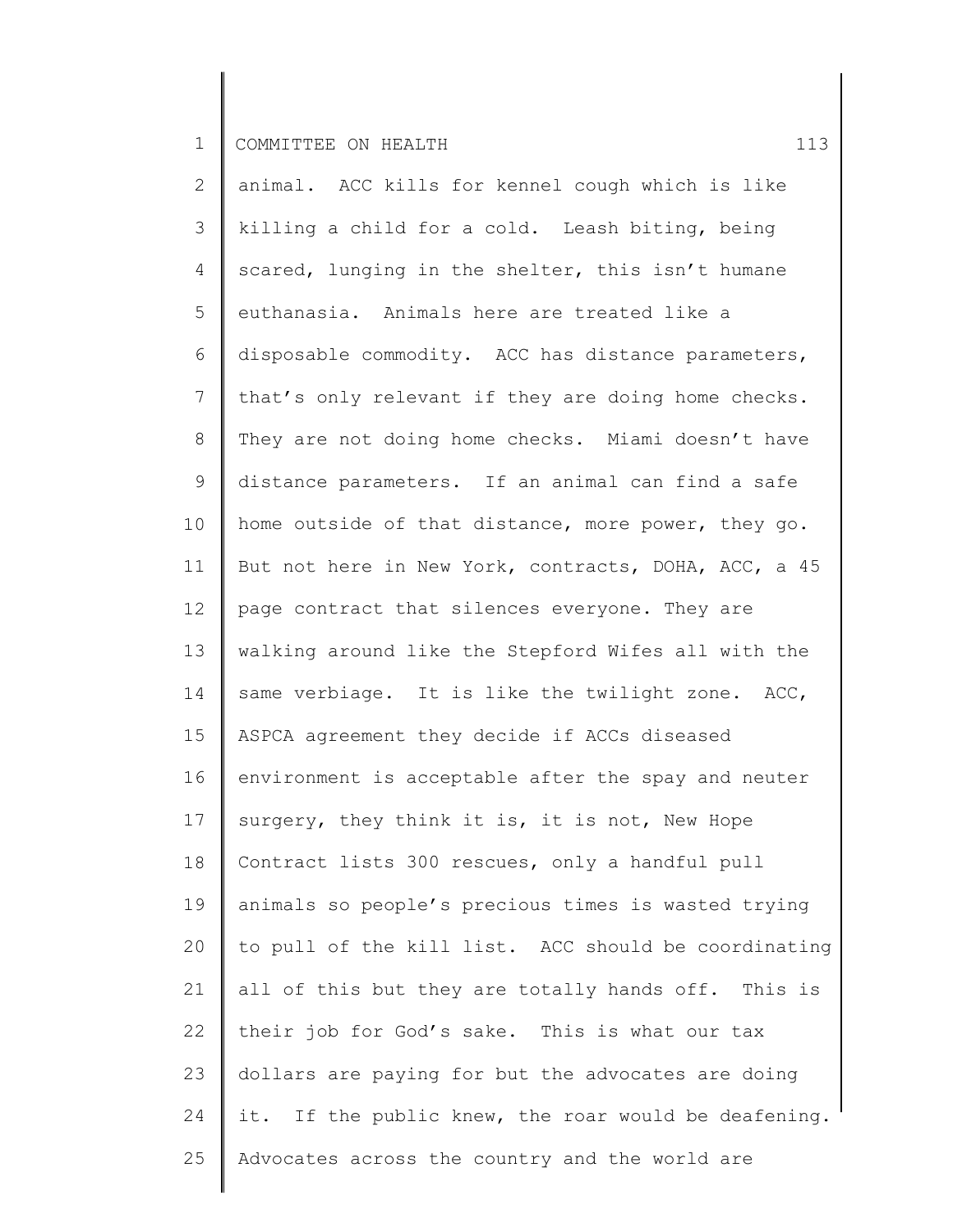animal. ACC kills for kennel cough which is like killing a child for a cold. Leash biting, being scared, lunging in the shelter, this isn't humane euthanasia. Animals here are treated like a disposable commodity. ACC has distance parameters, that's only relevant if they are doing home checks. They are not doing home checks. Miami doesn't have distance parameters. If an animal can find a safe home outside of that distance, more power, they go. But not here in New York, contracts, DOHA, ACC, a 45 page contract that silences everyone. They are walking around like the Stepford Wifes all with the same verbiage. It is like the twilight zone. ACC, ASPCA agreement they decide if ACCs diseased environment is acceptable after the spay and neuter surgery, they think it is, it is not, New Hope Contract lists 300 rescues, only a handful pull animals so people's precious times is wasted trying to pull of the kill list. ACC should be coordinating all of this but they are totally hands off. This is their job for God's sake. This is what our tax dollars are paying for but the advocates are doing it. If the public knew, the roar would be deafening. Advocates across the country and the world are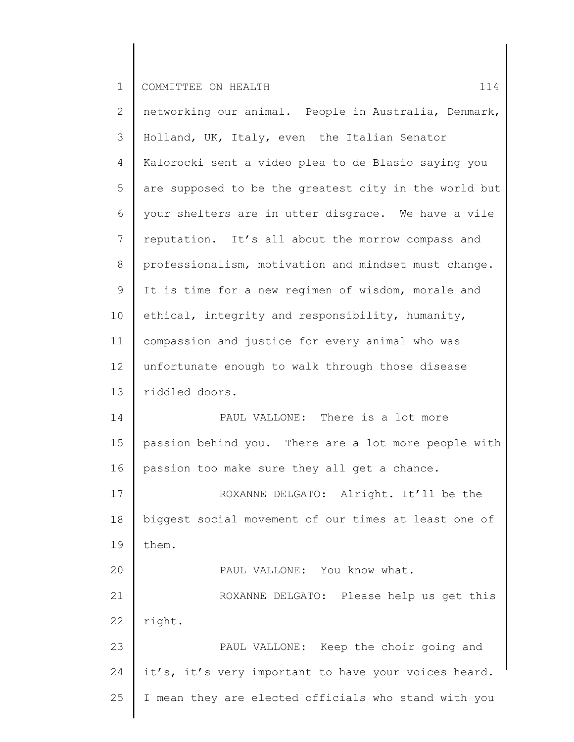networking our animal. People in Australia, Denmark, Holland, UK, Italy, even the Italian Senator Kalorocki sent a video plea to de Blasio saying you are supposed to be the greatest city in the world but your shelters are in utter disgrace. We have a vile reputation. It's all about the morrow compass and professionalism, motivation and mindset must change. It is time for a new regimen of wisdom, morale and ethical, integrity and responsibility, humanity, compassion and justice for every animal who was unfortunate enough to walk through those disease riddled doors.

PAUL VALLONE: There is a lot more passion behind you. There are a lot more people with passion too make sure they all get a chance.

ROXANNE DELGATO: Alright. It'll be the biggest social movement of our times at least one of them.

PAUL VALLONE: You know what.

ROXANNE DELGATO: Please help us get this right.

PAUL VALLONE: Keep the choir going and it's, it's very important to have your voices heard. I mean they are elected officials who stand with you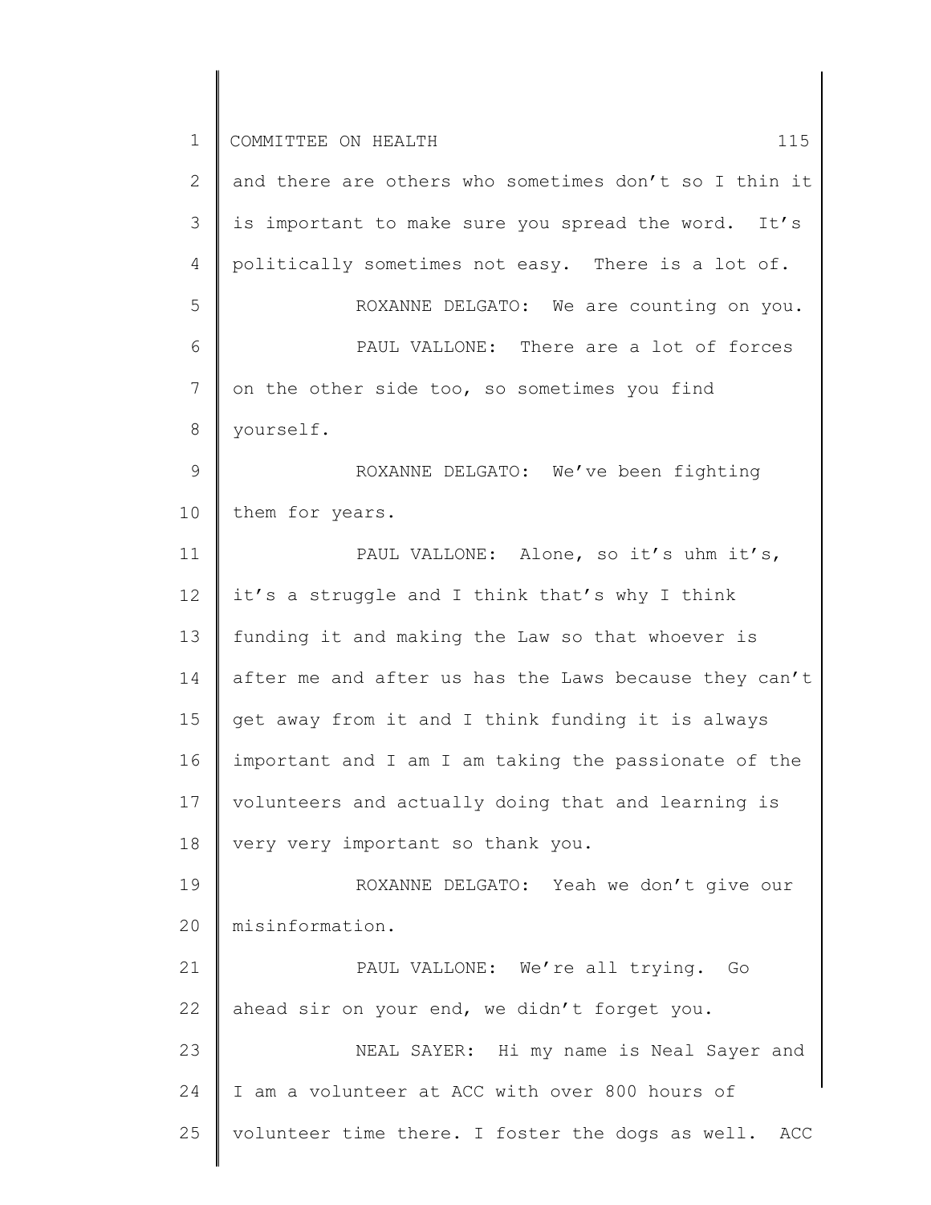and there are others who sometimes don't so I thin it is important to make sure you spread the word. It's politically sometimes not easy. There is a lot of.

ROXANNE DELGATO: We are counting on you.

PAUL VALLONE: There are a lot of forces on the other side too, so sometimes you find yourself.

ROXANNE DELGATO: We've been fighting them for years.

PAUL VALLONE: Alone, so it's uhm it's, it's a struggle and I think that's why I think funding it and making the Law so that whoever is after me and after us has the Laws because they can't get away from it and I think funding it is always important and I am I am taking the passionate of the volunteers and actually doing that and learning is very very important so thank you.

ROXANNE DELGATO: Yeah we don't give our misinformation.

PAUL VALLONE: We're all trying. Go ahead sir on your end, we didn't forget you.

NEAL SAYER: Hi my name is Neal Sayer and I am a volunteer at ACC with over 800 hours of volunteer time there. I foster the dogs as well. ACC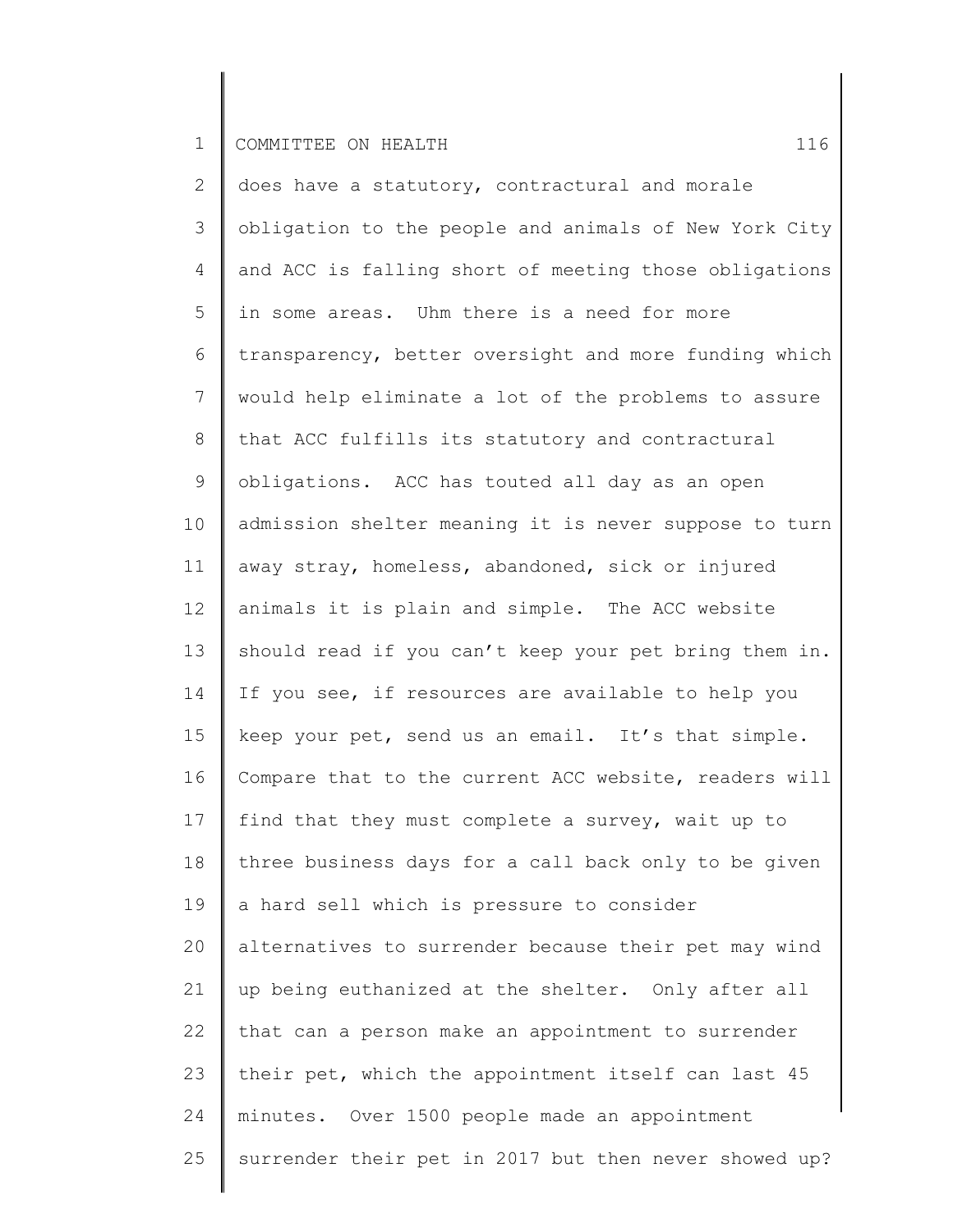does have a statutory, contractural and morale obligation to the people and animals of New York City and ACC is falling short of meeting those obligations in some areas. Uhm there is a need for more transparency, better oversight and more funding which would help eliminate a lot of the problems to assure that ACC fulfills its statutory and contractural obligations. ACC has touted all day as an open admission shelter meaning it is never suppose to turn away stray, homeless, abandoned, sick or injured animals it is plain and simple. The ACC website should read if you can't keep your pet bring them in. If you see, if resources are available to help you keep your pet, send us an email. It's that simple. Compare that to the current ACC website, readers will find that they must complete a survey, wait up to three business days for a call back only to be given a hard sell which is pressure to consider alternatives to surrender because their pet may wind up being euthanized at the shelter. Only after all that can a person make an appointment to surrender their pet, which the appointment itself can last 45 minutes. Over 1500 people made an appointment surrender their pet in 2017 but then never showed up?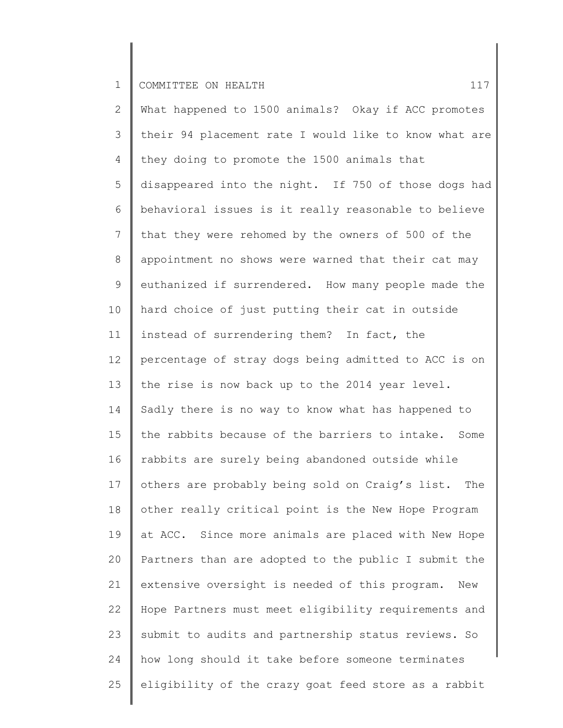What happened to 1500 animals? Okay if ACC promotes their 94 placement rate I would like to know what are they doing to promote the 1500 animals that disappeared into the night. If 750 of those dogs had behavioral issues is it really reasonable to believe that they were rehomed by the owners of 500 of the appointment no shows were warned that their cat may euthanized if surrendered. How many people made the hard choice of just putting their cat in outside instead of surrendering them? In fact, the percentage of stray dogs being admitted to ACC is on the rise is now back up to the 2014 year level. Sadly there is no way to know what has happened to the rabbits because of the barriers to intake. Some rabbits are surely being abandoned outside while others are probably being sold on Craig's list. The other really critical point is the New Hope Program at ACC. Since more animals are placed with New Hope Partners than are adopted to the public I submit the extensive oversight is needed of this program. New Hope Partners must meet eligibility requirements and submit to audits and partnership status reviews. So how long should it take before someone terminates eligibility of the crazy goat feed store as a rabbit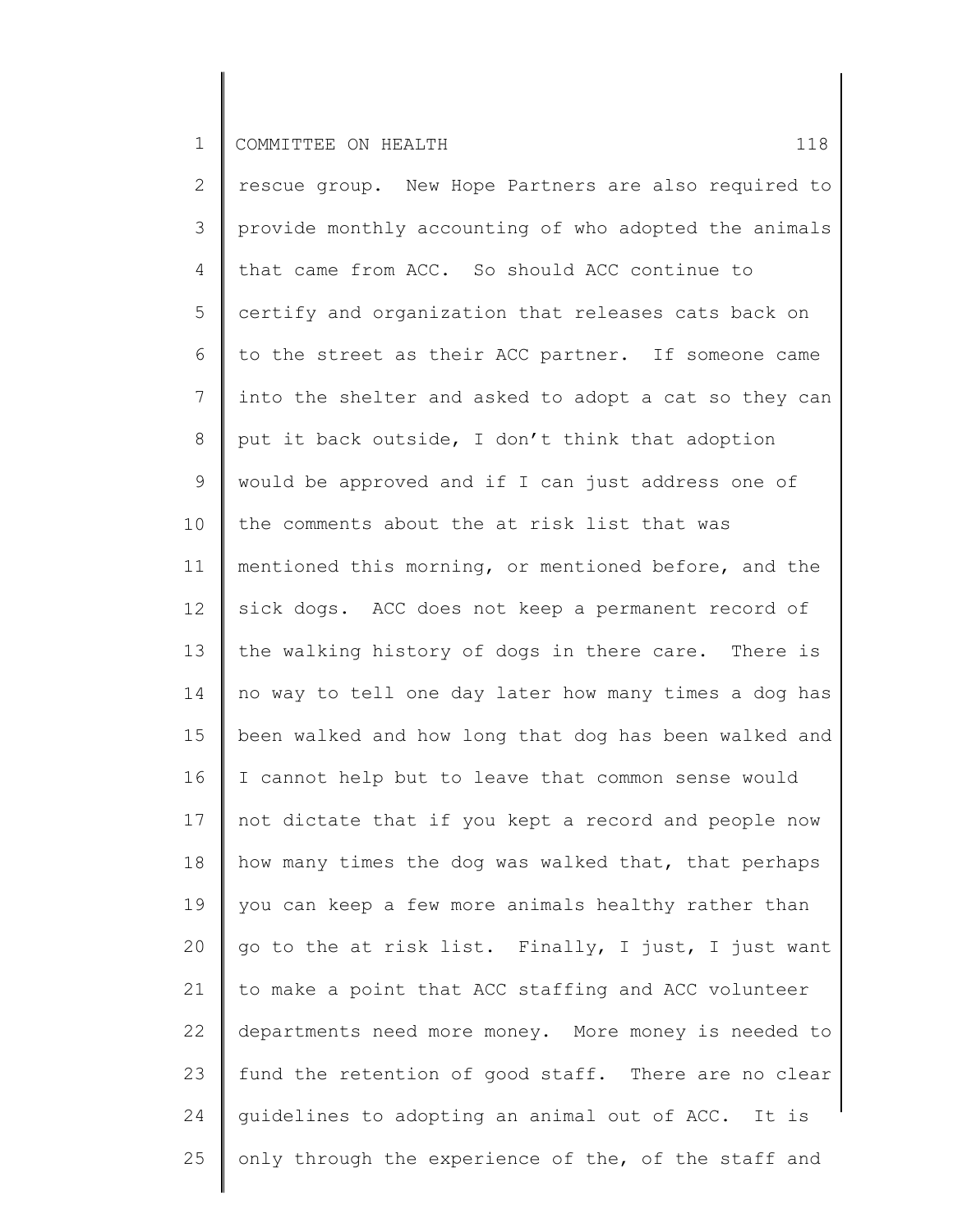rescue group. New Hope Partners are also required to provide monthly accounting of who adopted the animals that came from ACC. So should ACC continue to certify and organization that releases cats back on to the street as their ACC partner. If someone came into the shelter and asked to adopt a cat so they can put it back outside, I don't think that adoption would be approved and if I can just address one of the comments about the at risk list that was mentioned this morning, or mentioned before, and the sick dogs. ACC does not keep a permanent record of the walking history of dogs in there care. There is no way to tell one day later how many times a dog has been walked and how long that dog has been walked and I cannot help but to leave that common sense would not dictate that if you kept a record and people now how many times the dog was walked that, that perhaps you can keep a few more animals healthy rather than go to the at risk list. Finally, I just, I just want to make a point that ACC staffing and ACC volunteer departments need more money. More money is needed to fund the retention of good staff. There are no clear guidelines to adopting an animal out of ACC. It is only through the experience of the, of the staff and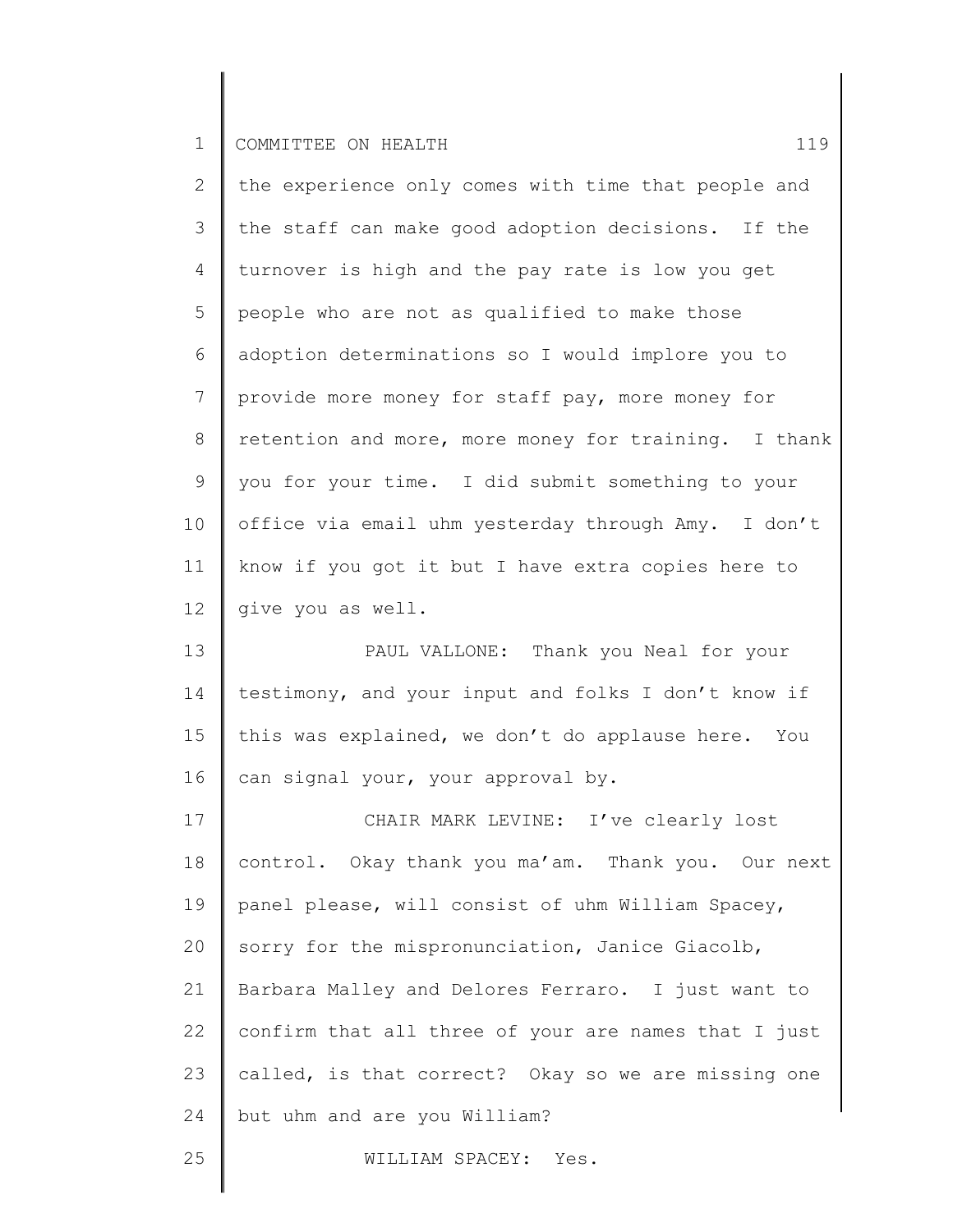the experience only comes with time that people and the staff can make good adoption decisions. If the turnover is high and the pay rate is low you get people who are not as qualified to make those adoption determinations so I would implore you to provide more money for staff pay, more money for retention and more, more money for training. I thank you for your time. I did submit something to your office via email uhm yesterday through Amy. I don't know if you got it but I have extra copies here to give you as well.

PAUL VALLONE: Thank you Neal for your testimony, and your input and folks I don't know if this was explained, we don't do applause here. You can signal your, your approval by.

CHAIR MARK LEVINE: I've clearly lost control. Okay thank you ma'am. Thank you. Our next panel please, will consist of uhm William Spacey, sorry for the mispronunciation, Janice Giacolb, Barbara Malley and Delores Ferraro. I just want to confirm that all three of your are names that I just called, is that correct? Okay so we are missing one but uhm and are you William?

WILLIAM SPACEY: Yes.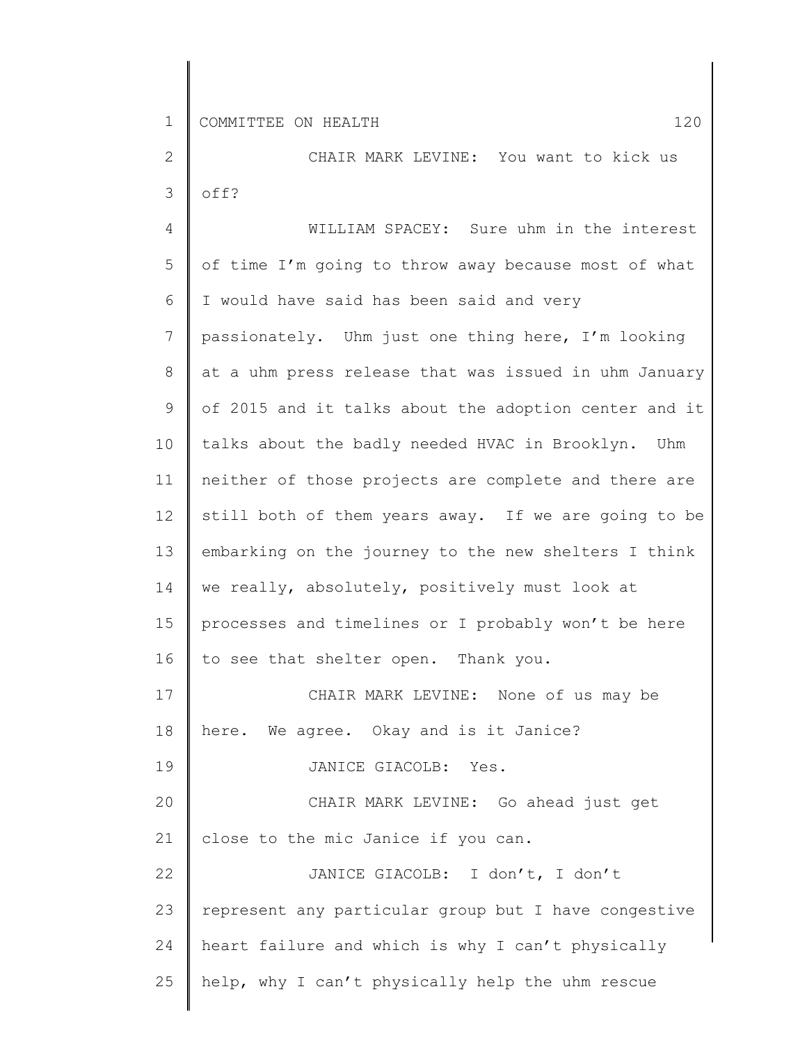CHAIR MARK LEVINE: You want to kick us off?

WILLIAM SPACEY: Sure uhm in the interest of time I'm going to throw away because most of what I would have said has been said and very passionately. Uhm just one thing here, I'm looking at a uhm press release that was issued in uhm January of 2015 and it talks about the adoption center and it talks about the badly needed HVAC in Brooklyn. Uhm neither of those projects are complete and there are still both of them years away. If we are going to be embarking on the journey to the new shelters I think we really, absolutely, positively must look at processes and timelines or I probably won't be here to see that shelter open. Thank you.

CHAIR MARK LEVINE: None of us may be here. We agree. Okay and is it Janice?

JANICE GIACOLB: Yes.

CHAIR MARK LEVINE: Go ahead just get close to the mic Janice if you can.

JANICE GIACOLB: I don't, I don't represent any particular group but I have congestive heart failure and which is why I can't physically help, why I can't physically help the uhm rescue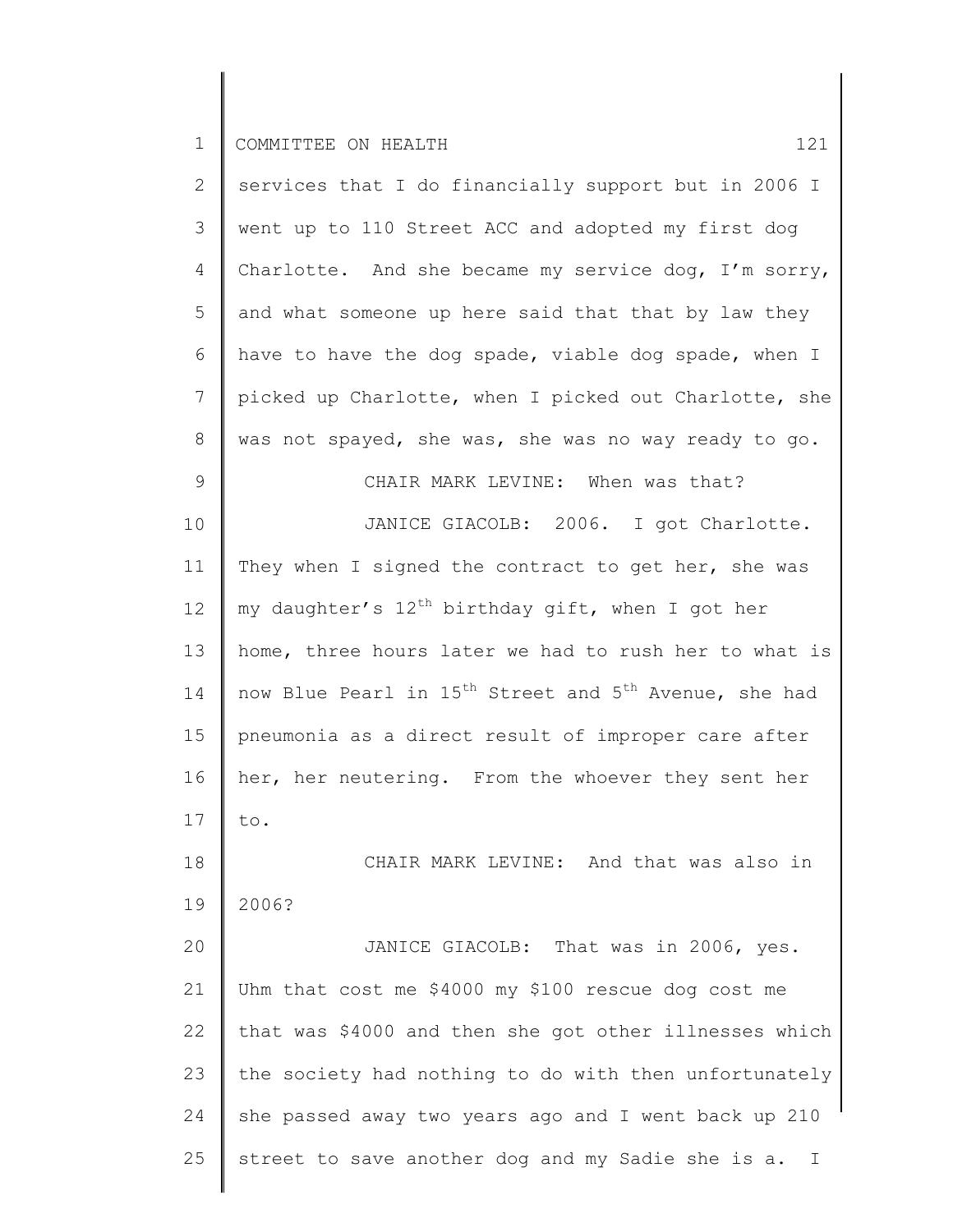services that I do financially support but in 2006 I went up to 110 Street ACC and adopted my first dog Charlotte. And she became my service dog, I'm sorry, and what someone up here said that that by law they have to have the dog spade, viable dog spade, when I picked up Charlotte, when I picked out Charlotte, she was not spayed, she was, she was no way ready to go.

CHAIR MARK LEVINE: When was that?

JANICE GIACOLB: 2006. I got Charlotte. They when I signed the contract to get her, she was my daughter's 12th birthday gift, when I got her home, three hours later we had to rush her to what is now Blue Pearl in 15th Street and 5th Avenue, she had pneumonia as a direct result of improper care after her, her neutering. From the whoever they sent her to.

CHAIR MARK LEVINE: And that was also in 2006?

JANICE GIACOLB: That was in 2006, yes. Uhm that cost me $4000 my $100 rescue dog cost me that was $4000 and then she got other illnesses which the society had nothing to do with then unfortunately she passed away two years ago and I went back up 210 street to save another dog and my Sadie she is a. I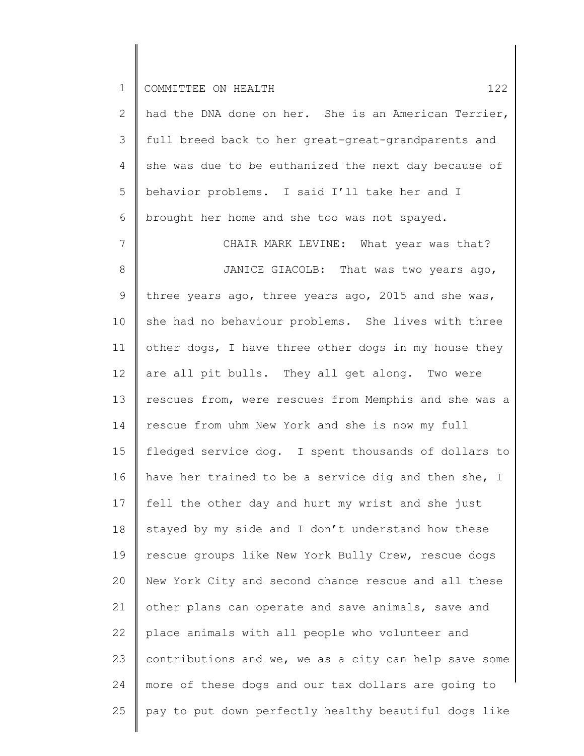had the DNA done on her. She is an American Terrier, full breed back to her great-great-grandparents and she was due to be euthanized the next day because of behavior problems. I said I'll take her and I brought her home and she too was not spayed.

CHAIR MARK LEVINE: What year was that?

JANICE GIACOLB: That was two years ago, three years ago, three years ago, 2015 and she was, she had no behaviour problems. She lives with three other dogs, I have three other dogs in my house they are all pit bulls. They all get along. Two were rescues from, were rescues from Memphis and she was a rescue from uhm New York and she is now my full fledged service dog. I spent thousands of dollars to have her trained to be a service dig and then she, I fell the other day and hurt my wrist and she just stayed by my side and I don't understand how these rescue groups like New York Bully Crew, rescue dogs New York City and second chance rescue and all these other plans can operate and save animals, save and place animals with all people who volunteer and contributions and we, we as a city can help save some more of these dogs and our tax dollars are going to pay to put down perfectly healthy beautiful dogs like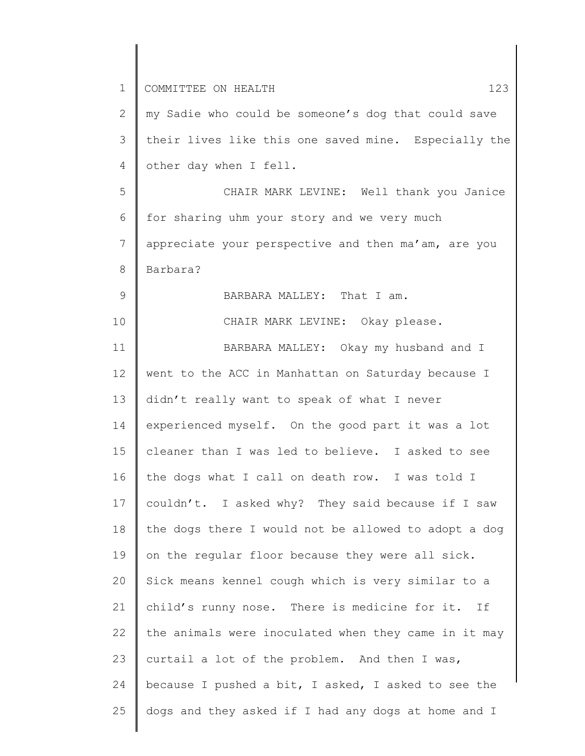my Sadie who could be someone's dog that could save their lives like this one saved mine. Especially the other day when I fell.

CHAIR MARK LEVINE: Well thank you Janice for sharing uhm your story and we very much appreciate your perspective and then ma'am, are you Barbara?

BARBARA MALLEY: That I am.

CHAIR MARK LEVINE: Okay please.

BARBARA MALLEY: Okay my husband and I went to the ACC in Manhattan on Saturday because I didn't really want to speak of what I never experienced myself. On the good part it was a lot cleaner than I was led to believe. I asked to see the dogs what I call on death row. I was told I couldn't. I asked why? They said because if I saw the dogs there I would not be allowed to adopt a dog on the regular floor because they were all sick. Sick means kennel cough which is very similar to a child's runny nose. There is medicine for it. If the animals were inoculated when they came in it may curtail a lot of the problem. And then I was, because I pushed a bit, I asked, I asked to see the dogs and they asked if I had any dogs at home and I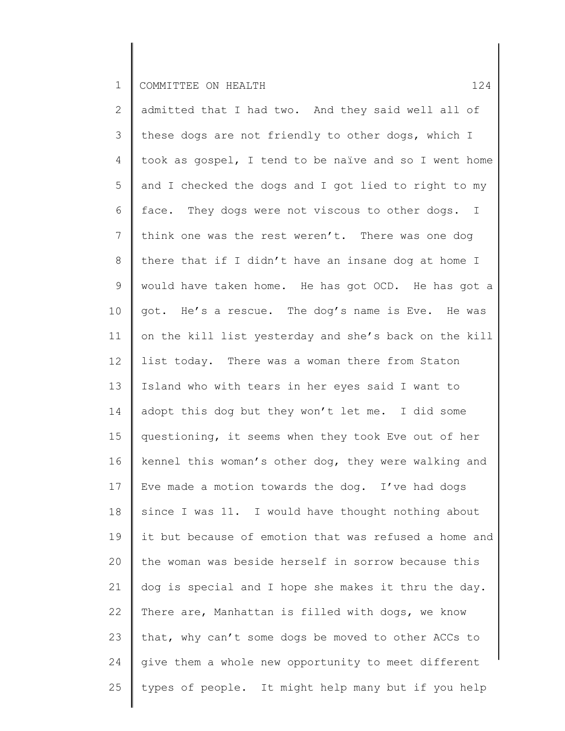admitted that I had two. And they said well all of these dogs are not friendly to other dogs, which I took as gospel, I tend to be naïve and so I went home and I checked the dogs and I got lied to right to my face. They dogs were not viscous to other dogs. I think one was the rest weren't. There was one dog there that if I didn't have an insane dog at home I would have taken home. He has got OCD. He has got a got. He's a rescue. The dog's name is Eve. He was on the kill list yesterday and she's back on the kill list today. There was a woman there from Staton Island who with tears in her eyes said I want to adopt this dog but they won't let me. I did some questioning, it seems when they took Eve out of her kennel this woman's other dog, they were walking and Eve made a motion towards the dog. I've had dogs since I was 11. I would have thought nothing about it but because of emotion that was refused a home and the woman was beside herself in sorrow because this dog is special and I hope she makes it thru the day. There are, Manhattan is filled with dogs, we know that, why can't some dogs be moved to other ACCs to give them a whole new opportunity to meet different types of people. It might help many but if you help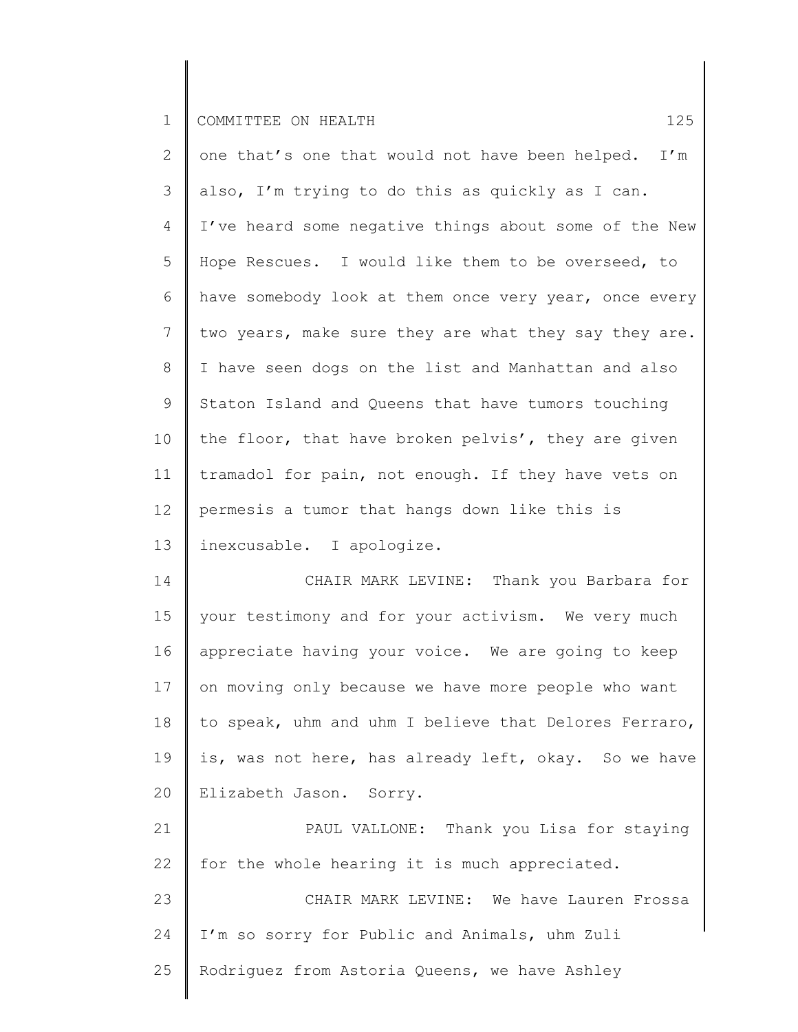one that's one that would not have been helped. I'm also, I'm trying to do this as quickly as I can. I've heard some negative things about some of the New Hope Rescues. I would like them to be overseed, to have somebody look at them once very year, once every two years, make sure they are what they say they are. I have seen dogs on the list and Manhattan and also Staton Island and Queens that have tumors touching the floor, that have broken pelvis', they are given tramadol for pain, not enough. If they have vets on permesis a tumor that hangs down like this is inexcusable. I apologize.

CHAIR MARK LEVINE: Thank you Barbara for your testimony and for your activism. We very much appreciate having your voice. We are going to keep on moving only because we have more people who want to speak, uhm and uhm I believe that Delores Ferraro, is, was not here, has already left, okay. So we have Elizabeth Jason. Sorry.

PAUL VALLONE: Thank you Lisa for staying for the whole hearing it is much appreciated.

CHAIR MARK LEVINE: We have Lauren Frossa I'm so sorry for Public and Animals, uhm Zuli Rodriguez from Astoria Queens, we have Ashley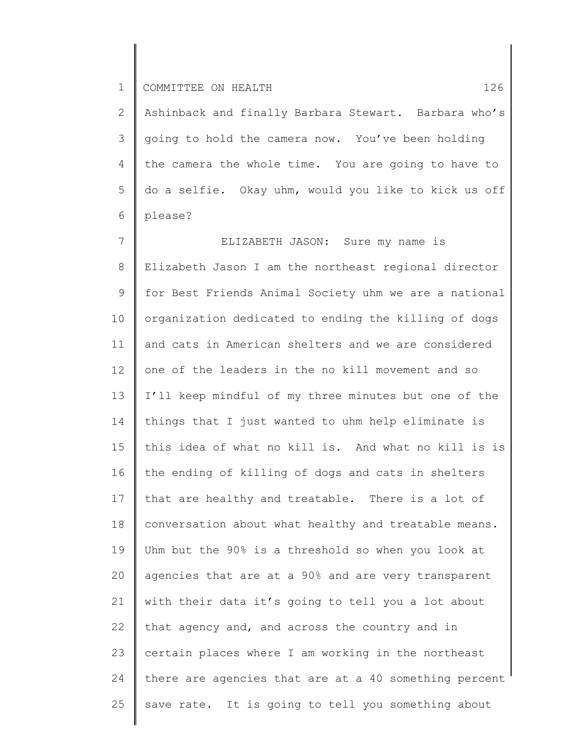Ashinback and finally Barbara Stewart. Barbara who's going to hold the camera now. You've been holding the camera the whole time. You are going to have to do a selfie. Okay uhm, would you like to kick us off please?

ELIZABETH JASON: Sure my name is Elizabeth Jason I am the northeast regional director for Best Friends Animal Society uhm we are a national organization dedicated to ending the killing of dogs and cats in American shelters and we are considered one of the leaders in the no kill movement and so I'll keep mindful of my three minutes but one of the things that I just wanted to uhm help eliminate is this idea of what no kill is. And what no kill is is the ending of killing of dogs and cats in shelters that are healthy and treatable. There is a lot of conversation about what healthy and treatable means. Uhm but the 90% is a threshold so when you look at agencies that are at a 90% and are very transparent with their data it's going to tell you a lot about that agency and, and across the country and in certain places where I am working in the northeast there are agencies that are at a 40 something percent save rate. It is going to tell you something about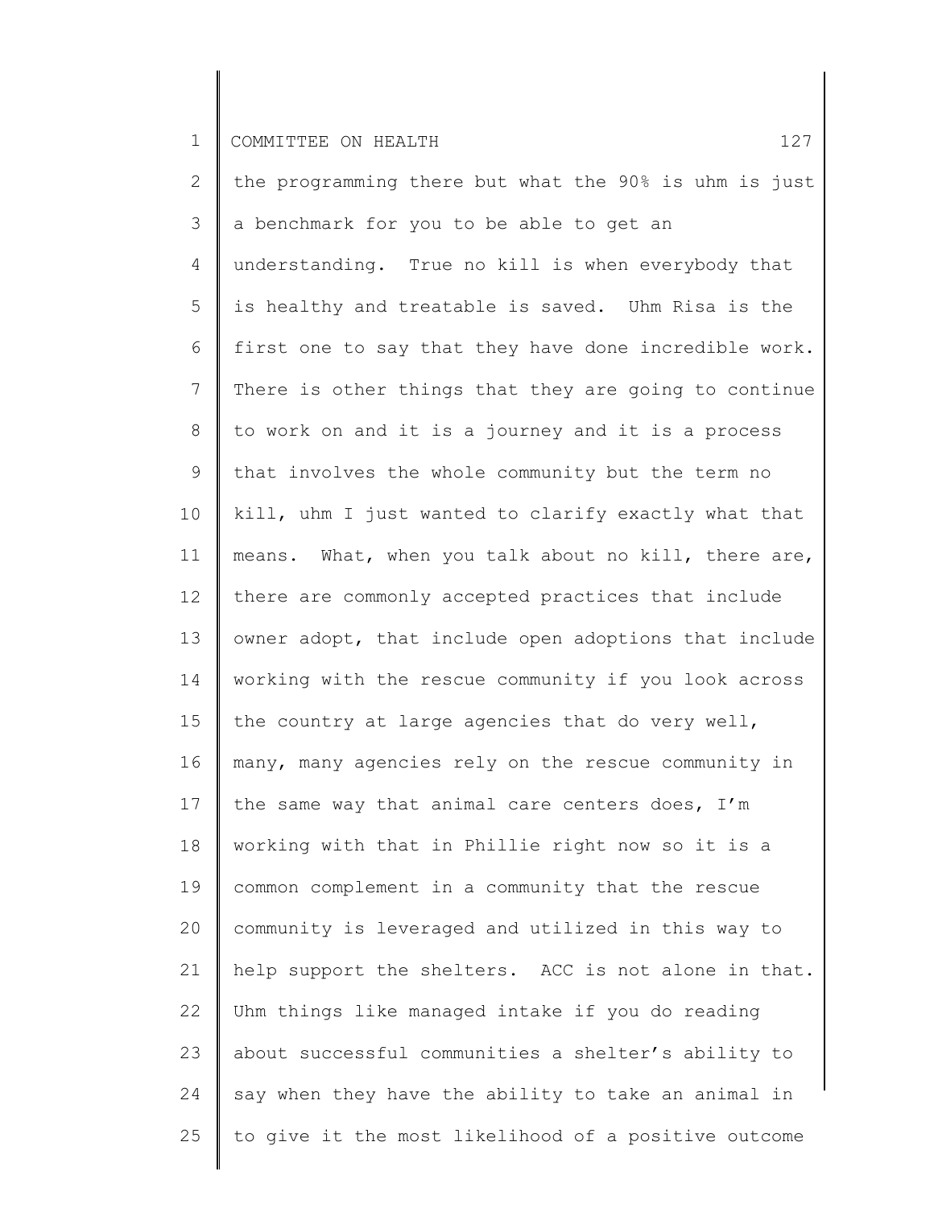the programming there but what the 90% is uhm is just a benchmark for you to be able to get an understanding. True no kill is when everybody that is healthy and treatable is saved. Uhm Risa is the first one to say that they have done incredible work. There is other things that they are going to continue to work on and it is a journey and it is a process that involves the whole community but the term no kill, uhm I just wanted to clarify exactly what that means. What, when you talk about no kill, there are, there are commonly accepted practices that include owner adopt, that include open adoptions that include working with the rescue community if you look across the country at large agencies that do very well, many, many agencies rely on the rescue community in the same way that animal care centers does, I'm working with that in Phillie right now so it is a common complement in a community that the rescue community is leveraged and utilized in this way to help support the shelters. ACC is not alone in that. Uhm things like managed intake if you do reading about successful communities a shelter's ability to say when they have the ability to take an animal in to give it the most likelihood of a positive outcome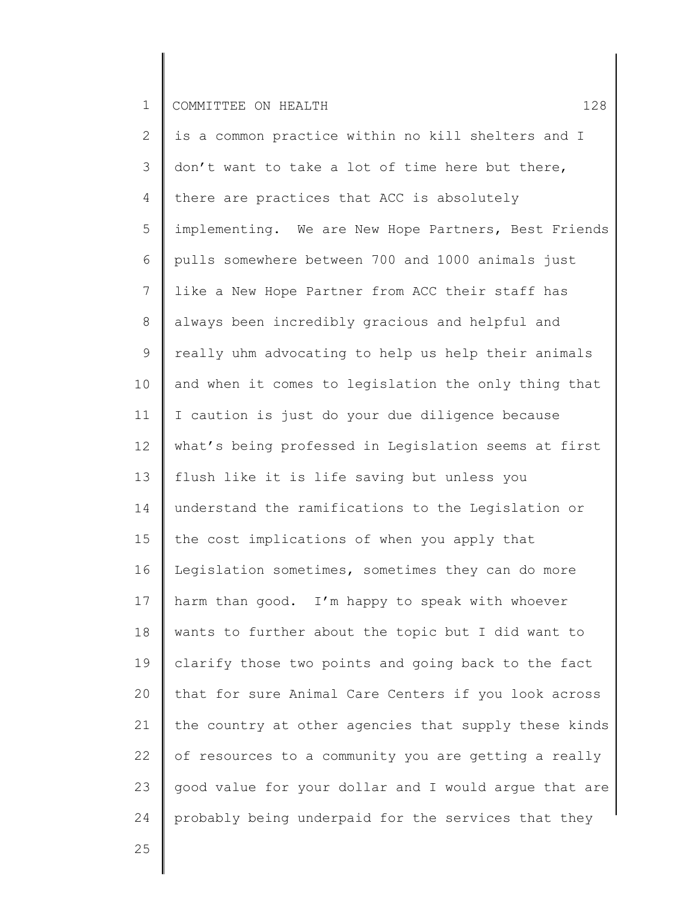is a common practice within no kill shelters and I don't want to take a lot of time here but there, there are practices that ACC is absolutely implementing. We are New Hope Partners, Best Friends pulls somewhere between 700 and 1000 animals just like a New Hope Partner from ACC their staff has always been incredibly gracious and helpful and really uhm advocating to help us help their animals and when it comes to legislation the only thing that I caution is just do your due diligence because what's being professed in Legislation seems at first flush like it is life saving but unless you understand the ramifications to the Legislation or the cost implications of when you apply that Legislation sometimes, sometimes they can do more harm than good. I'm happy to speak with whoever wants to further about the topic but I did want to clarify those two points and going back to the fact that for sure Animal Care Centers if you look across the country at other agencies that supply these kinds of resources to a community you are getting a really good value for your dollar and I would argue that are probably being underpaid for the services that they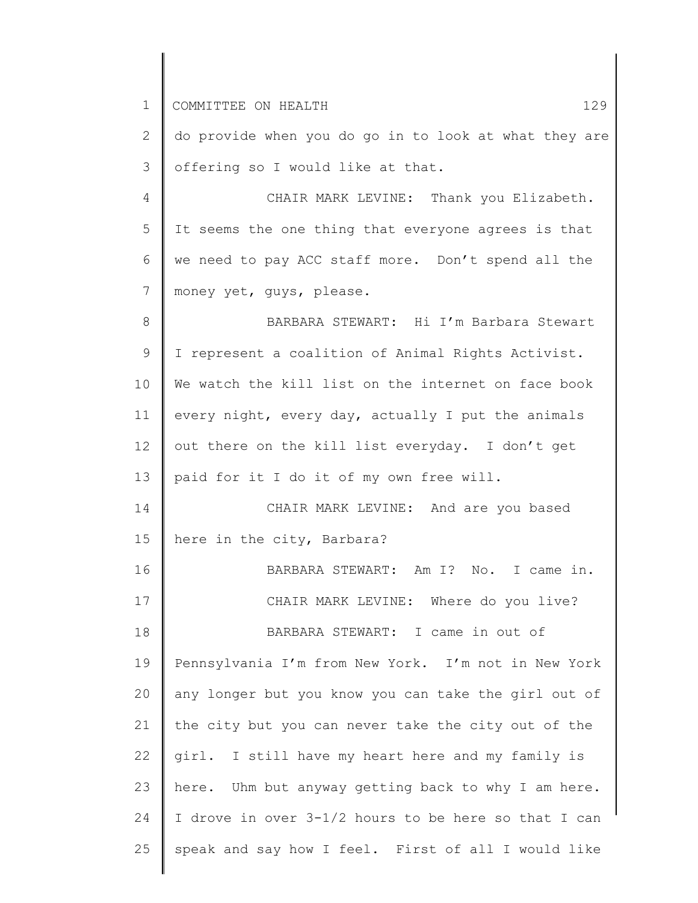do provide when you do go in to look at what they are offering so I would like at that.

CHAIR MARK LEVINE: Thank you Elizabeth. It seems the one thing that everyone agrees is that we need to pay ACC staff more. Don't spend all the money yet, guys, please.

BARBARA STEWART: Hi I'm Barbara Stewart I represent a coalition of Animal Rights Activist. We watch the kill list on the internet on face book every night, every day, actually I put the animals out there on the kill list everyday. I don't get paid for it I do it of my own free will.

CHAIR MARK LEVINE: And are you based here in the city, Barbara?

BARBARA STEWART: Am I? No. I came in.

CHAIR MARK LEVINE: Where do you live?

BARBARA STEWART: I came in out of Pennsylvania I'm from New York. I'm not in New York any longer but you know you can take the girl out of the city but you can never take the city out of the girl. I still have my heart here and my family is here. Uhm but anyway getting back to why I am here. I drove in over 3-1/2 hours to be here so that I can speak and say how I feel. First of all I would like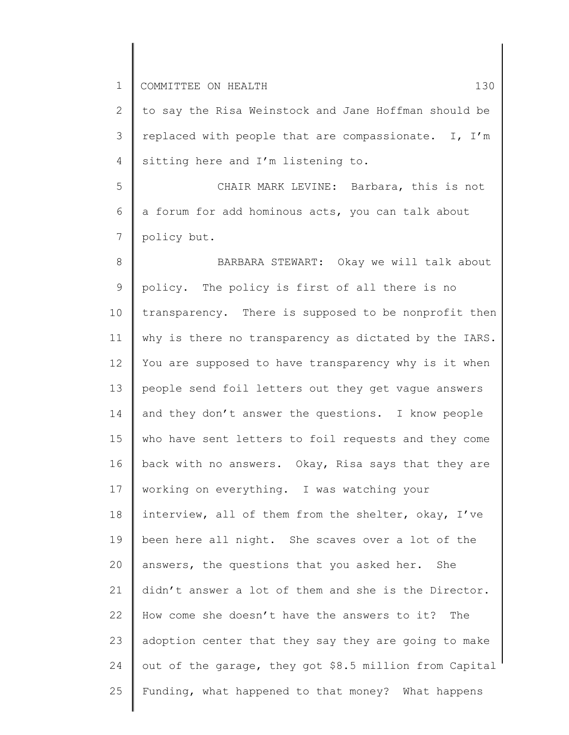to say the Risa Weinstock and Jane Hoffman should be replaced with people that are compassionate. I, I'm sitting here and I'm listening to.

CHAIR MARK LEVINE: Barbara, this is not a forum for add hominous acts, you can talk about policy but.

BARBARA STEWART: Okay we will talk about policy. The policy is first of all there is no transparency. There is supposed to be nonprofit then why is there no transparency as dictated by the IARS. You are supposed to have transparency why is it when people send foil letters out they get vague answers and they don't answer the questions. I know people who have sent letters to foil requests and they come back with no answers. Okay, Risa says that they are working on everything. I was watching your interview, all of them from the shelter, okay, I've been here all night. She scaves over a lot of the answers, the questions that you asked her. She didn't answer a lot of them and she is the Director. How come she doesn't have the answers to it? The adoption center that they say they are going to make out of the garage, they got $8.5 million from Capital Funding, what happened to that money? What happens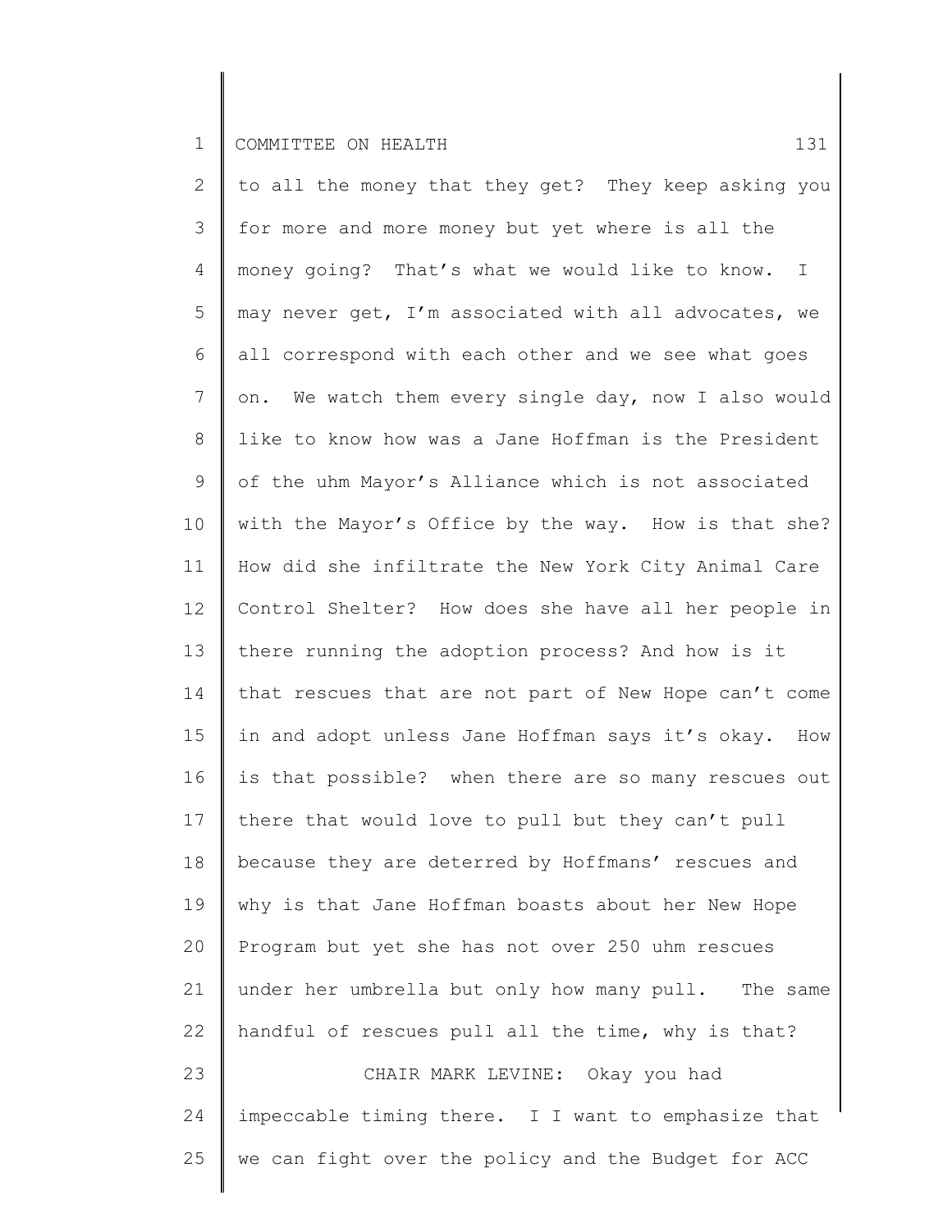to all the money that they get? They keep asking you for more and more money but yet where is all the money going? That's what we would like to know. I may never get, I'm associated with all advocates, we all correspond with each other and we see what goes on. We watch them every single day, now I also would like to know how was a Jane Hoffman is the President of the uhm Mayor's Alliance which is not associated with the Mayor's Office by the way. How is that she? How did she infiltrate the New York City Animal Care Control Shelter? How does she have all her people in there running the adoption process? And how is it that rescues that are not part of New Hope can't come in and adopt unless Jane Hoffman says it's okay. How is that possible? when there are so many rescues out there that would love to pull but they can't pull because they are deterred by Hoffmans' rescues and why is that Jane Hoffman boasts about her New Hope Program but yet she has not over 250 uhm rescues under her umbrella but only how many pull. The same handful of rescues pull all the time, why is that?

CHAIR MARK LEVINE: Okay you had impeccable timing there. I I want to emphasize that we can fight over the policy and the Budget for ACC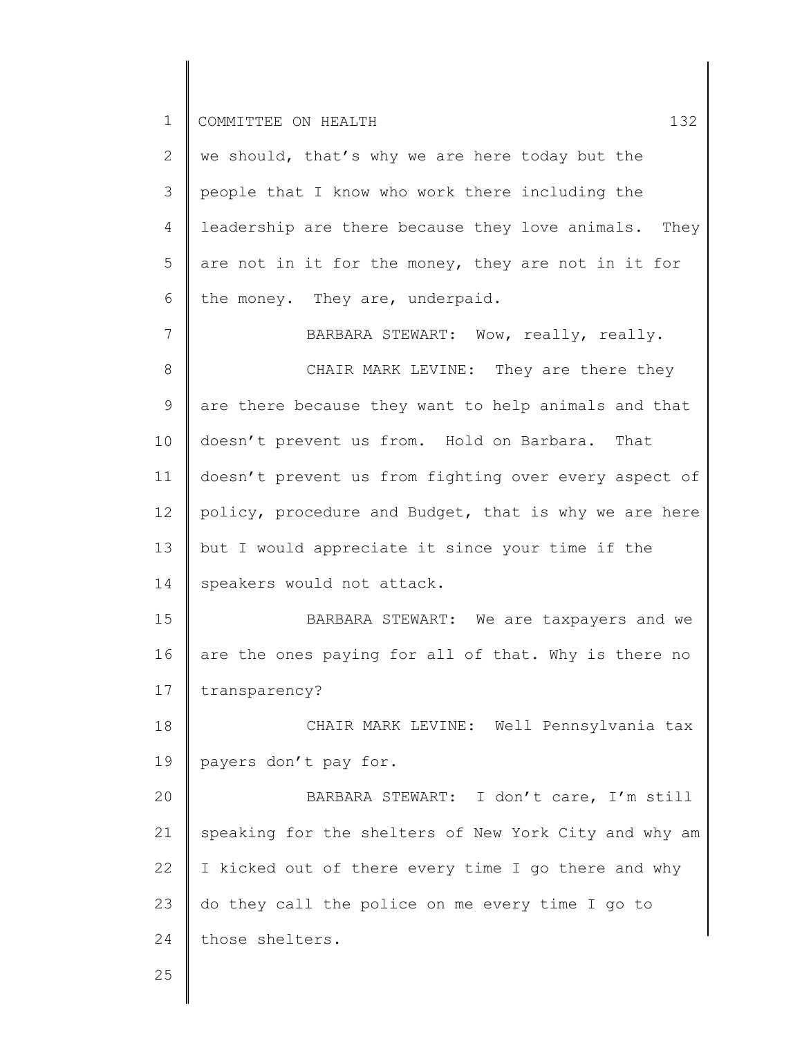we should, that's why we are here today but the people that I know who work there including the leadership are there because they love animals. They are not in it for the money, they are not in it for the money. They are, underpaid.

BARBARA STEWART: Wow, really, really.

CHAIR MARK LEVINE: They are there they are there because they want to help animals and that doesn't prevent us from. Hold on Barbara. That doesn't prevent us from fighting over every aspect of policy, procedure and Budget, that is why we are here but I would appreciate it since your time if the speakers would not attack.

BARBARA STEWART: We are taxpayers and we are the ones paying for all of that. Why is there no transparency?

CHAIR MARK LEVINE: Well Pennsylvania tax payers don't pay for.

BARBARA STEWART: I don't care, I'm still speaking for the shelters of New York City and why am I kicked out of there every time I go there and why do they call the police on me every time I go to those shelters.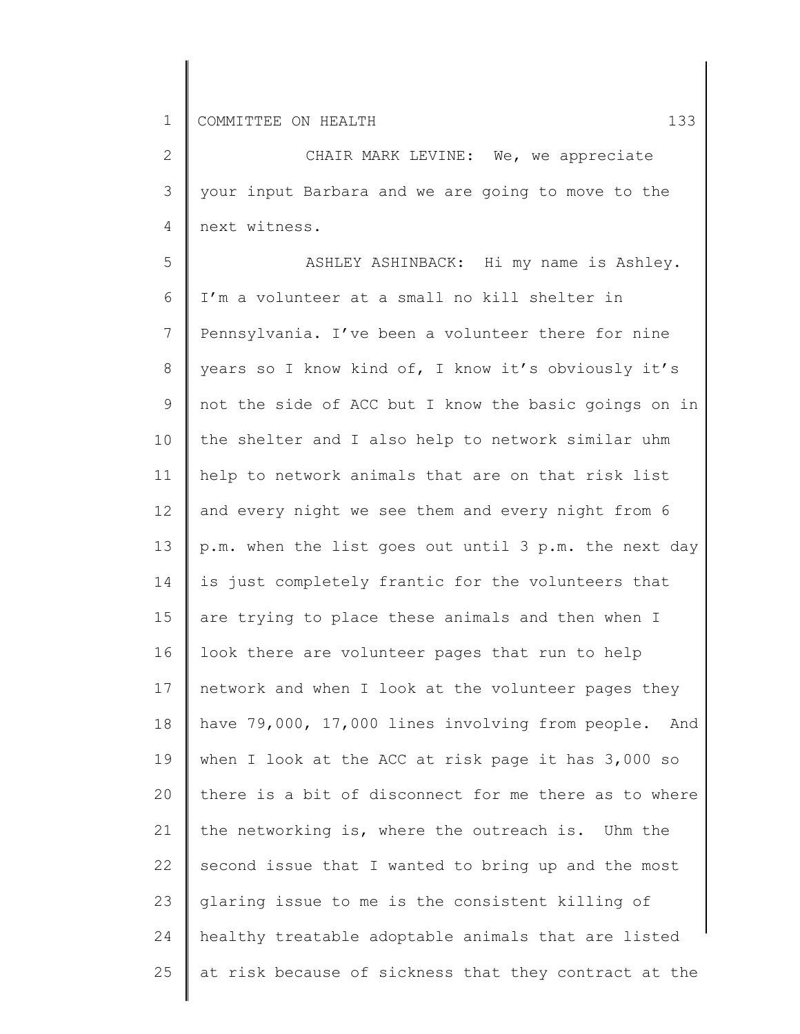CHAIR MARK LEVINE: We, we appreciate your input Barbara and we are going to move to the next witness.

ASHLEY ASHINBACK: Hi my name is Ashley. I'm a volunteer at a small no kill shelter in Pennsylvania. I've been a volunteer there for nine years so I know kind of, I know it's obviously it's not the side of ACC but I know the basic goings on in the shelter and I also help to network similar uhm help to network animals that are on that risk list and every night we see them and every night from 6 p.m. when the list goes out until 3 p.m. the next day is just completely frantic for the volunteers that are trying to place these animals and then when I look there are volunteer pages that run to help network and when I look at the volunteer pages they have 79,000, 17,000 lines involving from people. And when I look at the ACC at risk page it has 3,000 so there is a bit of disconnect for me there as to where the networking is, where the outreach is. Uhm the second issue that I wanted to bring up and the most glaring issue to me is the consistent killing of healthy treatable adoptable animals that are listed at risk because of sickness that they contract at the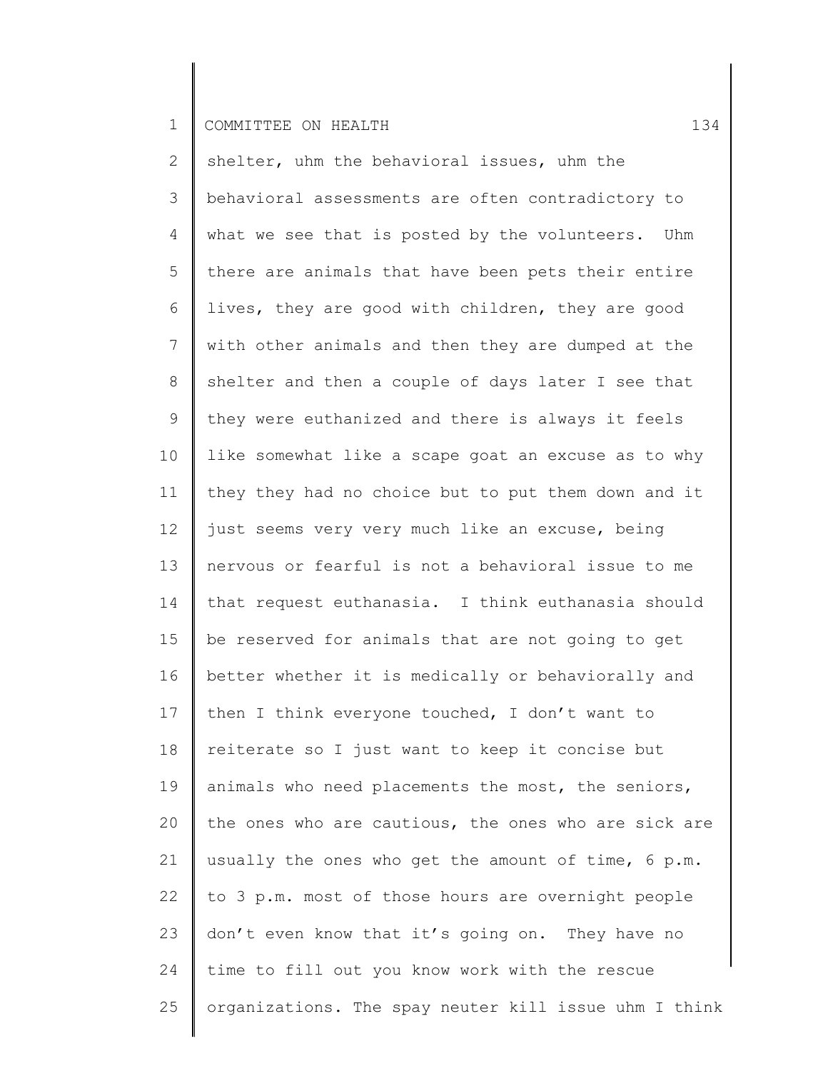shelter, uhm the behavioral issues, uhm the behavioral assessments are often contradictory to what we see that is posted by the volunteers. Uhm there are animals that have been pets their entire lives, they are good with children, they are good with other animals and then they are dumped at the shelter and then a couple of days later I see that they were euthanized and there is always it feels like somewhat like a scape goat an excuse as to why they they had no choice but to put them down and it just seems very very much like an excuse, being nervous or fearful is not a behavioral issue to me that request euthanasia. I think euthanasia should be reserved for animals that are not going to get better whether it is medically or behaviorally and then I think everyone touched, I don't want to reiterate so I just want to keep it concise but animals who need placements the most, the seniors, the ones who are cautious, the ones who are sick are usually the ones who get the amount of time, 6 p.m. to 3 p.m. most of those hours are overnight people don't even know that it's going on. They have no time to fill out you know work with the rescue organizations. The spay neuter kill issue uhm I think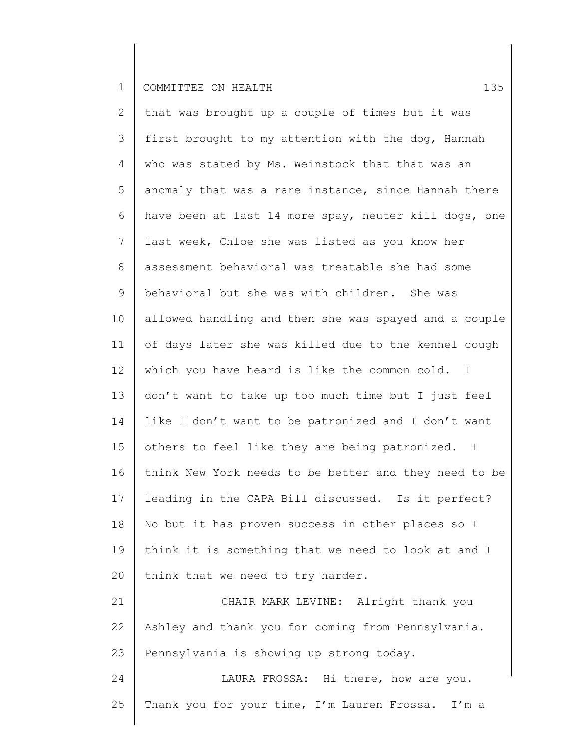that was brought up a couple of times but it was first brought to my attention with the dog, Hannah who was stated by Ms. Weinstock that that was an anomaly that was a rare instance, since Hannah there have been at last 14 more spay, neuter kill dogs, one last week, Chloe she was listed as you know her assessment behavioral was treatable she had some behavioral but she was with children. She was allowed handling and then she was spayed and a couple of days later she was killed due to the kennel cough which you have heard is like the common cold. I don't want to take up too much time but I just feel like I don't want to be patronized and I don't want others to feel like they are being patronized. I think New York needs to be better and they need to be leading in the CAPA Bill discussed. Is it perfect? No but it has proven success in other places so I think it is something that we need to look at and I think that we need to try harder.

CHAIR MARK LEVINE: Alright thank you Ashley and thank you for coming from Pennsylvania. Pennsylvania is showing up strong today.

LAURA FROSSA: Hi there, how are you. Thank you for your time, I'm Lauren Frossa. I'm a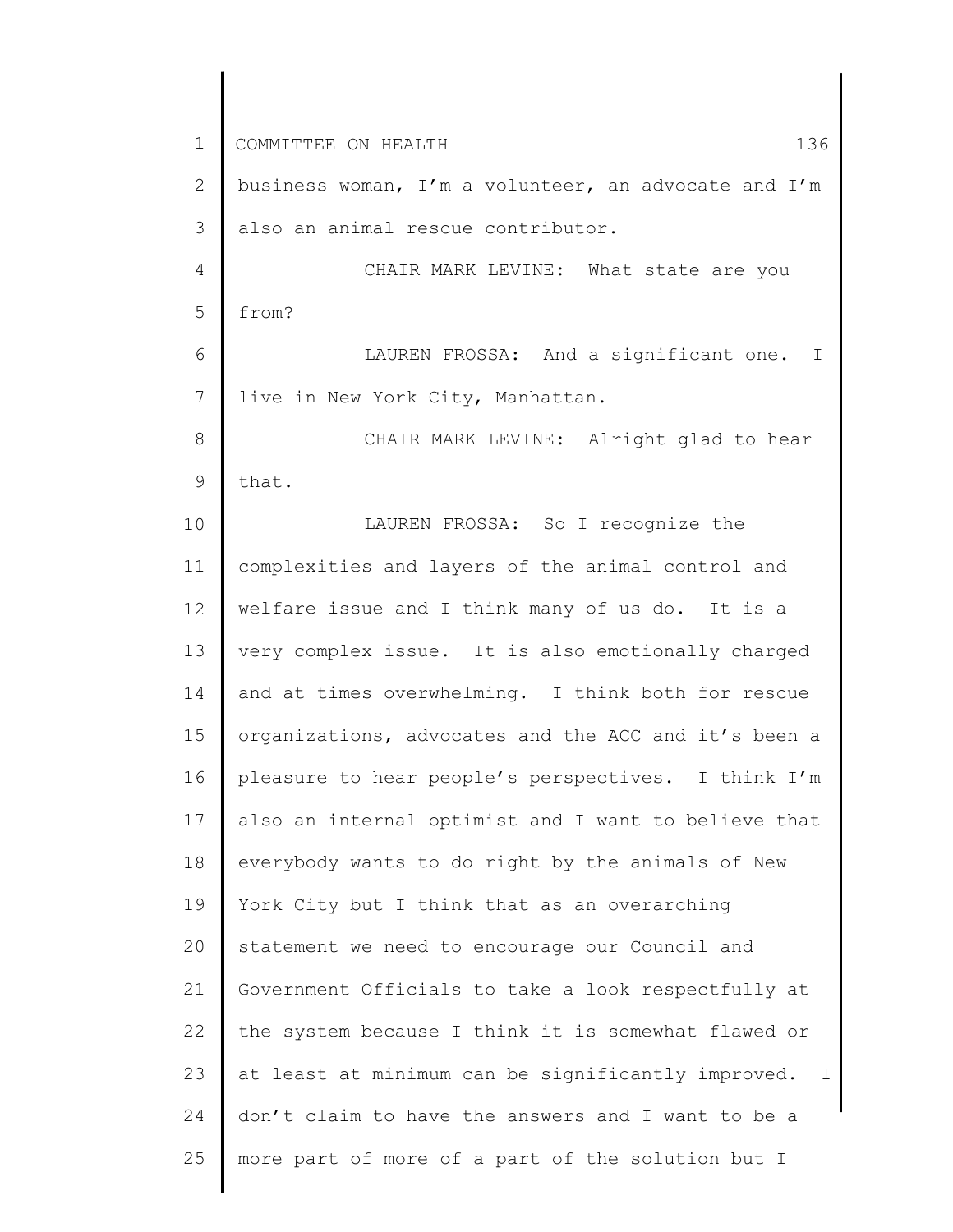business woman, I'm a volunteer, an advocate and I'm also an animal rescue contributor.

CHAIR MARK LEVINE: What state are you from?

LAUREN FROSSA: And a significant one. I live in New York City, Manhattan.

CHAIR MARK LEVINE: Alright glad to hear that.

LAUREN FROSSA: So I recognize the complexities and layers of the animal control and welfare issue and I think many of us do. It is a very complex issue. It is also emotionally charged and at times overwhelming. I think both for rescue organizations, advocates and the ACC and it's been a pleasure to hear people's perspectives. I think I'm also an internal optimist and I want to believe that everybody wants to do right by the animals of New York City but I think that as an overarching statement we need to encourage our Council and Government Officials to take a look respectfully at the system because I think it is somewhat flawed or at least at minimum can be significantly improved. I don't claim to have the answers and I want to be a more part of more of a part of the solution but I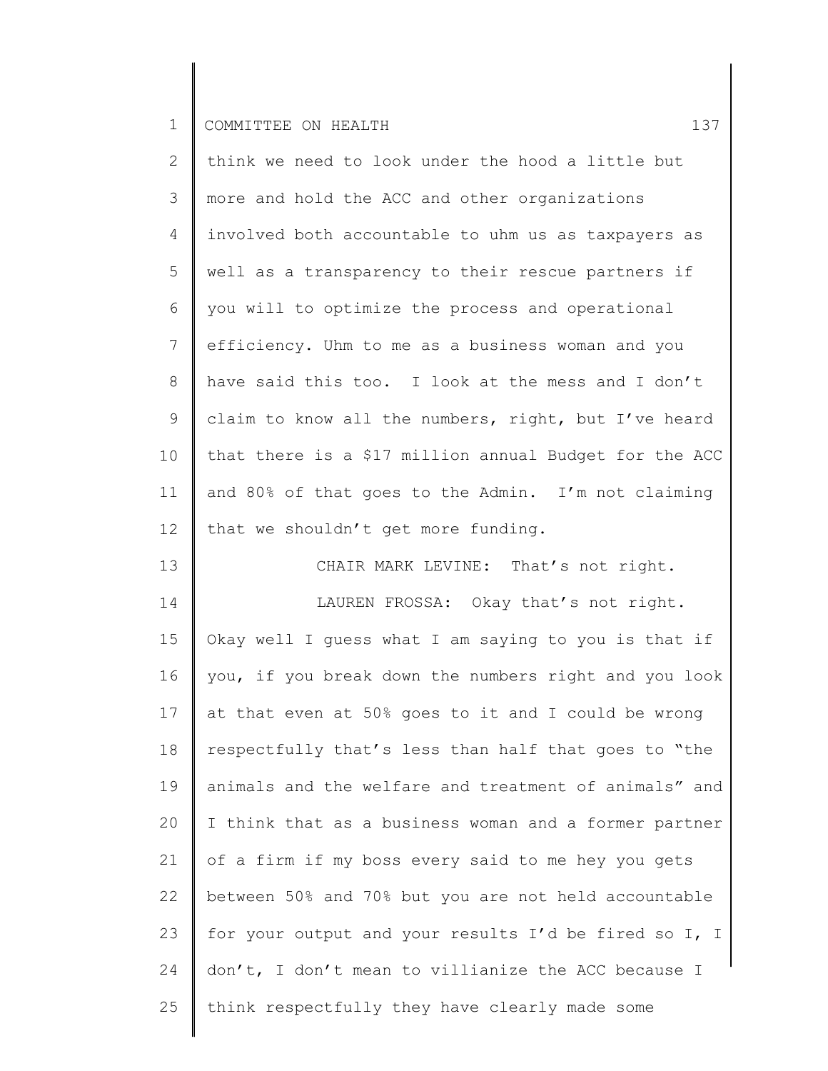think we need to look under the hood a little but more and hold the ACC and other organizations involved both accountable to uhm us as taxpayers as well as a transparency to their rescue partners if you will to optimize the process and operational efficiency. Uhm to me as a business woman and you have said this too. I look at the mess and I don't claim to know all the numbers, right, but I've heard that there is a $17 million annual Budget for the ACC and 80% of that goes to the Admin. I'm not claiming that we shouldn't get more funding.

CHAIR MARK LEVINE: That's not right.

LAUREN FROSSA: Okay that's not right. Okay well I guess what I am saying to you is that if you, if you break down the numbers right and you look at that even at 50% goes to it and I could be wrong respectfully that's less than half that goes to "the animals and the welfare and treatment of animals" and I think that as a business woman and a former partner of a firm if my boss every said to me hey you gets between 50% and 70% but you are not held accountable for your output and your results I'd be fired so I, I don't, I don't mean to villianize the ACC because I think respectfully they have clearly made some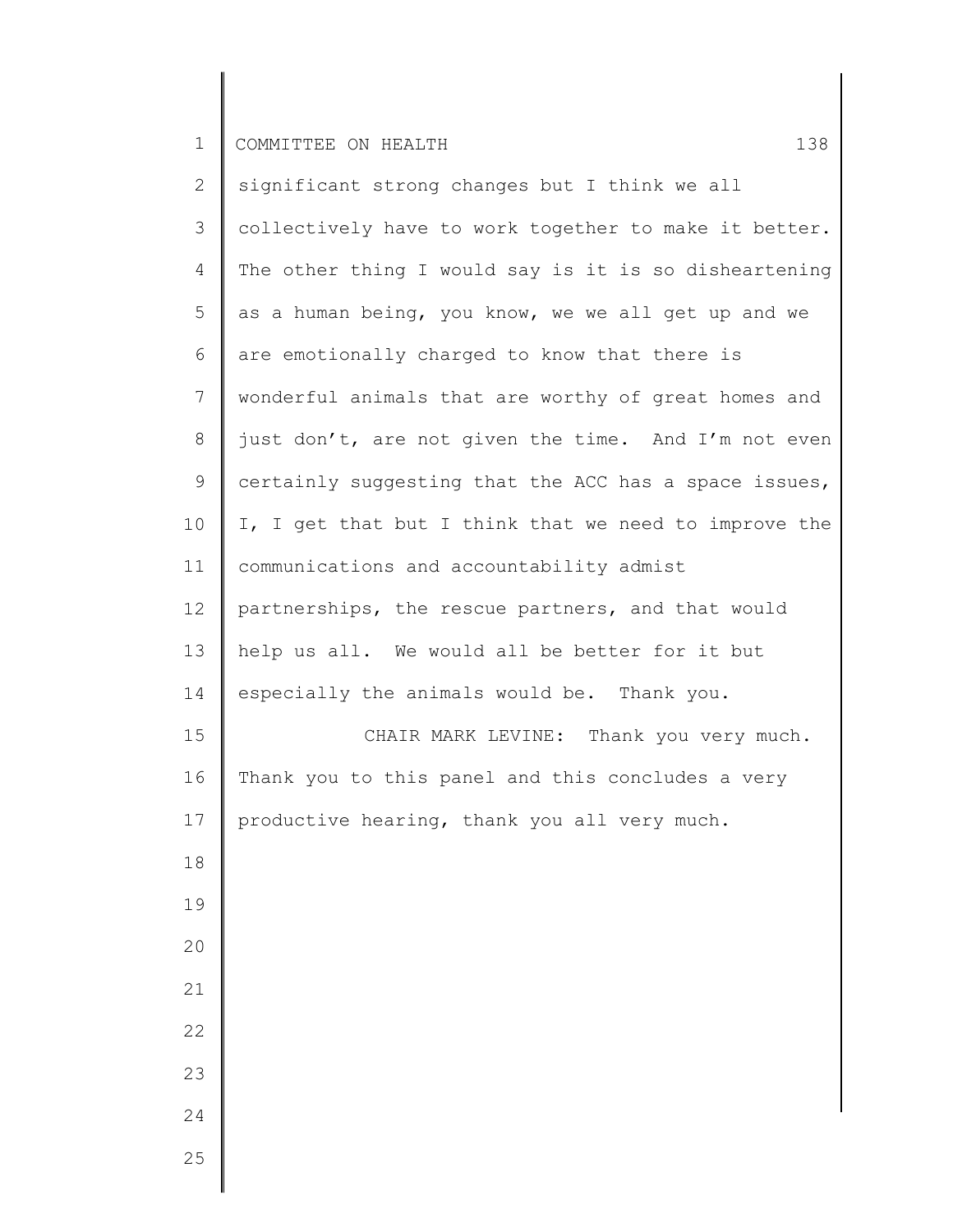significant strong changes but I think we all collectively have to work together to make it better. The other thing I would say is it is so disheartening as a human being, you know, we we all get up and we are emotionally charged to know that there is wonderful animals that are worthy of great homes and just don't, are not given the time. And I'm not even certainly suggesting that the ACC has a space issues, I, I get that but I think that we need to improve the communications and accountability admist partnerships, the rescue partners, and that would help us all. We would all be better for it but especially the animals would be. Thank you.

CHAIR MARK LEVINE: Thank you very much. Thank you to this panel and this concludes a very productive hearing, thank you all very much.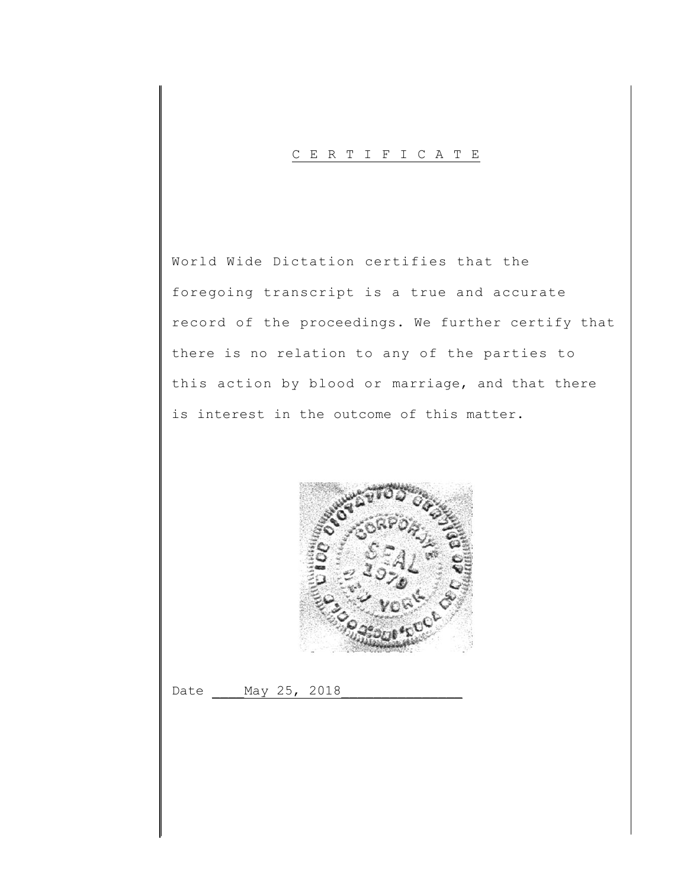C E R T I F I C A T E

World Wide Dictation certifies that the foregoing transcript is a true and accurate record of the proceedings. We further certify that there is no relation to any of the parties to this action by blood or marriage, and that there is interest in the outcome of this matter.

Date ____May 25, 2018______________